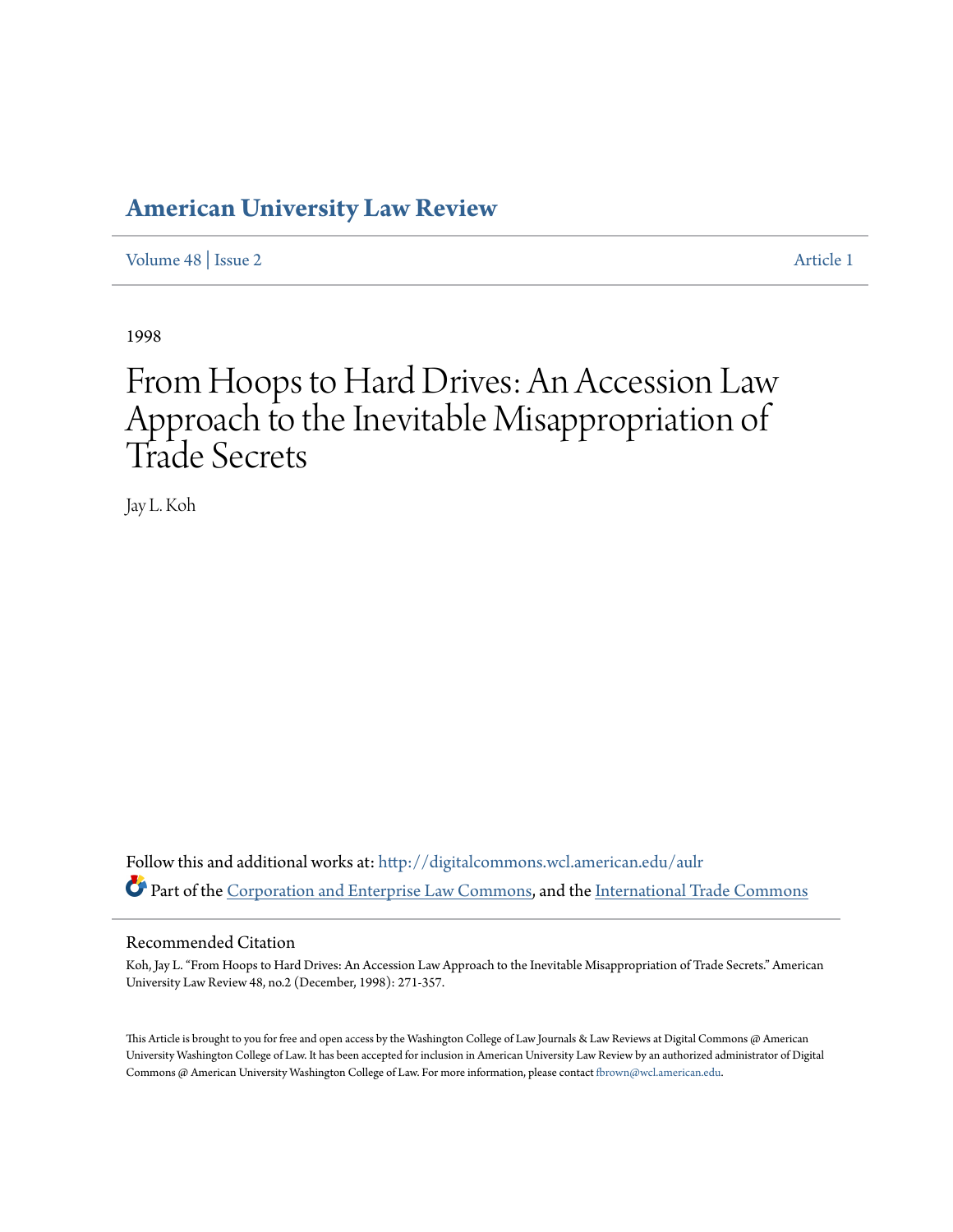# American University Law Review

Volume 48 | Issue 2 Article 1

1998

# From Hoops to Hard Drives: An Accession Law Approach to the Inevitable Misappropriation of Trade Secrets

Jay L. Koh

Follow this and additional works at: http://digitalcommons.wcl.american.edu/aulr

Part of the Corporation and Enterprise Law Commons, and the International Trade Commons

## Recommended Citation

Koh, Jay L. "From Hoops to Hard Drives: An Accession Law Approach to the Inevitable Misappropriation of Trade Secrets." American University Law Review 48, no.2 (December, 1998): 271-357.

This Article is brought to you for free and open access by the Washington College of Law Journals & Law Reviews at Digital Commons @ American University Washington College of Law. It has been accepted for inclusion in American University Law Review by an authorized administrator of Digital Commons @ American University Washington College of Law. For more information, please contact fbrown@wcl.american.edu.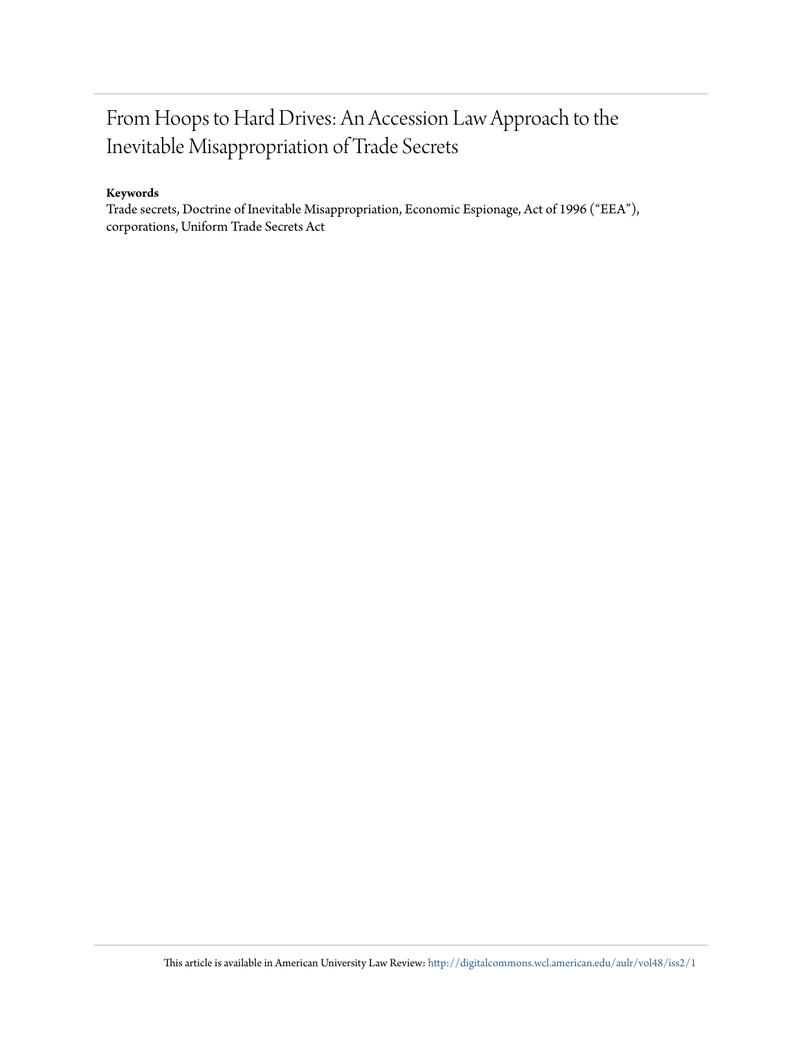# From Hoops to Hard Drives: An Accession Law Approach to the Inevitable Misappropriation of Trade Secrets

**Keywords**

Trade secrets, Doctrine of Inevitable Misappropriation, Economic Espionage, Act of 1996 ("EEA"), corporations, Uniform Trade Secrets Act

This article is available in American University Law Review: http://digitalcommons.wcl.american.edu/aulr/vol48/iss2/1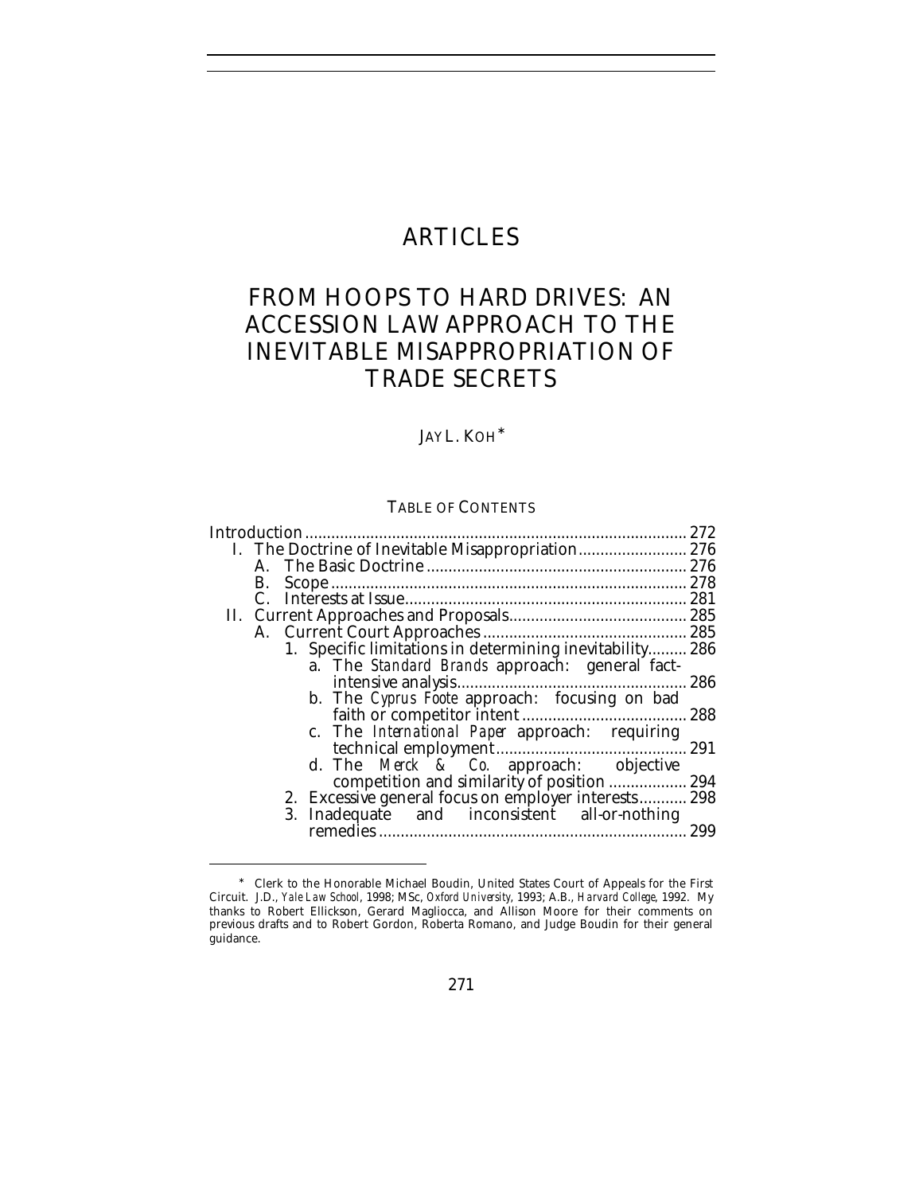# ARTICLES

# FROM HOOPS TO HARD DRIVES: AN ACCESSION LAW APPROACH TO THE INEVITABLE MISAPPROPRIATION OF TRADE SECRETS

JAY L. KOH*

TABLE OF CONTENTS

Introduction ....................................................................................... 272
- I. The Doctrine of Inevitable Misappropriation......................... 276
  - A. The Basic Doctrine ........................................................... 276
  - B. Scope ................................................................................. 278
  - C. Interests at Issue................................................................ 281
- II. Current Approaches and Proposals......................................... 285
  - A. Current Court Approaches .............................................. 285
    - 1. Specific limitations in determining inevitability......... 286
      - a. The *Standard Brands* approach: general fact-intensive analysis.................................................... 286
      - b. The *Cyprus Foote* approach: focusing on bad faith or competitor intent ...................................... 288
      - c. The *International Paper* approach: requiring technical employment........................................... 291
      - d. The *Merck & Co.* approach: objective competition and similarity of position .................. 294
    - 2. Excessive general focus on employer interests........... 298
    - 3. Inadequate and inconsistent all-or-nothing remedies ...................................................................... 299

---

* Clerk to the Honorable Michael Boudin, United States Court of Appeals for the First Circuit. J.D., *Yale Law School*, 1998; MSc, *Oxford University*, 1993; A.B., *Harvard College*, 1992. My thanks to Robert Ellickson, Gerard Magliocca, and Allison Moore for their comments on previous drafts and to Robert Gordon, Roberta Romano, and Judge Boudin for their general guidance.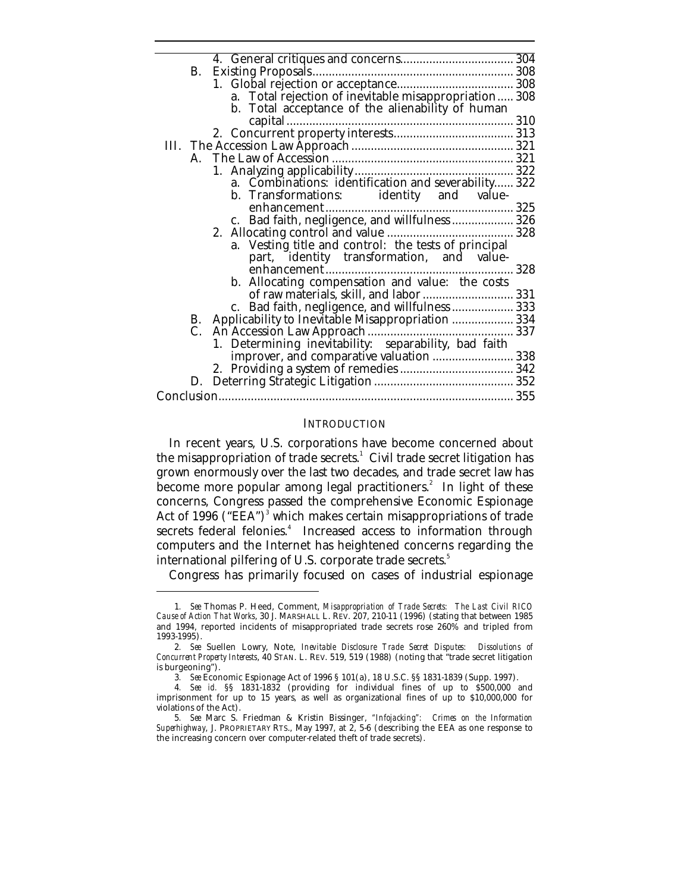4. General critiques and concerns ................................... 304
B. Existing Proposals ............................................................. 308
1. Global rejection or acceptance .................................... 308
a. Total rejection of inevitable misappropriation ..... 308
b. Total acceptance of the alienability of human capital ...................................................................... 310
2. Concurrent property interests ..................................... 313
III. The Accession Law Approach ................................................. 321
A. The Law of Accession ....................................................... 321
1. Analyzing applicability ................................................ 322
a. Combinations: identification and severability ...... 322
b. Transformations: identity and value-enhancement ......................................................... 325
c. Bad faith, negligence, and willfulness ................... 326
2. Allocating control and value ....................................... 328
a. Vesting title and control: the tests of principal part, identity transformation, and value-enhancement ......................................................... 328
b. Allocating compensation and value: the costs of raw materials, skill, and labor ........................... 331
c. Bad faith, negligence, and willfulness ................... 333
B. Applicability to Inevitable Misappropriation ................... 334
C. An Accession Law Approach ............................................ 337
1. Determining inevitability: separability, bad faith improver, and comparative valuation ......................... 338
2. Providing a system of remedies ................................... 342
D. Deterring Strategic Litigation ........................................... 352
Conclusion ......................................................................................... 355

## INTRODUCTION

In recent years, U.S. corporations have become concerned about the misappropriation of trade secrets.[1] Civil trade secret litigation has grown enormously over the last two decades, and trade secret law has become more popular among legal practitioners.[2] In light of these concerns, Congress passed the comprehensive Economic Espionage Act of 1996 ("EEA")[3] which makes certain misappropriations of trade secrets federal felonies.[4] Increased access to information through computers and the Internet has heightened concerns regarding the international pilfering of U.S. corporate trade secrets.[5]

Congress has primarily focused on cases of industrial espionage

---

1. *See* Thomas P. Heed, Comment, *Misappropriation of Trade Secrets: The Last Civil RICO Cause of Action That Works*, 30 J. MARSHALL L. REV. 207, 210-11 (1996) (stating that between 1985 and 1994, reported incidents of misappropriated trade secrets rose 260% and tripled from 1993-1995).

2. *See* Suellen Lowry, Note, *Inevitable Disclosure Trade Secret Disputes: Dissolutions of Concurrent Property Interests*, 40 STAN. L. REV. 519, 519 (1988) (noting that "trade secret litigation is burgeoning").

3. *See* Economic Espionage Act of 1996 § 101(a), 18 U.S.C. §§ 1831-1839 (Supp. 1997).

4. *See id.* §§ 1831-1832 (providing for individual fines of up to $500,000 and imprisonment for up to 15 years, as well as organizational fines of up to $10,000,000 for violations of the Act).

5. *See* Marc S. Friedman & Kristin Bissinger, *"Infojacking": Crimes on the Information Superhighway*, J. PROPRIETARY RTS., May 1997, at 2, 5-6 (describing the EEA as one response to the increasing concern over computer-related theft of trade secrets).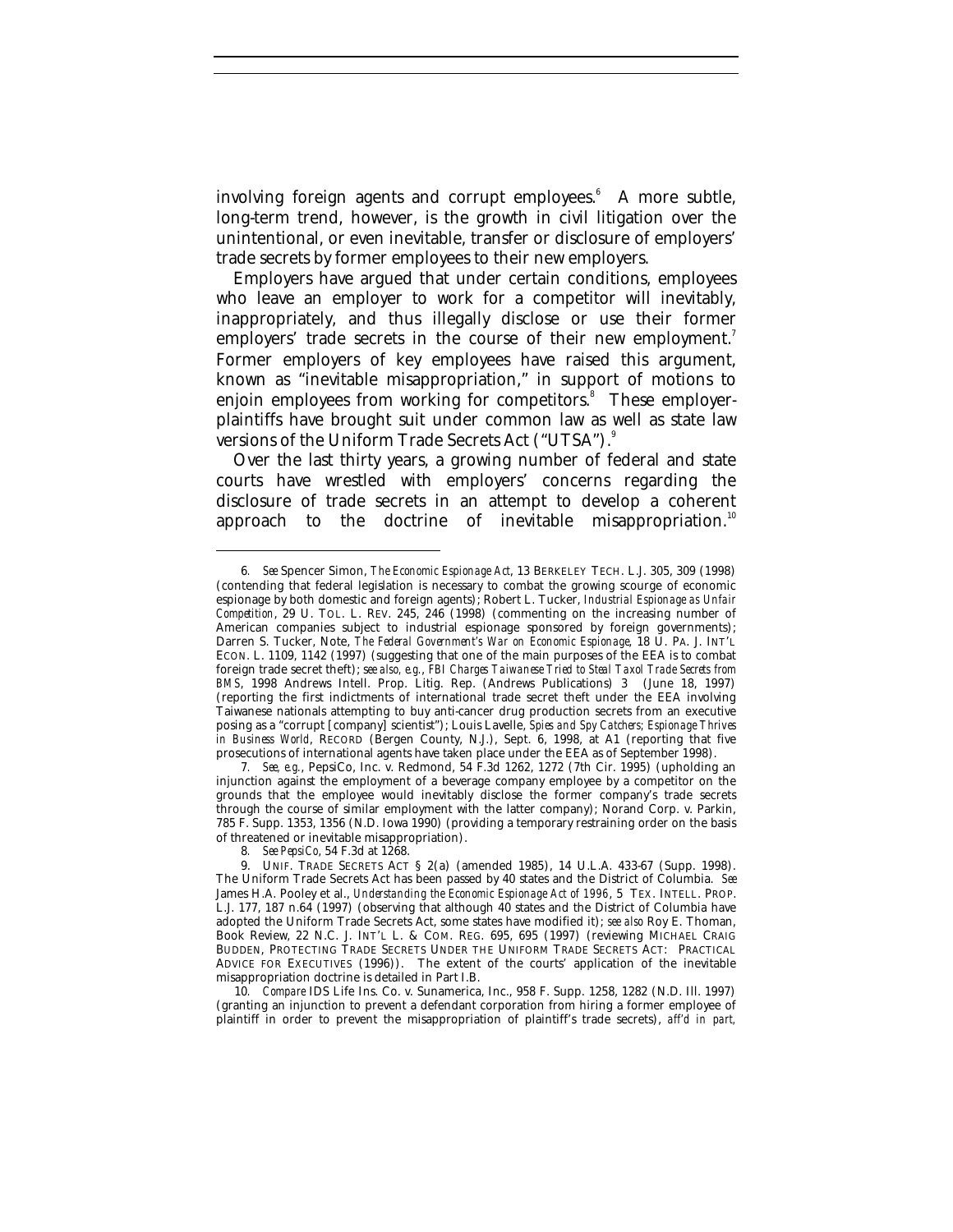involving foreign agents and corrupt employees.[6] A more subtle, long-term trend, however, is the growth in civil litigation over the unintentional, or even inevitable, transfer or disclosure of employers' trade secrets by former employees to their new employers.

Employers have argued that under certain conditions, employees who leave an employer to work for a competitor will inevitably, inappropriately, and thus illegally disclose or use their former employers' trade secrets in the course of their new employment.[7] Former employers of key employees have raised this argument, known as "inevitable misappropriation," in support of motions to enjoin employees from working for competitors.[8] These employer-plaintiffs have brought suit under common law as well as state law versions of the Uniform Trade Secrets Act ("UTSA").[9]

Over the last thirty years, a growing number of federal and state courts have wrestled with employers' concerns regarding the disclosure of trade secrets in an attempt to develop a coherent approach to the doctrine of inevitable misappropriation.[10]

---

6. *See* Spencer Simon, *The Economic Espionage Act*, 13 BERKELEY TECH. L.J. 305, 309 (1998) (contending that federal legislation is necessary to combat the growing scourge of economic espionage by both domestic and foreign agents); Robert L. Tucker, *Industrial Espionage as Unfair Competition*, 29 U. TOL. L. REV. 245, 246 (1998) (commenting on the increasing number of American companies subject to industrial espionage sponsored by foreign governments); Darren S. Tucker, Note, *The Federal Government's War on Economic Espionage*, 18 U. PA. J. INT'L ECON. L. 1109, 1142 (1997) (suggesting that one of the main purposes of the EEA is to combat foreign trade secret theft); *see also, e.g.*, *FBI Charges Taiwanese Tried to Steal Taxol Trade Secrets from BMS*, 1998 Andrews Intell. Prop. Litig. Rep. (Andrews Publications) 3 (June 18, 1997) (reporting the first indictments of international trade secret theft under the EEA involving Taiwanese nationals attempting to buy anti-cancer drug production secrets from an executive posing as a "corrupt [company] scientist"); Louis Lavelle, *Spies and Spy Catchers; Espionage Thrives in Business World*, RECORD (Bergen County, N.J.), Sept. 6, 1998, at A1 (reporting that five prosecutions of international agents have taken place under the EEA as of September 1998).

7. *See, e.g.*, PepsiCo, Inc. v. Redmond, 54 F.3d 1262, 1272 (7th Cir. 1995) (upholding an injunction against the employment of a beverage company employee by a competitor on the grounds that the employee would inevitably disclose the former company's trade secrets through the course of similar employment with the latter company); Norand Corp. v. Parkin, 785 F. Supp. 1353, 1356 (N.D. Iowa 1990) (providing a temporary restraining order on the basis of threatened or inevitable misappropriation).

8. *See PepsiCo*, 54 F.3d at 1268.

9. UNIF. TRADE SECRETS ACT § 2(a) (amended 1985), 14 U.L.A. 433-67 (Supp. 1998). The Uniform Trade Secrets Act has been passed by 40 states and the District of Columbia. *See* James H.A. Pooley et al., *Understanding the Economic Espionage Act of 1996*, 5 TEX. INTELL. PROP. L.J. 177, 187 n.64 (1997) (observing that although 40 states and the District of Columbia have adopted the Uniform Trade Secrets Act, some states have modified it); *see also* Roy E. Thoman, Book Review, 22 N.C. J. INT'L L. & COM. REG. 695, 695 (1997) (reviewing MICHAEL CRAIG BUDDEN, PROTECTING TRADE SECRETS UNDER THE UNIFORM TRADE SECRETS ACT: PRACTICAL ADVICE FOR EXECUTIVES (1996)). The extent of the courts' application of the inevitable misappropriation doctrine is detailed in Part I.B.

10. *Compare* IDS Life Ins. Co. v. Sunamerica, Inc., 958 F. Supp. 1258, 1282 (N.D. Ill. 1997) (granting an injunction to prevent a defendant corporation from hiring a former employee of plaintiff in order to prevent the misappropriation of plaintiff's trade secrets), *aff'd in part*,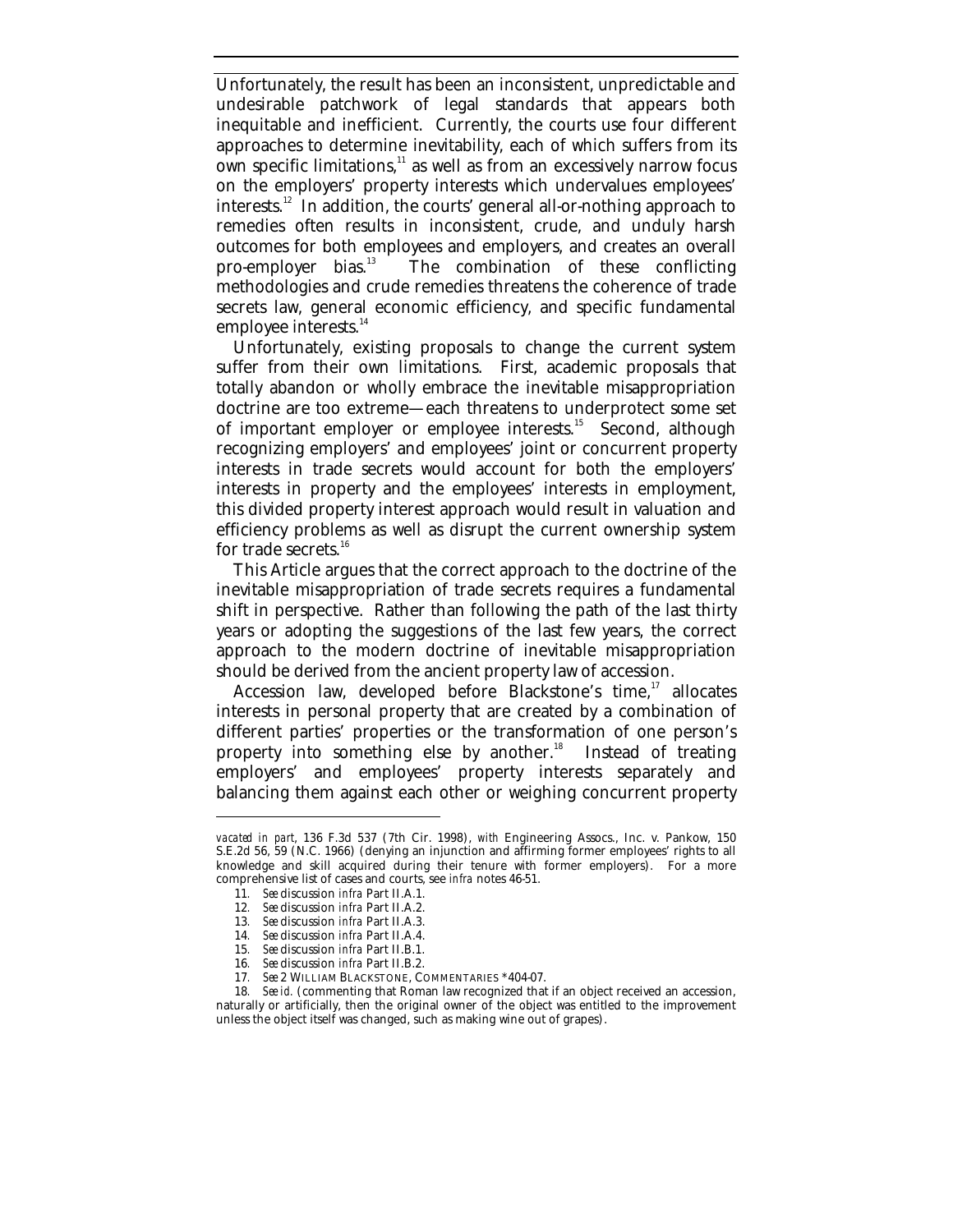Unfortunately, the result has been an inconsistent, unpredictable and undesirable patchwork of legal standards that appears both inequitable and inefficient. Currently, the courts use four different approaches to determine inevitability, each of which suffers from its own specific limitations,[11] as well as from an excessively narrow focus on the employers' property interests which undervalues employees' interests.[12] In addition, the courts' general all-or-nothing approach to remedies often results in inconsistent, crude, and unduly harsh outcomes for both employees and employers, and creates an overall pro-employer bias.[13] The combination of these conflicting methodologies and crude remedies threatens the coherence of trade secrets law, general economic efficiency, and specific fundamental employee interests.[14]

Unfortunately, existing proposals to change the current system suffer from their own limitations. First, academic proposals that totally abandon or wholly embrace the inevitable misappropriation doctrine are too extreme—each threatens to underprotect some set of important employer or employee interests.[15] Second, although recognizing employers' and employees' joint or concurrent property interests in trade secrets would account for both the employers' interests in property and the employees' interests in employment, this divided property interest approach would result in valuation and efficiency problems as well as disrupt the current ownership system for trade secrets.[16]

This Article argues that the correct approach to the doctrine of the inevitable misappropriation of trade secrets requires a fundamental shift in perspective. Rather than following the path of the last thirty years or adopting the suggestions of the last few years, the correct approach to the modern doctrine of inevitable misappropriation should be derived from the ancient property law of accession.

Accession law, developed before Blackstone's time,[17] allocates interests in personal property that are created by a combination of different parties' properties or the transformation of one person's property into something else by another.[18] Instead of treating employers' and employees' property interests separately and balancing them against each other or weighing concurrent property

---

*vacated in part*, 136 F.3d 537 (7th Cir. 1998), *with* Engineering Assocs., Inc. v. Pankow, 150 S.E.2d 56, 59 (N.C. 1966) (denying an injunction and affirming former employees' rights to all knowledge and skill acquired during their tenure with former employers). For a more comprehensive list of cases and courts, see *infra* notes 46-51.

11. *See* discussion *infra* Part II.A.1.

12. *See* discussion *infra* Part II.A.2.

13. *See* discussion *infra* Part II.A.3.

14. *See* discussion *infra* Part II.A.4.

15. *See* discussion *infra* Part II.B.1.

16. *See* discussion *infra* Part II.B.2.

17. *See* 2 WILLIAM BLACKSTONE, COMMENTARIES *404-07.

18. *See id.* (commenting that Roman law recognized that if an object received an accession, naturally or artificially, then the original owner of the object was entitled to the improvement unless the object itself was changed, such as making wine out of grapes).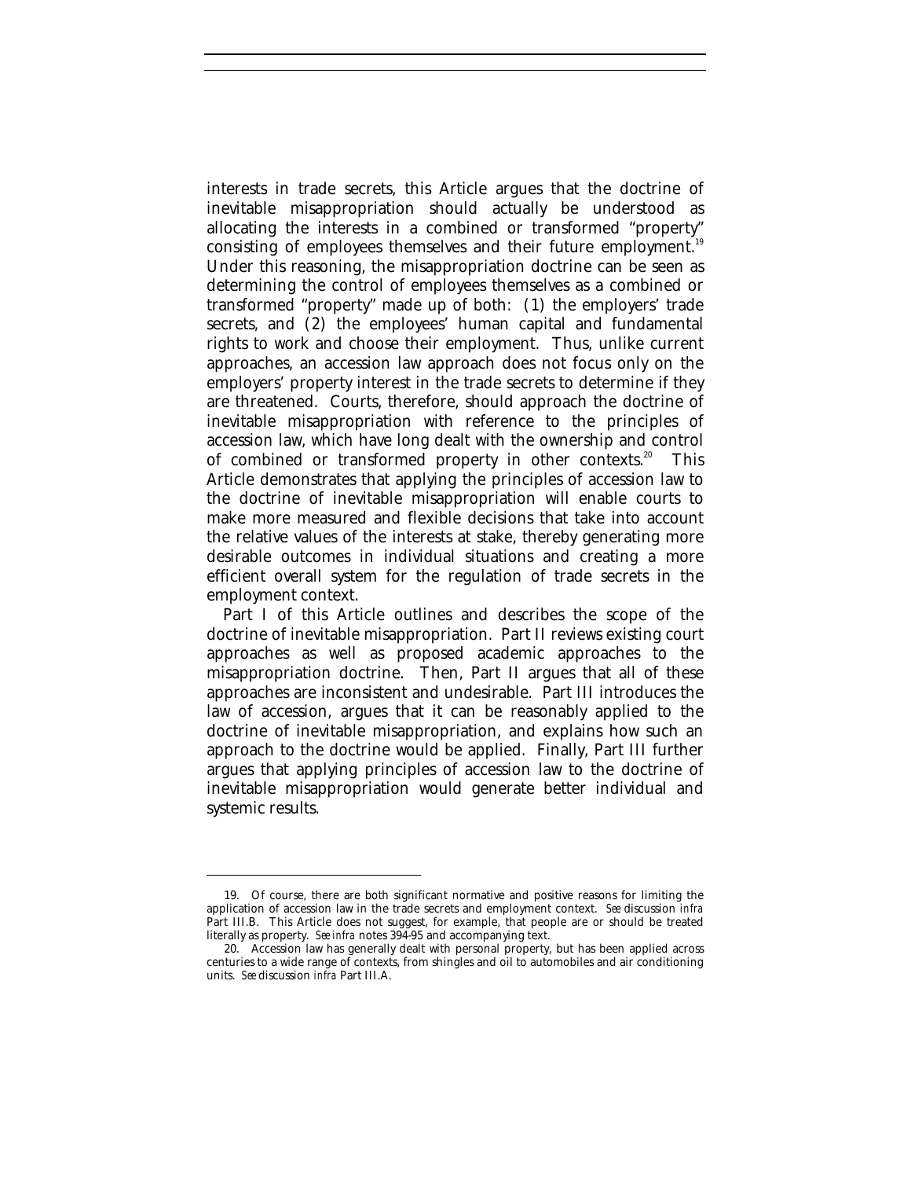interests in trade secrets, this Article argues that the doctrine of inevitable misappropriation should actually be understood as allocating the interests in a combined or transformed "property" consisting of employees themselves and their future employment.[19] Under this reasoning, the misappropriation doctrine can be seen as determining the control of employees themselves as a combined or transformed "property" made up of both: (1) the employers' trade secrets, and (2) the employees' human capital and fundamental rights to work and choose their employment. Thus, unlike current approaches, an accession law approach does not focus only on the employers' property interest in the trade secrets to determine if they are threatened. Courts, therefore, should approach the doctrine of inevitable misappropriation with reference to the principles of accession law, which have long dealt with the ownership and control of combined or transformed property in other contexts.[20] This Article demonstrates that applying the principles of accession law to the doctrine of inevitable misappropriation will enable courts to make more measured and flexible decisions that take into account the relative values of the interests at stake, thereby generating more desirable outcomes in individual situations and creating a more efficient overall system for the regulation of trade secrets in the employment context.

Part I of this Article outlines and describes the scope of the doctrine of inevitable misappropriation. Part II reviews existing court approaches as well as proposed academic approaches to the misappropriation doctrine. Then, Part II argues that all of these approaches are inconsistent and undesirable. Part III introduces the law of accession, argues that it can be reasonably applied to the doctrine of inevitable misappropriation, and explains how such an approach to the doctrine would be applied. Finally, Part III further argues that applying principles of accession law to the doctrine of inevitable misappropriation would generate better individual and systemic results.

---

19. Of course, there are both significant normative and positive reasons for limiting the application of accession law in the trade secrets and employment context. *See* discussion *infra* Part III.B. This Article does not suggest, for example, that people are or should be treated literally as property. *See infra* notes 394-95 and accompanying text.

20. Accession law has generally dealt with personal property, but has been applied across centuries to a wide range of contexts, from shingles and oil to automobiles and air conditioning units. *See* discussion *infra* Part III.A.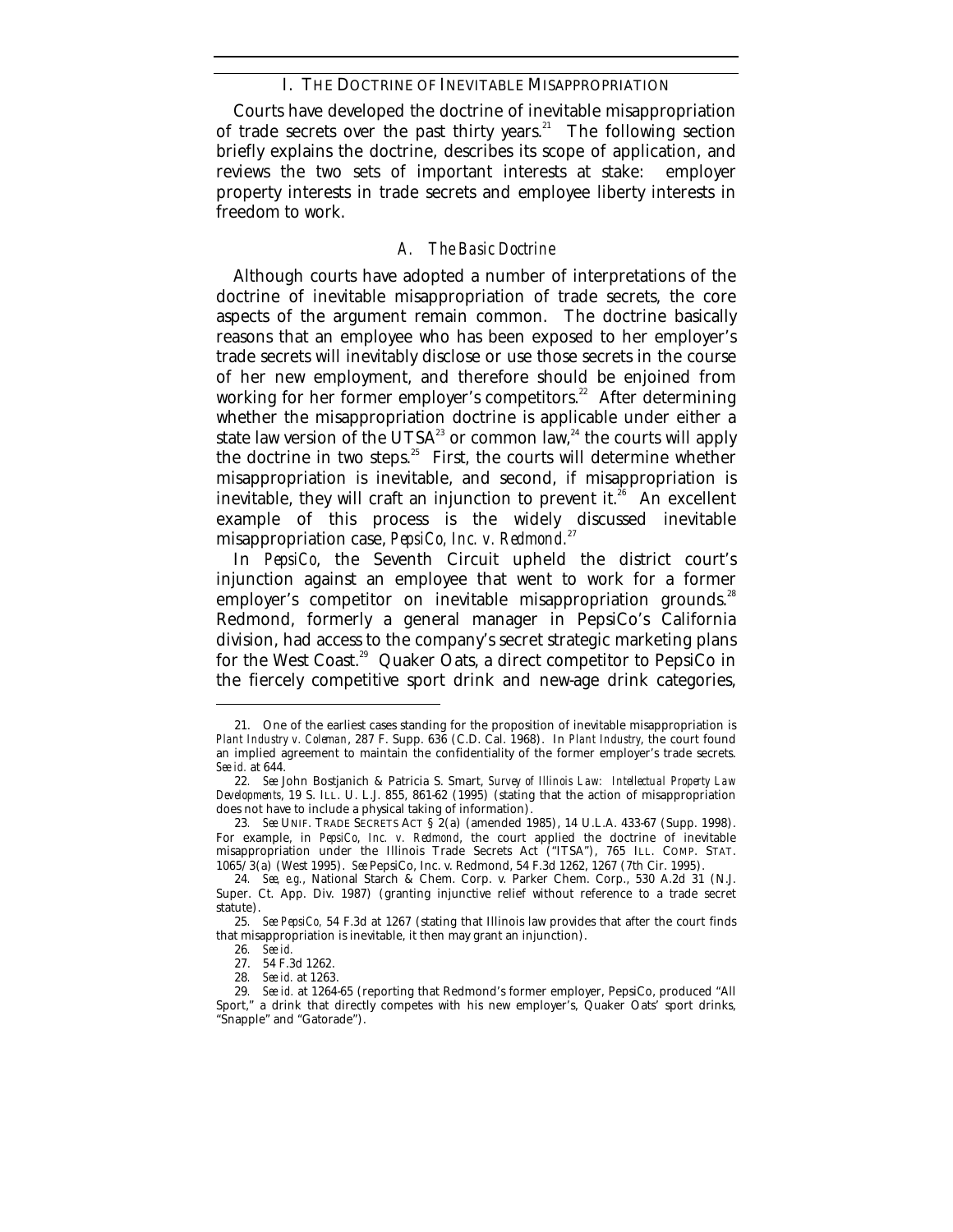## I. THE DOCTRINE OF INEVITABLE MISAPPROPRIATION

Courts have developed the doctrine of inevitable misappropriation of trade secrets over the past thirty years.[21] The following section briefly explains the doctrine, describes its scope of application, and reviews the two sets of important interests at stake: employer property interests in trade secrets and employee liberty interests in freedom to work.

### *A. The Basic Doctrine*

Although courts have adopted a number of interpretations of the doctrine of inevitable misappropriation of trade secrets, the core aspects of the argument remain common. The doctrine basically reasons that an employee who has been exposed to her employer's trade secrets will inevitably disclose or use those secrets in the course of her new employment, and therefore should be enjoined from working for her former employer's competitors.[22] After determining whether the misappropriation doctrine is applicable under either a state law version of the UTSA[23] or common law,[24] the courts will apply the doctrine in two steps.[25] First, the courts will determine whether misappropriation is inevitable, and second, if misappropriation is inevitable, they will craft an injunction to prevent it.[26] An excellent example of this process is the widely discussed inevitable misappropriation case, *PepsiCo, Inc. v. Redmond*.[27]

In *PepsiCo*, the Seventh Circuit upheld the district court's injunction against an employee that went to work for a former employer's competitor on inevitable misappropriation grounds.[28] Redmond, formerly a general manager in PepsiCo's California division, had access to the company's secret strategic marketing plans for the West Coast.[29] Quaker Oats, a direct competitor to PepsiCo in the fiercely competitive sport drink and new-age drink categories,

---

21. One of the earliest cases standing for the proposition of inevitable misappropriation is *Plant Industry v. Coleman*, 287 F. Supp. 636 (C.D. Cal. 1968). In *Plant Industry*, the court found an implied agreement to maintain the confidentiality of the former employer's trade secrets. *See id.* at 644.

22. *See* John Bostjanich & Patricia S. Smart, *Survey of Illinois Law: Intellectual Property Law Developments*, 19 S. ILL. U. L.J. 855, 861-62 (1995) (stating that the action of misappropriation does not have to include a physical taking of information).

23. *See* UNIF. TRADE SECRETS ACT § 2(a) (amended 1985), 14 U.L.A. 433-67 (Supp. 1998). For example, in *PepsiCo, Inc. v. Redmond*, the court applied the doctrine of inevitable misappropriation under the Illinois Trade Secrets Act ("ITSA"), 765 ILL. COMP. STAT. 1065/3(a) (West 1995). *See* PepsiCo, Inc. v. Redmond, 54 F.3d 1262, 1267 (7th Cir. 1995).

24. *See, e.g.*, National Starch & Chem. Corp. v. Parker Chem. Corp., 530 A.2d 31 (N.J. Super. Ct. App. Div. 1987) (granting injunctive relief without reference to a trade secret statute).

25. *See PepsiCo*, 54 F.3d at 1267 (stating that Illinois law provides that after the court finds that misappropriation is inevitable, it then may grant an injunction).

26. *See id.*

27. 54 F.3d 1262.

28. *See id.* at 1263.

29. *See id.* at 1264-65 (reporting that Redmond's former employer, PepsiCo, produced "All Sport," a drink that directly competes with his new employer's, Quaker Oats' sport drinks, "Snapple" and "Gatorade").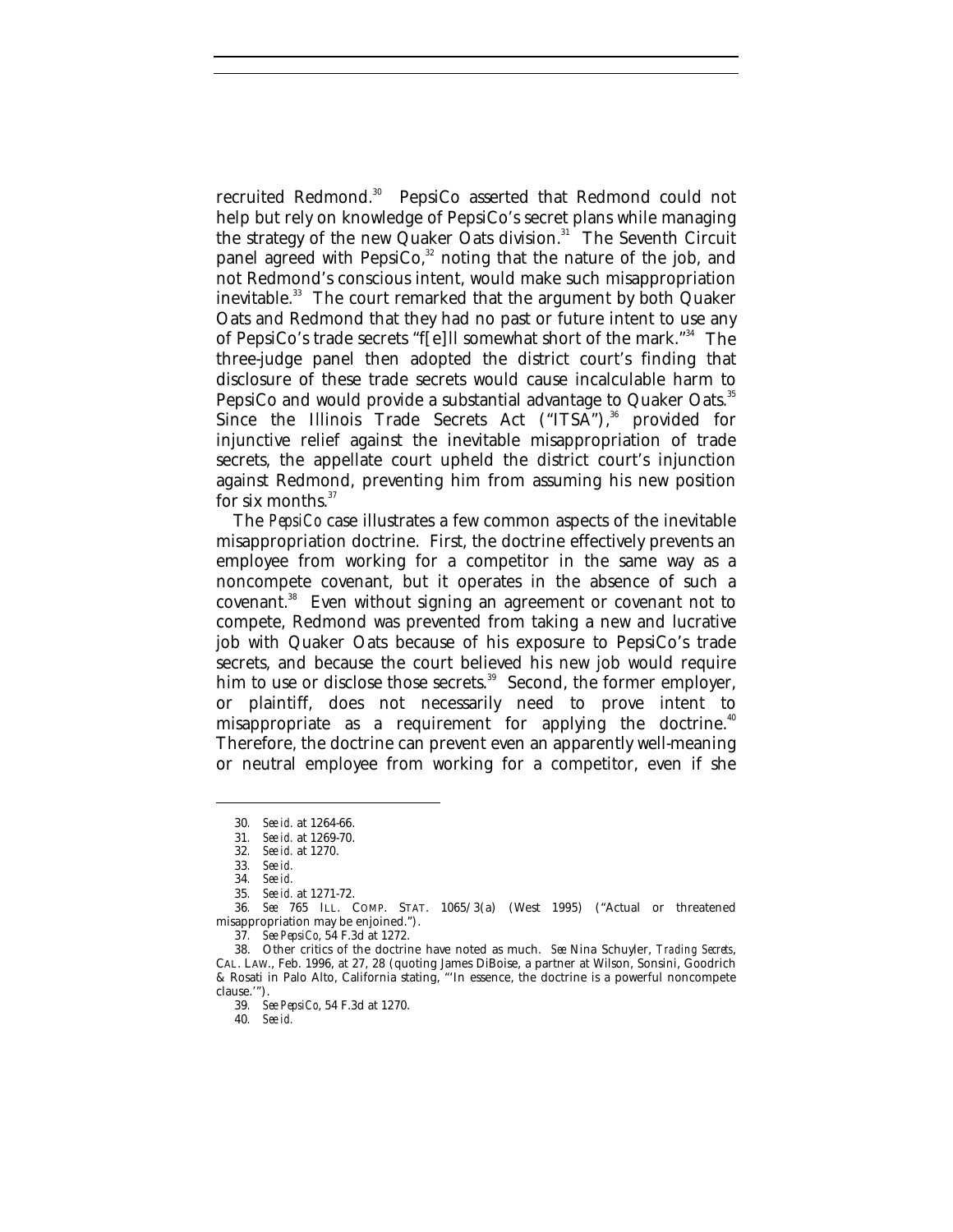recruited Redmond.[30] PepsiCo asserted that Redmond could not help but rely on knowledge of PepsiCo's secret plans while managing the strategy of the new Quaker Oats division.[31] The Seventh Circuit panel agreed with PepsiCo,[32] noting that the nature of the job, and not Redmond's conscious intent, would make such misappropriation inevitable.[33] The court remarked that the argument by both Quaker Oats and Redmond that they had no past or future intent to use any of PepsiCo's trade secrets "f[e]ll somewhat short of the mark."[34] The three-judge panel then adopted the district court's finding that disclosure of these trade secrets would cause incalculable harm to PepsiCo and would provide a substantial advantage to Quaker Oats.[35] Since the Illinois Trade Secrets Act ("ITSA"),[36] provided for injunctive relief against the inevitable misappropriation of trade secrets, the appellate court upheld the district court's injunction against Redmond, preventing him from assuming his new position for six months.[37]

The *PepsiCo* case illustrates a few common aspects of the inevitable misappropriation doctrine. First, the doctrine effectively prevents an employee from working for a competitor in the same way as a noncompete covenant, but it operates in the absence of such a covenant.[38] Even without signing an agreement or covenant not to compete, Redmond was prevented from taking a new and lucrative job with Quaker Oats because of his exposure to PepsiCo's trade secrets, and because the court believed his new job would require him to use or disclose those secrets.[39] Second, the former employer, or plaintiff, does not necessarily need to prove intent to misappropriate as a requirement for applying the doctrine.[40] Therefore, the doctrine can prevent even an apparently well-meaning or neutral employee from working for a competitor, even if she

---

30. *See id.* at 1264-66.

31. *See id.* at 1269-70.

32. *See id.* at 1270.

33. *See id.*

34. *See id.*

35. *See id.* at 1271-72.

36. *See* 765 ILL. COMP. STAT. 1065/3(a) (West 1995) ("Actual or threatened misappropriation may be enjoined.").

37. *See PepsiCo*, 54 F.3d at 1272.

38. Other critics of the doctrine have noted as much. *See* Nina Schuyler, *Trading Secrets*, CAL. LAW., Feb. 1996, at 27, 28 (quoting James DiBoise, a partner at Wilson, Sonsini, Goodrich & Rosati in Palo Alto, California stating, "'In essence, the doctrine is a powerful noncompete clause.'").

39. *See PepsiCo*, 54 F.3d at 1270.

40. *See id.*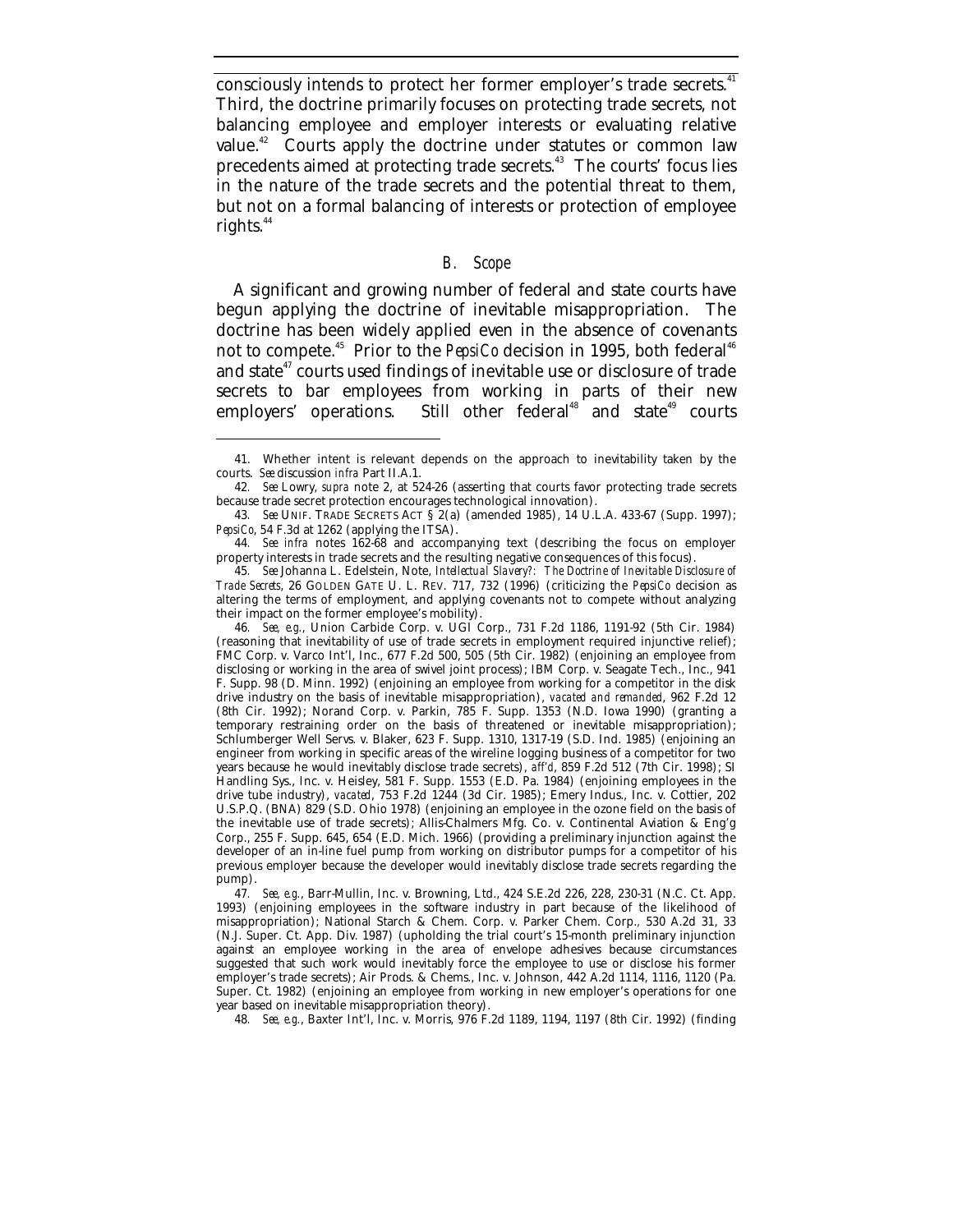consciously intends to protect her former employer's trade secrets.[41] Third, the doctrine primarily focuses on protecting trade secrets, not balancing employee and employer interests or evaluating relative value.[42] Courts apply the doctrine under statutes or common law precedents aimed at protecting trade secrets.[43] The courts' focus lies in the nature of the trade secrets and the potential threat to them, but not on a formal balancing of interests or protection of employee rights.[44]

### *B. Scope*

A significant and growing number of federal and state courts have begun applying the doctrine of inevitable misappropriation. The doctrine has been widely applied even in the absence of covenants not to compete.[45] Prior to the *PepsiCo* decision in 1995, both federal[46] and state[47] courts used findings of inevitable use or disclosure of trade secrets to bar employees from working in parts of their new employers' operations. Still other federal[48] and state[49] courts

---

41. Whether intent is relevant depends on the approach to inevitability taken by the courts. *See* discussion *infra* Part II.A.1.

42. *See* Lowry, *supra* note 2, at 524-26 (asserting that courts favor protecting trade secrets because trade secret protection encourages technological innovation).

43. *See* UNIF. TRADE SECRETS ACT § 2(a) (amended 1985), 14 U.L.A. 433-67 (Supp. 1997); *PepsiCo*, 54 F.3d at 1262 (applying the ITSA).

44. *See infra* notes 162-68 and accompanying text (describing the focus on employer property interests in trade secrets and the resulting negative consequences of this focus).

45. *See* Johanna L. Edelstein, Note, *Intellectual Slavery?: The Doctrine of Inevitable Disclosure of Trade Secrets*, 26 GOLDEN GATE U. L. REV. 717, 732 (1996) (criticizing the *PepsiCo* decision as altering the terms of employment, and applying covenants not to compete without analyzing their impact on the former employee's mobility).

46. *See, e.g.*, Union Carbide Corp. v. UGI Corp., 731 F.2d 1186, 1191-92 (5th Cir. 1984) (reasoning that inevitability of use of trade secrets in employment required injunctive relief); FMC Corp. v. Varco Int'l, Inc., 677 F.2d 500, 505 (5th Cir. 1982) (enjoining an employee from disclosing or working in the area of swivel joint process); IBM Corp. v. Seagate Tech., Inc., 941 F. Supp. 98 (D. Minn. 1992) (enjoining an employee from working for a competitor in the disk drive industry on the basis of inevitable misappropriation), *vacated and remanded*, 962 F.2d 12 (8th Cir. 1992); Norand Corp. v. Parkin, 785 F. Supp. 1353 (N.D. Iowa 1990) (granting a temporary restraining order on the basis of threatened or inevitable misappropriation); Schlumberger Well Servs. v. Blaker, 623 F. Supp. 1310, 1317-19 (S.D. Ind. 1985) (enjoining an engineer from working in specific areas of the wireline logging business of a competitor for two years because he would inevitably disclose trade secrets), *aff'd*, 859 F.2d 512 (7th Cir. 1998); SI Handling Sys., Inc. v. Heisley, 581 F. Supp. 1553 (E.D. Pa. 1984) (enjoining employees in the drive tube industry), *vacated*, 753 F.2d 1244 (3d Cir. 1985); Emery Indus., Inc. v. Cottier, 202 U.S.P.Q. (BNA) 829 (S.D. Ohio 1978) (enjoining an employee in the ozone field on the basis of the inevitable use of trade secrets); Allis-Chalmers Mfg. Co. v. Continental Aviation & Eng'g Corp., 255 F. Supp. 645, 654 (E.D. Mich. 1966) (providing a preliminary injunction against the developer of an in-line fuel pump from working on distributor pumps for a competitor of his previous employer because the developer would inevitably disclose trade secrets regarding the pump).

47. *See, e.g.*, Barr-Mullin, Inc. v. Browning, Ltd., 424 S.E.2d 226, 228, 230-31 (N.C. Ct. App. 1993) (enjoining employees in the software industry in part because of the likelihood of misappropriation); National Starch & Chem. Corp. v. Parker Chem. Corp., 530 A.2d 31, 33 (N.J. Super. Ct. App. Div. 1987) (upholding the trial court's 15-month preliminary injunction against an employee working in the area of envelope adhesives because circumstances suggested that such work would inevitably force the employee to use or disclose his former employer's trade secrets); Air Prods. & Chems., Inc. v. Johnson, 442 A.2d 1114, 1116, 1120 (Pa. Super. Ct. 1982) (enjoining an employee from working in new employer's operations for one year based on inevitable misappropriation theory).

48. *See, e.g.*, Baxter Int'l, Inc. v. Morris, 976 F.2d 1189, 1194, 1197 (8th Cir. 1992) (finding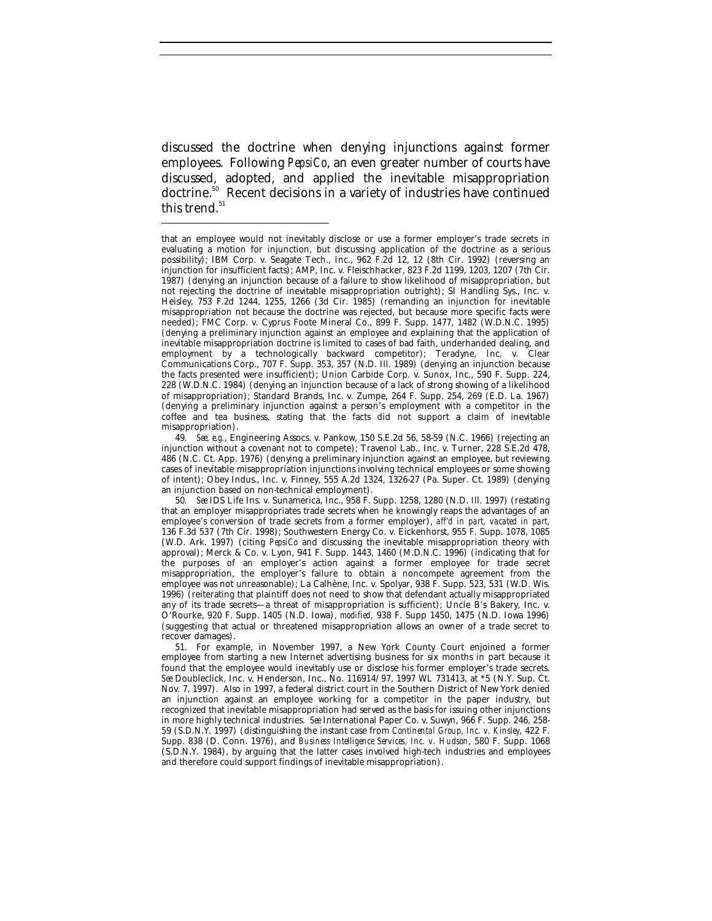discussed the doctrine when denying injunctions against former employees. Following *PepsiCo*, an even greater number of courts have discussed, adopted, and applied the inevitable misappropriation doctrine.[50] Recent decisions in a variety of industries have continued this trend.[51]

---

that an employee would not inevitably disclose or use a former employer's trade secrets in evaluating a motion for injunction, but discussing application of the doctrine as a serious possibility); IBM Corp. v. Seagate Tech., Inc., 962 F.2d 12, 12 (8th Cir. 1992) (reversing an injunction for insufficient facts); AMP, Inc. v. Fleischhacker, 823 F.2d 1199, 1203, 1207 (7th Cir. 1987) (denying an injunction because of a failure to show likelihood of misappropriation, but not rejecting the doctrine of inevitable misappropriation outright); SI Handling Sys., Inc. v. Heisley, 753 F.2d 1244, 1255, 1266 (3d Cir. 1985) (remanding an injunction for inevitable misappropriation not because the doctrine was rejected, but because more specific facts were needed); FMC Corp. v. Cyprus Foote Mineral Co., 899 F. Supp. 1477, 1482 (W.D.N.C. 1995) (denying a preliminary injunction against an employee and explaining that the application of inevitable misappropriation doctrine is limited to cases of bad faith, underhanded dealing, and employment by a technologically backward competitor); Teradyne, Inc. v. Clear Communications Corp., 707 F. Supp. 353, 357 (N.D. Ill. 1989) (denying an injunction because the facts presented were insufficient); Union Carbide Corp. v. Sunox, Inc., 590 F. Supp. 224, 228 (W.D.N.C. 1984) (denying an injunction because of a lack of strong showing of a likelihood of misappropriation); Standard Brands, Inc. v. Zumpe, 264 F. Supp. 254, 269 (E.D. La. 1967) (denying a preliminary injunction against a person's employment with a competitor in the coffee and tea business, stating that the facts did not support a claim of inevitable misappropriation).

49. *See, e.g.*, Engineering Assocs. v. Pankow, 150 S.E.2d 56, 58-59 (N.C. 1966) (rejecting an injunction without a covenant not to compete); Travenol Lab., Inc. v. Turner, 228 S.E.2d 478, 486 (N.C. Ct. App. 1976) (denying a preliminary injunction against an employee, but reviewing cases of inevitable misappropriation injunctions involving technical employees or some showing of intent); Obey Indus., Inc. v. Finney, 555 A.2d 1324, 1326-27 (Pa. Super. Ct. 1989) (denying an injunction based on non-technical employment).

50. *See* IDS Life Ins. v. Sunamerica, Inc., 958 F. Supp. 1258, 1280 (N.D. Ill. 1997) (restating that an employer misappropriates trade secrets when he knowingly reaps the advantages of an employee's conversion of trade secrets from a former employer), *aff'd in part, vacated in part*, 136 F.3d 537 (7th Cir. 1998); Southwestern Energy Co. v. Eickenhorst, 955 F. Supp. 1078, 1085 (W.D. Ark. 1997) (citing *PepsiCo* and discussing the inevitable misappropriation theory with approval); Merck & Co. v. Lyon, 941 F. Supp. 1443, 1460 (M.D.N.C. 1996) (indicating that for the purposes of an employer's action against a former employee for trade secret misappropriation, the employer's failure to obtain a noncompete agreement from the employee was not unreasonable); La Calhène, Inc. v. Spolyar, 938 F. Supp. 523, 531 (W.D. Wis. 1996) (reiterating that plaintiff does not need to show that defendant actually misappropriated any of its trade secrets—a threat of misappropriation is sufficient); Uncle B's Bakery, Inc. v. O'Rourke, 920 F. Supp. 1405 (N.D. Iowa), *modified*, 938 F. Supp 1450, 1475 (N.D. Iowa 1996) (suggesting that actual or threatened misappropriation allows an owner of a trade secret to recover damages).

51. For example, in November 1997, a New York County Court enjoined a former employee from starting a new Internet advertising business for six months in part because it found that the employee would inevitably use or disclose his former employer's trade secrets. *See* Doubleclick, Inc. v. Henderson, Inc., No. 116914/97, 1997 WL 731413, at *5 (N.Y. Sup. Ct. Nov. 7, 1997). Also in 1997, a federal district court in the Southern District of New York denied an injunction against an employee working for a competitor in the paper industry, but recognized that inevitable misappropriation had served as the basis for issuing other injunctions in more highly technical industries. *See* International Paper Co. v. Suwyn, 966 F. Supp. 246, 258-59 (S.D.N.Y. 1997) (distinguishing the instant case from *Continental Group, Inc. v. Kinsley*, 422 F. Supp. 838 (D. Conn. 1976), and *Business Intelligence Services, Inc. v. Hudson*, 580 F. Supp. 1068 (S.D.N.Y. 1984), by arguing that the latter cases involved high-tech industries and employees and therefore could support findings of inevitable misappropriation).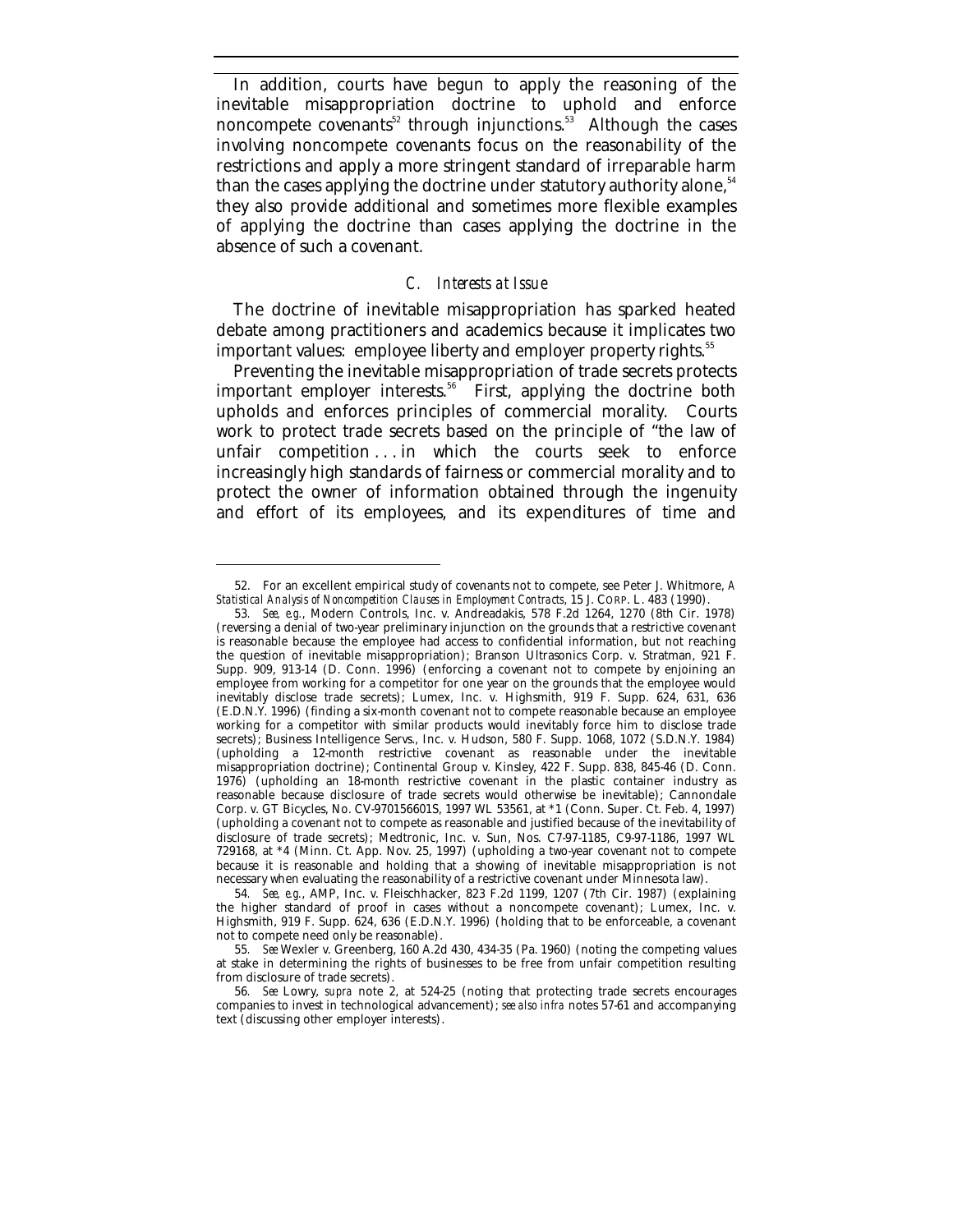In addition, courts have begun to apply the reasoning of the inevitable misappropriation doctrine to uphold and enforce noncompete covenants[52] through injunctions.[53] Although the cases involving noncompete covenants focus on the reasonability of the restrictions and apply a more stringent standard of irreparable harm than the cases applying the doctrine under statutory authority alone,[54] they also provide additional and sometimes more flexible examples of applying the doctrine than cases applying the doctrine in the absence of such a covenant.

### *C. Interests at Issue*

The doctrine of inevitable misappropriation has sparked heated debate among practitioners and academics because it implicates two important values: employee liberty and employer property rights.[55]

Preventing the inevitable misappropriation of trade secrets protects important employer interests.[56] First, applying the doctrine both upholds and enforces principles of commercial morality. Courts work to protect trade secrets based on the principle of "the law of unfair competition . . . in which the courts seek to enforce increasingly high standards of fairness or commercial morality and to protect the owner of information obtained through the ingenuity and effort of its employees, and its expenditures of time and

---

52. For an excellent empirical study of covenants not to compete, see Peter J. Whitmore, *A Statistical Analysis of Noncompetition Clauses in Employment Contracts*, 15 J. CORP. L. 483 (1990).

53. *See, e.g.*, Modern Controls, Inc. v. Andreadakis, 578 F.2d 1264, 1270 (8th Cir. 1978) (reversing a denial of two-year preliminary injunction on the grounds that a restrictive covenant is reasonable because the employee had access to confidential information, but not reaching the question of inevitable misappropriation); Branson Ultrasonics Corp. v. Stratman, 921 F. Supp. 909, 913-14 (D. Conn. 1996) (enforcing a covenant not to compete by enjoining an employee from working for a competitor for one year on the grounds that the employee would inevitably disclose trade secrets); Lumex, Inc. v. Highsmith, 919 F. Supp. 624, 631, 636 (E.D.N.Y. 1996) (finding a six-month covenant not to compete reasonable because an employee working for a competitor with similar products would inevitably force him to disclose trade secrets); Business Intelligence Servs., Inc. v. Hudson, 580 F. Supp. 1068, 1072 (S.D.N.Y. 1984) (upholding a 12-month restrictive covenant as reasonable under the inevitable misappropriation doctrine); Continental Group v. Kinsley, 422 F. Supp. 838, 845-46 (D. Conn. 1976) (upholding an 18-month restrictive covenant in the plastic container industry as reasonable because disclosure of trade secrets would otherwise be inevitable); Cannondale Corp. v. GT Bicycles, No. CV-970156601S, 1997 WL 53561, at *1 (Conn. Super. Ct. Feb. 4, 1997) (upholding a covenant not to compete as reasonable and justified because of the inevitability of disclosure of trade secrets); Medtronic, Inc. v. Sun, Nos. C7-97-1185, C9-97-1186, 1997 WL 729168, at *4 (Minn. Ct. App. Nov. 25, 1997) (upholding a two-year covenant not to compete because it is reasonable and holding that a showing of inevitable misappropriation is not necessary when evaluating the reasonability of a restrictive covenant under Minnesota law).

54. *See, e.g.*, AMP, Inc. v. Fleischhacker, 823 F.2d 1199, 1207 (7th Cir. 1987) (explaining the higher standard of proof in cases without a noncompete covenant); Lumex, Inc. v. Highsmith, 919 F. Supp. 624, 636 (E.D.N.Y. 1996) (holding that to be enforceable, a covenant not to compete need only be reasonable).

55. *See* Wexler v. Greenberg, 160 A.2d 430, 434-35 (Pa. 1960) (noting the competing values at stake in determining the rights of businesses to be free from unfair competition resulting from disclosure of trade secrets).

56. *See* Lowry, *supra* note 2, at 524-25 (noting that protecting trade secrets encourages companies to invest in technological advancement); *see also infra* notes 57-61 and accompanying text (discussing other employer interests).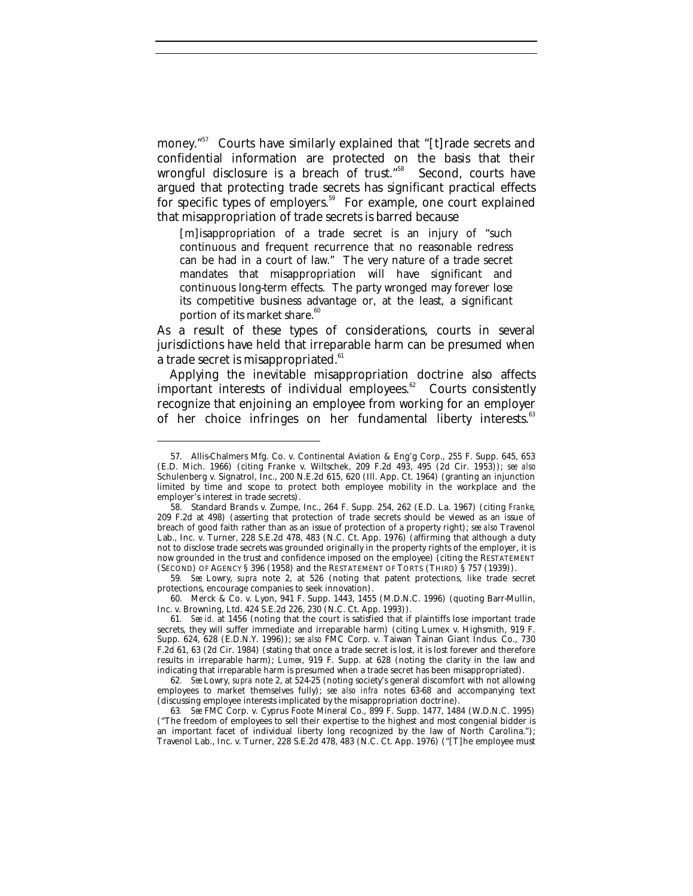money."[57] Courts have similarly explained that "[t]rade secrets and confidential information are protected on the basis that their wrongful disclosure is a breach of trust."[58] Second, courts have argued that protecting trade secrets has significant practical effects for specific types of employers.[59] For example, one court explained that misappropriation of trade secrets is barred because

> [m]isappropriation of a trade secret is an injury of "such continuous and frequent recurrence that no reasonable redress can be had in a court of law." The very nature of a trade secret mandates that misappropriation will have significant and continuous long-term effects. The party wronged may forever lose its competitive business advantage or, at the least, a significant portion of its market share.[60]

As a result of these types of considerations, courts in several jurisdictions have held that irreparable harm can be presumed when a trade secret is misappropriated.[61]

Applying the inevitable misappropriation doctrine also affects important interests of individual employees.[62] Courts consistently recognize that enjoining an employee from working for an employer of her choice infringes on her fundamental liberty interests.[63]

---

57. Allis-Chalmers Mfg. Co. v. Continental Aviation & Eng'g Corp., 255 F. Supp. 645, 653 (E.D. Mich. 1966) (citing Franke v. Wiltschek, 209 F.2d 493, 495 (2d Cir. 1953)); *see also* Schulenberg v. Signatrol, Inc., 200 N.E.2d 615, 620 (Ill. App. Ct. 1964) (granting an injunction limited by time and scope to protect both employee mobility in the workplace and the employer's interest in trade secrets).

58. Standard Brands v. Zumpe, Inc., 264 F. Supp. 254, 262 (E.D. La. 1967) (citing *Franke*, 209 F.2d at 498) (asserting that protection of trade secrets should be viewed as an issue of breach of good faith rather than as an issue of protection of a property right); *see also* Travenol Lab., Inc. v. Turner, 228 S.E.2d 478, 483 (N.C. Ct. App. 1976) (affirming that although a duty not to disclose trade secrets was grounded originally in the property rights of the employer, it is now grounded in the trust and confidence imposed on the employee) (citing the RESTATEMENT (SECOND) OF AGENCY § 396 (1958) and the RESTATEMENT OF TORTS (THIRD) § 757 (1939)).

59. *See* Lowry, *supra* note 2, at 526 (noting that patent protections, like trade secret protections, encourage companies to seek innovation).

60. Merck & Co. v. Lyon, 941 F. Supp. 1443, 1455 (M.D.N.C. 1996) (quoting Barr-Mullin, Inc. v. Browning, Ltd. 424 S.E.2d 226, 230 (N.C. Ct. App. 1993)).

61. *See id.* at 1456 (noting that the court is satisfied that if plaintiffs lose important trade secrets, they will suffer immediate and irreparable harm) (citing Lumex v. Highsmith, 919 F. Supp. 624, 628 (E.D.N.Y. 1996)); *see also* FMC Corp. v. Taiwan Tainan Giant Indus. Co., 730 F.2d 61, 63 (2d Cir. 1984) (stating that once a trade secret is lost, it is lost forever and therefore results in irreparable harm); *Lumex*, 919 F. Supp. at 628 (noting the clarity in the law and indicating that irreparable harm is presumed when a trade secret has been misappropriated).

62. *See* Lowry, *supra* note 2, at 524-25 (noting society's general discomfort with not allowing employees to market themselves fully); *see also infra* notes 63-68 and accompanying text (discussing employee interests implicated by the misappropriation doctrine).

63. *See* FMC Corp. v. Cyprus Foote Mineral Co., 899 F. Supp. 1477, 1484 (W.D.N.C. 1995) ("The freedom of employees to sell their expertise to the highest and most congenial bidder is an important facet of individual liberty long recognized by the law of North Carolina."); Travenol Lab., Inc. v. Turner, 228 S.E.2d 478, 483 (N.C. Ct. App. 1976) ("[T]he employee must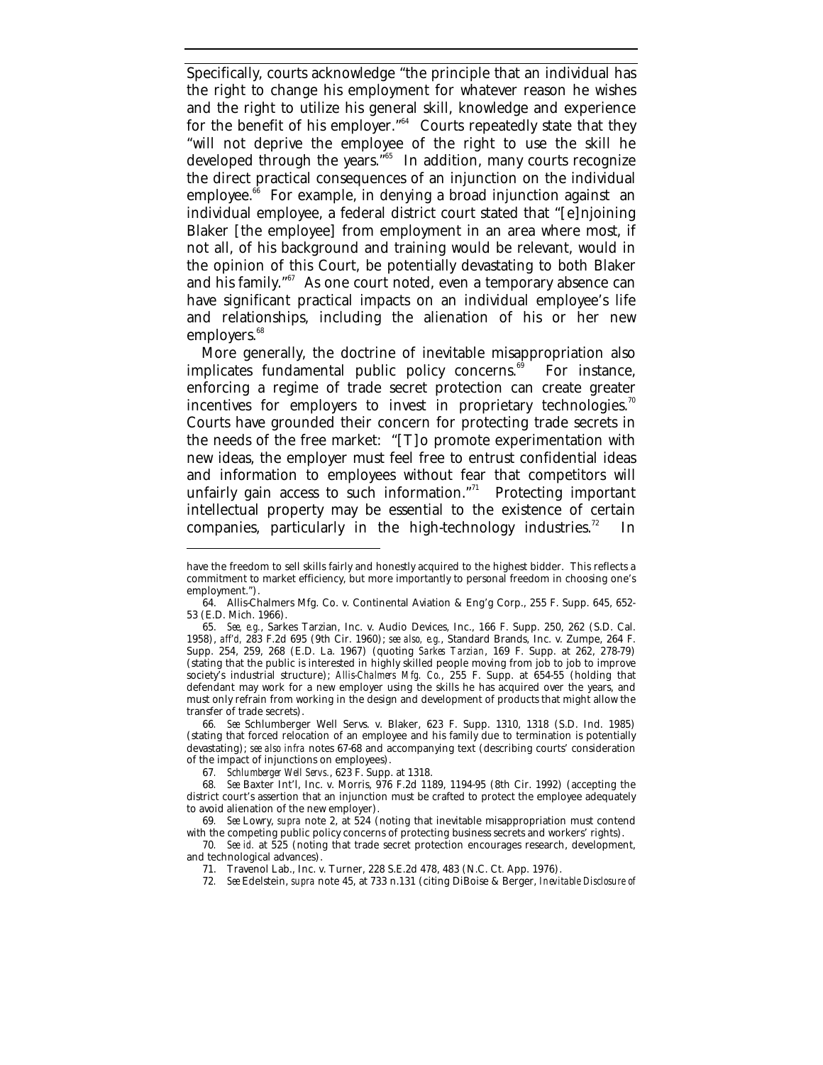Specifically, courts acknowledge "the principle that an individual has the right to change his employment for whatever reason he wishes and the right to utilize his general skill, knowledge and experience for the benefit of his employer."[64] Courts repeatedly state that they "will not deprive the employee of the right to use the skill he developed through the years."[65] In addition, many courts recognize the direct practical consequences of an injunction on the individual employee.[66] For example, in denying a broad injunction against an individual employee, a federal district court stated that "[e]njoining Blaker [the employee] from employment in an area where most, if not all, of his background and training would be relevant, would in the opinion of this Court, be potentially devastating to both Blaker and his family."[67] As one court noted, even a temporary absence can have significant practical impacts on an individual employee's life and relationships, including the alienation of his or her new employers.[68]

More generally, the doctrine of inevitable misappropriation also implicates fundamental public policy concerns.[69] For instance, enforcing a regime of trade secret protection can create greater incentives for employers to invest in proprietary technologies.[70] Courts have grounded their concern for protecting trade secrets in the needs of the free market: "[T]o promote experimentation with new ideas, the employer must feel free to entrust confidential ideas and information to employees without fear that competitors will unfairly gain access to such information."[71] Protecting important intellectual property may be essential to the existence of certain companies, particularly in the high-technology industries.[72] In

---

have the freedom to sell skills fairly and honestly acquired to the highest bidder. This reflects a commitment to market efficiency, but more importantly to personal freedom in choosing one's employment.").

64. Allis-Chalmers Mfg. Co. v. Continental Aviation & Eng'g Corp., 255 F. Supp. 645, 652-53 (E.D. Mich. 1966).

65. *See, e.g.*, Sarkes Tarzian, Inc. v. Audio Devices, Inc., 166 F. Supp. 250, 262 (S.D. Cal. 1958), *aff'd*, 283 F.2d 695 (9th Cir. 1960); *see also, e.g.*, Standard Brands, Inc. v. Zumpe, 264 F. Supp. 254, 259, 268 (E.D. La. 1967) (quoting *Sarkes Tarzian*, 169 F. Supp. at 262, 278-79) (stating that the public is interested in highly skilled people moving from job to job to improve society's industrial structure); *Allis-Chalmers Mfg. Co.*, 255 F. Supp. at 654-55 (holding that defendant may work for a new employer using the skills he has acquired over the years, and must only refrain from working in the design and development of products that might allow the transfer of trade secrets).

66. *See* Schlumberger Well Servs. v. Blaker, 623 F. Supp. 1310, 1318 (S.D. Ind. 1985) (stating that forced relocation of an employee and his family due to termination is potentially devastating); *see also infra* notes 67-68 and accompanying text (describing courts' consideration of the impact of injunctions on employees).

67. *Schlumberger Well Servs.*, 623 F. Supp. at 1318.

68. *See* Baxter Int'l, Inc. v. Morris, 976 F.2d 1189, 1194-95 (8th Cir. 1992) (accepting the district court's assertion that an injunction must be crafted to protect the employee adequately to avoid alienation of the new employer).

69. *See* Lowry, *supra* note 2, at 524 (noting that inevitable misappropriation must contend with the competing public policy concerns of protecting business secrets and workers' rights).

70. *See id.* at 525 (noting that trade secret protection encourages research, development, and technological advances).

71. Travenol Lab., Inc. v. Turner, 228 S.E.2d 478, 483 (N.C. Ct. App. 1976).

72. *See* Edelstein, *supra* note 45, at 733 n.131 (citing DiBoise & Berger, *Inevitable Disclosure of*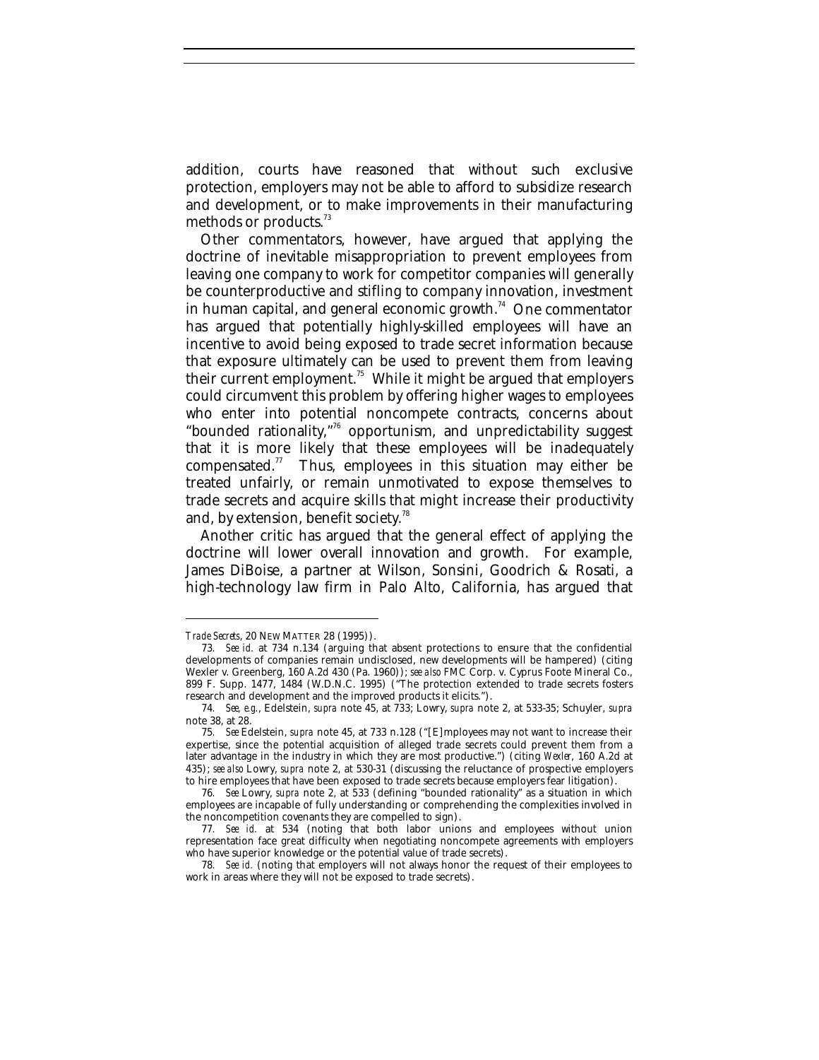addition, courts have reasoned that without such exclusive protection, employers may not be able to afford to subsidize research and development, or to make improvements in their manufacturing methods or products.[73]

Other commentators, however, have argued that applying the doctrine of inevitable misappropriation to prevent employees from leaving one company to work for competitor companies will generally be counterproductive and stifling to company innovation, investment in human capital, and general economic growth.[74] One commentator has argued that potentially highly-skilled employees will have an incentive to avoid being exposed to trade secret information because that exposure ultimately can be used to prevent them from leaving their current employment.[75] While it might be argued that employers could circumvent this problem by offering higher wages to employees who enter into potential noncompete contracts, concerns about "bounded rationality,"[76] opportunism, and unpredictability suggest that it is more likely that these employees will be inadequately compensated.[77] Thus, employees in this situation may either be treated unfairly, or remain unmotivated to expose themselves to trade secrets and acquire skills that might increase their productivity and, by extension, benefit society.[78]

Another critic has argued that the general effect of applying the doctrine will lower overall innovation and growth. For example, James DiBoise, a partner at Wilson, Sonsini, Goodrich & Rosati, a high-technology law firm in Palo Alto, California, has argued that

---

*Trade Secrets*, 20 NEW MATTER 28 (1995)).

73. *See id.* at 734 n.134 (arguing that absent protections to ensure that the confidential developments of companies remain undisclosed, new developments will be hampered) (citing Wexler v. Greenberg, 160 A.2d 430 (Pa. 1960)); *see also* FMC Corp. v. Cyprus Foote Mineral Co., 899 F. Supp. 1477, 1484 (W.D.N.C. 1995) ("The protection extended to trade secrets fosters research and development and the improved products it elicits.").

74. *See, e.g.*, Edelstein, *supra* note 45, at 733; Lowry, *supra* note 2, at 533-35; Schuyler, *supra* note 38, at 28.

75. *See* Edelstein, *supra* note 45, at 733 n.128 ("[E]mployees may not want to increase their expertise, since the potential acquisition of alleged trade secrets could prevent them from a later advantage in the industry in which they are most productive.") (citing *Wexler*, 160 A.2d at 435); *see also* Lowry, *supra* note 2, at 530-31 (discussing the reluctance of prospective employers to hire employees that have been exposed to trade secrets because employers fear litigation).

76. *See* Lowry, *supra* note 2, at 533 (defining "bounded rationality" as a situation in which employees are incapable of fully understanding or comprehending the complexities involved in the noncompetition covenants they are compelled to sign).

77. *See id.* at 534 (noting that both labor unions and employees without union representation face great difficulty when negotiating noncompete agreements with employers who have superior knowledge or the potential value of trade secrets).

78. *See id.* (noting that employers will not always honor the request of their employees to work in areas where they will not be exposed to trade secrets).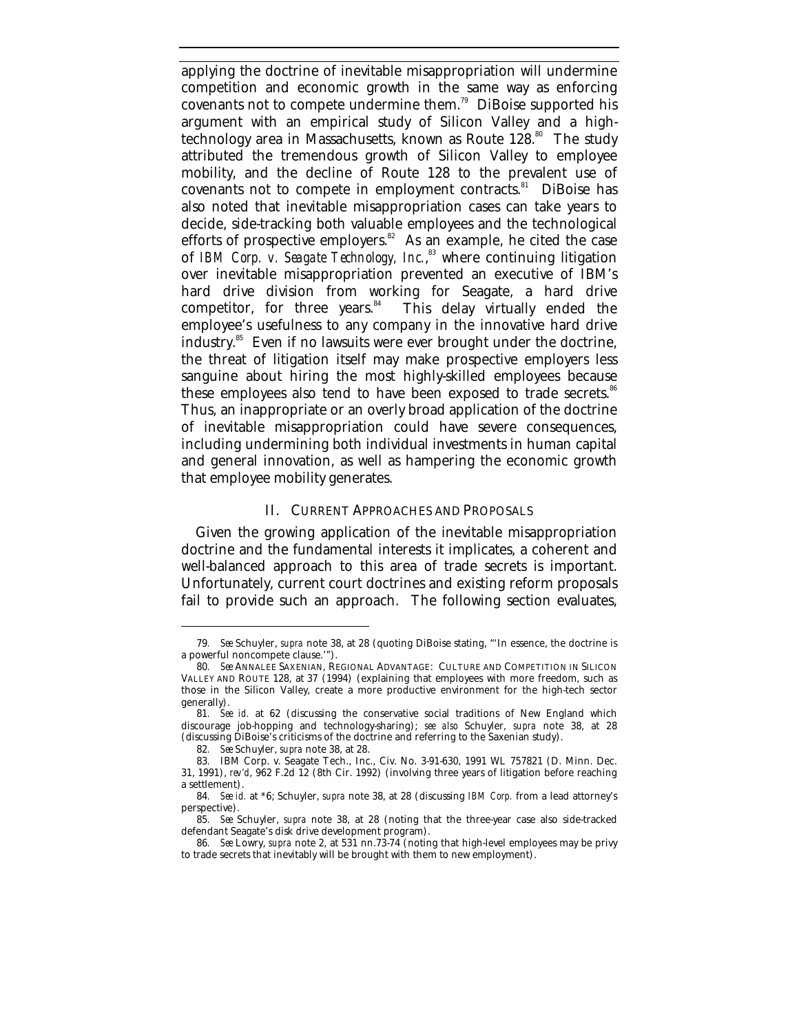applying the doctrine of inevitable misappropriation will undermine competition and economic growth in the same way as enforcing covenants not to compete undermine them.[79] DiBoise supported his argument with an empirical study of Silicon Valley and a high-technology area in Massachusetts, known as Route 128.[80] The study attributed the tremendous growth of Silicon Valley to employee mobility, and the decline of Route 128 to the prevalent use of covenants not to compete in employment contracts.[81] DiBoise has also noted that inevitable misappropriation cases can take years to decide, side-tracking both valuable employees and the technological efforts of prospective employers.[82] As an example, he cited the case of *IBM Corp. v. Seagate Technology, Inc.*,[83] where continuing litigation over inevitable misappropriation prevented an executive of IBM's hard drive division from working for Seagate, a hard drive competitor, for three years.[84] This delay virtually ended the employee's usefulness to any company in the innovative hard drive industry.[85] Even if no lawsuits were ever brought under the doctrine, the threat of litigation itself may make prospective employers less sanguine about hiring the most highly-skilled employees because these employees also tend to have been exposed to trade secrets.[86] Thus, an inappropriate or an overly broad application of the doctrine of inevitable misappropriation could have severe consequences, including undermining both individual investments in human capital and general innovation, as well as hampering the economic growth that employee mobility generates.

## II. CURRENT APPROACHES AND PROPOSALS

Given the growing application of the inevitable misappropriation doctrine and the fundamental interests it implicates, a coherent and well-balanced approach to this area of trade secrets is important. Unfortunately, current court doctrines and existing reform proposals fail to provide such an approach. The following section evaluates,

---

79. *See* Schuyler, *supra* note 38, at 28 (quoting DiBoise stating, "'In essence, the doctrine is a powerful noncompete clause.'").

80. *See* ANNALEE SAXENIAN, REGIONAL ADVANTAGE: CULTURE AND COMPETITION IN SILICON VALLEY AND ROUTE 128, at 37 (1994) (explaining that employees with more freedom, such as those in the Silicon Valley, create a more productive environment for the high-tech sector generally).

81. *See id.* at 62 (discussing the conservative social traditions of New England which discourage job-hopping and technology-sharing); *see also* Schuyler, *supra* note 38, at 28 (discussing DiBoise's criticisms of the doctrine and referring to the Saxenian study).

82. *See* Schuyler, *supra* note 38, at 28.

83. IBM Corp. v. Seagate Tech., Inc., Civ. No. 3-91-630, 1991 WL 757821 (D. Minn. Dec. 31, 1991), *rev'd*, 962 F.2d 12 (8th Cir. 1992) (involving three years of litigation before reaching a settlement).

84. *See id.* at *6; Schuyler, *supra* note 38, at 28 (discussing *IBM Corp.* from a lead attorney's perspective).

85. *See* Schuyler, *supra* note 38, at 28 (noting that the three-year case also side-tracked defendant Seagate's disk drive development program).

86. *See* Lowry, *supra* note 2, at 531 nn.73-74 (noting that high-level employees may be privy to trade secrets that inevitably will be brought with them to new employment).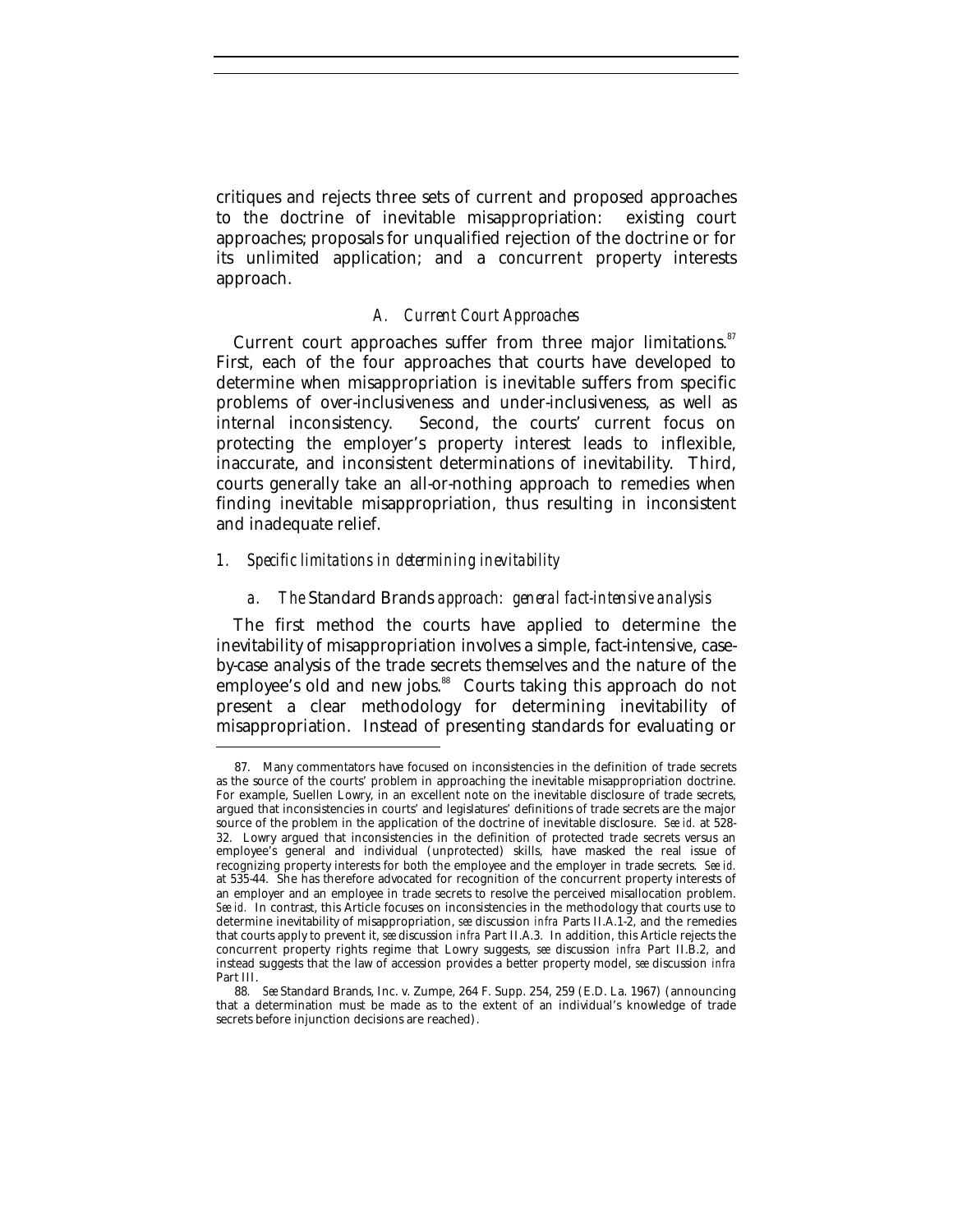critiques and rejects three sets of current and proposed approaches to the doctrine of inevitable misappropriation: existing court approaches; proposals for unqualified rejection of the doctrine or for its unlimited application; and a concurrent property interests approach.

### *A. Current Court Approaches*

Current court approaches suffer from three major limitations.[87] First, each of the four approaches that courts have developed to determine when misappropriation is inevitable suffers from specific problems of over-inclusiveness and under-inclusiveness, as well as internal inconsistency. Second, the courts' current focus on protecting the employer's property interest leads to inflexible, inaccurate, and inconsistent determinations of inevitability. Third, courts generally take an all-or-nothing approach to remedies when finding inevitable misappropriation, thus resulting in inconsistent and inadequate relief.

#### *1. Specific limitations in determining inevitability*

##### *a. The* Standard Brands *approach: general fact-intensive analysis*

The first method the courts have applied to determine the inevitability of misappropriation involves a simple, fact-intensive, case-by-case analysis of the trade secrets themselves and the nature of the employee's old and new jobs.[88] Courts taking this approach do not present a clear methodology for determining inevitability of misappropriation. Instead of presenting standards for evaluating or

---

87. Many commentators have focused on inconsistencies in the definition of trade secrets as the source of the courts' problem in approaching the inevitable misappropriation doctrine. For example, Suellen Lowry, in an excellent note on the inevitable disclosure of trade secrets, argued that inconsistencies in courts' and legislatures' definitions of trade secrets are the major source of the problem in the application of the doctrine of inevitable disclosure. *See id.* at 528-32. Lowry argued that inconsistencies in the definition of protected trade secrets versus an employee's general and individual (unprotected) skills, have masked the real issue of recognizing property interests for both the employee and the employer in trade secrets. *See id.* at 535-44. She has therefore advocated for recognition of the concurrent property interests of an employer and an employee in trade secrets to resolve the perceived misallocation problem. *See id.* In contrast, this Article focuses on inconsistencies in the methodology that courts use to determine inevitability of misappropriation, *see* discussion *infra* Parts II.A.1-2, and the remedies that courts apply to prevent it, *see* discussion *infra* Part II.A.3. In addition, this Article rejects the concurrent property rights regime that Lowry suggests, *see* discussion *infra* Part II.B.2, and instead suggests that the law of accession provides a better property model, *see* discussion *infra* Part III.

88. *See* Standard Brands, Inc. v. Zumpe, 264 F. Supp. 254, 259 (E.D. La. 1967) (announcing that a determination must be made as to the extent of an individual's knowledge of trade secrets before injunction decisions are reached).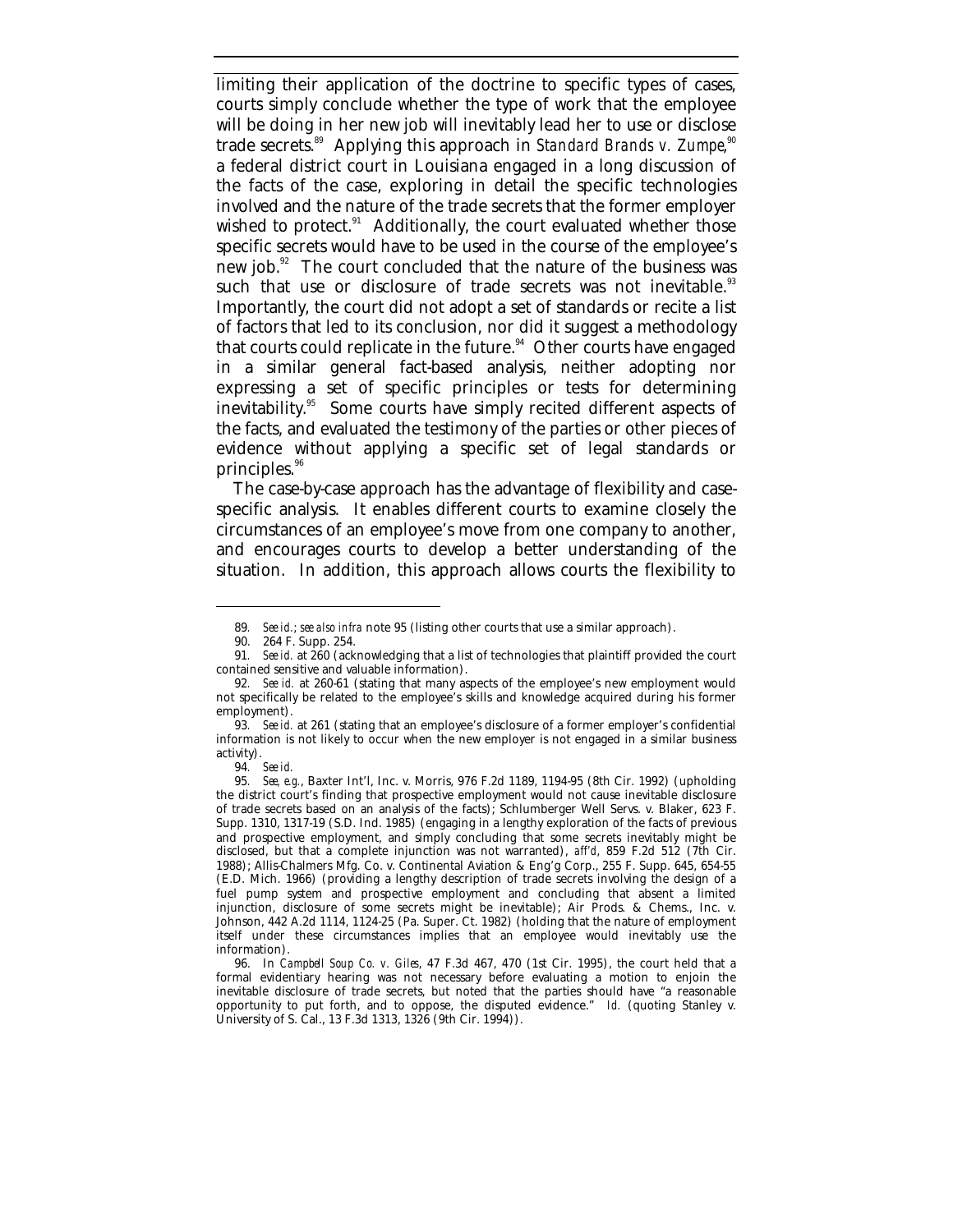limiting their application of the doctrine to specific types of cases, courts simply conclude whether the type of work that the employee will be doing in her new job will inevitably lead her to use or disclose trade secrets.[89] Applying this approach in *Standard Brands v. Zumpe*,[90] a federal district court in Louisiana engaged in a long discussion of the facts of the case, exploring in detail the specific technologies involved and the nature of the trade secrets that the former employer wished to protect.[91] Additionally, the court evaluated whether those specific secrets would have to be used in the course of the employee's new job.[92] The court concluded that the nature of the business was such that use or disclosure of trade secrets was not inevitable.[93] Importantly, the court did not adopt a set of standards or recite a list of factors that led to its conclusion, nor did it suggest a methodology that courts could replicate in the future.[94] Other courts have engaged in a similar general fact-based analysis, neither adopting nor expressing a set of specific principles or tests for determining inevitability.[95] Some courts have simply recited different aspects of the facts, and evaluated the testimony of the parties or other pieces of evidence without applying a specific set of legal standards or principles.[96]

The case-by-case approach has the advantage of flexibility and case-specific analysis. It enables different courts to examine closely the circumstances of an employee's move from one company to another, and encourages courts to develop a better understanding of the situation. In addition, this approach allows courts the flexibility to

---

89. *See id.*; *see also infra* note 95 (listing other courts that use a similar approach).

90. 264 F. Supp. 254.

91. *See id.* at 260 (acknowledging that a list of technologies that plaintiff provided the court contained sensitive and valuable information).

92. *See id.* at 260-61 (stating that many aspects of the employee's new employment would not specifically be related to the employee's skills and knowledge acquired during his former employment).

93. *See id.* at 261 (stating that an employee's disclosure of a former employer's confidential information is not likely to occur when the new employer is not engaged in a similar business activity).

94. *See id.*

95. *See, e.g.*, Baxter Int'l, Inc. v. Morris, 976 F.2d 1189, 1194-95 (8th Cir. 1992) (upholding the district court's finding that prospective employment would not cause inevitable disclosure of trade secrets based on an analysis of the facts); Schlumberger Well Servs. v. Blaker, 623 F. Supp. 1310, 1317-19 (S.D. Ind. 1985) (engaging in a lengthy exploration of the facts of previous and prospective employment, and simply concluding that some secrets inevitably might be disclosed, but that a complete injunction was not warranted), *aff'd*, 859 F.2d 512 (7th Cir. 1988); Allis-Chalmers Mfg. Co. v. Continental Aviation & Eng'g Corp., 255 F. Supp. 645, 654-55 (E.D. Mich. 1966) (providing a lengthy description of trade secrets involving the design of a fuel pump system and prospective employment and concluding that absent a limited injunction, disclosure of some secrets might be inevitable); Air Prods. & Chems., Inc. v. Johnson, 442 A.2d 1114, 1124-25 (Pa. Super. Ct. 1982) (holding that the nature of employment itself under these circumstances implies that an employee would inevitably use the information).

96. In *Campbell Soup Co. v. Giles*, 47 F.3d 467, 470 (1st Cir. 1995), the court held that a formal evidentiary hearing was not necessary before evaluating a motion to enjoin the inevitable disclosure of trade secrets, but noted that the parties should have "a reasonable opportunity to put forth, and to oppose, the disputed evidence." *Id.* (quoting Stanley v. University of S. Cal., 13 F.3d 1313, 1326 (9th Cir. 1994)).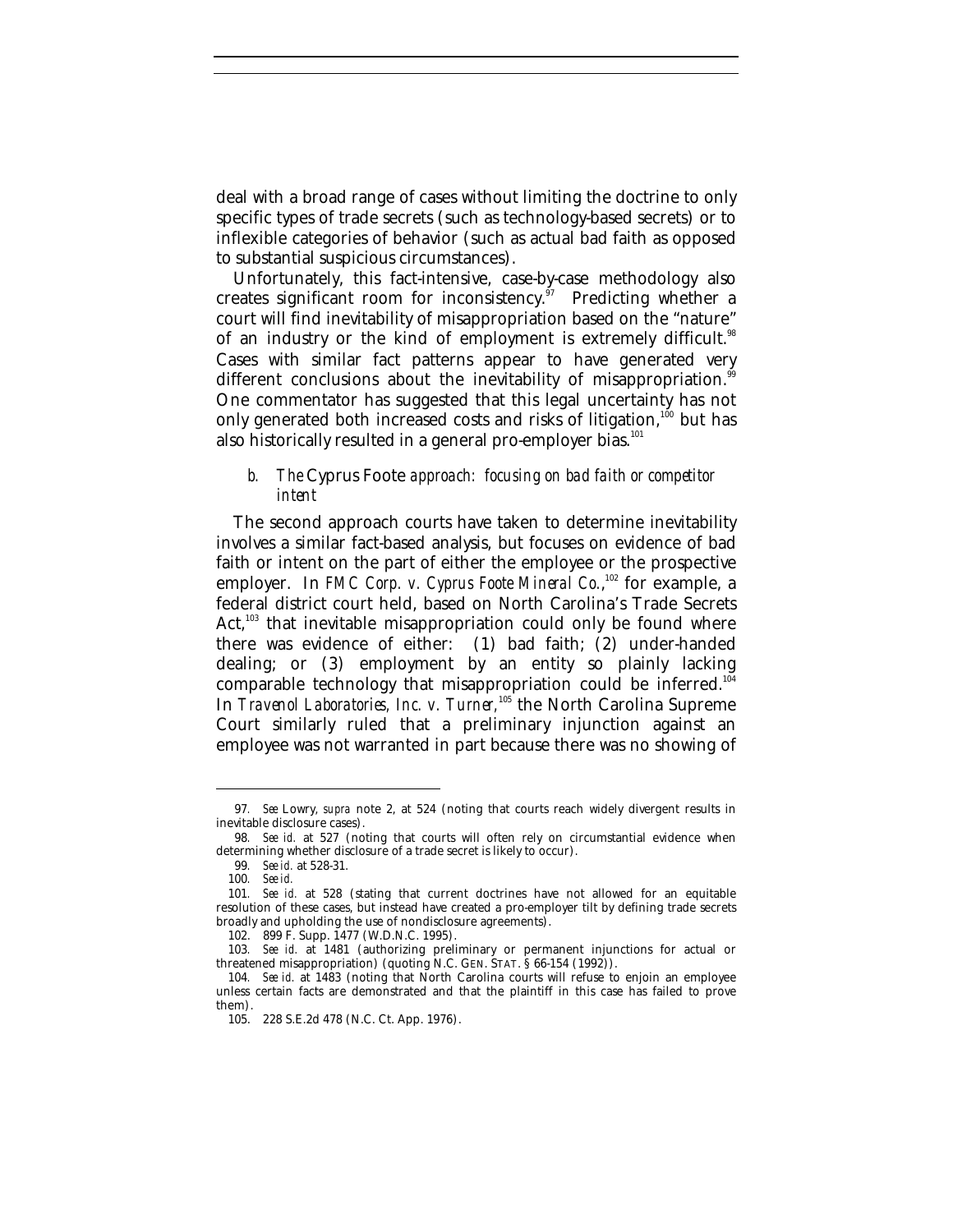deal with a broad range of cases without limiting the doctrine to only specific types of trade secrets (such as technology-based secrets) or to inflexible categories of behavior (such as actual bad faith as opposed to substantial suspicious circumstances).

Unfortunately, this fact-intensive, case-by-case methodology also creates significant room for inconsistency.[97] Predicting whether a court will find inevitability of misappropriation based on the "nature" of an industry or the kind of employment is extremely difficult.[98] Cases with similar fact patterns appear to have generated very different conclusions about the inevitability of misappropriation.[99] One commentator has suggested that this legal uncertainty has not only generated both increased costs and risks of litigation,[100] but has also historically resulted in a general pro-employer bias.[101]

#### *b. The* Cyprus Foote *approach: focusing on bad faith or competitor intent*

The second approach courts have taken to determine inevitability involves a similar fact-based analysis, but focuses on evidence of bad faith or intent on the part of either the employee or the prospective employer. In *FMC Corp. v. Cyprus Foote Mineral Co.*,[102] for example, a federal district court held, based on North Carolina's Trade Secrets Act,[103] that inevitable misappropriation could only be found where there was evidence of either: (1) bad faith; (2) under-handed dealing; or (3) employment by an entity so plainly lacking comparable technology that misappropriation could be inferred.[104] In *Travenol Laboratories, Inc. v. Turner*,[105] the North Carolina Supreme Court similarly ruled that a preliminary injunction against an employee was not warranted in part because there was no showing of

---

97. *See* Lowry, *supra* note 2, at 524 (noting that courts reach widely divergent results in inevitable disclosure cases).

98. *See id.* at 527 (noting that courts will often rely on circumstantial evidence when determining whether disclosure of a trade secret is likely to occur).

99. *See id.* at 528-31.

100. *See id.*

101. *See id.* at 528 (stating that current doctrines have not allowed for an equitable resolution of these cases, but instead have created a pro-employer tilt by defining trade secrets broadly and upholding the use of nondisclosure agreements).

102. 899 F. Supp. 1477 (W.D.N.C. 1995).

103. *See id.* at 1481 (authorizing preliminary or permanent injunctions for actual or threatened misappropriation) (quoting N.C. GEN. STAT. § 66-154 (1992)).

104. *See id.* at 1483 (noting that North Carolina courts will refuse to enjoin an employee unless certain facts are demonstrated and that the plaintiff in this case has failed to prove them).

105. 228 S.E.2d 478 (N.C. Ct. App. 1976).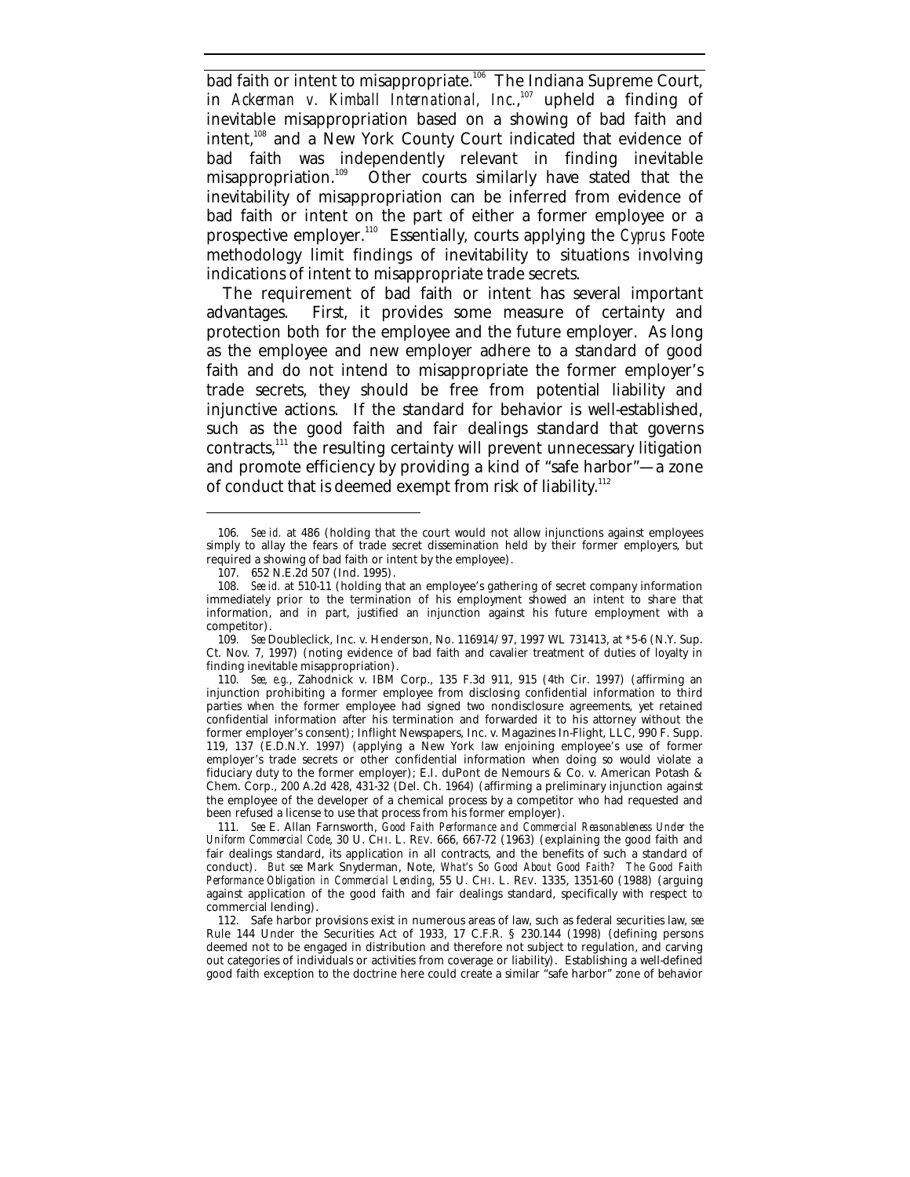bad faith or intent to misappropriate.[106] The Indiana Supreme Court, in *Ackerman v. Kimball International, Inc.*,[107] upheld a finding of inevitable misappropriation based on a showing of bad faith and intent,[108] and a New York County Court indicated that evidence of bad faith was independently relevant in finding inevitable misappropriation.[109] Other courts similarly have stated that the inevitability of misappropriation can be inferred from evidence of bad faith or intent on the part of either a former employee or a prospective employer.[110] Essentially, courts applying the *Cyprus Foote* methodology limit findings of inevitability to situations involving indications of intent to misappropriate trade secrets.

The requirement of bad faith or intent has several important advantages. First, it provides some measure of certainty and protection both for the employee and the future employer. As long as the employee and new employer adhere to a standard of good faith and do not intend to misappropriate the former employer's trade secrets, they should be free from potential liability and injunctive actions. If the standard for behavior is well-established, such as the good faith and fair dealings standard that governs contracts,[111] the resulting certainty will prevent unnecessary litigation and promote efficiency by providing a kind of "safe harbor"—a zone of conduct that is deemed exempt from risk of liability.[112]

---

106. *See id.* at 486 (holding that the court would not allow injunctions against employees simply to allay the fears of trade secret dissemination held by their former employers, but required a showing of bad faith or intent by the employee).

107. 652 N.E.2d 507 (Ind. 1995).

108. *See id.* at 510-11 (holding that an employee's gathering of secret company information immediately prior to the termination of his employment showed an intent to share that information, and in part, justified an injunction against his future employment with a competitor).

109. *See* Doubleclick, Inc. v. Henderson, No. 116914/97, 1997 WL 731413, at *5-6 (N.Y. Sup. Ct. Nov. 7, 1997) (noting evidence of bad faith and cavalier treatment of duties of loyalty in finding inevitable misappropriation).

110. *See, e.g.*, Zahodnick v. IBM Corp., 135 F.3d 911, 915 (4th Cir. 1997) (affirming an injunction prohibiting a former employee from disclosing confidential information to third parties when the former employee had signed two nondisclosure agreements, yet retained confidential information after his termination and forwarded it to his attorney without the former employer's consent); Inflight Newspapers, Inc. v. Magazines In-Flight, LLC, 990 F. Supp. 119, 137 (E.D.N.Y. 1997) (applying a New York law enjoining employee's use of former employer's trade secrets or other confidential information when doing so would violate a fiduciary duty to the former employer); E.I. duPont de Nemours & Co. v. American Potash & Chem. Corp., 200 A.2d 428, 431-32 (Del. Ch. 1964) (affirming a preliminary injunction against the employee of the developer of a chemical process by a competitor who had requested and been refused a license to use that process from his former employer).

111. *See* E. Allan Farnsworth, *Good Faith Performance and Commercial Reasonableness Under the Uniform Commercial Code*, 30 U. CHI. L. REV. 666, 667-72 (1963) (explaining the good faith and fair dealings standard, its application in all contracts, and the benefits of such a standard of conduct). *But see* Mark Snyderman, Note, *What's So Good About Good Faith? The Good Faith Performance Obligation in Commercial Lending*, 55 U. CHI. L. REV. 1335, 1351-60 (1988) (arguing against application of the good faith and fair dealings standard, specifically with respect to commercial lending).

112. Safe harbor provisions exist in numerous areas of law, such as federal securities law, *see* Rule 144 Under the Securities Act of 1933, 17 C.F.R. § 230.144 (1998) (defining persons deemed not to be engaged in distribution and therefore not subject to regulation, and carving out categories of individuals or activities from coverage or liability). Establishing a well-defined good faith exception to the doctrine here could create a similar "safe harbor" zone of behavior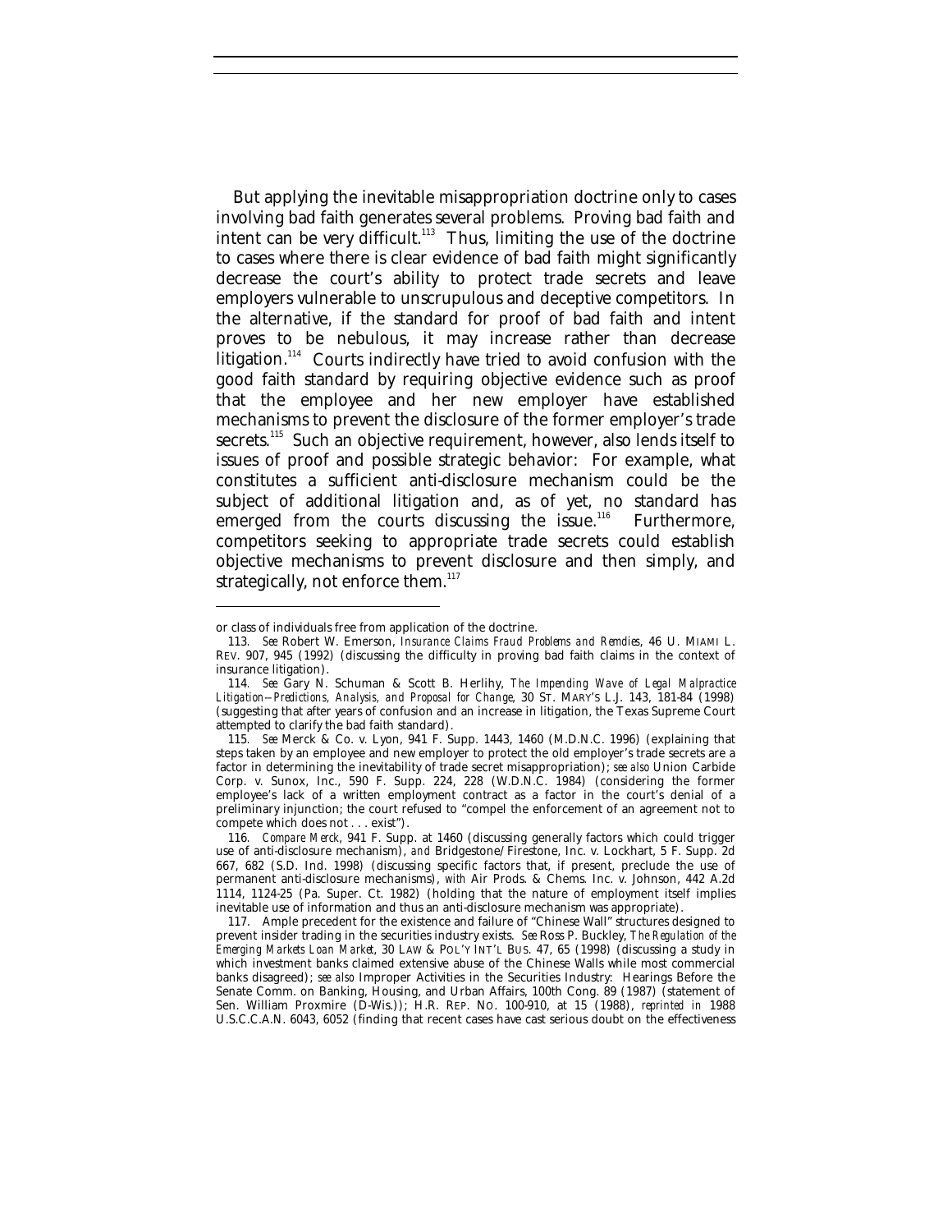But applying the inevitable misappropriation doctrine only to cases involving bad faith generates several problems. Proving bad faith and intent can be very difficult.[113] Thus, limiting the use of the doctrine to cases where there is clear evidence of bad faith might significantly decrease the court's ability to protect trade secrets and leave employers vulnerable to unscrupulous and deceptive competitors. In the alternative, if the standard for proof of bad faith and intent proves to be nebulous, it may increase rather than decrease litigation.[114] Courts indirectly have tried to avoid confusion with the good faith standard by requiring objective evidence such as proof that the employee and her new employer have established mechanisms to prevent the disclosure of the former employer's trade secrets.[115] Such an objective requirement, however, also lends itself to issues of proof and possible strategic behavior: For example, what constitutes a sufficient anti-disclosure mechanism could be the subject of additional litigation and, as of yet, no standard has emerged from the courts discussing the issue.[116] Furthermore, competitors seeking to appropriate trade secrets could establish objective mechanisms to prevent disclosure and then simply, and strategically, not enforce them.[117]

---

or class of individuals free from application of the doctrine.

113. *See* Robert W. Emerson, *Insurance Claims Fraud Problems and Remdies*, 46 U. MIAMI L. REV. 907, 945 (1992) (discussing the difficulty in proving bad faith claims in the context of insurance litigation).

114. *See* Gary N. Schuman & Scott B. Herlihy, *The Impending Wave of Legal Malpractice Litigation--Predictions, Analysis, and Proposal for Change*, 30 ST. MARY'S L.J. 143, 181-84 (1998) (suggesting that after years of confusion and an increase in litigation, the Texas Supreme Court attempted to clarify the bad faith standard).

115. *See* Merck & Co. v. Lyon, 941 F. Supp. 1443, 1460 (M.D.N.C. 1996) (explaining that steps taken by an employee and new employer to protect the old employer's trade secrets are a factor in determining the inevitability of trade secret misappropriation); *see also* Union Carbide Corp. v. Sunox, Inc., 590 F. Supp. 224, 228 (W.D.N.C. 1984) (considering the former employee's lack of a written employment contract as a factor in the court's denial of a preliminary injunction; the court refused to "compel the enforcement of an agreement not to compete which does not . . . exist").

116. *Compare Merck*, 941 F. Supp. at 1460 (discussing generally factors which could trigger use of anti-disclosure mechanism), *and* Bridgestone/Firestone, Inc. v. Lockhart, 5 F. Supp. 2d 667, 682 (S.D. Ind. 1998) (discussing specific factors that, if present, preclude the use of permanent anti-disclosure mechanisms), *with* Air Prods. & Chems. Inc. v. Johnson, 442 A.2d 1114, 1124-25 (Pa. Super. Ct. 1982) (holding that the nature of employment itself implies inevitable use of information and thus an anti-disclosure mechanism was appropriate).

117. Ample precedent for the existence and failure of "Chinese Wall" structures designed to prevent insider trading in the securities industry exists. *See* Ross P. Buckley, *The Regulation of the Emerging Markets Loan Market*, 30 LAW & POL'Y INT'L BUS. 47, 65 (1998) (discussing a study in which investment banks claimed extensive abuse of the Chinese Walls while most commercial banks disagreed); *see also* Improper Activities in the Securities Industry: Hearings Before the Senate Comm. on Banking, Housing, and Urban Affairs, 100th Cong. 89 (1987) (statement of Sen. William Proxmire (D-Wis.)); H.R. REP. NO. 100-910, at 15 (1988), *reprinted in* 1988 U.S.C.C.A.N. 6043, 6052 (finding that recent cases have cast serious doubt on the effectiveness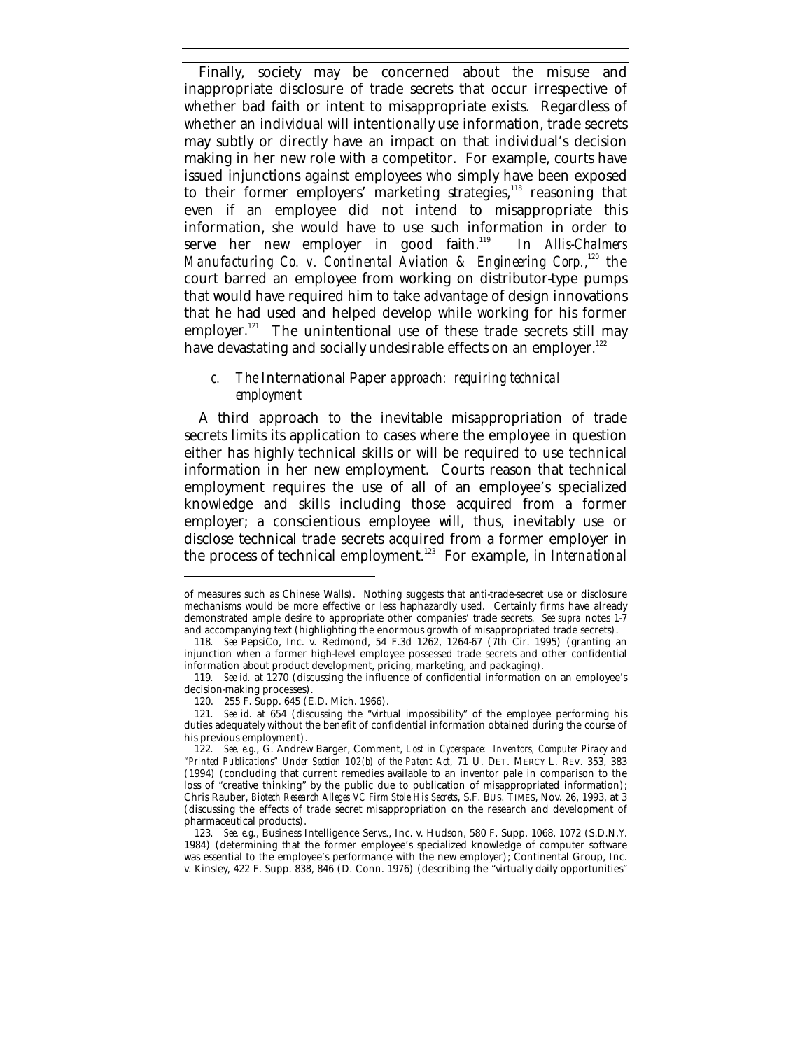Finally, society may be concerned about the misuse and inappropriate disclosure of trade secrets that occur irrespective of whether bad faith or intent to misappropriate exists. Regardless of whether an individual will intentionally use information, trade secrets may subtly or directly have an impact on that individual's decision making in her new role with a competitor. For example, courts have issued injunctions against employees who simply have been exposed to their former employers' marketing strategies,[118] reasoning that even if an employee did not intend to misappropriate this information, she would have to use such information in order to serve her new employer in good faith.[119] In *Allis-Chalmers Manufacturing Co. v. Continental Aviation & Engineering Corp.*,[120] the court barred an employee from working on distributor-type pumps that would have required him to take advantage of design innovations that he had used and helped develop while working for his former employer.[121] The unintentional use of these trade secrets still may have devastating and socially undesirable effects on an employer.[122]

### *c. The* International Paper *approach: requiring technical employment*

A third approach to the inevitable misappropriation of trade secrets limits its application to cases where the employee in question either has highly technical skills or will be required to use technical information in her new employment. Courts reason that technical employment requires the use of all of an employee's specialized knowledge and skills including those acquired from a former employer; a conscientious employee will, thus, inevitably use or disclose technical trade secrets acquired from a former employer in the process of technical employment.[123] For example, in *International*

---

of measures such as Chinese Walls). Nothing suggests that anti-trade-secret use or disclosure mechanisms would be more effective or less haphazardly used. Certainly firms have already demonstrated ample desire to appropriate other companies' trade secrets. *See supra* notes 1-7 and accompanying text (highlighting the enormous growth of misappropriated trade secrets).

118. *See* PepsiCo, Inc. v. Redmond, 54 F.3d 1262, 1264-67 (7th Cir. 1995) (granting an injunction when a former high-level employee possessed trade secrets and other confidential information about product development, pricing, marketing, and packaging).

119. *See id.* at 1270 (discussing the influence of confidential information on an employee's decision-making processes).

120. 255 F. Supp. 645 (E.D. Mich. 1966).

121. *See id.* at 654 (discussing the "virtual impossibility" of the employee performing his duties adequately without the benefit of confidential information obtained during the course of his previous employment).

122. *See, e.g.*, G. Andrew Barger, Comment, *Lost in Cyberspace: Inventors, Computer Piracy and "Printed Publications" Under Section 102(b) of the Patent Act*, 71 U. DET. MERCY L. REV. 353, 383 (1994) (concluding that current remedies available to an inventor pale in comparison to the loss of "creative thinking" by the public due to publication of misappropriated information); Chris Rauber, *Biotech Research Alleges VC Firm Stole His Secrets*, S.F. BUS. TIMES, Nov. 26, 1993, at 3 (discussing the effects of trade secret misappropriation on the research and development of pharmaceutical products).

123. *See, e.g.*, Business Intelligence Servs., Inc. v. Hudson, 580 F. Supp. 1068, 1072 (S.D.N.Y. 1984) (determining that the former employee's specialized knowledge of computer software was essential to the employee's performance with the new employer); Continental Group, Inc. v. Kinsley, 422 F. Supp. 838, 846 (D. Conn. 1976) (describing the "virtually daily opportunities"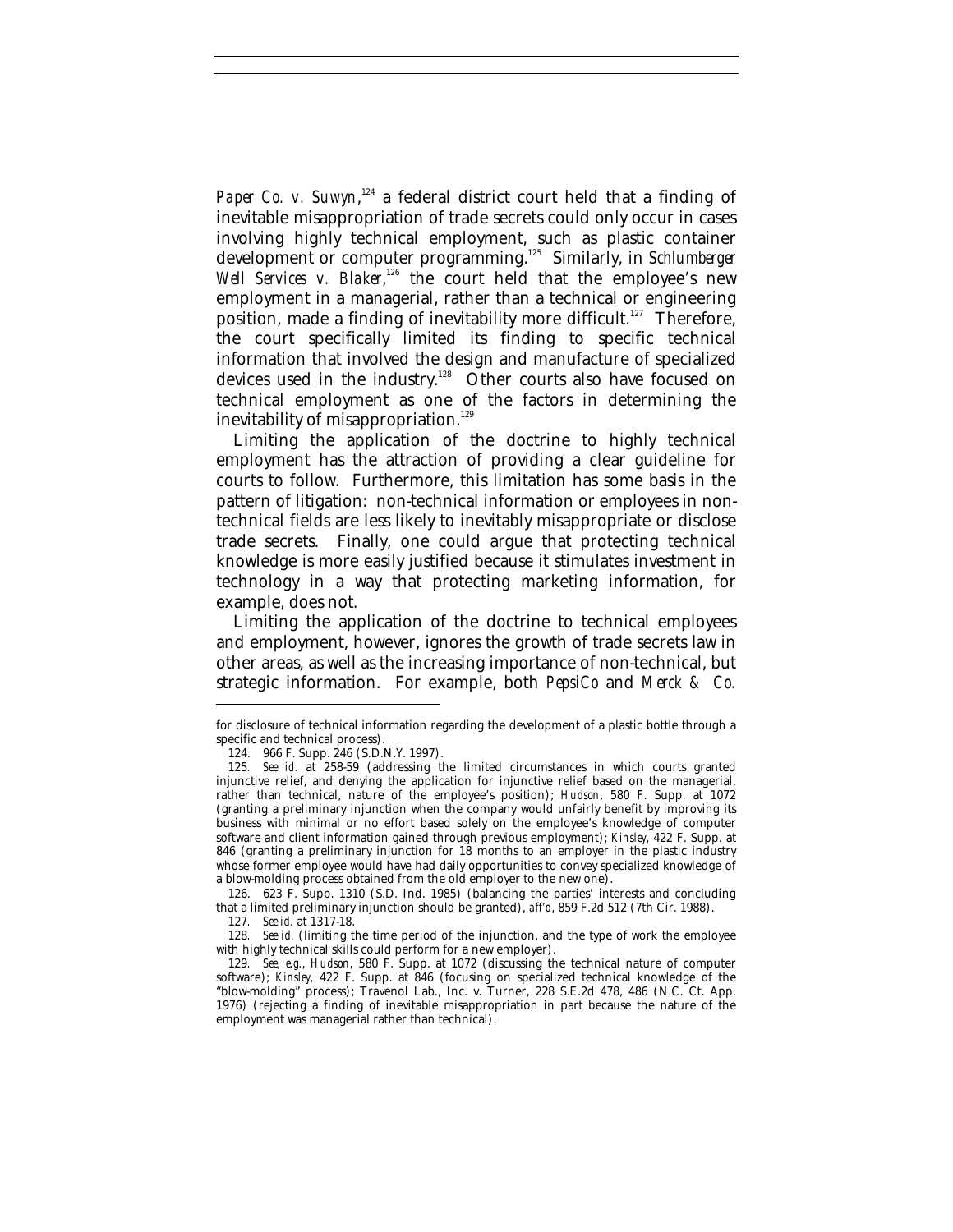*Paper Co. v. Suwyn*,[124] a federal district court held that a finding of inevitable misappropriation of trade secrets could only occur in cases involving highly technical employment, such as plastic container development or computer programming.[125] Similarly, in *Schlumberger Well Services v. Blaker*,[126] the court held that the employee's new employment in a managerial, rather than a technical or engineering position, made a finding of inevitability more difficult.[127] Therefore, the court specifically limited its finding to specific technical information that involved the design and manufacture of specialized devices used in the industry.[128] Other courts also have focused on technical employment as one of the factors in determining the inevitability of misappropriation.[129]

Limiting the application of the doctrine to highly technical employment has the attraction of providing a clear guideline for courts to follow. Furthermore, this limitation has some basis in the pattern of litigation: non-technical information or employees in non-technical fields are less likely to inevitably misappropriate or disclose trade secrets. Finally, one could argue that protecting technical knowledge is more easily justified because it stimulates investment in technology in a way that protecting marketing information, for example, does not.

Limiting the application of the doctrine to technical employees and employment, however, ignores the growth of trade secrets law in other areas, as well as the increasing importance of non-technical, but strategic information. For example, both *PepsiCo* and *Merck & Co.*

---

for disclosure of technical information regarding the development of a plastic bottle through a specific and technical process).

124. 966 F. Supp. 246 (S.D.N.Y. 1997).

125. *See id.* at 258-59 (addressing the limited circumstances in which courts granted injunctive relief, and denying the application for injunctive relief based on the managerial, rather than technical, nature of the employee's position); *Hudson*, 580 F. Supp. at 1072 (granting a preliminary injunction when the company would unfairly benefit by improving its business with minimal or no effort based solely on the employee's knowledge of computer software and client information gained through previous employment); *Kinsley*, 422 F. Supp. at 846 (granting a preliminary injunction for 18 months to an employer in the plastic industry whose former employee would have had daily opportunities to convey specialized knowledge of a blow-molding process obtained from the old employer to the new one).

126. 623 F. Supp. 1310 (S.D. Ind. 1985) (balancing the parties' interests and concluding that a limited preliminary injunction should be granted), *aff'd*, 859 F.2d 512 (7th Cir. 1988).

127. *See id.* at 1317-18.

128. *See id.* (limiting the time period of the injunction, and the type of work the employee with highly technical skills could perform for a new employer).

129. *See, e.g.*, *Hudson*, 580 F. Supp. at 1072 (discussing the technical nature of computer software); *Kinsley*, 422 F. Supp. at 846 (focusing on specialized technical knowledge of the "blow-molding" process); Travenol Lab., Inc. v. Turner, 228 S.E.2d 478, 486 (N.C. Ct. App. 1976) (rejecting a finding of inevitable misappropriation in part because the nature of the employment was managerial rather than technical).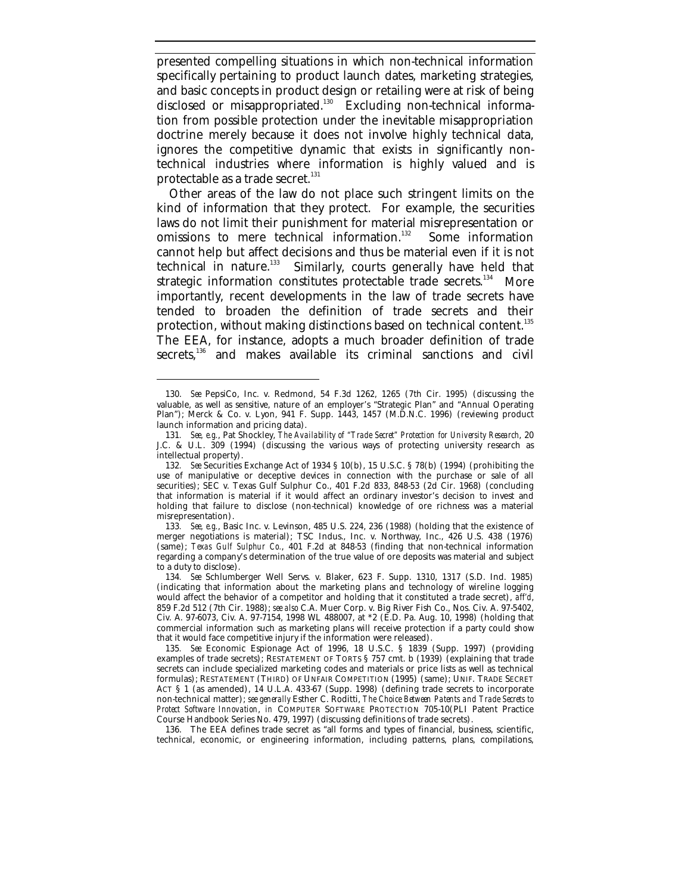presented compelling situations in which non-technical information specifically pertaining to product launch dates, marketing strategies, and basic concepts in product design or retailing were at risk of being disclosed or misappropriated.[130] Excluding non-technical information from possible protection under the inevitable misappropriation doctrine merely because it does not involve highly technical data, ignores the competitive dynamic that exists in significantly non-technical industries where information is highly valued and is protectable as a trade secret.[131]

Other areas of the law do not place such stringent limits on the kind of information that they protect. For example, the securities laws do not limit their punishment for material misrepresentation or omissions to mere technical information.[132] Some information cannot help but affect decisions and thus be material even if it is not technical in nature.[133] Similarly, courts generally have held that strategic information constitutes protectable trade secrets.[134] More importantly, recent developments in the law of trade secrets have tended to broaden the definition of trade secrets and their protection, without making distinctions based on technical content.[135] The EEA, for instance, adopts a much broader definition of trade secrets,[136] and makes available its criminal sanctions and civil

---

130. *See* PepsiCo, Inc. v. Redmond, 54 F.3d 1262, 1265 (7th Cir. 1995) (discussing the valuable, as well as sensitive, nature of an employer's "Strategic Plan" and "Annual Operating Plan"); Merck & Co. v. Lyon, 941 F. Supp. 1443, 1457 (M.D.N.C. 1996) (reviewing product launch information and pricing data).

131. *See, e.g.*, Pat Shockley, *The Availability of "Trade Secret" Protection for University Research*, 20 J.C. & U.L. 309 (1994) (discussing the various ways of protecting university research as intellectual property).

132. *See* Securities Exchange Act of 1934 § 10(b), 15 U.S.C. § 78(b) (1994) (prohibiting the use of manipulative or deceptive devices in connection with the purchase or sale of all securities); SEC v. Texas Gulf Sulphur Co., 401 F.2d 833, 848-53 (2d Cir. 1968) (concluding that information is material if it would affect an ordinary investor's decision to invest and holding that failure to disclose (non-technical) knowledge of ore richness was a material misrepresentation).

133. *See, e.g.*, Basic Inc. v. Levinson, 485 U.S. 224, 236 (1988) (holding that the existence of merger negotiations is material); TSC Indus., Inc. v. Northway, Inc., 426 U.S. 438 (1976) (same); *Texas Gulf Sulphur Co.*, 401 F.2d at 848-53 (finding that non-technical information regarding a company's determination of the true value of ore deposits was material and subject to a duty to disclose).

134. *See* Schlumberger Well Servs. v. Blaker, 623 F. Supp. 1310, 1317 (S.D. Ind. 1985) (indicating that information about the marketing plans and technology of wireline logging would affect the behavior of a competitor and holding that it constituted a trade secret), *aff'd*, 859 F.2d 512 (7th Cir. 1988); *see also* C.A. Muer Corp. v. Big River Fish Co., Nos. Civ. A. 97-5402, Civ. A. 97-6073, Civ. A. 97-7154, 1998 WL 488007, at *2 (E.D. Pa. Aug. 10, 1998) (holding that commercial information such as marketing plans will receive protection if a party could show that it would face competitive injury if the information were released).

135. *See* Economic Espionage Act of 1996, 18 U.S.C. § 1839 (Supp. 1997) (providing examples of trade secrets); RESTATEMENT OF TORTS § 757 cmt. b (1939) (explaining that trade secrets can include specialized marketing codes and materials or price lists as well as technical formulas); RESTATEMENT (THIRD) OF UNFAIR COMPETITION (1995) (same); UNIF. TRADE SECRET ACT § 1 (as amended), 14 U.L.A. 433-67 (Supp. 1998) (defining trade secrets to incorporate non-technical matter); *see generally* Esther C. Roditti, *The Choice Between Patents and Trade Secrets to Protect Software Innovation*, *in* COMPUTER SOFTWARE PROTECTION 705-10(PLI Patent Practice Course Handbook Series No. 479, 1997) (discussing definitions of trade secrets).

136. The EEA defines trade secret as "all forms and types of financial, business, scientific, technical, economic, or engineering information, including patterns, plans, compilations,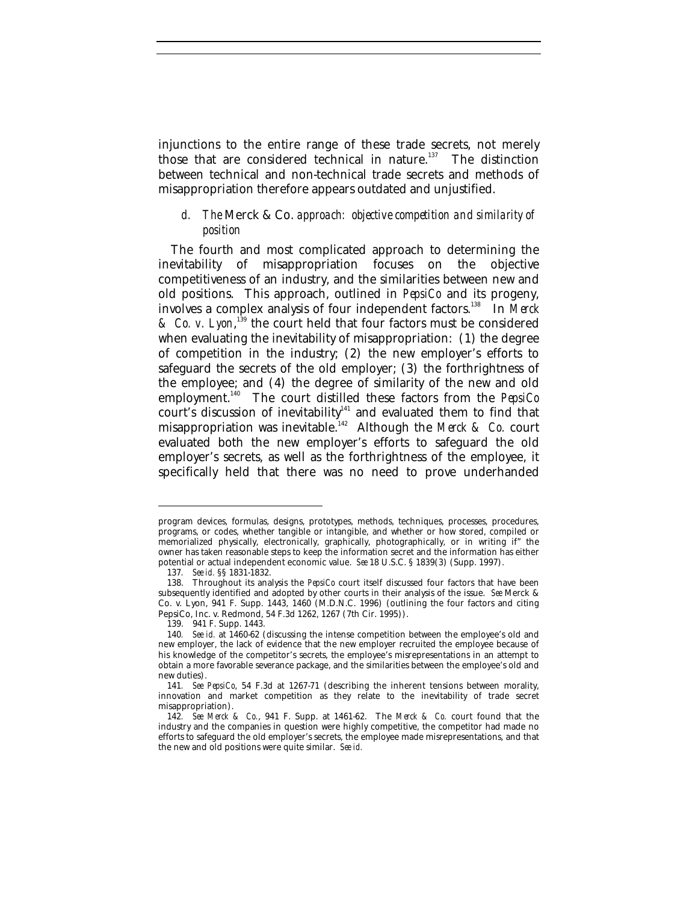injunctions to the entire range of these trade secrets, not merely those that are considered technical in nature.[137] The distinction between technical and non-technical trade secrets and methods of misappropriation therefore appears outdated and unjustified.

*d. The* Merck & Co. *approach: objective competition and similarity of position*

The fourth and most complicated approach to determining the inevitability of misappropriation focuses on the objective competitiveness of an industry, and the similarities between new and old positions. This approach, outlined in *PepsiCo* and its progeny, involves a complex analysis of four independent factors.[138] In *Merck & Co. v. Lyon*,[139] the court held that four factors must be considered when evaluating the inevitability of misappropriation: (1) the degree of competition in the industry; (2) the new employer's efforts to safeguard the secrets of the old employer; (3) the forthrightness of the employee; and (4) the degree of similarity of the new and old employment.[140] The court distilled these factors from the *PepsiCo* court's discussion of inevitability[141] and evaluated them to find that misappropriation was inevitable.[142] Although the *Merck & Co.* court evaluated both the new employer's efforts to safeguard the old employer's secrets, as well as the forthrightness of the employee, it specifically held that there was no need to prove underhanded

---

program devices, formulas, designs, prototypes, methods, techniques, processes, procedures, programs, or codes, whether tangible or intangible, and whether or how stored, compiled or memorialized physically, electronically, graphically, photographically, or in writing if" the owner has taken reasonable steps to keep the information secret and the information has either potential or actual independent economic value. *See* 18 U.S.C. § 1839(3) (Supp. 1997).

137. *See id.* §§ 1831-1832.

138. Throughout its analysis the *PepsiCo* court itself discussed four factors that have been subsequently identified and adopted by other courts in their analysis of the issue. *See* Merck & Co. v. Lyon, 941 F. Supp. 1443, 1460 (M.D.N.C. 1996) (outlining the four factors and citing PepsiCo, Inc. v. Redmond, 54 F.3d 1262, 1267 (7th Cir. 1995)).

139. 941 F. Supp. 1443.

140. *See id.* at 1460-62 (discussing the intense competition between the employee's old and new employer, the lack of evidence that the new employer recruited the employee because of his knowledge of the competitor's secrets, the employee's misrepresentations in an attempt to obtain a more favorable severance package, and the similarities between the employee's old and new duties).

141. *See PepsiCo*, 54 F.3d at 1267-71 (describing the inherent tensions between morality, innovation and market competition as they relate to the inevitability of trade secret misappropriation).

142. *See Merck & Co.*, 941 F. Supp. at 1461-62. The *Merck & Co.* court found that the industry and the companies in question were highly competitive, the competitor had made no efforts to safeguard the old employer's secrets, the employee made misrepresentations, and that the new and old positions were quite similar. *See id.*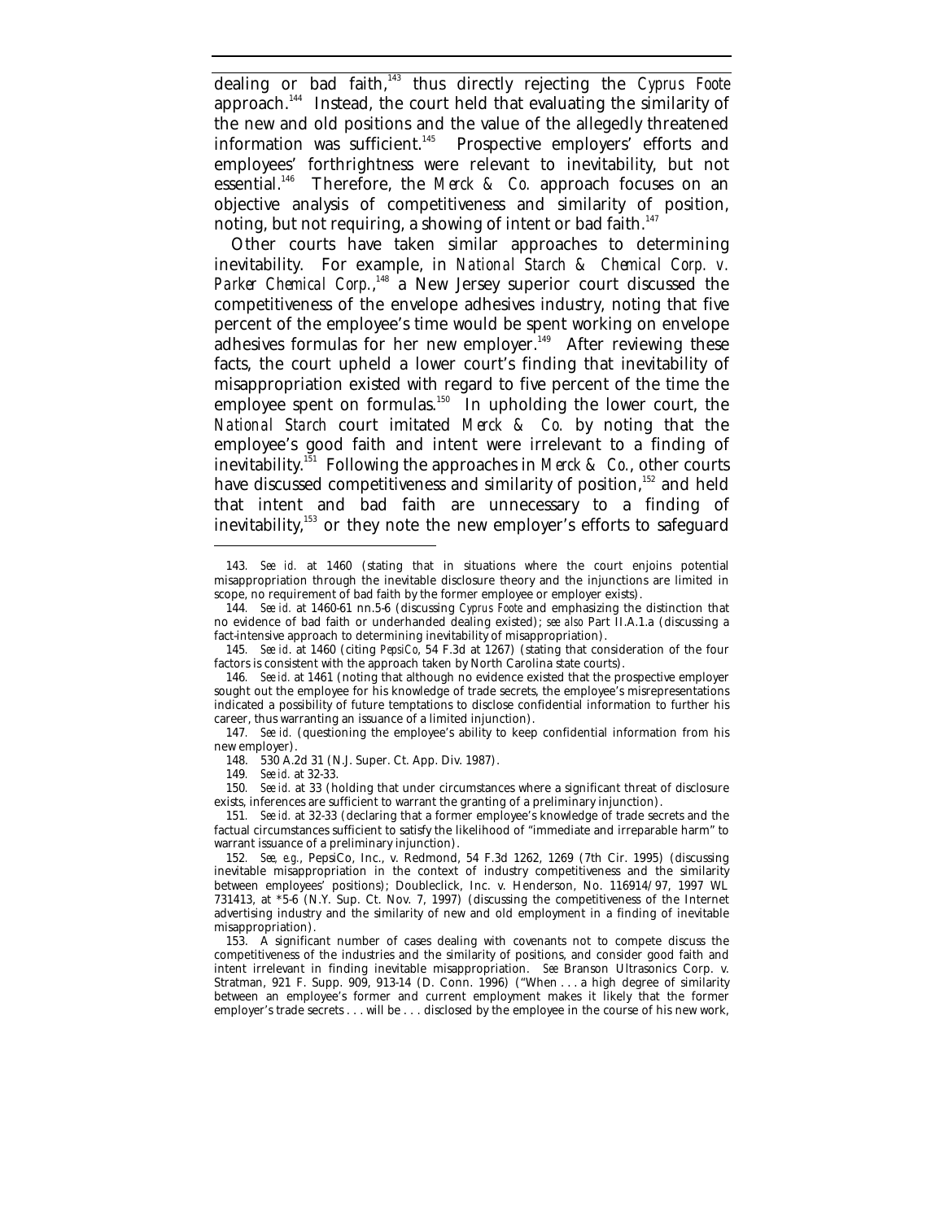dealing or bad faith,[143] thus directly rejecting the *Cyprus Foote* approach.[144] Instead, the court held that evaluating the similarity of the new and old positions and the value of the allegedly threatened information was sufficient.[145] Prospective employers' efforts and employees' forthrightness were relevant to inevitability, but not essential.[146] Therefore, the *Merck & Co.* approach focuses on an objective analysis of competitiveness and similarity of position, noting, but not requiring, a showing of intent or bad faith.[147]

Other courts have taken similar approaches to determining inevitability. For example, in *National Starch & Chemical Corp. v. Parker Chemical Corp.*,[148] a New Jersey superior court discussed the competitiveness of the envelope adhesives industry, noting that five percent of the employee's time would be spent working on envelope adhesives formulas for her new employer.[149] After reviewing these facts, the court upheld a lower court's finding that inevitability of misappropriation existed with regard to five percent of the time the employee spent on formulas.[150] In upholding the lower court, the *National Starch* court imitated *Merck & Co.* by noting that the employee's good faith and intent were irrelevant to a finding of inevitability.[151] Following the approaches in *Merck & Co.*, other courts have discussed competitiveness and similarity of position,[152] and held that intent and bad faith are unnecessary to a finding of inevitability,[153] or they note the new employer's efforts to safeguard

---

143. *See id.* at 1460 (stating that in situations where the court enjoins potential misappropriation through the inevitable disclosure theory and the injunctions are limited in scope, no requirement of bad faith by the former employee or employer exists).

144. *See id.* at 1460-61 nn.5-6 (discussing *Cyprus Foote* and emphasizing the distinction that no evidence of bad faith or underhanded dealing existed); *see also* Part II.A.1.a (discussing a fact-intensive approach to determining inevitability of misappropriation).

145. *See id.* at 1460 (citing *PepsiCo*, 54 F.3d at 1267) (stating that consideration of the four factors is consistent with the approach taken by North Carolina state courts).

146. *See id.* at 1461 (noting that although no evidence existed that the prospective employer sought out the employee for his knowledge of trade secrets, the employee's misrepresentations indicated a possibility of future temptations to disclose confidential information to further his career, thus warranting an issuance of a limited injunction).

147. *See id.* (questioning the employee's ability to keep confidential information from his new employer).

148. 530 A.2d 31 (N.J. Super. Ct. App. Div. 1987).

149. *See id.* at 32-33.

150. *See id.* at 33 (holding that under circumstances where a significant threat of disclosure exists, inferences are sufficient to warrant the granting of a preliminary injunction).

151. *See id.* at 32-33 (declaring that a former employee's knowledge of trade secrets and the factual circumstances sufficient to satisfy the likelihood of "immediate and irreparable harm" to warrant issuance of a preliminary injunction).

152. *See, e.g.*, PepsiCo, Inc., v. Redmond, 54 F.3d 1262, 1269 (7th Cir. 1995) (discussing inevitable misappropriation in the context of industry competitiveness and the similarity between employees' positions); Doubleclick, Inc. v. Henderson, No. 116914/97, 1997 WL 731413, at *5-6 (N.Y. Sup. Ct. Nov. 7, 1997) (discussing the competitiveness of the Internet advertising industry and the similarity of new and old employment in a finding of inevitable misappropriation).

153. A significant number of cases dealing with covenants not to compete discuss the competitiveness of the industries and the similarity of positions, and consider good faith and intent irrelevant in finding inevitable misappropriation. *See* Branson Ultrasonics Corp. v. Stratman, 921 F. Supp. 909, 913-14 (D. Conn. 1996) ("When . . . a high degree of similarity between an employee's former and current employment makes it likely that the former employer's trade secrets . . . will be . . . disclosed by the employee in the course of his new work,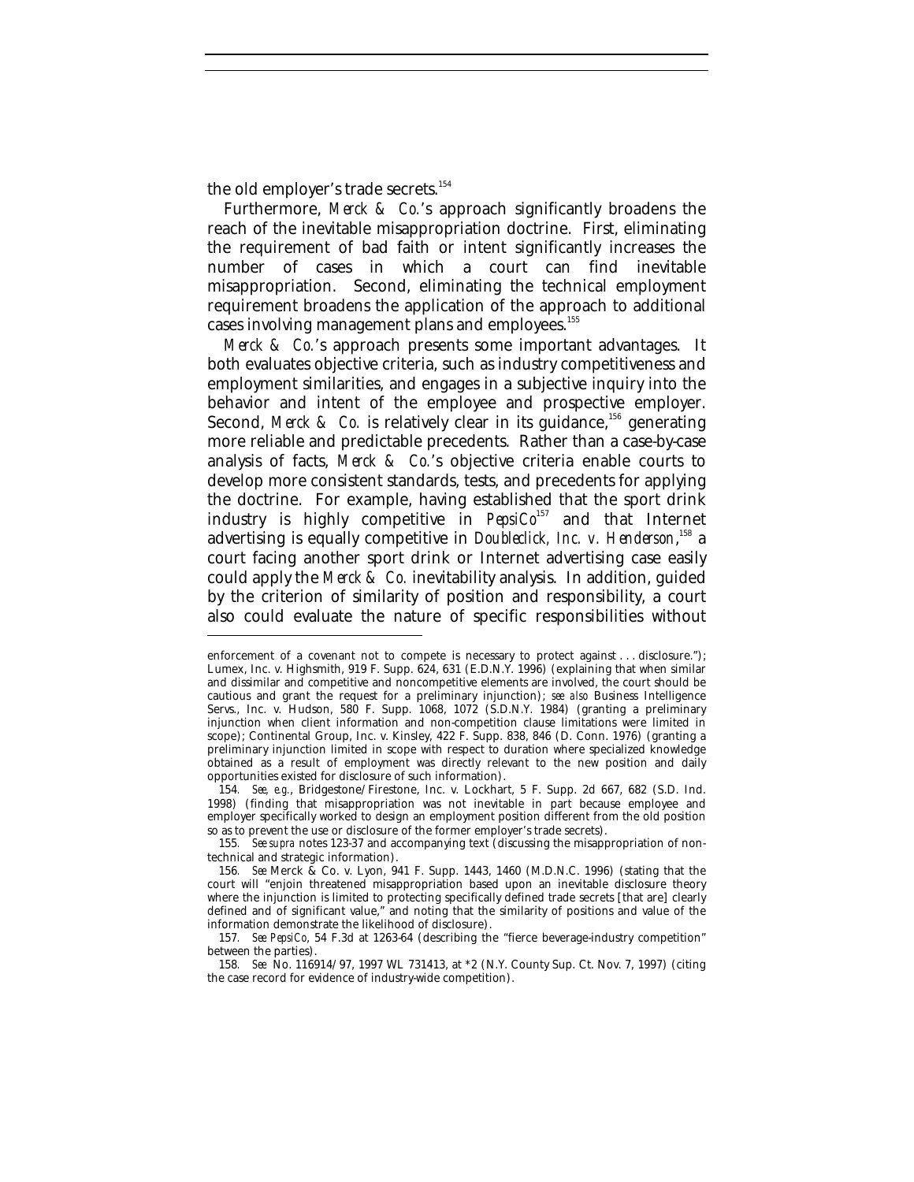the old employer's trade secrets.[154]

Furthermore, *Merck & Co.*'s approach significantly broadens the reach of the inevitable misappropriation doctrine. First, eliminating the requirement of bad faith or intent significantly increases the number of cases in which a court can find inevitable misappropriation. Second, eliminating the technical employment requirement broadens the application of the approach to additional cases involving management plans and employees.[155]

*Merck & Co.*'s approach presents some important advantages. It both evaluates objective criteria, such as industry competitiveness and employment similarities, and engages in a subjective inquiry into the behavior and intent of the employee and prospective employer. Second, *Merck & Co.* is relatively clear in its guidance,[156] generating more reliable and predictable precedents. Rather than a case-by-case analysis of facts, *Merck & Co.*'s objective criteria enable courts to develop more consistent standards, tests, and precedents for applying the doctrine. For example, having established that the sport drink industry is highly competitive in *PepsiCo*[157] and that Internet advertising is equally competitive in *Doubleclick, Inc. v. Henderson*,[158] a court facing another sport drink or Internet advertising case easily could apply the *Merck & Co.* inevitability analysis. In addition, guided by the criterion of similarity of position and responsibility, a court also could evaluate the nature of specific responsibilities without

---

enforcement of a covenant not to compete is necessary to protect against . . . disclosure."); Lumex, Inc. v. Highsmith, 919 F. Supp. 624, 631 (E.D.N.Y. 1996) (explaining that when similar and dissimilar and competitive and noncompetitive elements are involved, the court should be cautious and grant the request for a preliminary injunction); *see also* Business Intelligence Servs., Inc. v. Hudson, 580 F. Supp. 1068, 1072 (S.D.N.Y. 1984) (granting a preliminary injunction when client information and non-competition clause limitations were limited in scope); Continental Group, Inc. v. Kinsley, 422 F. Supp. 838, 846 (D. Conn. 1976) (granting a preliminary injunction limited in scope with respect to duration where specialized knowledge obtained as a result of employment was directly relevant to the new position and daily opportunities existed for disclosure of such information).

154. *See, e.g.*, Bridgestone/Firestone, Inc. v. Lockhart, 5 F. Supp. 2d 667, 682 (S.D. Ind. 1998) (finding that misappropriation was not inevitable in part because employee and employer specifically worked to design an employment position different from the old position so as to prevent the use or disclosure of the former employer's trade secrets).

155. *See supra* notes 123-37 and accompanying text (discussing the misappropriation of non-technical and strategic information).

156. *See* Merck & Co. v. Lyon, 941 F. Supp. 1443, 1460 (M.D.N.C. 1996) (stating that the court will "enjoin threatened misappropriation based upon an inevitable disclosure theory where the injunction is limited to protecting specifically defined trade secrets [that are] clearly defined and of significant value," and noting that the similarity of positions and value of the information demonstrate the likelihood of disclosure).

157. *See PepsiCo*, 54 F.3d at 1263-64 (describing the "fierce beverage-industry competition" between the parties).

158. *See* No. 116914/97, 1997 WL 731413, at *2 (N.Y. County Sup. Ct. Nov. 7, 1997) (citing the case record for evidence of industry-wide competition).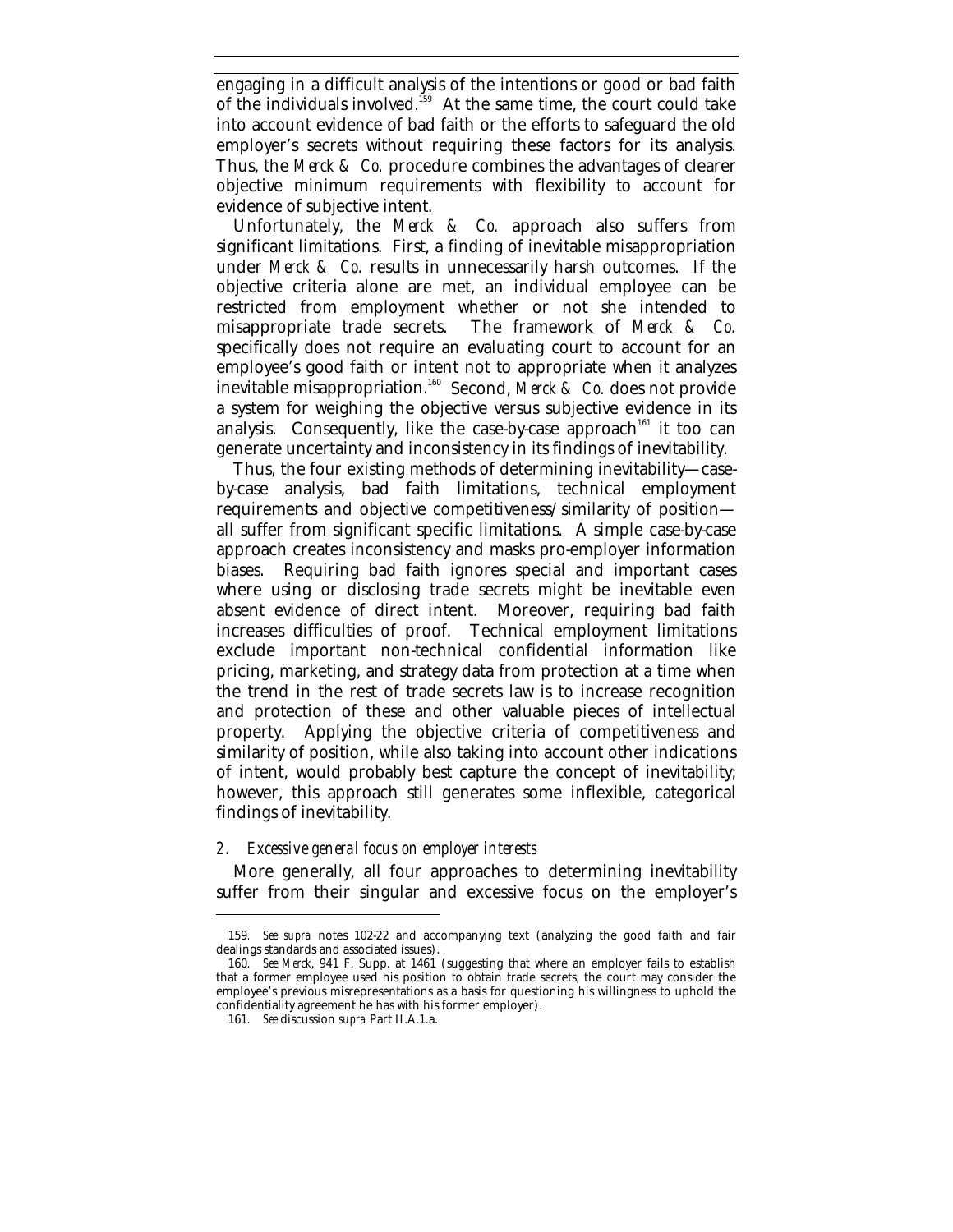engaging in a difficult analysis of the intentions or good or bad faith of the individuals involved.[159] At the same time, the court could take into account evidence of bad faith or the efforts to safeguard the old employer's secrets without requiring these factors for its analysis. Thus, the *Merck & Co.* procedure combines the advantages of clearer objective minimum requirements with flexibility to account for evidence of subjective intent.

Unfortunately, the *Merck & Co.* approach also suffers from significant limitations. First, a finding of inevitable misappropriation under *Merck & Co.* results in unnecessarily harsh outcomes. If the objective criteria alone are met, an individual employee can be restricted from employment whether or not she intended to misappropriate trade secrets. The framework of *Merck & Co.* specifically does not require an evaluating court to account for an employee's good faith or intent not to appropriate when it analyzes inevitable misappropriation.[160] Second, *Merck & Co.* does not provide a system for weighing the objective versus subjective evidence in its analysis. Consequently, like the case-by-case approach[161] it too can generate uncertainty and inconsistency in its findings of inevitability.

Thus, the four existing methods of determining inevitability—case-by-case analysis, bad faith limitations, technical employment requirements and objective competitiveness/similarity of position—all suffer from significant specific limitations. A simple case-by-case approach creates inconsistency and masks pro-employer information biases. Requiring bad faith ignores special and important cases where using or disclosing trade secrets might be inevitable even absent evidence of direct intent. Moreover, requiring bad faith increases difficulties of proof. Technical employment limitations exclude important non-technical confidential information like pricing, marketing, and strategy data from protection at a time when the trend in the rest of trade secrets law is to increase recognition and protection of these and other valuable pieces of intellectual property. Applying the objective criteria of competitiveness and similarity of position, while also taking into account other indications of intent, would probably best capture the concept of inevitability; however, this approach still generates some inflexible, categorical findings of inevitability.

### 2. *Excessive general focus on employer interests*

More generally, all four approaches to determining inevitability suffer from their singular and excessive focus on the employer's

---

159. *See supra* notes 102-22 and accompanying text (analyzing the good faith and fair dealings standards and associated issues).

160. *See Merck*, 941 F. Supp. at 1461 (suggesting that where an employer fails to establish that a former employee used his position to obtain trade secrets, the court may consider the employee's previous misrepresentations as a basis for questioning his willingness to uphold the confidentiality agreement he has with his former employer).

161. *See* discussion *supra* Part II.A.1.a.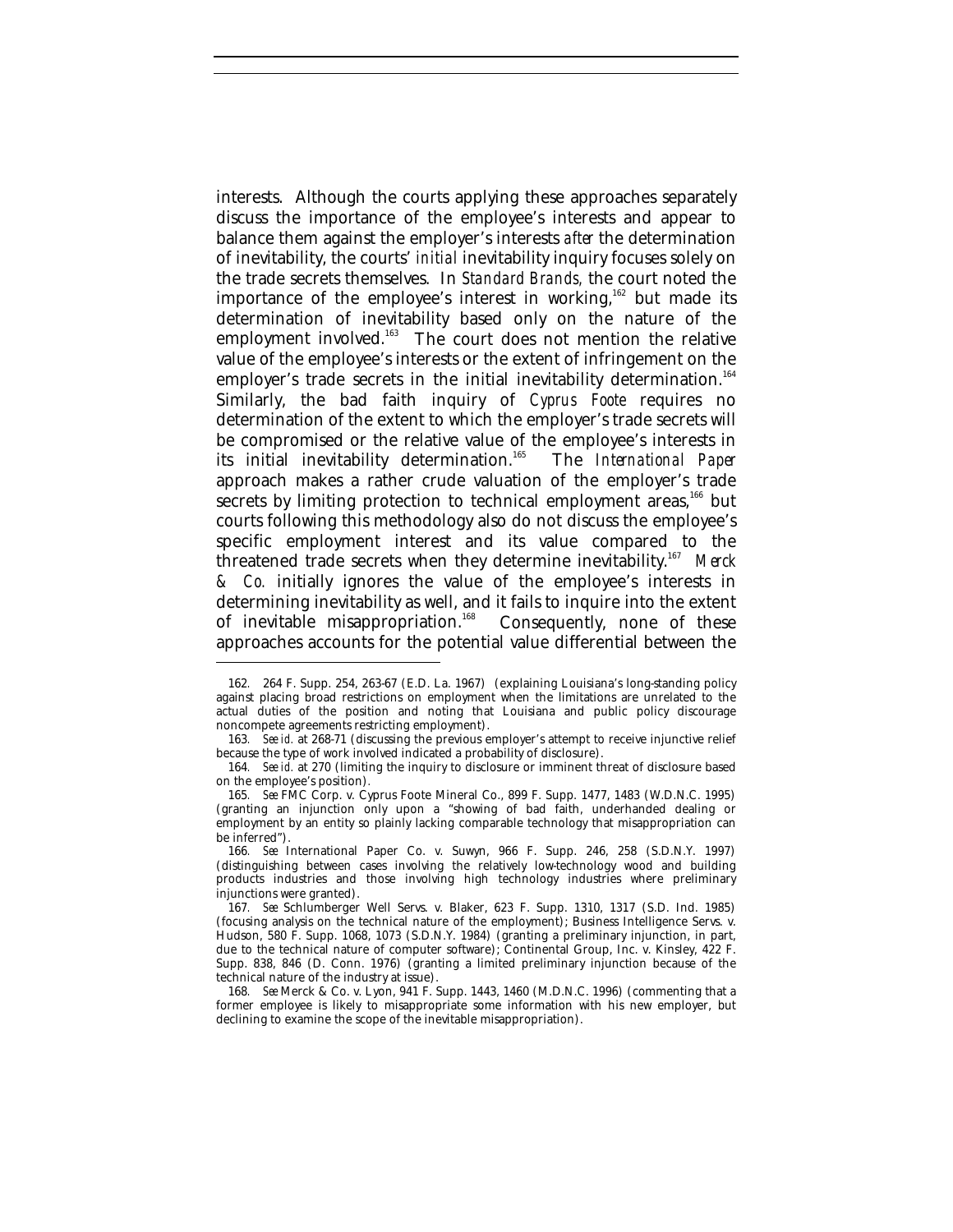interests. Although the courts applying these approaches separately discuss the importance of the employee's interests and appear to balance them against the employer's interests *after* the determination of inevitability, the courts' *initial* inevitability inquiry focuses solely on the trade secrets themselves. In *Standard Brands,* the court noted the importance of the employee's interest in working,[162] but made its determination of inevitability based only on the nature of the employment involved.[163] The court does not mention the relative value of the employee's interests or the extent of infringement on the employer's trade secrets in the initial inevitability determination.[164] Similarly, the bad faith inquiry of *Cyprus Foote* requires no determination of the extent to which the employer's trade secrets will be compromised or the relative value of the employee's interests in its initial inevitability determination.[165] The *International Paper* approach makes a rather crude valuation of the employer's trade secrets by limiting protection to technical employment areas,[166] but courts following this methodology also do not discuss the employee's specific employment interest and its value compared to the threatened trade secrets when they determine inevitability.[167] *Merck & Co.* initially ignores the value of the employee's interests in determining inevitability as well, and it fails to inquire into the extent of inevitable misappropriation.[168] Consequently, none of these approaches accounts for the potential value differential between the

---

162. 264 F. Supp. 254, 263-67 (E.D. La. 1967) (explaining Louisiana's long-standing policy against placing broad restrictions on employment when the limitations are unrelated to the actual duties of the position and noting that Louisiana and public policy discourage noncompete agreements restricting employment).

163. *See id.* at 268-71 (discussing the previous employer's attempt to receive injunctive relief because the type of work involved indicated a probability of disclosure).

164. *See id.* at 270 (limiting the inquiry to disclosure or imminent threat of disclosure based on the employee's position).

165. *See* FMC Corp. v. Cyprus Foote Mineral Co., 899 F. Supp. 1477, 1483 (W.D.N.C. 1995) (granting an injunction only upon a "showing of bad faith, underhanded dealing or employment by an entity so plainly lacking comparable technology that misappropriation can be inferred").

166. *See* International Paper Co. v. Suwyn, 966 F. Supp. 246, 258 (S.D.N.Y. 1997) (distinguishing between cases involving the relatively low-technology wood and building products industries and those involving high technology industries where preliminary injunctions were granted).

167. *See* Schlumberger Well Servs. v. Blaker, 623 F. Supp. 1310, 1317 (S.D. Ind. 1985) (focusing analysis on the technical nature of the employment); Business Intelligence Servs. v. Hudson, 580 F. Supp. 1068, 1073 (S.D.N.Y. 1984) (granting a preliminary injunction, in part, due to the technical nature of computer software); Continental Group, Inc. v. Kinsley, 422 F. Supp. 838, 846 (D. Conn. 1976) (granting a limited preliminary injunction because of the technical nature of the industry at issue).

168. *See* Merck & Co. v. Lyon, 941 F. Supp. 1443, 1460 (M.D.N.C. 1996) (commenting that a former employee is likely to misappropriate some information with his new employer, but declining to examine the scope of the inevitable misappropriation).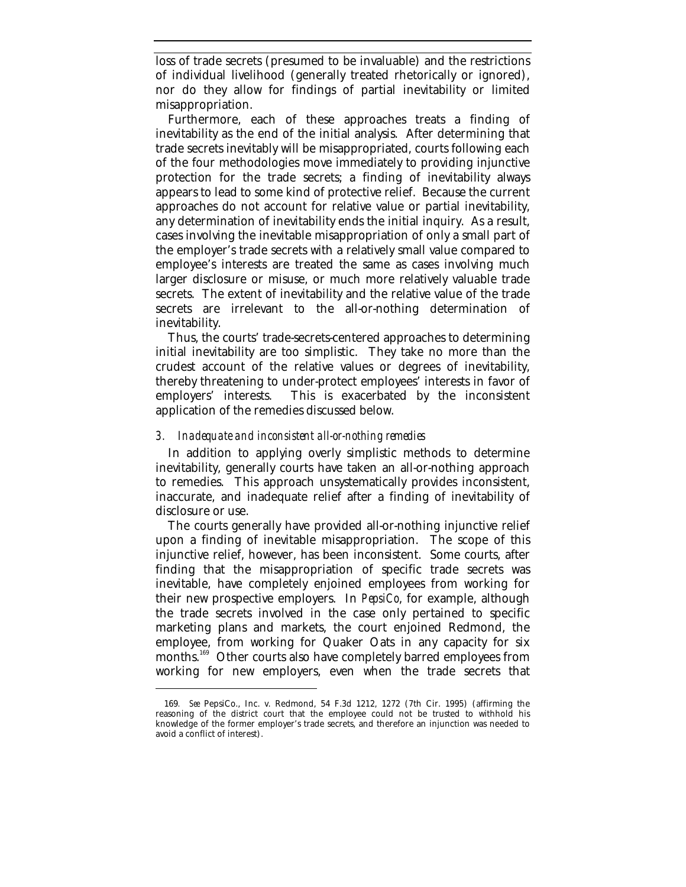loss of trade secrets (presumed to be invaluable) and the restrictions of individual livelihood (generally treated rhetorically or ignored), nor do they allow for findings of partial inevitability or limited misappropriation.

Furthermore, each of these approaches treats a finding of inevitability as the end of the initial analysis. After determining that trade secrets inevitably will be misappropriated, courts following each of the four methodologies move immediately to providing injunctive protection for the trade secrets; a finding of inevitability always appears to lead to some kind of protective relief. Because the current approaches do not account for relative value or partial inevitability, any determination of inevitability ends the initial inquiry. As a result, cases involving the inevitable misappropriation of only a small part of the employer's trade secrets with a relatively small value compared to employee's interests are treated the same as cases involving much larger disclosure or misuse, or much more relatively valuable trade secrets. The extent of inevitability and the relative value of the trade secrets are irrelevant to the all-or-nothing determination of inevitability.

Thus, the courts' trade-secrets-centered approaches to determining initial inevitability are too simplistic. They take no more than the crudest account of the relative values or degrees of inevitability, thereby threatening to under-protect employees' interests in favor of employers' interests. This is exacerbated by the inconsistent application of the remedies discussed below.

### 3. *Inadequate and inconsistent all-or-nothing remedies*

In addition to applying overly simplistic methods to determine inevitability, generally courts have taken an all-or-nothing approach to remedies. This approach unsystematically provides inconsistent, inaccurate, and inadequate relief after a finding of inevitability of disclosure or use.

The courts generally have provided all-or-nothing injunctive relief upon a finding of inevitable misappropriation. The scope of this injunctive relief, however, has been inconsistent. Some courts, after finding that the misappropriation of specific trade secrets was inevitable, have completely enjoined employees from working for their new prospective employers. In *PepsiCo*, for example, although the trade secrets involved in the case only pertained to specific marketing plans and markets, the court enjoined Redmond, the employee, from working for Quaker Oats in any capacity for six months.[169] Other courts also have completely barred employees from working for new employers, even when the trade secrets that

---

169. *See* PepsiCo., Inc. v. Redmond, 54 F.3d 1212, 1272 (7th Cir. 1995) (affirming the reasoning of the district court that the employee could not be trusted to withhold his knowledge of the former employer's trade secrets, and therefore an injunction was needed to avoid a conflict of interest).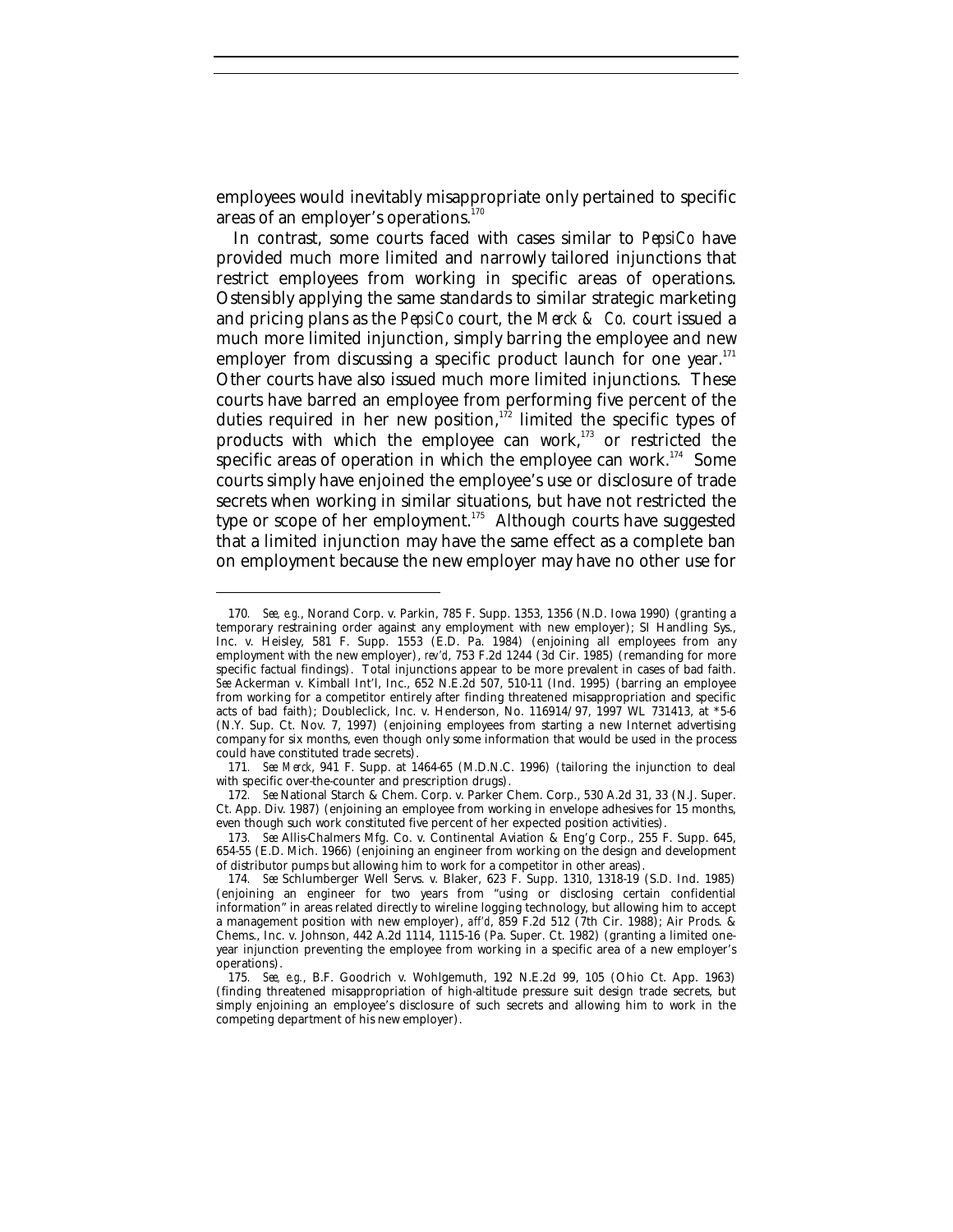employees would inevitably misappropriate only pertained to specific areas of an employer's operations.[170]

In contrast, some courts faced with cases similar to *PepsiCo* have provided much more limited and narrowly tailored injunctions that restrict employees from working in specific areas of operations. Ostensibly applying the same standards to similar strategic marketing and pricing plans as the *PepsiCo* court, the *Merck & Co.* court issued a much more limited injunction, simply barring the employee and new employer from discussing a specific product launch for one year.[171] Other courts have also issued much more limited injunctions. These courts have barred an employee from performing five percent of the duties required in her new position,[172] limited the specific types of products with which the employee can work,[173] or restricted the specific areas of operation in which the employee can work.[174] Some courts simply have enjoined the employee's use or disclosure of trade secrets when working in similar situations, but have not restricted the type or scope of her employment.[175] Although courts have suggested that a limited injunction may have the same effect as a complete ban on employment because the new employer may have no other use for

---

170. *See, e.g.*, Norand Corp. v. Parkin, 785 F. Supp. 1353, 1356 (N.D. Iowa 1990) (granting a temporary restraining order against any employment with new employer); SI Handling Sys., Inc. v. Heisley, 581 F. Supp. 1553 (E.D. Pa. 1984) (enjoining all employees from any employment with the new employer), *rev'd*, 753 F.2d 1244 (3d Cir. 1985) (remanding for more specific factual findings). Total injunctions appear to be more prevalent in cases of bad faith. *See* Ackerman v. Kimball Int'l, Inc., 652 N.E.2d 507, 510-11 (Ind. 1995) (barring an employee from working for a competitor entirely after finding threatened misappropriation and specific acts of bad faith); Doubleclick, Inc. v. Henderson, No. 116914/97, 1997 WL 731413, at *5-6 (N.Y. Sup. Ct. Nov. 7, 1997) (enjoining employees from starting a new Internet advertising company for six months, even though only some information that would be used in the process could have constituted trade secrets).

171. *See Merck*, 941 F. Supp. at 1464-65 (M.D.N.C. 1996) (tailoring the injunction to deal with specific over-the-counter and prescription drugs).

172. *See* National Starch & Chem. Corp. v. Parker Chem. Corp., 530 A.2d 31, 33 (N.J. Super. Ct. App. Div. 1987) (enjoining an employee from working in envelope adhesives for 15 months, even though such work constituted five percent of her expected position activities).

173. *See* Allis-Chalmers Mfg. Co. v. Continental Aviation & Eng'g Corp., 255 F. Supp. 645, 654-55 (E.D. Mich. 1966) (enjoining an engineer from working on the design and development of distributor pumps but allowing him to work for a competitor in other areas).

174. *See* Schlumberger Well Servs. v. Blaker, 623 F. Supp. 1310, 1318-19 (S.D. Ind. 1985) (enjoining an engineer for two years from "using or disclosing certain confidential information" in areas related directly to wireline logging technology, but allowing him to accept a management position with new employer), *aff'd*, 859 F.2d 512 (7th Cir. 1988); Air Prods. & Chems., Inc. v. Johnson, 442 A.2d 1114, 1115-16 (Pa. Super. Ct. 1982) (granting a limited one-year injunction preventing the employee from working in a specific area of a new employer's operations).

175. *See, e.g.*, B.F. Goodrich v. Wohlgemuth, 192 N.E.2d 99, 105 (Ohio Ct. App. 1963) (finding threatened misappropriation of high-altitude pressure suit design trade secrets, but simply enjoining an employee's disclosure of such secrets and allowing him to work in the competing department of his new employer).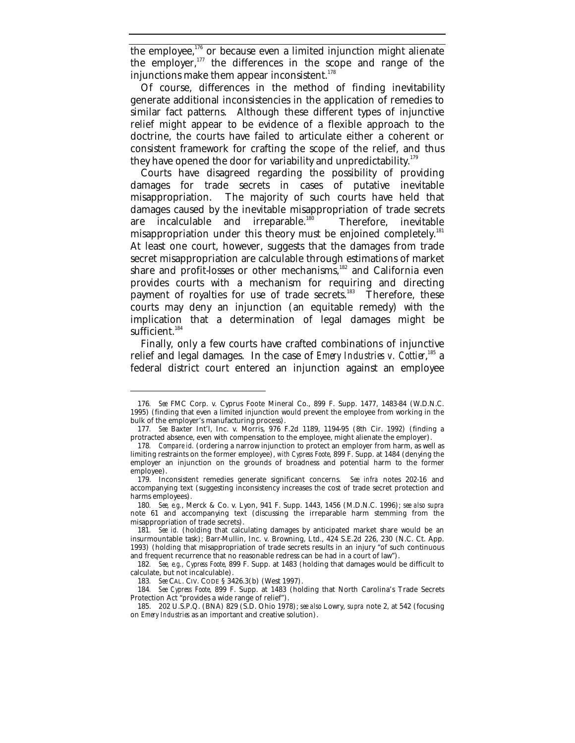the employee,[176] or because even a limited injunction might alienate the employer,[177] the differences in the scope and range of the injunctions make them appear inconsistent.[178]

Of course, differences in the method of finding inevitability generate additional inconsistencies in the application of remedies to similar fact patterns. Although these different types of injunctive relief might appear to be evidence of a flexible approach to the doctrine, the courts have failed to articulate either a coherent or consistent framework for crafting the scope of the relief, and thus they have opened the door for variability and unpredictability.[179]

Courts have disagreed regarding the possibility of providing damages for trade secrets in cases of putative inevitable misappropriation. The majority of such courts have held that damages caused by the inevitable misappropriation of trade secrets are incalculable and irreparable.[180] Therefore, inevitable misappropriation under this theory must be enjoined completely.[181] At least one court, however, suggests that the damages from trade secret misappropriation are calculable through estimations of market share and profit-losses or other mechanisms,[182] and California even provides courts with a mechanism for requiring and directing payment of royalties for use of trade secrets.[183] Therefore, these courts may deny an injunction (an equitable remedy) with the implication that a determination of legal damages might be sufficient.[184]

Finally, only a few courts have crafted combinations of injunctive relief and legal damages. In the case of *Emery Industries v. Cottier*,[185] a federal district court entered an injunction against an employee

---

176. *See* FMC Corp. v. Cyprus Foote Mineral Co., 899 F. Supp. 1477, 1483-84 (W.D.N.C. 1995) (finding that even a limited injunction would prevent the employee from working in the bulk of the employer's manufacturing process).

177. *See* Baxter Int'l, Inc. v. Morris, 976 F.2d 1189, 1194-95 (8th Cir. 1992) (finding a protracted absence, even with compensation to the employee, might alienate the employer).

178. *Compare id.* (ordering a narrow injunction to protect an employer from harm, as well as limiting restraints on the former employee), *with Cypress Foote*, 899 F. Supp. at 1484 (denying the employer an injunction on the grounds of broadness and potential harm to the former employee).

179. Inconsistent remedies generate significant concerns. *See infra* notes 202-16 and accompanying text (suggesting inconsistency increases the cost of trade secret protection and harms employees).

180. *See, e.g.*, Merck & Co. v. Lyon, 941 F. Supp. 1443, 1456 (M.D.N.C. 1996); *see also supra* note 61 and accompanying text (discussing the irreparable harm stemming from the misappropriation of trade secrets).

181. *See id.* (holding that calculating damages by anticipated market share would be an insurmountable task); Barr-Mullin, Inc. v. Browning, Ltd., 424 S.E.2d 226, 230 (N.C. Ct. App. 1993) (holding that misappropriation of trade secrets results in an injury "of such continuous and frequent recurrence that no reasonable redress can be had in a court of law").

182. *See, e.g.*, *Cypress Foote*, 899 F. Supp. at 1483 (holding that damages would be difficult to calculate, but not incalculable).

183. *See* CAL. CIV. CODE § 3426.3(b) (West 1997).

184. *See Cypress Foote*, 899 F. Supp. at 1483 (holding that North Carolina's Trade Secrets Protection Act "provides a wide range of relief").

185. 202 U.S.P.Q. (BNA) 829 (S.D. Ohio 1978); *see also* Lowry, *supra* note 2, at 542 (focusing on *Emery Industries* as an important and creative solution).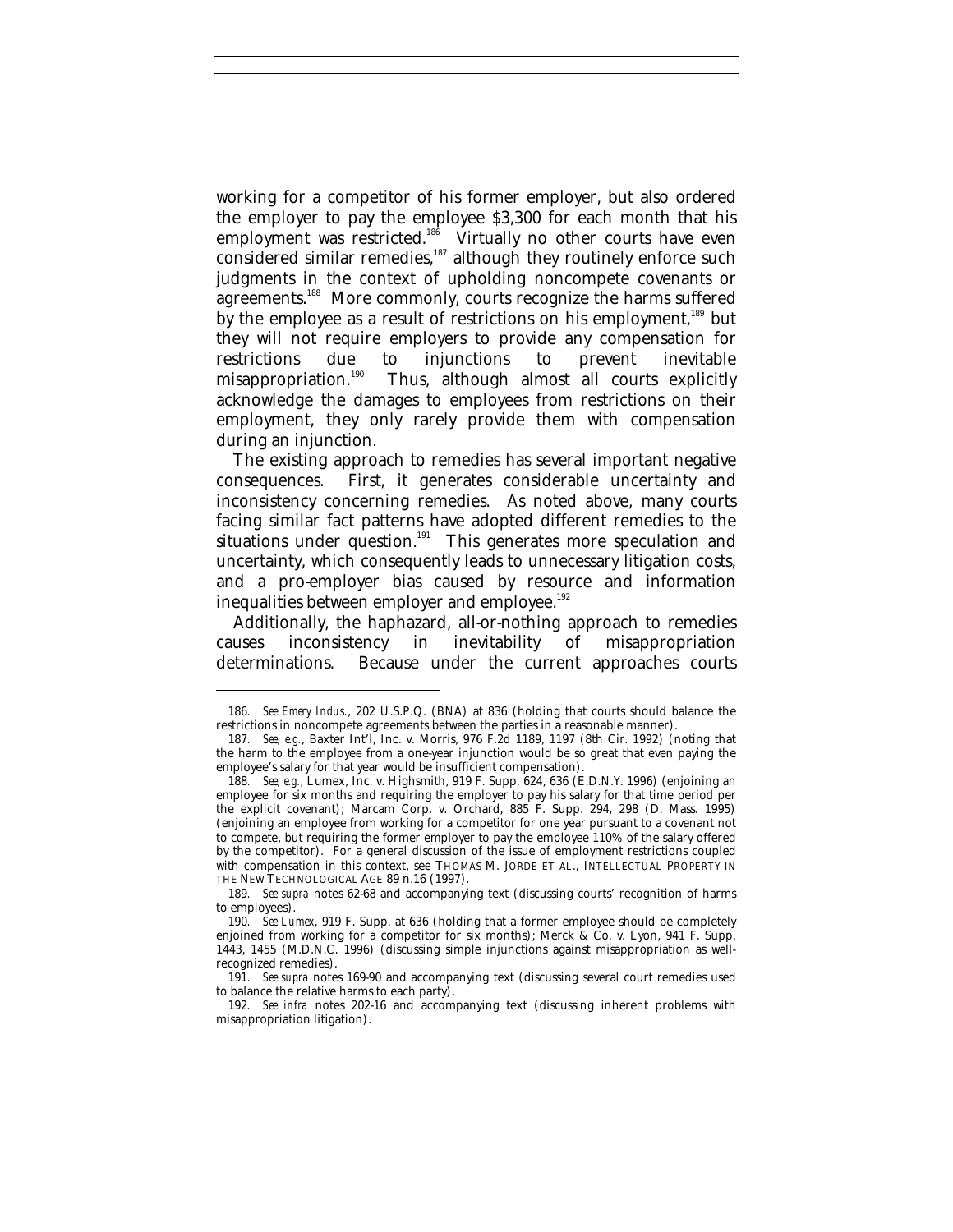working for a competitor of his former employer, but also ordered the employer to pay the employee $3,300 for each month that his employment was restricted.[186] Virtually no other courts have even considered similar remedies,[187] although they routinely enforce such judgments in the context of upholding noncompete covenants or agreements.[188] More commonly, courts recognize the harms suffered by the employee as a result of restrictions on his employment,[189] but they will not require employers to provide any compensation for restrictions due to injunctions to prevent inevitable misappropriation.[190] Thus, although almost all courts explicitly acknowledge the damages to employees from restrictions on their employment, they only rarely provide them with compensation during an injunction.

The existing approach to remedies has several important negative consequences. First, it generates considerable uncertainty and inconsistency concerning remedies. As noted above, many courts facing similar fact patterns have adopted different remedies to the situations under question.[191] This generates more speculation and uncertainty, which consequently leads to unnecessary litigation costs, and a pro-employer bias caused by resource and information inequalities between employer and employee.[192]

Additionally, the haphazard, all-or-nothing approach to remedies causes inconsistency in inevitability of misappropriation determinations. Because under the current approaches courts

---

186. *See Emery Indus.*, 202 U.S.P.Q. (BNA) at 836 (holding that courts should balance the restrictions in noncompete agreements between the parties in a reasonable manner).

187. *See, e.g.*, Baxter Int'l, Inc. v. Morris, 976 F.2d 1189, 1197 (8th Cir. 1992) (noting that the harm to the employee from a one-year injunction would be so great that even paying the employee's salary for that year would be insufficient compensation).

188. *See, e.g.*, Lumex, Inc. v. Highsmith, 919 F. Supp. 624, 636 (E.D.N.Y. 1996) (enjoining an employee for six months and requiring the employer to pay his salary for that time period per the explicit covenant); Marcam Corp. v. Orchard, 885 F. Supp. 294, 298 (D. Mass. 1995) (enjoining an employee from working for a competitor for one year pursuant to a covenant not to compete, but requiring the former employer to pay the employee 110% of the salary offered by the competitor). For a general discussion of the issue of employment restrictions coupled with compensation in this context, see THOMAS M. JORDE ET AL., INTELLECTUAL PROPERTY IN THE NEW TECHNOLOGICAL AGE 89 n.16 (1997).

189. *See supra* notes 62-68 and accompanying text (discussing courts' recognition of harms to employees).

190. *See Lumex*, 919 F. Supp. at 636 (holding that a former employee should be completely enjoined from working for a competitor for six months); Merck & Co. v. Lyon, 941 F. Supp. 1443, 1455 (M.D.N.C. 1996) (discussing simple injunctions against misappropriation as well-recognized remedies).

191. *See supra* notes 169-90 and accompanying text (discussing several court remedies used to balance the relative harms to each party).

192. *See infra* notes 202-16 and accompanying text (discussing inherent problems with misappropriation litigation).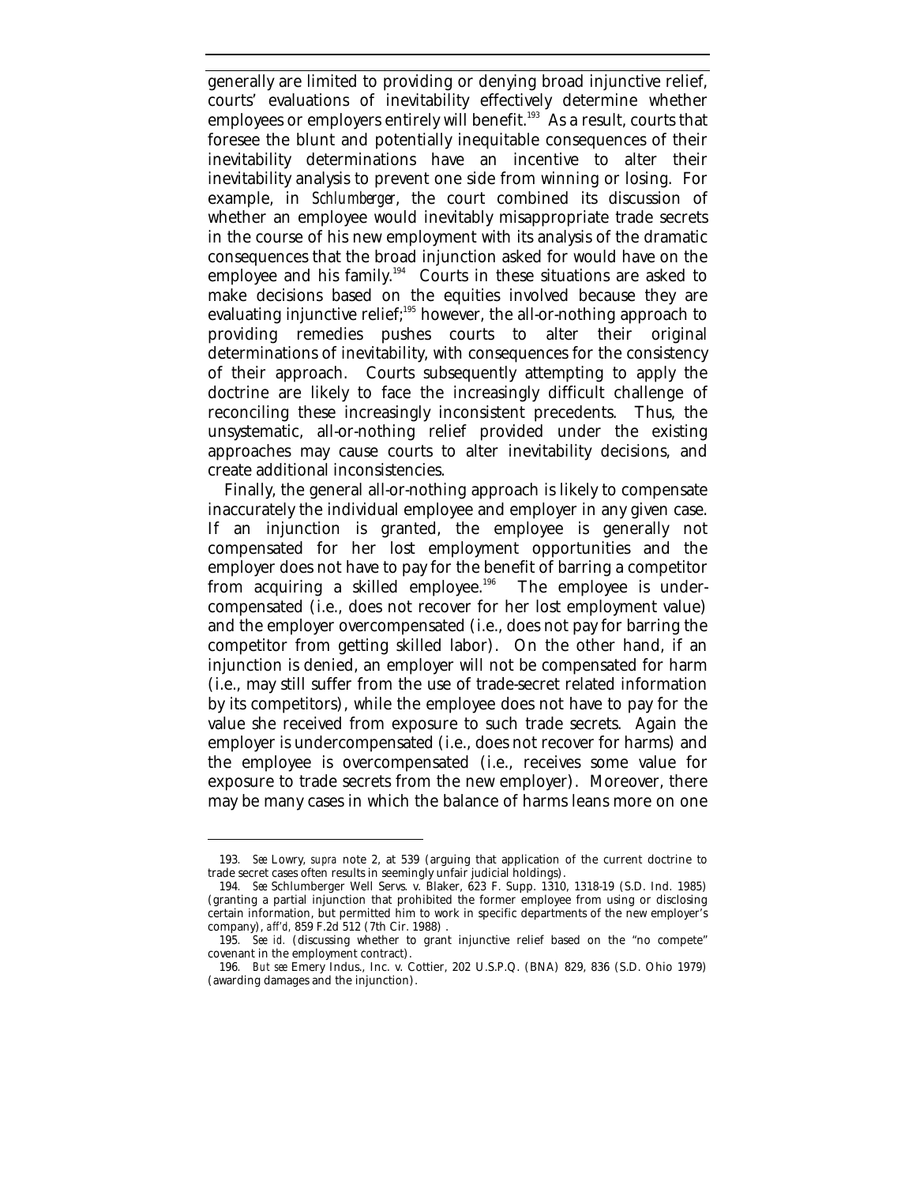generally are limited to providing or denying broad injunctive relief, courts' evaluations of inevitability effectively determine whether employees or employers entirely will benefit.[193] As a result, courts that foresee the blunt and potentially inequitable consequences of their inevitability determinations have an incentive to alter their inevitability analysis to prevent one side from winning or losing. For example, in *Schlumberger*, the court combined its discussion of whether an employee would inevitably misappropriate trade secrets in the course of his new employment with its analysis of the dramatic consequences that the broad injunction asked for would have on the employee and his family.[194] Courts in these situations are asked to make decisions based on the equities involved because they are evaluating injunctive relief;[195] however, the all-or-nothing approach to providing remedies pushes courts to alter their original determinations of inevitability, with consequences for the consistency of their approach. Courts subsequently attempting to apply the doctrine are likely to face the increasingly difficult challenge of reconciling these increasingly inconsistent precedents. Thus, the unsystematic, all-or-nothing relief provided under the existing approaches may cause courts to alter inevitability decisions, and create additional inconsistencies.

Finally, the general all-or-nothing approach is likely to compensate inaccurately the individual employee and employer in any given case. If an injunction is granted, the employee is generally not compensated for her lost employment opportunities and the employer does not have to pay for the benefit of barring a competitor from acquiring a skilled employee.[196] The employee is under-compensated (i.e., does not recover for her lost employment value) and the employer overcompensated (i.e., does not pay for barring the competitor from getting skilled labor). On the other hand, if an injunction is denied, an employer will not be compensated for harm (i.e., may still suffer from the use of trade-secret related information by its competitors), while the employee does not have to pay for the value she received from exposure to such trade secrets. Again the employer is undercompensated (i.e., does not recover for harms) and the employee is overcompensated (i.e., receives some value for exposure to trade secrets from the new employer). Moreover, there may be many cases in which the balance of harms leans more on one

---

193. *See* Lowry, *supra* note 2, at 539 (arguing that application of the current doctrine to trade secret cases often results in seemingly unfair judicial holdings).

194. *See* Schlumberger Well Servs. v. Blaker, 623 F. Supp. 1310, 1318-19 (S.D. Ind. 1985) (granting a partial injunction that prohibited the former employee from using or disclosing certain information, but permitted him to work in specific departments of the new employer's company), *aff'd*, 859 F.2d 512 (7th Cir. 1988) .

195. *See id.* (discussing whether to grant injunctive relief based on the "no compete" covenant in the employment contract).

196. *But see* Emery Indus., Inc. v. Cottier, 202 U.S.P.Q. (BNA) 829, 836 (S.D. Ohio 1979) (awarding damages and the injunction).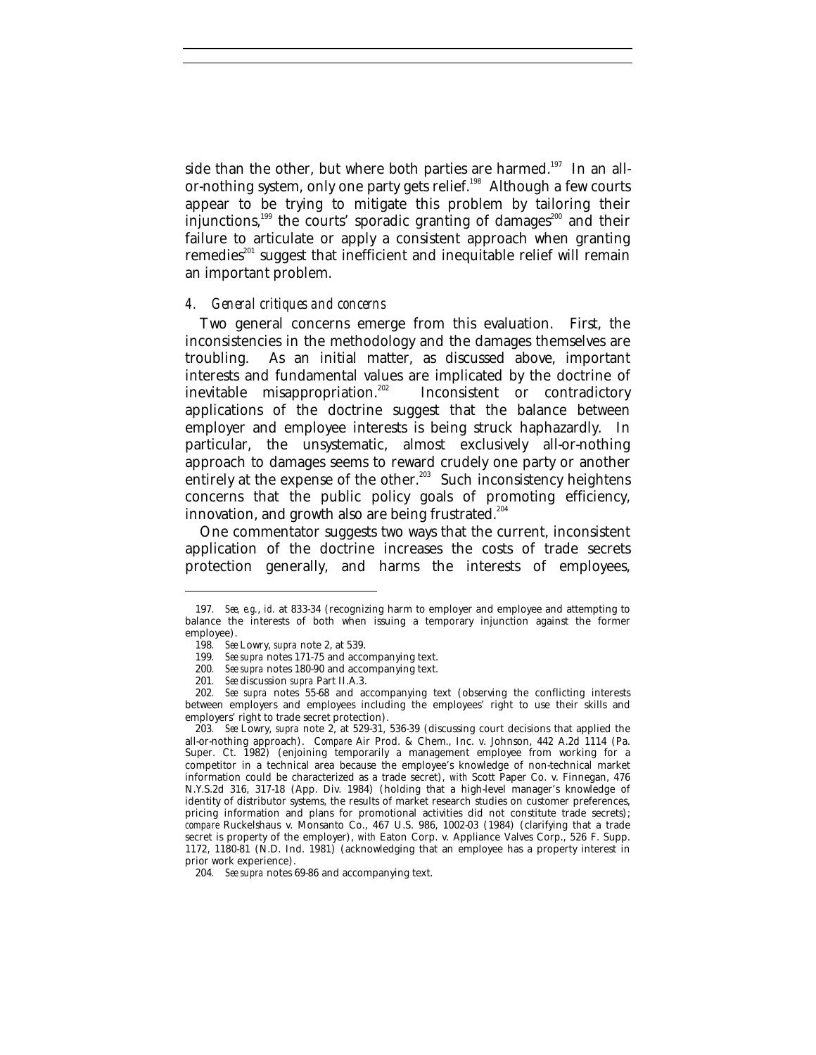side than the other, but where both parties are harmed.[197] In an all-or-nothing system, only one party gets relief.[198] Although a few courts appear to be trying to mitigate this problem by tailoring their injunctions,[199] the courts' sporadic granting of damages[200] and their failure to articulate or apply a consistent approach when granting remedies[201] suggest that inefficient and inequitable relief will remain an important problem.

#### *4. General critiques and concerns*

Two general concerns emerge from this evaluation. First, the inconsistencies in the methodology and the damages themselves are troubling. As an initial matter, as discussed above, important interests and fundamental values are implicated by the doctrine of inevitable misappropriation.[202] Inconsistent or contradictory applications of the doctrine suggest that the balance between employer and employee interests is being struck haphazardly. In particular, the unsystematic, almost exclusively all-or-nothing approach to damages seems to reward crudely one party or another entirely at the expense of the other.[203] Such inconsistency heightens concerns that the public policy goals of promoting efficiency, innovation, and growth also are being frustrated.[204]

One commentator suggests two ways that the current, inconsistent application of the doctrine increases the costs of trade secrets protection generally, and harms the interests of employees,

---

197. *See, e.g.*, *id.* at 833-34 (recognizing harm to employer and employee and attempting to balance the interests of both when issuing a temporary injunction against the former employee).

198. *See* Lowry, *supra* note 2, at 539.

199. *See supra* notes 171-75 and accompanying text.

200. *See supra* notes 180-90 and accompanying text.

201. *See* discussion *supra* Part II.A.3.

202. *See supra* notes 55-68 and accompanying text (observing the conflicting interests between employers and employees including the employees' right to use their skills and employers' right to trade secret protection).

203. *See* Lowry, *supra* note 2, at 529-31, 536-39 (discussing court decisions that applied the all-or-nothing approach). *Compare* Air Prod. & Chem., Inc. v. Johnson, 442 A.2d 1114 (Pa. Super. Ct. 1982) (enjoining temporarily a management employee from working for a competitor in a technical area because the employee's knowledge of non-technical market information could be characterized as a trade secret), *with* Scott Paper Co. v. Finnegan, 476 N.Y.S.2d 316, 317-18 (App. Div. 1984) (holding that a high-level manager's knowledge of identity of distributor systems, the results of market research studies on customer preferences, pricing information and plans for promotional activities did not constitute trade secrets); *compare* Ruckelshaus v. Monsanto Co., 467 U.S. 986, 1002-03 (1984) (clarifying that a trade secret is property of the employer), *with* Eaton Corp. v. Appliance Valves Corp., 526 F. Supp. 1172, 1180-81 (N.D. Ind. 1981) (acknowledging that an employee has a property interest in prior work experience).

204. *See supra* notes 69-86 and accompanying text.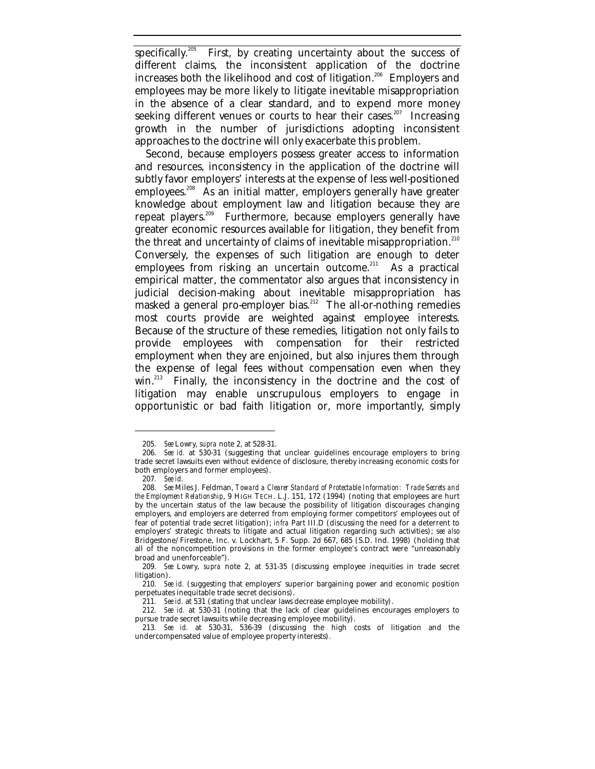specifically.[205] First, by creating uncertainty about the success of different claims, the inconsistent application of the doctrine increases both the likelihood and cost of litigation.[206] Employers and employees may be more likely to litigate inevitable misappropriation in the absence of a clear standard, and to expend more money seeking different venues or courts to hear their cases.[207] Increasing growth in the number of jurisdictions adopting inconsistent approaches to the doctrine will only exacerbate this problem.

Second, because employers possess greater access to information and resources, inconsistency in the application of the doctrine will subtly favor employers' interests at the expense of less well-positioned employees.[208] As an initial matter, employers generally have greater knowledge about employment law and litigation because they are repeat players.[209] Furthermore, because employers generally have greater economic resources available for litigation, they benefit from the threat and uncertainty of claims of inevitable misappropriation.[210] Conversely, the expenses of such litigation are enough to deter employees from risking an uncertain outcome.[211] As a practical empirical matter, the commentator also argues that inconsistency in judicial decision-making about inevitable misappropriation has masked a general pro-employer bias.[212] The all-or-nothing remedies most courts provide are weighted against employee interests. Because of the structure of these remedies, litigation not only fails to provide employees with compensation for their restricted employment when they are enjoined, but also injures them through the expense of legal fees without compensation even when they win.[213] Finally, the inconsistency in the doctrine and the cost of litigation may enable unscrupulous employers to engage in opportunistic or bad faith litigation or, more importantly, simply

---

205. *See* Lowry, *supra* note 2, at 528-31.

206. *See id.* at 530-31 (suggesting that unclear guidelines encourage employers to bring trade secret lawsuits even without evidence of disclosure, thereby increasing economic costs for both employers and former employees).

207. *See id.*

208. *See* Miles J. Feldman, *Toward a Clearer Standard of Protectable Information: Trade Secrets and the Employment Relationship*, 9 HIGH TECH. L.J. 151, 172 (1994) (noting that employees are hurt by the uncertain status of the law because the possibility of litigation discourages changing employers, and employers are deterred from employing former competitors' employees out of fear of potential trade secret litigation); *infra* Part III.D (discussing the need for a deterrent to employers' strategic threats to litigate and actual litigation regarding such activities); *see also* Bridgestone/Firestone, Inc. v. Lockhart, 5 F. Supp. 2d 667, 685 (S.D. Ind. 1998) (holding that all of the noncompetition provisions in the former employee's contract were "unreasonably broad and unenforceable").

209. *See* Lowry, *supra* note 2, at 531-35 (discussing employee inequities in trade secret litigation).

210. *See id.* (suggesting that employers' superior bargaining power and economic position perpetuates inequitable trade secret decisions).

211. *See id.* at 531 (stating that unclear laws decrease employee mobility).

212. *See id.* at 530-31 (noting that the lack of clear guidelines encourages employers to pursue trade secret lawsuits while decreasing employee mobility).

213. *See id.* at 530-31, 536-39 (discussing the high costs of litigation and the undercompensated value of employee property interests).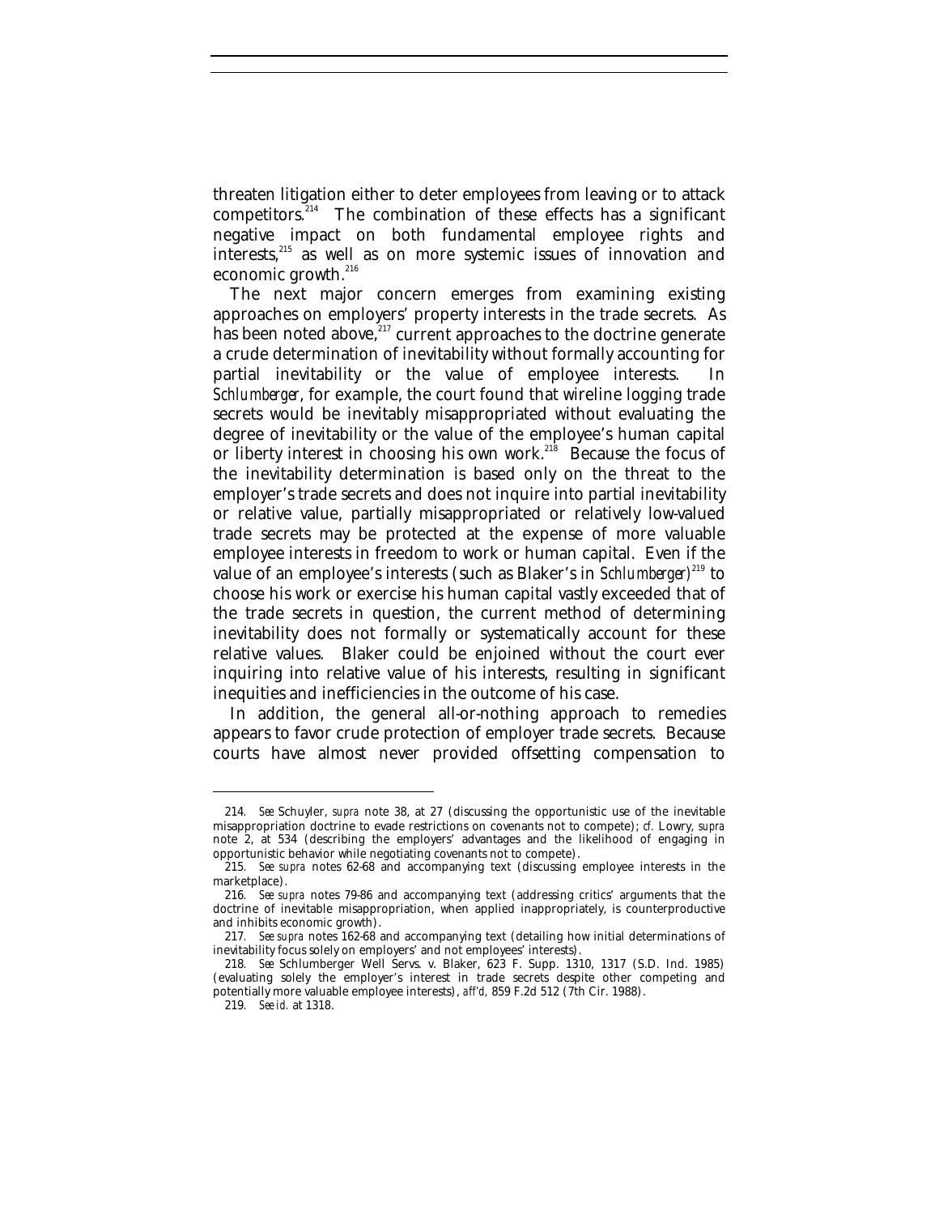threaten litigation either to deter employees from leaving or to attack competitors.[214] The combination of these effects has a significant negative impact on both fundamental employee rights and interests,[215] as well as on more systemic issues of innovation and economic growth.[216]

The next major concern emerges from examining existing approaches on employers' property interests in the trade secrets. As has been noted above,[217] current approaches to the doctrine generate a crude determination of inevitability without formally accounting for partial inevitability or the value of employee interests. In *Schlumberger*, for example, the court found that wireline logging trade secrets would be inevitably misappropriated without evaluating the degree of inevitability or the value of the employee's human capital or liberty interest in choosing his own work.[218] Because the focus of the inevitability determination is based only on the threat to the employer's trade secrets and does not inquire into partial inevitability or relative value, partially misappropriated or relatively low-valued trade secrets may be protected at the expense of more valuable employee interests in freedom to work or human capital. Even if the value of an employee's interests (such as Blaker's in *Schlumberger*)[219] to choose his work or exercise his human capital vastly exceeded that of the trade secrets in question, the current method of determining inevitability does not formally or systematically account for these relative values. Blaker could be enjoined without the court ever inquiring into relative value of his interests, resulting in significant inequities and inefficiencies in the outcome of his case.

In addition, the general all-or-nothing approach to remedies appears to favor crude protection of employer trade secrets. Because courts have almost never provided offsetting compensation to

---

214. *See* Schuyler, *supra* note 38, at 27 (discussing the opportunistic use of the inevitable misappropriation doctrine to evade restrictions on covenants not to compete); *cf.* Lowry, *supra* note 2, at 534 (describing the employers' advantages and the likelihood of engaging in opportunistic behavior while negotiating covenants not to compete).

215. *See supra* notes 62-68 and accompanying text (discussing employee interests in the marketplace).

216. *See supra* notes 79-86 and accompanying text (addressing critics' arguments that the doctrine of inevitable misappropriation, when applied inappropriately, is counterproductive and inhibits economic growth).

217. *See supra* notes 162-68 and accompanying text (detailing how initial determinations of inevitability focus solely on employers' and not employees' interests).

218. *See* Schlumberger Well Servs. v. Blaker, 623 F. Supp. 1310, 1317 (S.D. Ind. 1985) (evaluating solely the employer's interest in trade secrets despite other competing and potentially more valuable employee interests), *aff'd*, 859 F.2d 512 (7th Cir. 1988).

219. *See id.* at 1318.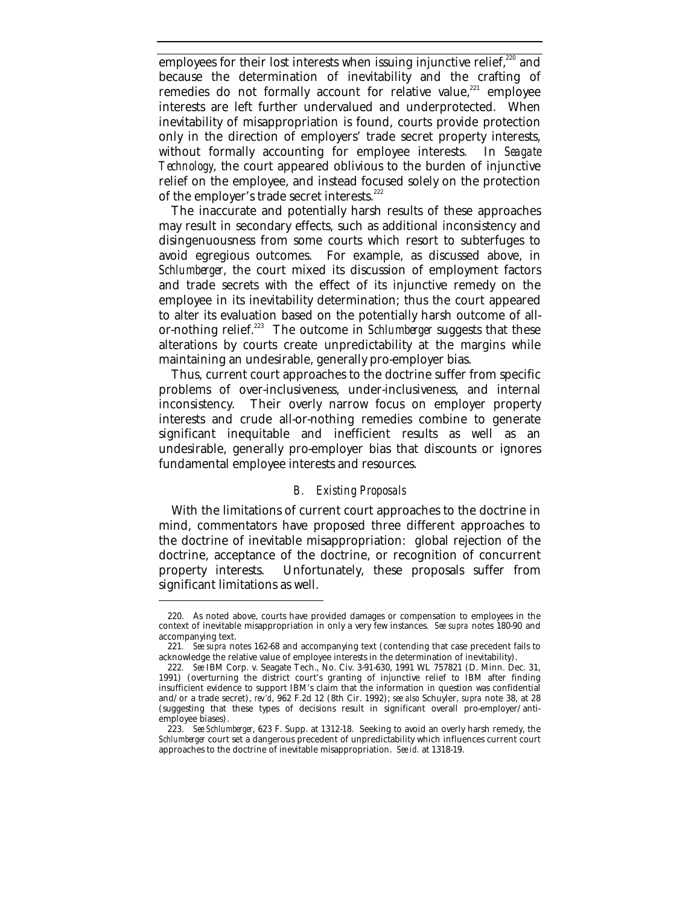employees for their lost interests when issuing injunctive relief,[220] and because the determination of inevitability and the crafting of remedies do not formally account for relative value,[221] employee interests are left further undervalued and underprotected. When inevitability of misappropriation is found, courts provide protection only in the direction of employers' trade secret property interests, without formally accounting for employee interests. In *Seagate Technology*, the court appeared oblivious to the burden of injunctive relief on the employee, and instead focused solely on the protection of the employer's trade secret interests.[222]

The inaccurate and potentially harsh results of these approaches may result in secondary effects, such as additional inconsistency and disingenuousness from some courts which resort to subterfuges to avoid egregious outcomes. For example, as discussed above, in *Schlumberger*, the court mixed its discussion of employment factors and trade secrets with the effect of its injunctive remedy on the employee in its inevitability determination; thus the court appeared to alter its evaluation based on the potentially harsh outcome of all-or-nothing relief.[223] The outcome in *Schlumberger* suggests that these alterations by courts create unpredictability at the margins while maintaining an undesirable, generally pro-employer bias.

Thus, current court approaches to the doctrine suffer from specific problems of over-inclusiveness, under-inclusiveness, and internal inconsistency. Their overly narrow focus on employer property interests and crude all-or-nothing remedies combine to generate significant inequitable and inefficient results as well as an undesirable, generally pro-employer bias that discounts or ignores fundamental employee interests and resources.

### *B. Existing Proposals*

With the limitations of current court approaches to the doctrine in mind, commentators have proposed three different approaches to the doctrine of inevitable misappropriation: global rejection of the doctrine, acceptance of the doctrine, or recognition of concurrent property interests. Unfortunately, these proposals suffer from significant limitations as well.

---

220. As noted above, courts have provided damages or compensation to employees in the context of inevitable misappropriation in only a very few instances. *See supra* notes 180-90 and accompanying text.

221. *See supra* notes 162-68 and accompanying text (contending that case precedent fails to acknowledge the relative value of employee interests in the determination of inevitability).

222. *See* IBM Corp. v. Seagate Tech., No. Civ. 3-91-630, 1991 WL 757821 (D. Minn. Dec. 31, 1991) (overturning the district court's granting of injunctive relief to IBM after finding insufficient evidence to support IBM's claim that the information in question was confidential and/or a trade secret), *rev'd*, 962 F.2d 12 (8th Cir. 1992); *see also* Schuyler, *supra* note 38, at 28 (suggesting that these types of decisions result in significant overall pro-employer/anti-employee biases).

223. *See Schlumberger*, 623 F. Supp. at 1312-18. Seeking to avoid an overly harsh remedy, the *Schlumberger* court set a dangerous precedent of unpredictability which influences current court approaches to the doctrine of inevitable misappropriation. *See id.* at 1318-19.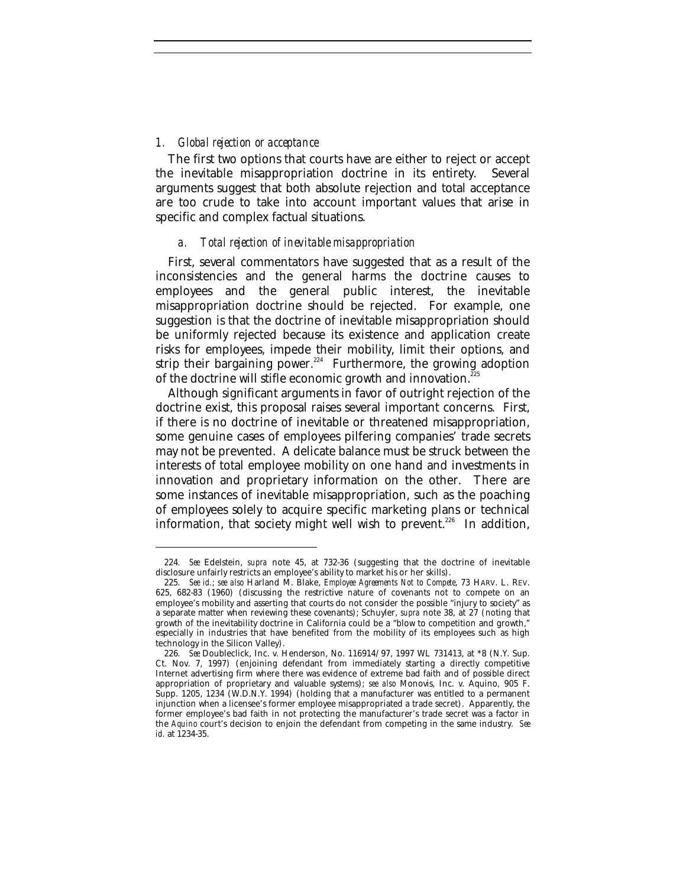### 1. *Global rejection or acceptance*

The first two options that courts have are either to reject or accept the inevitable misappropriation doctrine in its entirety. Several arguments suggest that both absolute rejection and total acceptance are too crude to take into account important values that arise in specific and complex factual situations.

#### a. *Total rejection of inevitable misappropriation*

First, several commentators have suggested that as a result of the inconsistencies and the general harms the doctrine causes to employees and the general public interest, the inevitable misappropriation doctrine should be rejected. For example, one suggestion is that the doctrine of inevitable misappropriation should be uniformly rejected because its existence and application create risks for employees, impede their mobility, limit their options, and strip their bargaining power.[224] Furthermore, the growing adoption of the doctrine will stifle economic growth and innovation.[225]

Although significant arguments in favor of outright rejection of the doctrine exist, this proposal raises several important concerns. First, if there is no doctrine of inevitable or threatened misappropriation, some genuine cases of employees pilfering companies' trade secrets may not be prevented. A delicate balance must be struck between the interests of total employee mobility on one hand and investments in innovation and proprietary information on the other. There are some instances of inevitable misappropriation, such as the poaching of employees solely to acquire specific marketing plans or technical information, that society might well wish to prevent.[226] In addition,

---

224. *See* Edelstein, *supra* note 45, at 732-36 (suggesting that the doctrine of inevitable disclosure unfairly restricts an employee's ability to market his or her skills).

225. *See id.*; *see also* Harland M. Blake, *Employee Agreements Not to Compete*, 73 HARV. L. REV. 625, 682-83 (1960) (discussing the restrictive nature of covenants not to compete on an employee's mobility and asserting that courts do not consider the possible "injury to society" as a separate matter when reviewing these covenants); Schuyler, *supra* note 38, at 27 (noting that growth of the inevitability doctrine in California could be a "blow to competition and growth," especially in industries that have benefited from the mobility of its employees such as high technology in the Silicon Valley).

226. *See* Doubleclick, Inc. v. Henderson, No. 116914/97, 1997 WL 731413, at *8 (N.Y. Sup. Ct. Nov. 7, 1997) (enjoining defendant from immediately starting a directly competitive Internet advertising firm where there was evidence of extreme bad faith and of possible direct appropriation of proprietary and valuable systems); *see also* Monovis, Inc. v. Aquino, 905 F. Supp. 1205, 1234 (W.D.N.Y. 1994) (holding that a manufacturer was entitled to a permanent injunction when a licensee's former employee misappropriated a trade secret). Apparently, the former employee's bad faith in not protecting the manufacturer's trade secret was a factor in the *Aquino* court's decision to enjoin the defendant from competing in the same industry. *See id.* at 1234-35.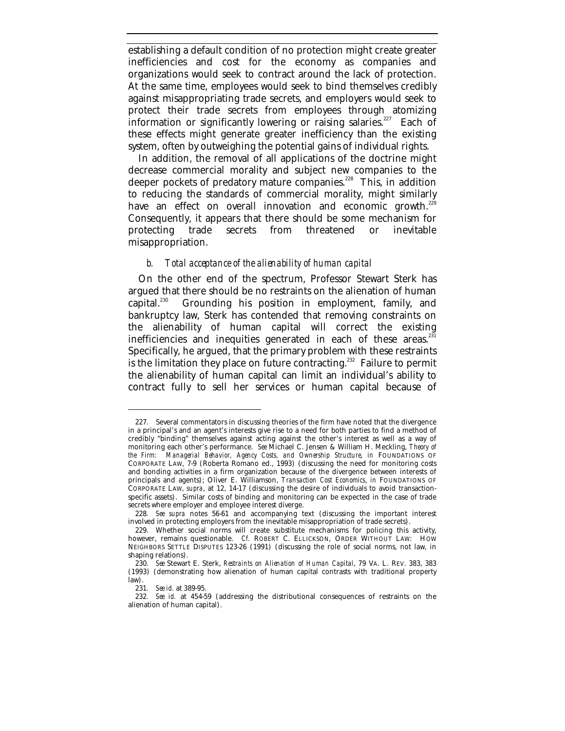establishing a default condition of no protection might create greater inefficiencies and cost for the economy as companies and organizations would seek to contract around the lack of protection. At the same time, employees would seek to bind themselves credibly against misappropriating trade secrets, and employers would seek to protect their trade secrets from employees through atomizing information or significantly lowering or raising salaries.[227] Each of these effects might generate greater inefficiency than the existing system, often by outweighing the potential gains of individual rights.

In addition, the removal of all applications of the doctrine might decrease commercial morality and subject new companies to the deeper pockets of predatory mature companies.[228] This, in addition to reducing the standards of commercial morality, might similarly have an effect on overall innovation and economic growth.[229] Consequently, it appears that there should be some mechanism for protecting trade secrets from threatened or inevitable misappropriation.

#### *b. Total acceptance of the alienability of human capital*

On the other end of the spectrum, Professor Stewart Sterk has argued that there should be no restraints on the alienation of human capital.[230] Grounding his position in employment, family, and bankruptcy law, Sterk has contended that removing constraints on the alienability of human capital will correct the existing inefficiencies and inequities generated in each of these areas.[231] Specifically, he argued, that the primary problem with these restraints is the limitation they place on future contracting.[232] Failure to permit the alienability of human capital can limit an individual's ability to contract fully to sell her services or human capital because of

---

227. Several commentators in discussing theories of the firm have noted that the divergence in a principal's and an agent's interests give rise to a need for both parties to find a method of credibly "binding" themselves against acting against the other's interest as well as a way of monitoring each other's performance. *See* Michael C. Jensen & William H. Meckling, *Theory of the Firm: Managerial Behavior, Agency Costs, and Ownership Structure*, *in* FOUNDATIONS OF CORPORATE LAW, 7-9 (Roberta Romano ed., 1993) (discussing the need for monitoring costs and bonding activities in a firm organization because of the divergence between interests of principals and agents); Oliver E. Williamson, *Transaction Cost Economics*, *in* FOUNDATIONS OF CORPORATE LAW, *supra*, at 12, 14-17 (discussing the desire of individuals to avoid transaction-specific assets). Similar costs of binding and monitoring can be expected in the case of trade secrets where employer and employee interest diverge.

228. *See supra* notes 56-61 and accompanying text (discussing the important interest involved in protecting employers from the inevitable misappropriation of trade secrets).

229. Whether social norms will create substitute mechanisms for policing this activity, however, remains questionable. *Cf.* ROBERT C. ELLICKSON, ORDER WITHOUT LAW: HOW NEIGHBORS SETTLE DISPUTES 123-26 (1991) (discussing the role of social norms, not law, in shaping relations).

230. *See* Stewart E. Sterk, *Restraints on Alienation of Human Capital*, 79 VA. L. REV. 383, 383 (1993) (demonstrating how alienation of human capital contrasts with traditional property law).

231. *See id.* at 389-95.

232. *See id.* at 454-59 (addressing the distributional consequences of restraints on the alienation of human capital).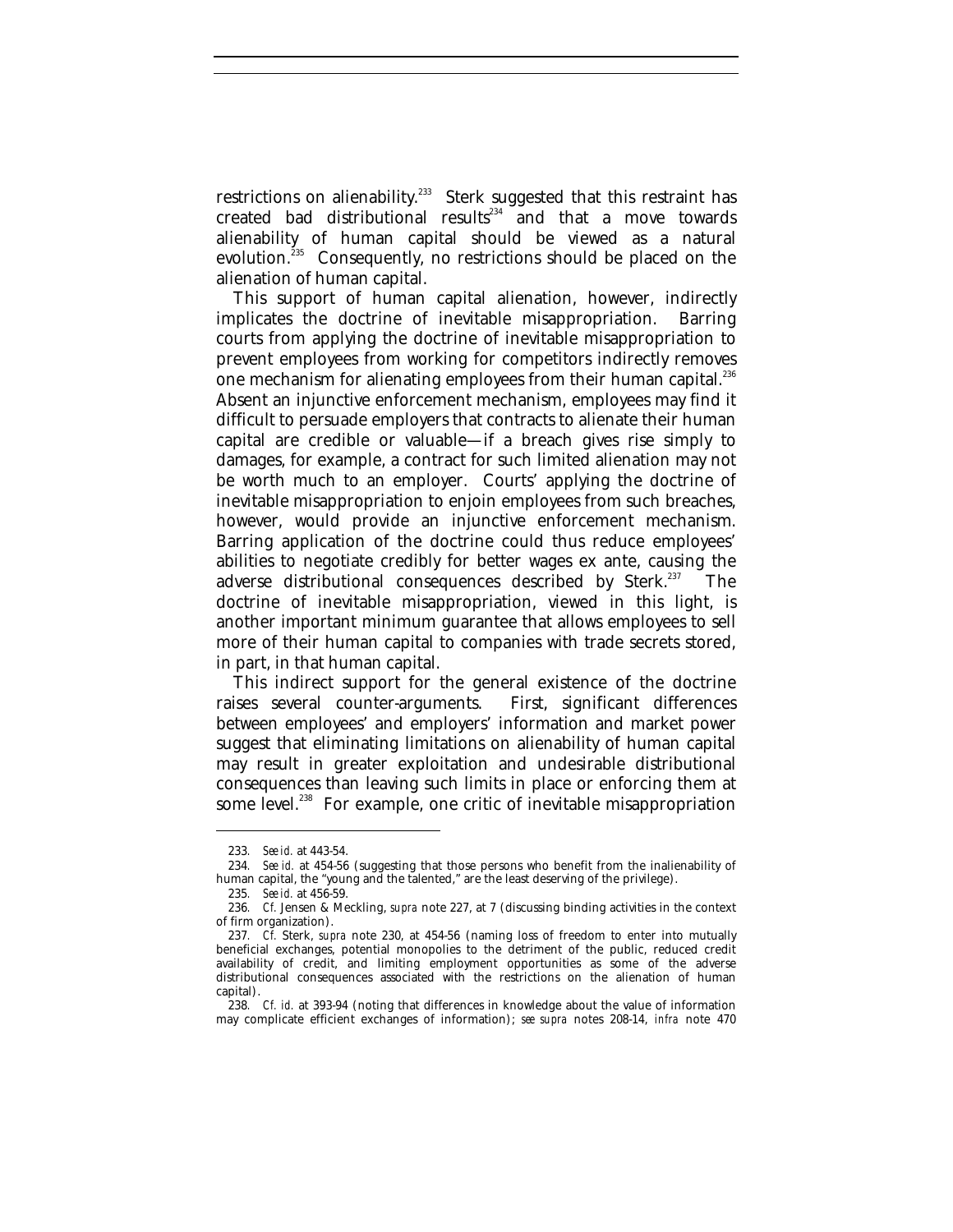restrictions on alienability.[233] Sterk suggested that this restraint has created bad distributional results[234] and that a move towards alienability of human capital should be viewed as a natural evolution.[235] Consequently, no restrictions should be placed on the alienation of human capital.

This support of human capital alienation, however, indirectly implicates the doctrine of inevitable misappropriation. Barring courts from applying the doctrine of inevitable misappropriation to prevent employees from working for competitors indirectly removes one mechanism for alienating employees from their human capital.[236] Absent an injunctive enforcement mechanism, employees may find it difficult to persuade employers that contracts to alienate their human capital are credible or valuable—if a breach gives rise simply to damages, for example, a contract for such limited alienation may not be worth much to an employer. Courts' applying the doctrine of inevitable misappropriation to enjoin employees from such breaches, however, would provide an injunctive enforcement mechanism. Barring application of the doctrine could thus reduce employees' abilities to negotiate credibly for better wages ex ante, causing the adverse distributional consequences described by Sterk.[237] The doctrine of inevitable misappropriation, viewed in this light, is another important minimum guarantee that allows employees to sell more of their human capital to companies with trade secrets stored, in part, in that human capital.

This indirect support for the general existence of the doctrine raises several counter-arguments. First, significant differences between employees' and employers' information and market power suggest that eliminating limitations on alienability of human capital may result in greater exploitation and undesirable distributional consequences than leaving such limits in place or enforcing them at some level.[238] For example, one critic of inevitable misappropriation

---

233. *See id.* at 443-54.

234. *See id.* at 454-56 (suggesting that those persons who benefit from the inalienability of human capital, the "young and the talented," are the least deserving of the privilege).

235. *See id.* at 456-59.

236. *Cf.* Jensen & Meckling, *supra* note 227, at 7 (discussing binding activities in the context of firm organization).

237. *Cf.* Sterk, *supra* note 230, at 454-56 (naming loss of freedom to enter into mutually beneficial exchanges, potential monopolies to the detriment of the public, reduced credit availability of credit, and limiting employment opportunities as some of the adverse distributional consequences associated with the restrictions on the alienation of human capital).

238. *Cf. id.* at 393-94 (noting that differences in knowledge about the value of information may complicate efficient exchanges of information); *see supra* notes 208-14, *infra* note 470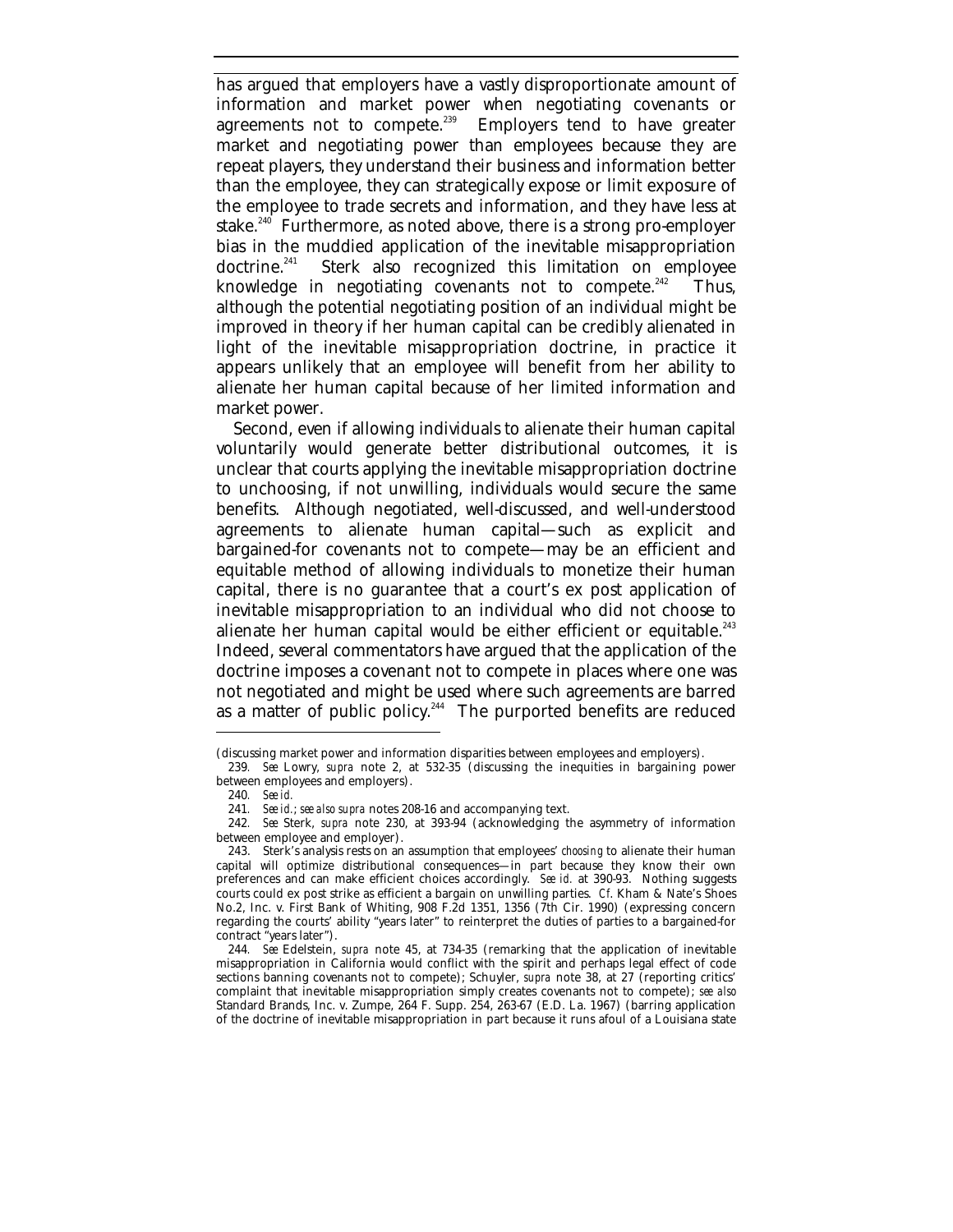has argued that employers have a vastly disproportionate amount of information and market power when negotiating covenants or agreements not to compete.[239] Employers tend to have greater market and negotiating power than employees because they are repeat players, they understand their business and information better than the employee, they can strategically expose or limit exposure of the employee to trade secrets and information, and they have less at stake.[240] Furthermore, as noted above, there is a strong pro-employer bias in the muddied application of the inevitable misappropriation doctrine.[241] Sterk also recognized this limitation on employee knowledge in negotiating covenants not to compete.[242] Thus, although the potential negotiating position of an individual might be improved in theory if her human capital can be credibly alienated in light of the inevitable misappropriation doctrine, in practice it appears unlikely that an employee will benefit from her ability to alienate her human capital because of her limited information and market power.

Second, even if allowing individuals to alienate their human capital voluntarily would generate better distributional outcomes, it is unclear that courts applying the inevitable misappropriation doctrine to unchoosing, if not unwilling, individuals would secure the same benefits. Although negotiated, well-discussed, and well-understood agreements to alienate human capital—such as explicit and bargained-for covenants not to compete—may be an efficient and equitable method of allowing individuals to monetize their human capital, there is no guarantee that a court's ex post application of inevitable misappropriation to an individual who did not choose to alienate her human capital would be either efficient or equitable.[243] Indeed, several commentators have argued that the application of the doctrine imposes a covenant not to compete in places where one was not negotiated and might be used where such agreements are barred as a matter of public policy.[244] The purported benefits are reduced

---

(discussing market power and information disparities between employees and employers).

239. *See* Lowry, *supra* note 2, at 532-35 (discussing the inequities in bargaining power between employees and employers).

240. *See id.*

241. *See id.*; *see also supra* notes 208-16 and accompanying text.

242. *See* Sterk, *supra* note 230, at 393-94 (acknowledging the asymmetry of information between employee and employer).

243. Sterk's analysis rests on an assumption that employees' *choosing* to alienate their human capital will optimize distributional consequences—in part because they know their own preferences and can make efficient choices accordingly. *See id.* at 390-93. Nothing suggests courts could ex post strike as efficient a bargain on unwilling parties. *Cf.* Kham & Nate's Shoes No.2, Inc. v. First Bank of Whiting, 908 F.2d 1351, 1356 (7th Cir. 1990) (expressing concern regarding the courts' ability "years later" to reinterpret the duties of parties to a bargained-for contract "years later").

244. *See* Edelstein, *supra* note 45, at 734-35 (remarking that the application of inevitable misappropriation in California would conflict with the spirit and perhaps legal effect of code sections banning covenants not to compete); Schuyler, *supra* note 38, at 27 (reporting critics' complaint that inevitable misappropriation simply creates covenants not to compete); *see also* Standard Brands, Inc. v. Zumpe, 264 F. Supp. 254, 263-67 (E.D. La. 1967) (barring application of the doctrine of inevitable misappropriation in part because it runs afoul of a Louisiana state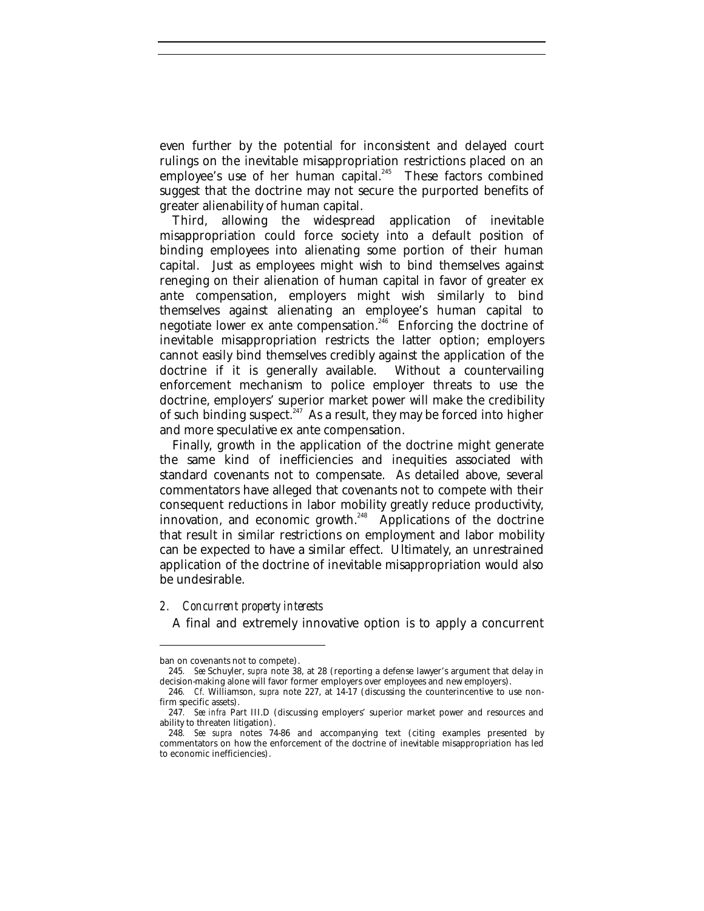even further by the potential for inconsistent and delayed court rulings on the inevitable misappropriation restrictions placed on an employee's use of her human capital.[245] These factors combined suggest that the doctrine may not secure the purported benefits of greater alienability of human capital.

Third, allowing the widespread application of inevitable misappropriation could force society into a default position of binding employees into alienating some portion of their human capital. Just as employees might wish to bind themselves against reneging on their alienation of human capital in favor of greater ex ante compensation, employers might wish similarly to bind themselves against alienating an employee's human capital to negotiate lower ex ante compensation.[246] Enforcing the doctrine of inevitable misappropriation restricts the latter option; employers cannot easily bind themselves credibly against the application of the doctrine if it is generally available. Without a countervailing enforcement mechanism to police employer threats to use the doctrine, employers' superior market power will make the credibility of such binding suspect.[247] As a result, they may be forced into higher and more speculative ex ante compensation.

Finally, growth in the application of the doctrine might generate the same kind of inefficiencies and inequities associated with standard covenants not to compensate. As detailed above, several commentators have alleged that covenants not to compete with their consequent reductions in labor mobility greatly reduce productivity, innovation, and economic growth.[248] Applications of the doctrine that result in similar restrictions on employment and labor mobility can be expected to have a similar effect. Ultimately, an unrestrained application of the doctrine of inevitable misappropriation would also be undesirable.

### 2. *Concurrent property interests*

A final and extremely innovative option is to apply a concurrent

---

ban on covenants not to compete).

245. *See* Schuyler, *supra* note 38, at 28 (reporting a defense lawyer's argument that delay in decision-making alone will favor former employers over employees and new employers).

246. *Cf.* Williamson, *supra* note 227, at 14-17 (discussing the counterincentive to use non-firm specific assets).

247. *See infra* Part III.D (discussing employers' superior market power and resources and ability to threaten litigation).

248. *See supra* notes 74-86 and accompanying text (citing examples presented by commentators on how the enforcement of the doctrine of inevitable misappropriation has led to economic inefficiencies).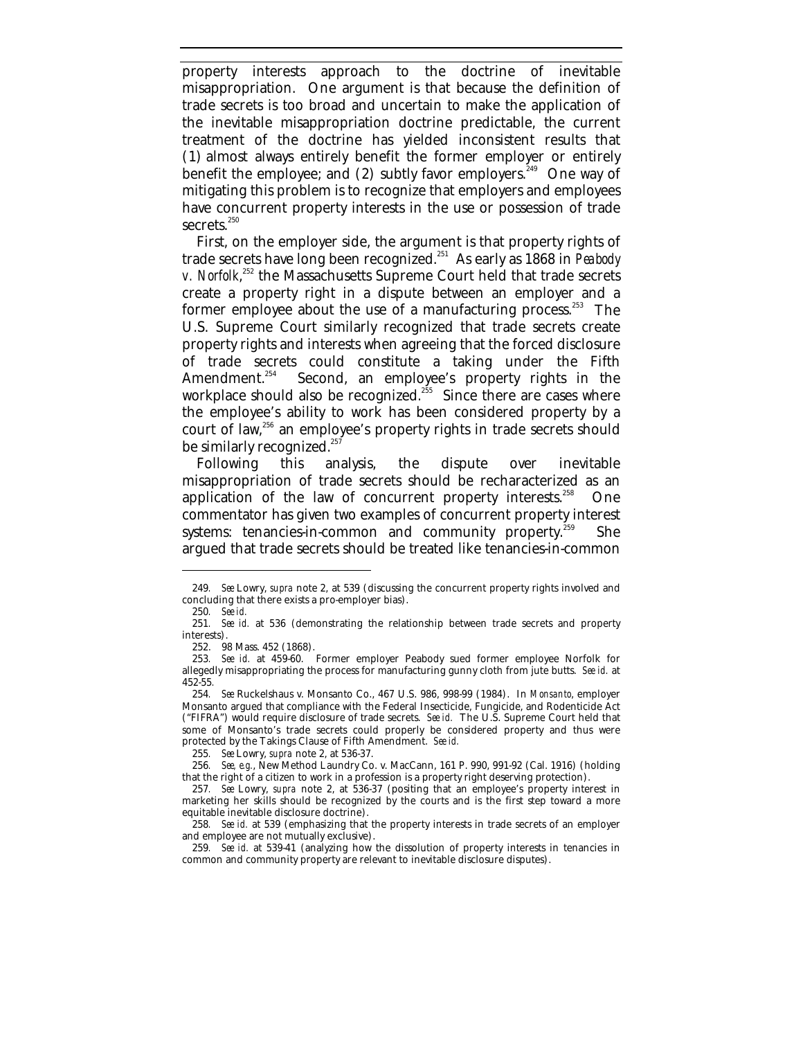property interests approach to the doctrine of inevitable misappropriation. One argument is that because the definition of trade secrets is too broad and uncertain to make the application of the inevitable misappropriation doctrine predictable, the current treatment of the doctrine has yielded inconsistent results that (1) almost always entirely benefit the former employer or entirely benefit the employee; and (2) subtly favor employers.[249] One way of mitigating this problem is to recognize that employers and employees have concurrent property interests in the use or possession of trade secrets.[250]

First, on the employer side, the argument is that property rights of trade secrets have long been recognized.[251] As early as 1868 in *Peabody v. Norfolk*,[252] the Massachusetts Supreme Court held that trade secrets create a property right in a dispute between an employer and a former employee about the use of a manufacturing process.[253] The U.S. Supreme Court similarly recognized that trade secrets create property rights and interests when agreeing that the forced disclosure of trade secrets could constitute a taking under the Fifth Amendment.[254] Second, an employee's property rights in the workplace should also be recognized.[255] Since there are cases where the employee's ability to work has been considered property by a court of law,[256] an employee's property rights in trade secrets should be similarly recognized.[257]

Following this analysis, the dispute over inevitable misappropriation of trade secrets should be recharacterized as an application of the law of concurrent property interests.[258] One commentator has given two examples of concurrent property interest systems: tenancies-in-common and community property.[259] She argued that trade secrets should be treated like tenancies-in-common

---

249. *See* Lowry, *supra* note 2, at 539 (discussing the concurrent property rights involved and concluding that there exists a pro-employer bias).

250. *See id.*

251. *See id.* at 536 (demonstrating the relationship between trade secrets and property interests).

252. 98 Mass. 452 (1868).

253. *See id.* at 459-60. Former employer Peabody sued former employee Norfolk for allegedly misappropriating the process for manufacturing gunny cloth from jute butts. *See id.* at 452-55.

254. *See* Ruckelshaus v. Monsanto Co., 467 U.S. 986, 998-99 (1984). In *Monsanto*, employer Monsanto argued that compliance with the Federal Insecticide, Fungicide, and Rodenticide Act ("FIFRA") would require disclosure of trade secrets. *See id.* The U.S. Supreme Court held that some of Monsanto's trade secrets could properly be considered property and thus were protected by the Takings Clause of Fifth Amendment. *See id.*

255. *See* Lowry, *supra* note 2, at 536-37.

256. *See, e.g.*, New Method Laundry Co. v. MacCann, 161 P. 990, 991-92 (Cal. 1916) (holding that the right of a citizen to work in a profession is a property right deserving protection).

257. *See* Lowry, *supra* note 2, at 536-37 (positing that an employee's property interest in marketing her skills should be recognized by the courts and is the first step toward a more equitable inevitable disclosure doctrine).

258. *See id.* at 539 (emphasizing that the property interests in trade secrets of an employer and employee are not mutually exclusive).

259. *See id.* at 539-41 (analyzing how the dissolution of property interests in tenancies in common and community property are relevant to inevitable disclosure disputes).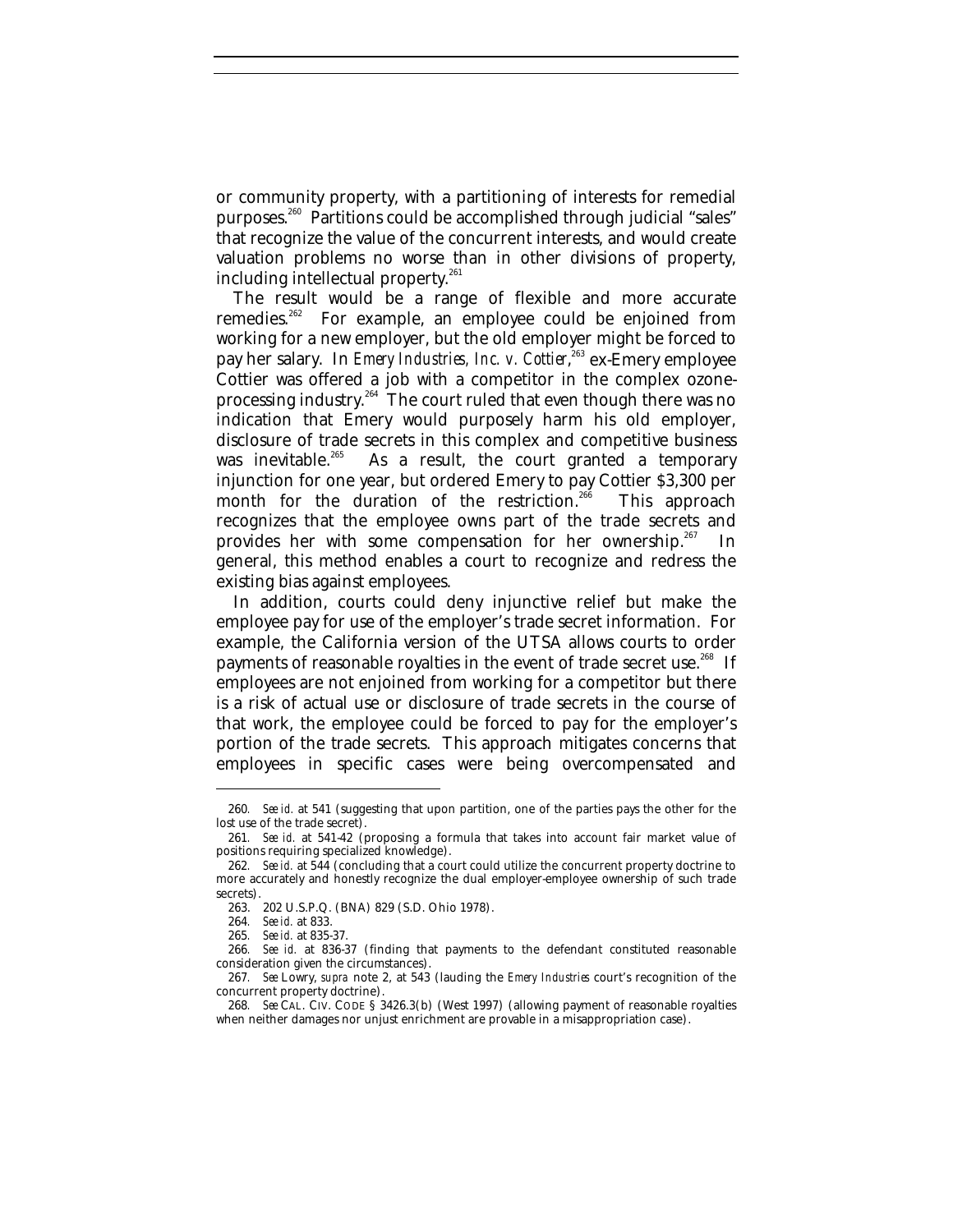or community property, with a partitioning of interests for remedial purposes.[260] Partitions could be accomplished through judicial "sales" that recognize the value of the concurrent interests, and would create valuation problems no worse than in other divisions of property, including intellectual property.[261]

The result would be a range of flexible and more accurate remedies.[262] For example, an employee could be enjoined from working for a new employer, but the old employer might be forced to pay her salary. In *Emery Industries, Inc. v. Cottier*,[263] ex-Emery employee Cottier was offered a job with a competitor in the complex ozone-processing industry.[264] The court ruled that even though there was no indication that Emery would purposely harm his old employer, disclosure of trade secrets in this complex and competitive business was inevitable.[265] As a result, the court granted a temporary injunction for one year, but ordered Emery to pay Cottier $3,300 per month for the duration of the restriction.[266] This approach recognizes that the employee owns part of the trade secrets and provides her with some compensation for her ownership.[267] In general, this method enables a court to recognize and redress the existing bias against employees.

In addition, courts could deny injunctive relief but make the employee pay for use of the employer's trade secret information. For example, the California version of the UTSA allows courts to order payments of reasonable royalties in the event of trade secret use.[268] If employees are not enjoined from working for a competitor but there is a risk of actual use or disclosure of trade secrets in the course of that work, the employee could be forced to pay for the employer's portion of the trade secrets. This approach mitigates concerns that employees in specific cases were being overcompensated and

---

260. *See id.* at 541 (suggesting that upon partition, one of the parties pays the other for the lost use of the trade secret).

261. *See id.* at 541-42 (proposing a formula that takes into account fair market value of positions requiring specialized knowledge).

262. *See id.* at 544 (concluding that a court could utilize the concurrent property doctrine to more accurately and honestly recognize the dual employer-employee ownership of such trade secrets).

263. 202 U.S.P.Q. (BNA) 829 (S.D. Ohio 1978).

264. *See id.* at 833.

265. *See id.* at 835-37.

266. *See id.* at 836-37 (finding that payments to the defendant constituted reasonable consideration given the circumstances).

267. *See* Lowry, *supra* note 2, at 543 (lauding the *Emery Industries* court's recognition of the concurrent property doctrine).

268. *See* CAL. CIV. CODE § 3426.3(b) (West 1997) (allowing payment of reasonable royalties when neither damages nor unjust enrichment are provable in a misappropriation case).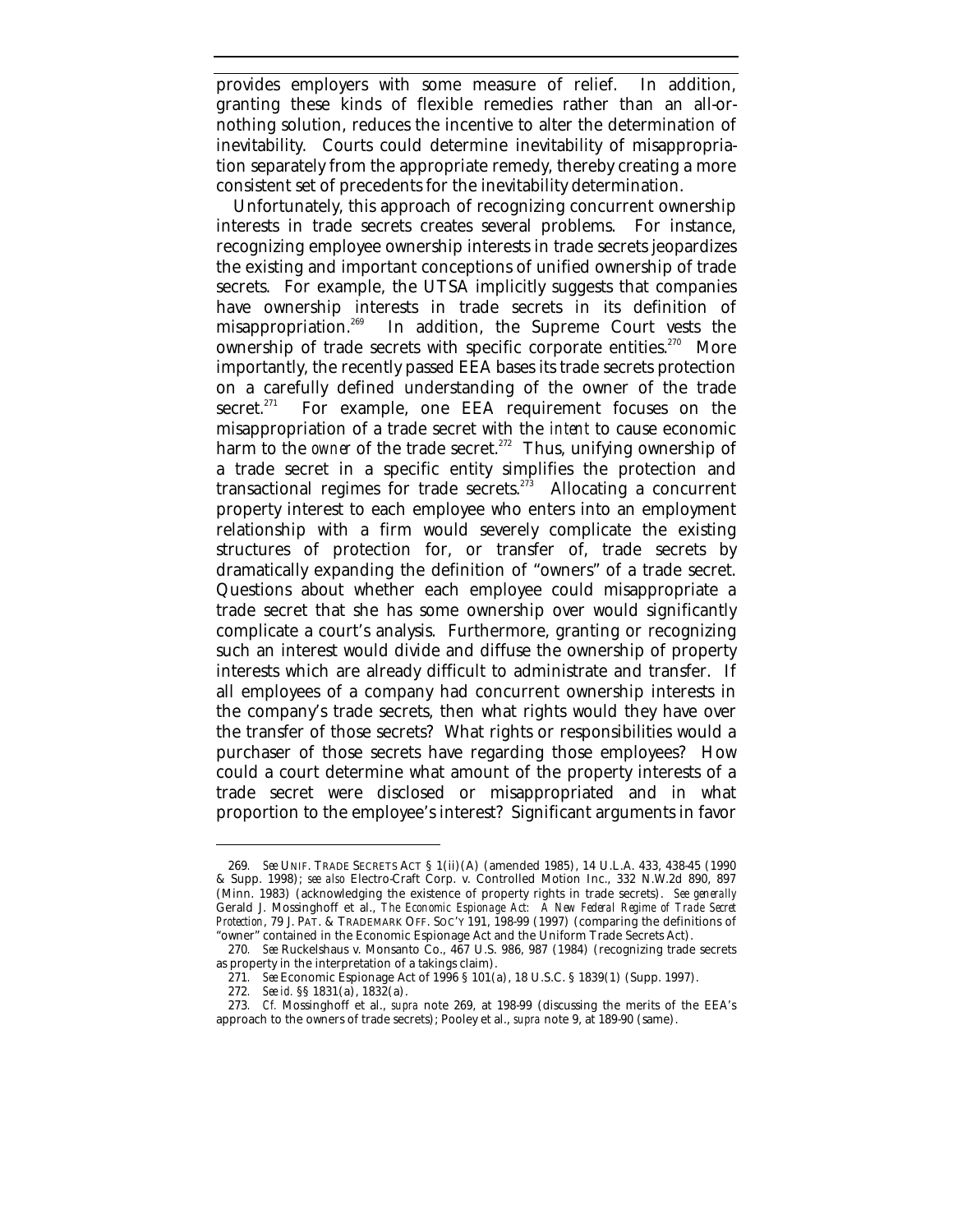provides employers with some measure of relief. In addition, granting these kinds of flexible remedies rather than an all-or-nothing solution, reduces the incentive to alter the determination of inevitability. Courts could determine inevitability of misappropriation separately from the appropriate remedy, thereby creating a more consistent set of precedents for the inevitability determination.

Unfortunately, this approach of recognizing concurrent ownership interests in trade secrets creates several problems. For instance, recognizing employee ownership interests in trade secrets jeopardizes the existing and important conceptions of unified ownership of trade secrets. For example, the UTSA implicitly suggests that companies have ownership interests in trade secrets in its definition of misappropriation.[269] In addition, the Supreme Court vests the ownership of trade secrets with specific corporate entities.[270] More importantly, the recently passed EEA bases its trade secrets protection on a carefully defined understanding of the owner of the trade secret.[271] For example, one EEA requirement focuses on the misappropriation of a trade secret with the *intent* to cause economic harm to the *owner* of the trade secret.[272] Thus, unifying ownership of a trade secret in a specific entity simplifies the protection and transactional regimes for trade secrets.[273] Allocating a concurrent property interest to each employee who enters into an employment relationship with a firm would severely complicate the existing structures of protection for, or transfer of, trade secrets by dramatically expanding the definition of "owners" of a trade secret. Questions about whether each employee could misappropriate a trade secret that she has some ownership over would significantly complicate a court's analysis. Furthermore, granting or recognizing such an interest would divide and diffuse the ownership of property interests which are already difficult to administrate and transfer. If all employees of a company had concurrent ownership interests in the company's trade secrets, then what rights would they have over the transfer of those secrets? What rights or responsibilities would a purchaser of those secrets have regarding those employees? How could a court determine what amount of the property interests of a trade secret were disclosed or misappropriated and in what proportion to the employee's interest? Significant arguments in favor

---

269. *See* UNIF. TRADE SECRETS ACT § 1(ii)(A) (amended 1985), 14 U.L.A. 433, 438-45 (1990 & Supp. 1998); *see also* Electro-Craft Corp. v. Controlled Motion Inc., 332 N.W.2d 890, 897 (Minn. 1983) (acknowledging the existence of property rights in trade secrets). *See generally* Gerald J. Mossinghoff et al., *The Economic Espionage Act: A New Federal Regime of Trade Secret Protection*, 79 J. PAT. & TRADEMARK OFF. SOC'Y 191, 198-99 (1997) (comparing the definitions of "owner" contained in the Economic Espionage Act and the Uniform Trade Secrets Act).

270. *See* Ruckelshaus v. Monsanto Co., 467 U.S. 986, 987 (1984) (recognizing trade secrets as property in the interpretation of a takings claim).

271. *See* Economic Espionage Act of 1996 § 101(a), 18 U.S.C. § 1839(1) (Supp. 1997).

272. *See id.* §§ 1831(a), 1832(a).

273. *Cf.* Mossinghoff et al., *supra* note 269, at 198-99 (discussing the merits of the EEA's approach to the owners of trade secrets); Pooley et al., *supra* note 9, at 189-90 (same).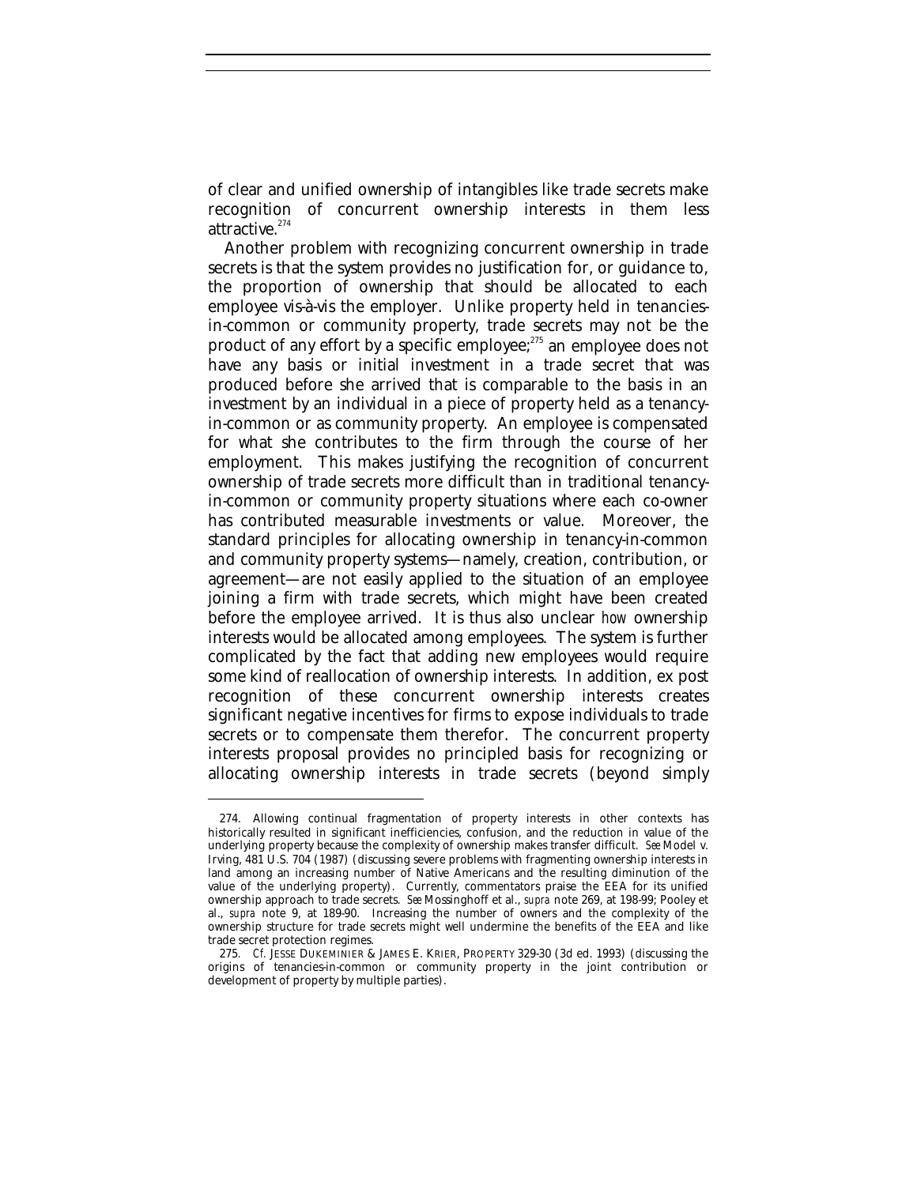of clear and unified ownership of intangibles like trade secrets make recognition of concurrent ownership interests in them less attractive.[274]

Another problem with recognizing concurrent ownership in trade secrets is that the system provides no justification for, or guidance to, the proportion of ownership that should be allocated to each employee vis-à-vis the employer. Unlike property held in tenancies-in-common or community property, trade secrets may not be the product of any effort by a specific employee;[275] an employee does not have any basis or initial investment in a trade secret that was produced before she arrived that is comparable to the basis in an investment by an individual in a piece of property held as a tenancy-in-common or as community property. An employee is compensated for what she contributes to the firm through the course of her employment. This makes justifying the recognition of concurrent ownership of trade secrets more difficult than in traditional tenancy-in-common or community property situations where each co-owner has contributed measurable investments or value. Moreover, the standard principles for allocating ownership in tenancy-in-common and community property systems—namely, creation, contribution, or agreement—are not easily applied to the situation of an employee joining a firm with trade secrets, which might have been created before the employee arrived. It is thus also unclear *how* ownership interests would be allocated among employees. The system is further complicated by the fact that adding new employees would require some kind of reallocation of ownership interests. In addition, ex post recognition of these concurrent ownership interests creates significant negative incentives for firms to expose individuals to trade secrets or to compensate them therefor. The concurrent property interests proposal provides no principled basis for recognizing or allocating ownership interests in trade secrets (beyond simply

---

274. Allowing continual fragmentation of property interests in other contexts has historically resulted in significant inefficiencies, confusion, and the reduction in value of the underlying property because the complexity of ownership makes transfer difficult. *See* Model v. Irving, 481 U.S. 704 (1987) (discussing severe problems with fragmenting ownership interests in land among an increasing number of Native Americans and the resulting diminution of the value of the underlying property). Currently, commentators praise the EEA for its unified ownership approach to trade secrets. *See* Mossinghoff et al., *supra* note 269, at 198-99; Pooley et al., *supra* note 9, at 189-90. Increasing the number of owners and the complexity of the ownership structure for trade secrets might well undermine the benefits of the EEA and like trade secret protection regimes.

275. *Cf.* JESSE DUKEMINIER & JAMES E. KRIER, PROPERTY 329-30 (3d ed. 1993) (discussing the origins of tenancies-in-common or community property in the joint contribution or development of property by multiple parties).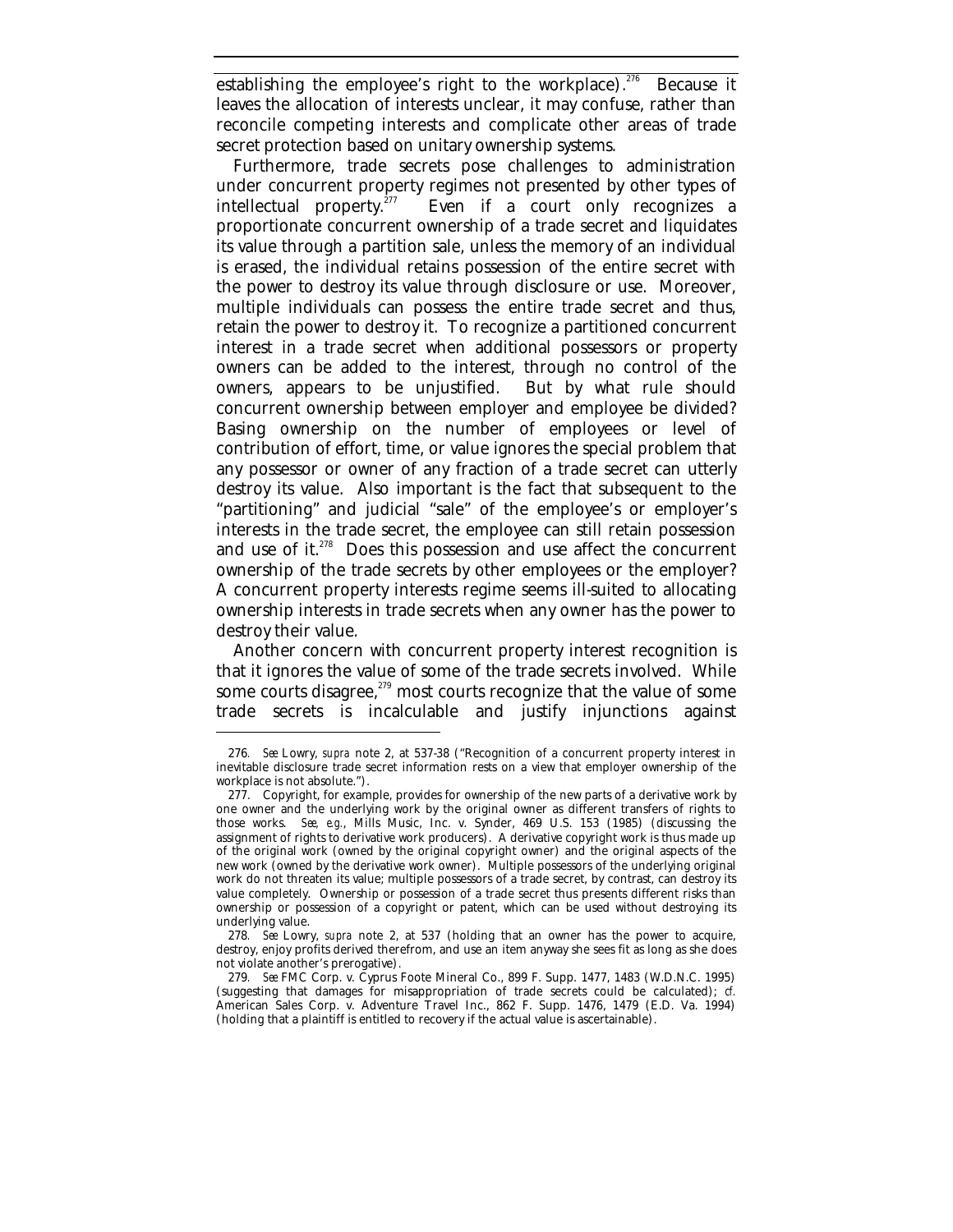establishing the employee's right to the workplace).[276] Because it leaves the allocation of interests unclear, it may confuse, rather than reconcile competing interests and complicate other areas of trade secret protection based on unitary ownership systems.

Furthermore, trade secrets pose challenges to administration under concurrent property regimes not presented by other types of intellectual property.[277] Even if a court only recognizes a proportionate concurrent ownership of a trade secret and liquidates its value through a partition sale, unless the memory of an individual is erased, the individual retains possession of the entire secret with the power to destroy its value through disclosure or use. Moreover, multiple individuals can possess the entire trade secret and thus, retain the power to destroy it. To recognize a partitioned concurrent interest in a trade secret when additional possessors or property owners can be added to the interest, through no control of the owners, appears to be unjustified. But by what rule should concurrent ownership between employer and employee be divided? Basing ownership on the number of employees or level of contribution of effort, time, or value ignores the special problem that any possessor or owner of any fraction of a trade secret can utterly destroy its value. Also important is the fact that subsequent to the "partitioning" and judicial "sale" of the employee's or employer's interests in the trade secret, the employee can still retain possession and use of it.[278] Does this possession and use affect the concurrent ownership of the trade secrets by other employees or the employer? A concurrent property interests regime seems ill-suited to allocating ownership interests in trade secrets when any owner has the power to destroy their value.

Another concern with concurrent property interest recognition is that it ignores the value of some of the trade secrets involved. While some courts disagree,[279] most courts recognize that the value of some trade secrets is incalculable and justify injunctions against

---

276. *See* Lowry, *supra* note 2, at 537-38 ("Recognition of a concurrent property interest in inevitable disclosure trade secret information rests on a view that employer ownership of the workplace is not absolute.").

277. Copyright, for example, provides for ownership of the new parts of a derivative work by one owner and the underlying work by the original owner as different transfers of rights to those works. *See, e.g.*, Mills Music, Inc. v. Synder, 469 U.S. 153 (1985) (discussing the assignment of rights to derivative work producers). A derivative copyright work is thus made up of the original work (owned by the original copyright owner) and the original aspects of the new work (owned by the derivative work owner). Multiple possessors of the underlying original work do not threaten its value; multiple possessors of a trade secret, by contrast, can destroy its value completely. Ownership or possession of a trade secret thus presents different risks than ownership or possession of a copyright or patent, which can be used without destroying its underlying value.

278. *See* Lowry, *supra* note 2, at 537 (holding that an owner has the power to acquire, destroy, enjoy profits derived therefrom, and use an item anyway she sees fit as long as she does not violate another's prerogative).

279. *See* FMC Corp. v. Cyprus Foote Mineral Co., 899 F. Supp. 1477, 1483 (W.D.N.C. 1995) (suggesting that damages for misappropriation of trade secrets could be calculated); *cf.* American Sales Corp. v. Adventure Travel Inc., 862 F. Supp. 1476, 1479 (E.D. Va. 1994) (holding that a plaintiff is entitled to recovery if the actual value is ascertainable).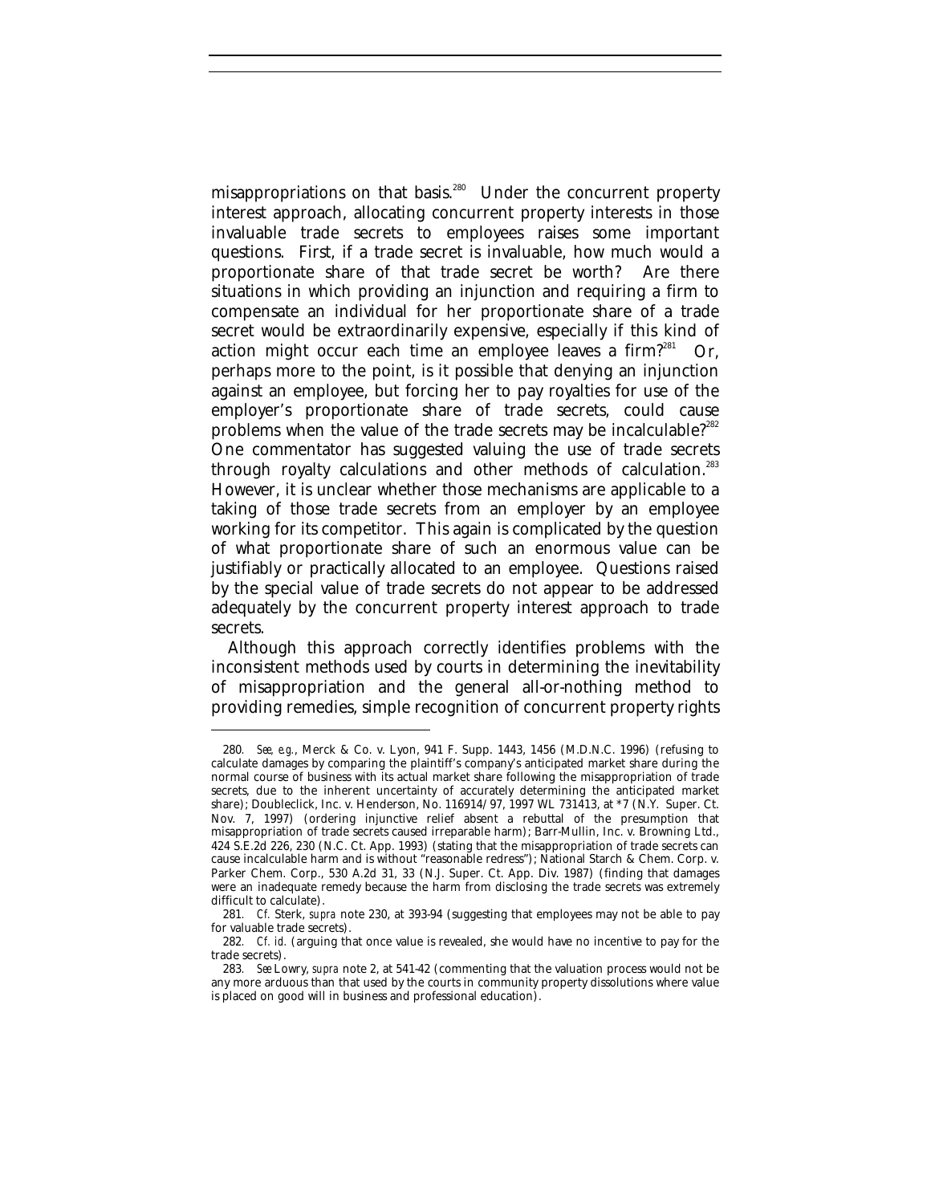misappropriations on that basis.[280] Under the concurrent property interest approach, allocating concurrent property interests in those invaluable trade secrets to employees raises some important questions. First, if a trade secret is invaluable, how much would a proportionate share of that trade secret be worth? Are there situations in which providing an injunction and requiring a firm to compensate an individual for her proportionate share of a trade secret would be extraordinarily expensive, especially if this kind of action might occur each time an employee leaves a firm?[281] Or, perhaps more to the point, is it possible that denying an injunction against an employee, but forcing her to pay royalties for use of the employer's proportionate share of trade secrets, could cause problems when the value of the trade secrets may be incalculable?[282] One commentator has suggested valuing the use of trade secrets through royalty calculations and other methods of calculation.[283] However, it is unclear whether those mechanisms are applicable to a taking of those trade secrets from an employer by an employee working for its competitor. This again is complicated by the question of what proportionate share of such an enormous value can be justifiably or practically allocated to an employee. Questions raised by the special value of trade secrets do not appear to be addressed adequately by the concurrent property interest approach to trade secrets.

Although this approach correctly identifies problems with the inconsistent methods used by courts in determining the inevitability of misappropriation and the general all-or-nothing method to providing remedies, simple recognition of concurrent property rights

---

280. *See, e.g.*, Merck & Co. v. Lyon, 941 F. Supp. 1443, 1456 (M.D.N.C. 1996) (refusing to calculate damages by comparing the plaintiff's company's anticipated market share during the normal course of business with its actual market share following the misappropriation of trade secrets, due to the inherent uncertainty of accurately determining the anticipated market share); Doubleclick, Inc. v. Henderson, No. 116914/97, 1997 WL 731413, at *7 (N.Y. Super. Ct. Nov. 7, 1997) (ordering injunctive relief absent a rebuttal of the presumption that misappropriation of trade secrets caused irreparable harm); Barr-Mullin, Inc. v. Browning Ltd., 424 S.E.2d 226, 230 (N.C. Ct. App. 1993) (stating that the misappropriation of trade secrets can cause incalculable harm and is without "reasonable redress"); National Starch & Chem. Corp. v. Parker Chem. Corp., 530 A.2d 31, 33 (N.J. Super. Ct. App. Div. 1987) (finding that damages were an inadequate remedy because the harm from disclosing the trade secrets was extremely difficult to calculate).

281. *Cf.* Sterk, *supra* note 230, at 393-94 (suggesting that employees may not be able to pay for valuable trade secrets).

282. *Cf. id.* (arguing that once value is revealed, she would have no incentive to pay for the trade secrets).

283. *See* Lowry, *supra* note 2, at 541-42 (commenting that the valuation process would not be any more arduous than that used by the courts in community property dissolutions where value is placed on good will in business and professional education).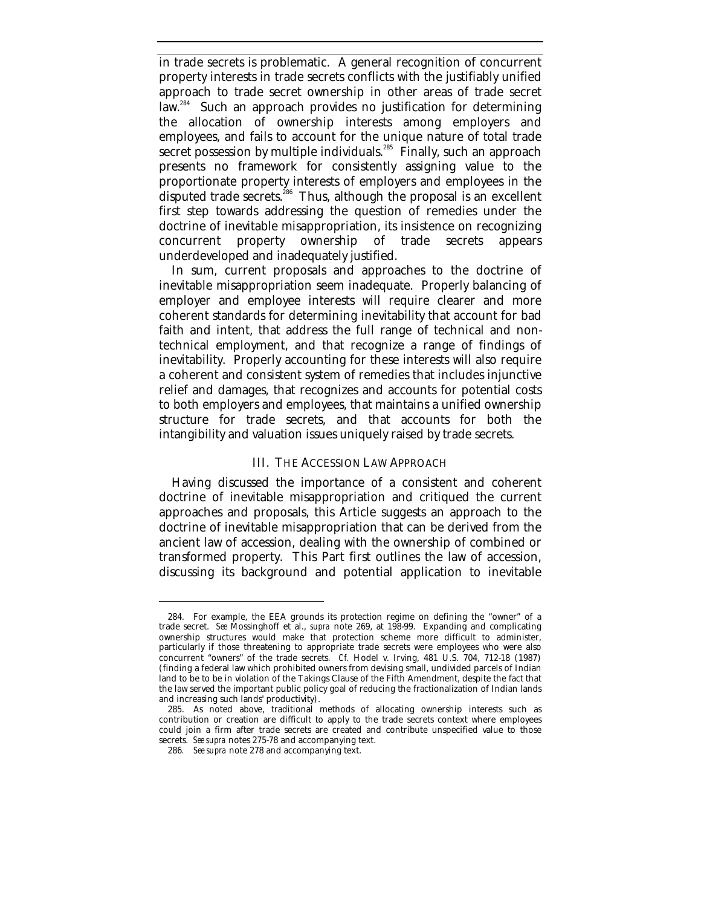in trade secrets is problematic. A general recognition of concurrent property interests in trade secrets conflicts with the justifiably unified approach to trade secret ownership in other areas of trade secret law.[284] Such an approach provides no justification for determining the allocation of ownership interests among employers and employees, and fails to account for the unique nature of total trade secret possession by multiple individuals.[285] Finally, such an approach presents no framework for consistently assigning value to the proportionate property interests of employers and employees in the disputed trade secrets.[286] Thus, although the proposal is an excellent first step towards addressing the question of remedies under the doctrine of inevitable misappropriation, its insistence on recognizing concurrent property ownership of trade secrets appears underdeveloped and inadequately justified.

In sum, current proposals and approaches to the doctrine of inevitable misappropriation seem inadequate. Properly balancing of employer and employee interests will require clearer and more coherent standards for determining inevitability that account for bad faith and intent, that address the full range of technical and non-technical employment, and that recognize a range of findings of inevitability. Properly accounting for these interests will also require a coherent and consistent system of remedies that includes injunctive relief and damages, that recognizes and accounts for potential costs to both employers and employees, that maintains a unified ownership structure for trade secrets, and that accounts for both the intangibility and valuation issues uniquely raised by trade secrets.

## III. THE ACCESSION LAW APPROACH

Having discussed the importance of a consistent and coherent doctrine of inevitable misappropriation and critiqued the current approaches and proposals, this Article suggests an approach to the doctrine of inevitable misappropriation that can be derived from the ancient law of accession, dealing with the ownership of combined or transformed property. This Part first outlines the law of accession, discussing its background and potential application to inevitable

---

284. For example, the EEA grounds its protection regime on defining the "owner" of a trade secret. *See* Mossinghoff et al., *supra* note 269, at 198-99. Expanding and complicating ownership structures would make that protection scheme more difficult to administer, particularly if those threatening to appropriate trade secrets were employees who were also concurrent "owners" of the trade secrets. *Cf.* Hodel v. Irving, 481 U.S. 704, 712-18 (1987) (finding a federal law which prohibited owners from devising small, undivided parcels of Indian land to be to be in violation of the Takings Clause of the Fifth Amendment, despite the fact that the law served the important public policy goal of reducing the fractionalization of Indian lands and increasing such lands' productivity).

285. As noted above, traditional methods of allocating ownership interests such as contribution or creation are difficult to apply to the trade secrets context where employees could join a firm after trade secrets are created and contribute unspecified value to those secrets. *See supra* notes 275-78 and accompanying text.

286. *See supra* note 278 and accompanying text.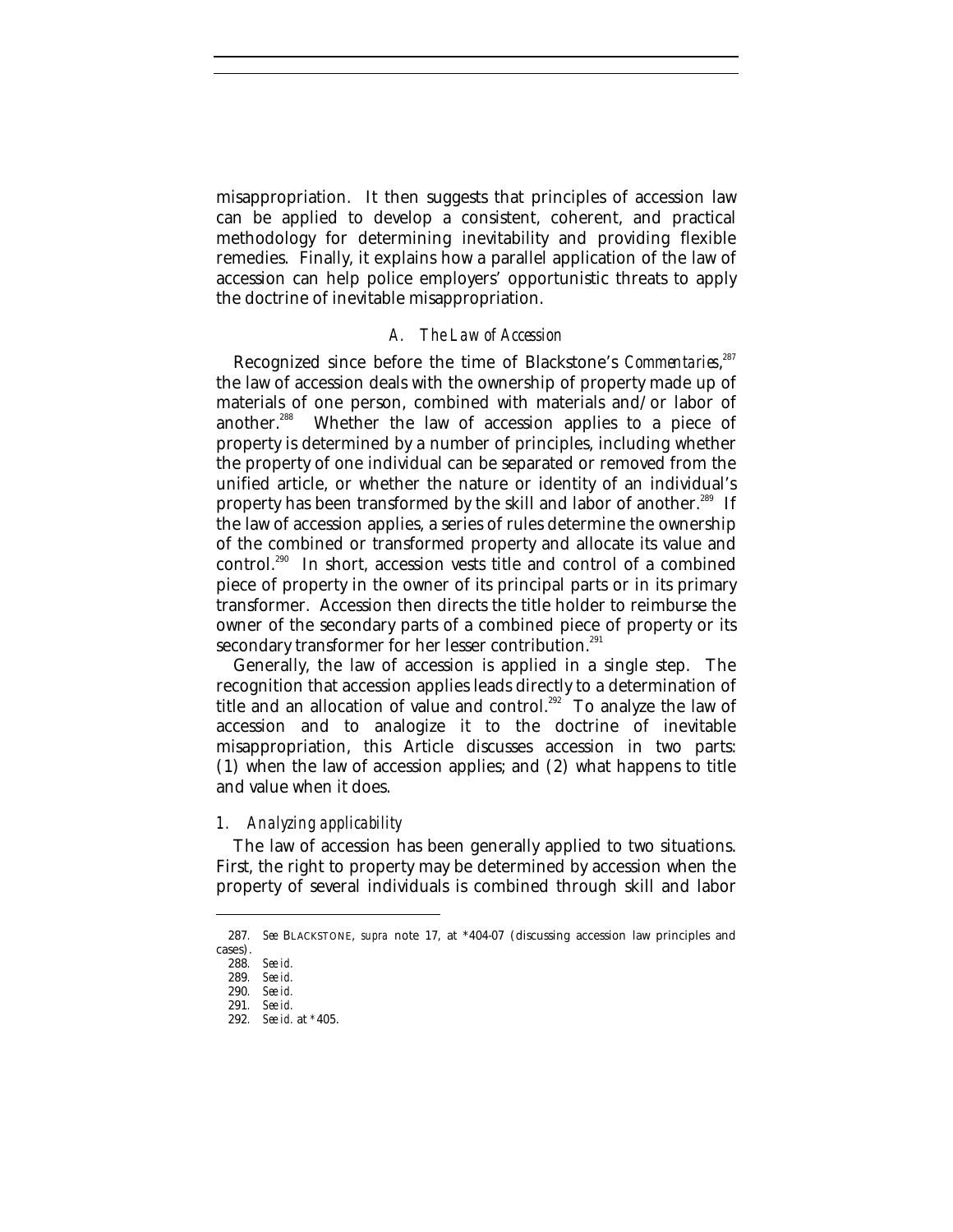misappropriation. It then suggests that principles of accession law can be applied to develop a consistent, coherent, and practical methodology for determining inevitability and providing flexible remedies. Finally, it explains how a parallel application of the law of accession can help police employers' opportunistic threats to apply the doctrine of inevitable misappropriation.

### *A. The Law of Accession*

Recognized since before the time of Blackstone's *Commentaries*,[287] the law of accession deals with the ownership of property made up of materials of one person, combined with materials and/or labor of another.[288] Whether the law of accession applies to a piece of property is determined by a number of principles, including whether the property of one individual can be separated or removed from the unified article, or whether the nature or identity of an individual's property has been transformed by the skill and labor of another.[289] If the law of accession applies, a series of rules determine the ownership of the combined or transformed property and allocate its value and control.[290] In short, accession vests title and control of a combined piece of property in the owner of its principal parts or in its primary transformer. Accession then directs the title holder to reimburse the owner of the secondary parts of a combined piece of property or its secondary transformer for her lesser contribution.[291]

Generally, the law of accession is applied in a single step. The recognition that accession applies leads directly to a determination of title and an allocation of value and control.[292] To analyze the law of accession and to analogize it to the doctrine of inevitable misappropriation, this Article discusses accession in two parts: (1) when the law of accession applies; and (2) what happens to title and value when it does.

#### *1. Analyzing applicability*

The law of accession has been generally applied to two situations. First, the right to property may be determined by accession when the property of several individuals is combined through skill and labor

---

287. *See* BLACKSTONE, *supra* note 17, at *404-07 (discussing accession law principles and cases).

288. *See id.*

289. *See id.*

290. *See id.*

291. *See id.*

292. *See id.* at *405.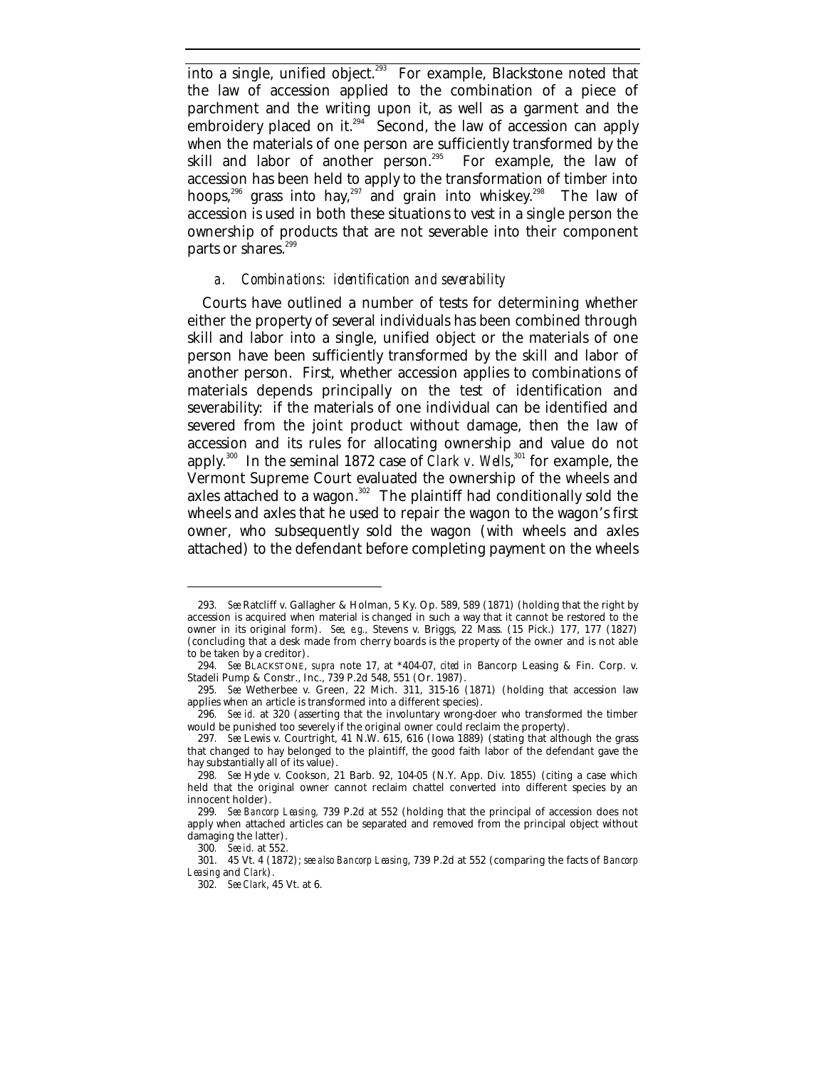into a single, unified object.[293] For example, Blackstone noted that the law of accession applied to the combination of a piece of parchment and the writing upon it, as well as a garment and the embroidery placed on it.[294] Second, the law of accession can apply when the materials of one person are sufficiently transformed by the skill and labor of another person.[295] For example, the law of accession has been held to apply to the transformation of timber into hoops,[296] grass into hay,[297] and grain into whiskey.[298] The law of accession is used in both these situations to vest in a single person the ownership of products that are not severable into their component parts or shares.[299]

### *a. Combinations: identification and severability*

Courts have outlined a number of tests for determining whether either the property of several individuals has been combined through skill and labor into a single, unified object or the materials of one person have been sufficiently transformed by the skill and labor of another person. First, whether accession applies to combinations of materials depends principally on the test of identification and severability: if the materials of one individual can be identified and severed from the joint product without damage, then the law of accession and its rules for allocating ownership and value do not apply.[300] In the seminal 1872 case of *Clark v. Wells*,[301] for example, the Vermont Supreme Court evaluated the ownership of the wheels and axles attached to a wagon.[302] The plaintiff had conditionally sold the wheels and axles that he used to repair the wagon to the wagon's first owner, who subsequently sold the wagon (with wheels and axles attached) to the defendant before completing payment on the wheels

---

293. *See* Ratcliff v. Gallagher & Holman, 5 Ky. Op. 589, 589 (1871) (holding that the right by accession is acquired when material is changed in such a way that it cannot be restored to the owner in its original form). *See, e.g.*, Stevens v. Briggs, 22 Mass. (15 Pick.) 177, 177 (1827) (concluding that a desk made from cherry boards is the property of the owner and is not able to be taken by a creditor).

294. *See* BLACKSTONE, *supra* note 17, at \*404-07, *cited in* Bancorp Leasing & Fin. Corp. v. Stadeli Pump & Constr., Inc., 739 P.2d 548, 551 (Or. 1987).

295. *See* Wetherbee v. Green, 22 Mich. 311, 315-16 (1871) (holding that accession law applies when an article is transformed into a different species).

296. *See id.* at 320 (asserting that the involuntary wrong-doer who transformed the timber would be punished too severely if the original owner could reclaim the property).

297. *See* Lewis v. Courtright, 41 N.W. 615, 616 (Iowa 1889) (stating that although the grass that changed to hay belonged to the plaintiff, the good faith labor of the defendant gave the hay substantially all of its value).

298. *See* Hyde v. Cookson, 21 Barb. 92, 104-05 (N.Y. App. Div. 1855) (citing a case which held that the original owner cannot reclaim chattel converted into different species by an innocent holder).

299. *See Bancorp Leasing*, 739 P.2d at 552 (holding that the principal of accession does not apply when attached articles can be separated and removed from the principal object without damaging the latter).

300. *See id.* at 552.

301. 45 Vt. 4 (1872); *see also Bancorp Leasing*, 739 P.2d at 552 (comparing the facts of *Bancorp Leasing* and *Clark*).

302. *See Clark*, 45 Vt. at 6.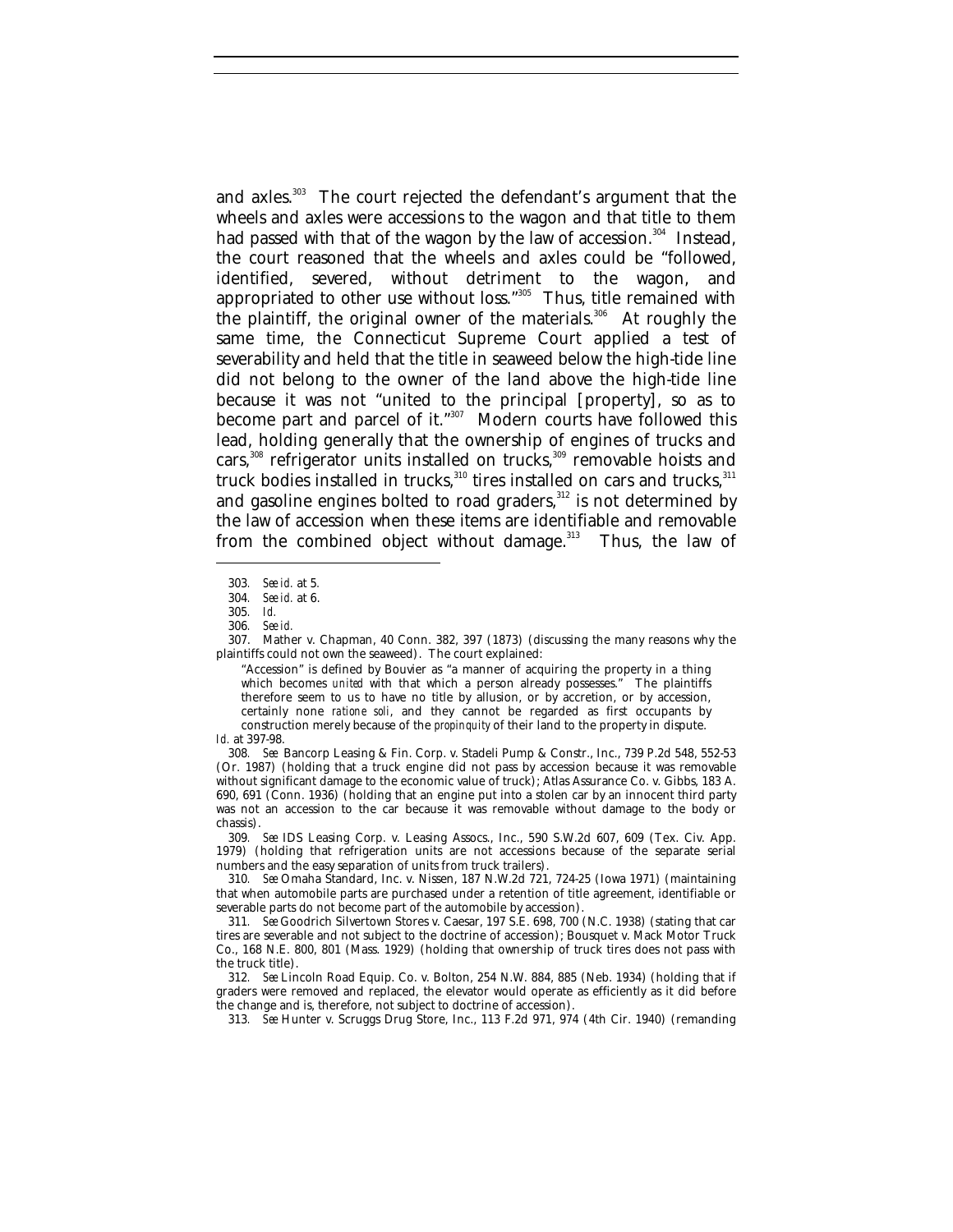and axles.[303] The court rejected the defendant's argument that the wheels and axles were accessions to the wagon and that title to them had passed with that of the wagon by the law of accession.[304] Instead, the court reasoned that the wheels and axles could be "followed, identified, severed, without detriment to the wagon, and appropriated to other use without loss."[305] Thus, title remained with the plaintiff, the original owner of the materials.[306] At roughly the same time, the Connecticut Supreme Court applied a test of severability and held that the title in seaweed below the high-tide line did not belong to the owner of the land above the high-tide line because it was not "united to the principal [property], so as to become part and parcel of it."[307] Modern courts have followed this lead, holding generally that the ownership of engines of trucks and cars,[308] refrigerator units installed on trucks,[309] removable hoists and truck bodies installed in trucks,[310] tires installed on cars and trucks,[311] and gasoline engines bolted to road graders,[312] is not determined by the law of accession when these items are identifiable and removable from the combined object without damage.[313] Thus, the law of

---

303. *See id.* at 5.

304. *See id.* at 6.

305. *Id.*

306. *See id.*

307. Mather v. Chapman, 40 Conn. 382, 397 (1873) (discussing the many reasons why the plaintiffs could not own the seaweed). The court explained:

> "Accession" is defined by Bouvier as "a manner of acquiring the property in a thing which becomes *united* with that which a person already possesses." The plaintiffs therefore seem to us to have no title by allusion, or by accretion, or by accession, certainly none *ratione soli*, and they cannot be regarded as first occupants by construction merely because of the *propinquity* of their land to the property in dispute.

*Id.* at 397-98.

308. *See* Bancorp Leasing & Fin. Corp. v. Stadeli Pump & Constr., Inc., 739 P.2d 548, 552-53 (Or. 1987) (holding that a truck engine did not pass by accession because it was removable without significant damage to the economic value of truck); Atlas Assurance Co. v. Gibbs, 183 A. 690, 691 (Conn. 1936) (holding that an engine put into a stolen car by an innocent third party was not an accession to the car because it was removable without damage to the body or chassis).

309. *See* IDS Leasing Corp. v. Leasing Assocs., Inc., 590 S.W.2d 607, 609 (Tex. Civ. App. 1979) (holding that refrigeration units are not accessions because of the separate serial numbers and the easy separation of units from truck trailers).

310. *See* Omaha Standard, Inc. v. Nissen, 187 N.W.2d 721, 724-25 (Iowa 1971) (maintaining that when automobile parts are purchased under a retention of title agreement, identifiable or severable parts do not become part of the automobile by accession).

311. *See* Goodrich Silvertown Stores v. Caesar, 197 S.E. 698, 700 (N.C. 1938) (stating that car tires are severable and not subject to the doctrine of accession); Bousquet v. Mack Motor Truck Co., 168 N.E. 800, 801 (Mass. 1929) (holding that ownership of truck tires does not pass with the truck title).

312. *See* Lincoln Road Equip. Co. v. Bolton, 254 N.W. 884, 885 (Neb. 1934) (holding that if graders were removed and replaced, the elevator would operate as efficiently as it did before the change and is, therefore, not subject to doctrine of accession).

313. *See* Hunter v. Scruggs Drug Store, Inc., 113 F.2d 971, 974 (4th Cir. 1940) (remanding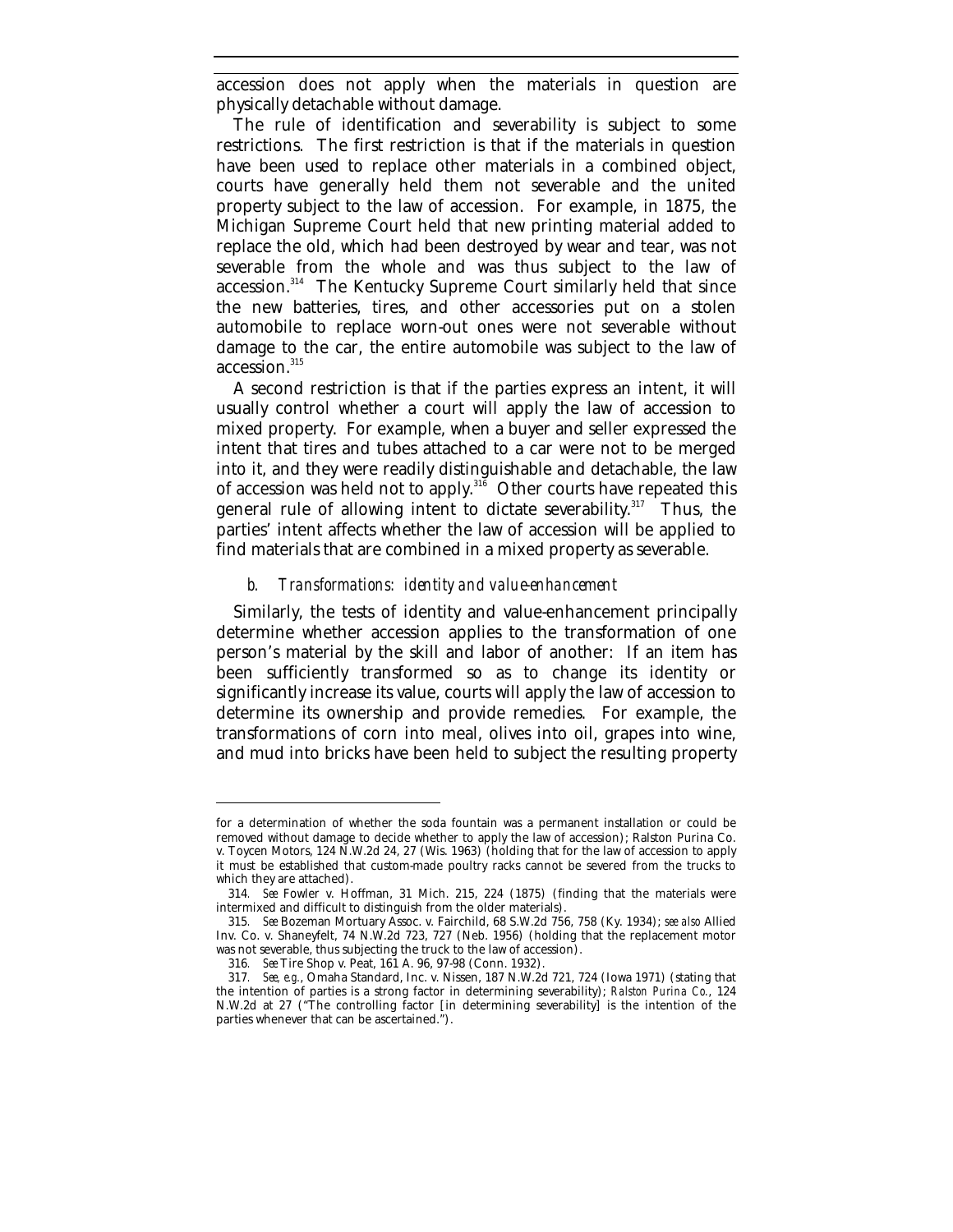accession does not apply when the materials in question are physically detachable without damage.

The rule of identification and severability is subject to some restrictions. The first restriction is that if the materials in question have been used to replace other materials in a combined object, courts have generally held them not severable and the united property subject to the law of accession. For example, in 1875, the Michigan Supreme Court held that new printing material added to replace the old, which had been destroyed by wear and tear, was not severable from the whole and was thus subject to the law of accession.[314] The Kentucky Supreme Court similarly held that since the new batteries, tires, and other accessories put on a stolen automobile to replace worn-out ones were not severable without damage to the car, the entire automobile was subject to the law of accession.[315]

A second restriction is that if the parties express an intent, it will usually control whether a court will apply the law of accession to mixed property. For example, when a buyer and seller expressed the intent that tires and tubes attached to a car were not to be merged into it, and they were readily distinguishable and detachable, the law of accession was held not to apply.[316] Other courts have repeated this general rule of allowing intent to dictate severability.[317] Thus, the parties' intent affects whether the law of accession will be applied to find materials that are combined in a mixed property as severable.

#### *b. Transformations: identity and value-enhancement*

Similarly, the tests of identity and value-enhancement principally determine whether accession applies to the transformation of one person's material by the skill and labor of another: If an item has been sufficiently transformed so as to change its identity or significantly increase its value, courts will apply the law of accession to determine its ownership and provide remedies. For example, the transformations of corn into meal, olives into oil, grapes into wine, and mud into bricks have been held to subject the resulting property

---

for a determination of whether the soda fountain was a permanent installation or could be removed without damage to decide whether to apply the law of accession); Ralston Purina Co. v. Toycen Motors, 124 N.W.2d 24, 27 (Wis. 1963) (holding that for the law of accession to apply it must be established that custom-made poultry racks cannot be severed from the trucks to which they are attached).

314. *See* Fowler v. Hoffman, 31 Mich. 215, 224 (1875) (finding that the materials were intermixed and difficult to distinguish from the older materials).

315. *See* Bozeman Mortuary Assoc. v. Fairchild, 68 S.W.2d 756, 758 (Ky. 1934); *see also* Allied Inv. Co. v. Shaneyfelt, 74 N.W.2d 723, 727 (Neb. 1956) (holding that the replacement motor was not severable, thus subjecting the truck to the law of accession).

316. *See* Tire Shop v. Peat, 161 A. 96, 97-98 (Conn. 1932).

317. *See, e.g.*, Omaha Standard, Inc. v. Nissen, 187 N.W.2d 721, 724 (Iowa 1971) (stating that the intention of parties is a strong factor in determining severability); *Ralston Purina Co.*, 124 N.W.2d at 27 ("The controlling factor [in determining severability] is the intention of the parties whenever that can be ascertained.").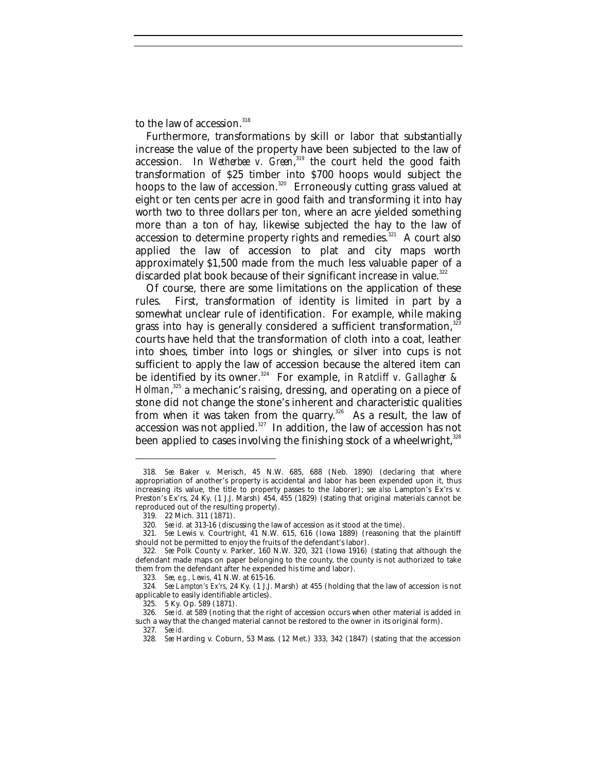to the law of accession.[318]

Furthermore, transformations by skill or labor that substantially increase the value of the property have been subjected to the law of accession. In *Wetherbee v. Green*,[319] the court held the good faith transformation of $25 timber into $700 hoops would subject the hoops to the law of accession.[320] Erroneously cutting grass valued at eight or ten cents per acre in good faith and transforming it into hay worth two to three dollars per ton, where an acre yielded something more than a ton of hay, likewise subjected the hay to the law of accession to determine property rights and remedies.[321] A court also applied the law of accession to plat and city maps worth approximately $1,500 made from the much less valuable paper of a discarded plat book because of their significant increase in value.[322]

Of course, there are some limitations on the application of these rules. First, transformation of identity is limited in part by a somewhat unclear rule of identification. For example, while making grass into hay is generally considered a sufficient transformation,[323] courts have held that the transformation of cloth into a coat, leather into shoes, timber into logs or shingles, or silver into cups is not sufficient to apply the law of accession because the altered item can be identified by its owner.[324] For example, in *Ratcliff v. Gallagher & Holman*,[325] a mechanic's raising, dressing, and operating on a piece of stone did not change the stone's inherent and characteristic qualities from when it was taken from the quarry.[326] As a result, the law of accession was not applied.[327] In addition, the law of accession has not been applied to cases involving the finishing stock of a wheelwright,[328]

---

318. *See* Baker v. Merisch, 45 N.W. 685, 688 (Neb. 1890) (declaring that where appropriation of another's property is accidental and labor has been expended upon it, thus increasing its value, the title to property passes to the laborer); *see also* Lampton's Ex'rs v. Preston's Ex'rs, 24 Ky. (1 J.J. Marsh) 454, 455 (1829) (stating that original materials cannot be reproduced out of the resulting property).

319. 22 Mich. 311 (1871).

320. *See id.* at 313-16 (discussing the law of accession as it stood at the time).

321. *See* Lewis v. Courtright, 41 N.W. 615, 616 (Iowa 1889) (reasoning that the plaintiff should not be permitted to enjoy the fruits of the defendant's labor).

322. *See* Polk County v. Parker, 160 N.W. 320, 321 (Iowa 1916) (stating that although the defendant made maps on paper belonging to the county, the county is not authorized to take them from the defendant after he expended his time and labor).

323. *See, e.g.*, *Lewis*, 41 N.W. at 615-16.

324. *See Lampton's Ex'rs*, 24 Ky. (1 J.J. Marsh) at 455 (holding that the law of accession is not applicable to easily identifiable articles).

325. 5 Ky. Op. 589 (1871).

326. *See id.* at 589 (noting that the right of accession occurs when other material is added in such a way that the changed material cannot be restored to the owner in its original form).

327. *See id.*

328. *See* Harding v. Coburn, 53 Mass. (12 Met.) 333, 342 (1847) (stating that the accession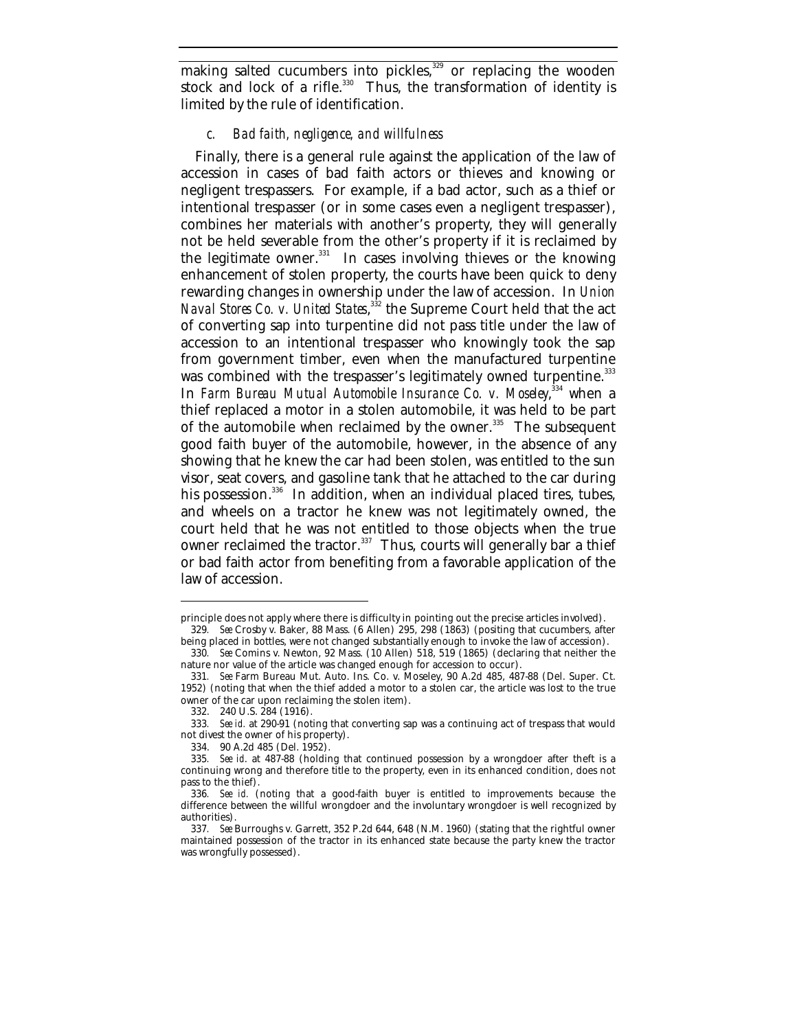making salted cucumbers into pickles,[329] or replacing the wooden stock and lock of a rifle.[330] Thus, the transformation of identity is limited by the rule of identification.

#### *c. Bad faith, negligence, and willfulness*

Finally, there is a general rule against the application of the law of accession in cases of bad faith actors or thieves and knowing or negligent trespassers. For example, if a bad actor, such as a thief or intentional trespasser (or in some cases even a negligent trespasser), combines her materials with another's property, they will generally not be held severable from the other's property if it is reclaimed by the legitimate owner.[331] In cases involving thieves or the knowing enhancement of stolen property, the courts have been quick to deny rewarding changes in ownership under the law of accession. In *Union Naval Stores Co. v. United States*,[332] the Supreme Court held that the act of converting sap into turpentine did not pass title under the law of accession to an intentional trespasser who knowingly took the sap from government timber, even when the manufactured turpentine was combined with the trespasser's legitimately owned turpentine.[333] In *Farm Bureau Mutual Automobile Insurance Co. v. Moseley*,[334] when a thief replaced a motor in a stolen automobile, it was held to be part of the automobile when reclaimed by the owner.[335] The subsequent good faith buyer of the automobile, however, in the absence of any showing that he knew the car had been stolen, was entitled to the sun visor, seat covers, and gasoline tank that he attached to the car during his possession.[336] In addition, when an individual placed tires, tubes, and wheels on a tractor he knew was not legitimately owned, the court held that he was not entitled to those objects when the true owner reclaimed the tractor.[337] Thus, courts will generally bar a thief or bad faith actor from benefiting from a favorable application of the law of accession.

---

principle does not apply where there is difficulty in pointing out the precise articles involved).

329. *See* Crosby v. Baker, 88 Mass. (6 Allen) 295, 298 (1863) (positing that cucumbers, after being placed in bottles, were not changed substantially enough to invoke the law of accession).

330. *See* Comins v. Newton, 92 Mass. (10 Allen) 518, 519 (1865) (declaring that neither the nature nor value of the article was changed enough for accession to occur).

331. *See* Farm Bureau Mut. Auto. Ins. Co. v. Moseley, 90 A.2d 485, 487-88 (Del. Super. Ct. 1952) (noting that when the thief added a motor to a stolen car, the article was lost to the true owner of the car upon reclaiming the stolen item).

332. 240 U.S. 284 (1916).

333. *See id.* at 290-91 (noting that converting sap was a continuing act of trespass that would not divest the owner of his property).

334. 90 A.2d 485 (Del. 1952).

335. *See id.* at 487-88 (holding that continued possession by a wrongdoer after theft is a continuing wrong and therefore title to the property, even in its enhanced condition, does not pass to the thief).

336. *See id.* (noting that a good-faith buyer is entitled to improvements because the difference between the willful wrongdoer and the involuntary wrongdoer is well recognized by authorities).

337. *See* Burroughs v. Garrett, 352 P.2d 644, 648 (N.M. 1960) (stating that the rightful owner maintained possession of the tractor in its enhanced state because the party knew the tractor was wrongfully possessed).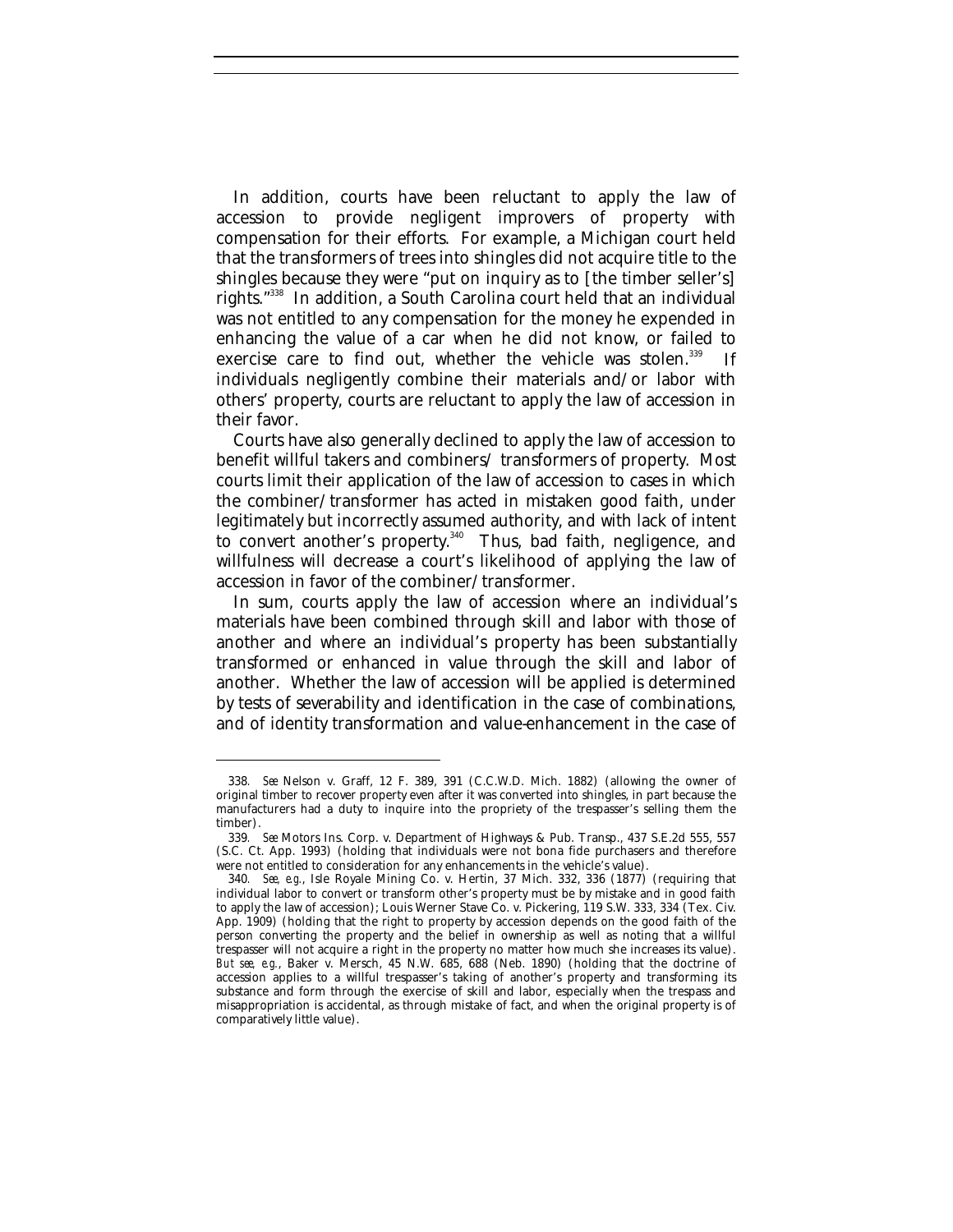In addition, courts have been reluctant to apply the law of accession to provide negligent improvers of property with compensation for their efforts. For example, a Michigan court held that the transformers of trees into shingles did not acquire title to the shingles because they were "put on inquiry as to [the timber seller's] rights."[338] In addition, a South Carolina court held that an individual was not entitled to any compensation for the money he expended in enhancing the value of a car when he did not know, or failed to exercise care to find out, whether the vehicle was stolen.[339] If individuals negligently combine their materials and/or labor with others' property, courts are reluctant to apply the law of accession in their favor.

Courts have also generally declined to apply the law of accession to benefit willful takers and combiners/ transformers of property. Most courts limit their application of the law of accession to cases in which the combiner/transformer has acted in mistaken good faith, under legitimately but incorrectly assumed authority, and with lack of intent to convert another's property.[340] Thus, bad faith, negligence, and willfulness will decrease a court's likelihood of applying the law of accession in favor of the combiner/transformer.

In sum, courts apply the law of accession where an individual's materials have been combined through skill and labor with those of another and where an individual's property has been substantially transformed or enhanced in value through the skill and labor of another. Whether the law of accession will be applied is determined by tests of severability and identification in the case of combinations, and of identity transformation and value-enhancement in the case of

---

338. *See* Nelson v. Graff, 12 F. 389, 391 (C.C.W.D. Mich. 1882) (allowing the owner of original timber to recover property even after it was converted into shingles, in part because the manufacturers had a duty to inquire into the propriety of the trespasser's selling them the timber).

339. *See* Motors Ins. Corp. v. Department of Highways & Pub. Transp., 437 S.E.2d 555, 557 (S.C. Ct. App. 1993) (holding that individuals were not bona fide purchasers and therefore were not entitled to consideration for any enhancements in the vehicle's value).

340. *See, e.g.*, Isle Royale Mining Co. v. Hertin, 37 Mich. 332, 336 (1877) (requiring that individual labor to convert or transform other's property must be by mistake and in good faith to apply the law of accession); Louis Werner Stave Co. v. Pickering, 119 S.W. 333, 334 (Tex. Civ. App. 1909) (holding that the right to property by accession depends on the good faith of the person converting the property and the belief in ownership as well as noting that a willful trespasser will not acquire a right in the property no matter how much she increases its value). *But see, e.g.*, Baker v. Mersch, 45 N.W. 685, 688 (Neb. 1890) (holding that the doctrine of accession applies to a willful trespasser's taking of another's property and transforming its substance and form through the exercise of skill and labor, especially when the trespass and misappropriation is accidental, as through mistake of fact, and when the original property is of comparatively little value).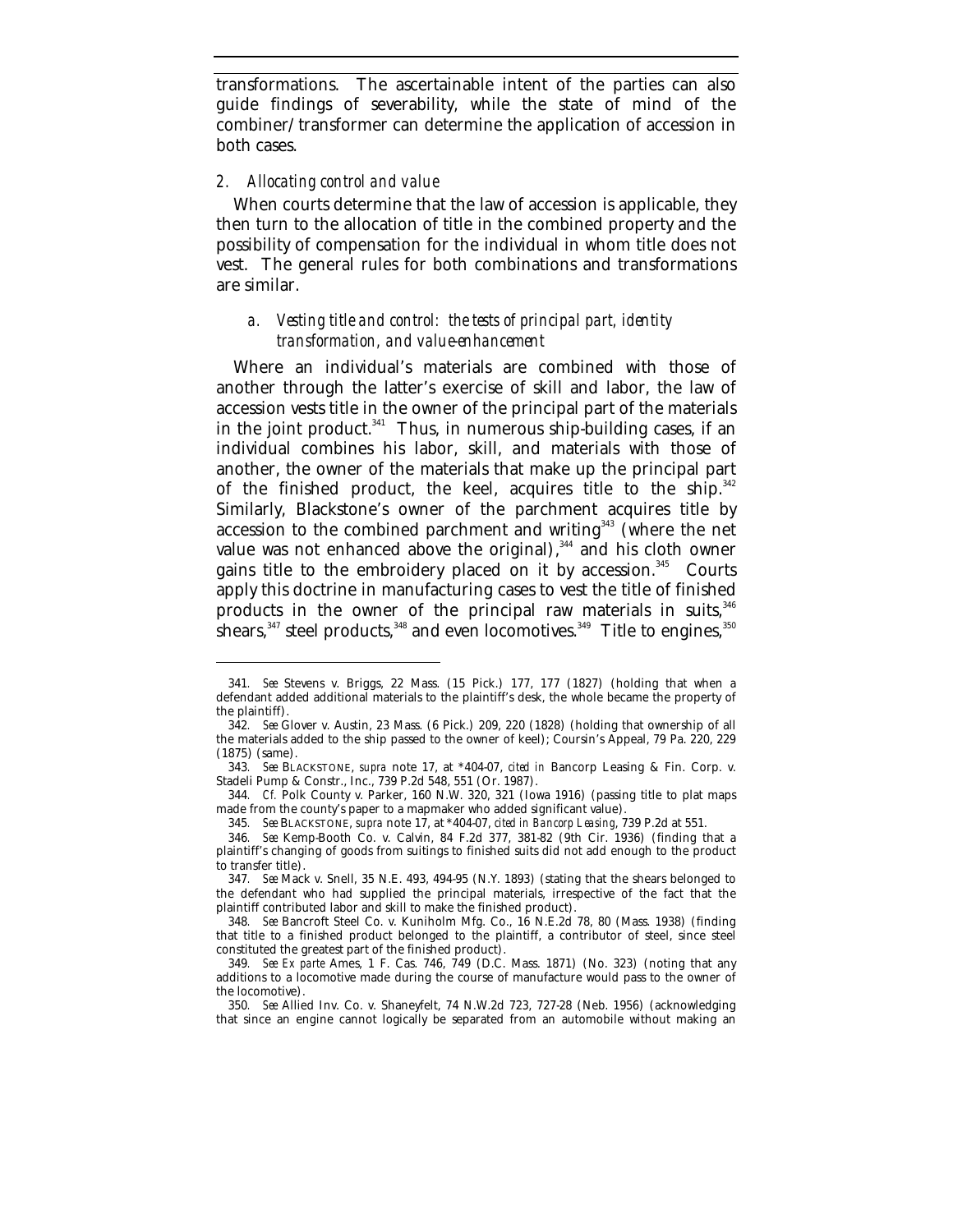transformations. The ascertainable intent of the parties can also guide findings of severability, while the state of mind of the combiner/transformer can determine the application of accession in both cases.

### 2. *Allocating control and value*

When courts determine that the law of accession is applicable, they then turn to the allocation of title in the combined property and the possibility of compensation for the individual in whom title does not vest. The general rules for both combinations and transformations are similar.

#### a. *Vesting title and control: the tests of principal part, identity transformation, and value-enhancement*

Where an individual's materials are combined with those of another through the latter's exercise of skill and labor, the law of accession vests title in the owner of the principal part of the materials in the joint product.[341] Thus, in numerous ship-building cases, if an individual combines his labor, skill, and materials with those of another, the owner of the materials that make up the principal part of the finished product, the keel, acquires title to the ship.[342] Similarly, Blackstone's owner of the parchment acquires title by accession to the combined parchment and writing[343] (where the net value was not enhanced above the original),[344] and his cloth owner gains title to the embroidery placed on it by accession.[345] Courts apply this doctrine in manufacturing cases to vest the title of finished products in the owner of the principal raw materials in suits,[346] shears,[347] steel products,[348] and even locomotives.[349] Title to engines,[350]

---

341. *See* Stevens v. Briggs, 22 Mass. (15 Pick.) 177, 177 (1827) (holding that when a defendant added additional materials to the plaintiff's desk, the whole became the property of the plaintiff).

342. *See* Glover v. Austin, 23 Mass. (6 Pick.) 209, 220 (1828) (holding that ownership of all the materials added to the ship passed to the owner of keel); Coursin's Appeal, 79 Pa. 220, 229 (1875) (same).

343. *See* BLACKSTONE, *supra* note 17, at *404-07, *cited in* Bancorp Leasing & Fin. Corp. v. Stadeli Pump & Constr., Inc., 739 P.2d 548, 551 (Or. 1987).

344. *Cf.* Polk County v. Parker, 160 N.W. 320, 321 (Iowa 1916) (passing title to plat maps made from the county's paper to a mapmaker who added significant value).

345. *See* BLACKSTONE, *supra* note 17, at *404-07, *cited in Bancorp Leasing*, 739 P.2d at 551.

346. *See* Kemp-Booth Co. v. Calvin, 84 F.2d 377, 381-82 (9th Cir. 1936) (finding that a plaintiff's changing of goods from suitings to finished suits did not add enough to the product to transfer title).

347. *See* Mack v. Snell, 35 N.E. 493, 494-95 (N.Y. 1893) (stating that the shears belonged to the defendant who had supplied the principal materials, irrespective of the fact that the plaintiff contributed labor and skill to make the finished product).

348. *See* Bancroft Steel Co. v. Kuniholm Mfg. Co., 16 N.E.2d 78, 80 (Mass. 1938) (finding that title to a finished product belonged to the plaintiff, a contributor of steel, since steel constituted the greatest part of the finished product).

349. *See Ex parte* Ames, 1 F. Cas. 746, 749 (D.C. Mass. 1871) (No. 323) (noting that any additions to a locomotive made during the course of manufacture would pass to the owner of the locomotive).

350. *See* Allied Inv. Co. v. Shaneyfelt, 74 N.W.2d 723, 727-28 (Neb. 1956) (acknowledging that since an engine cannot logically be separated from an automobile without making an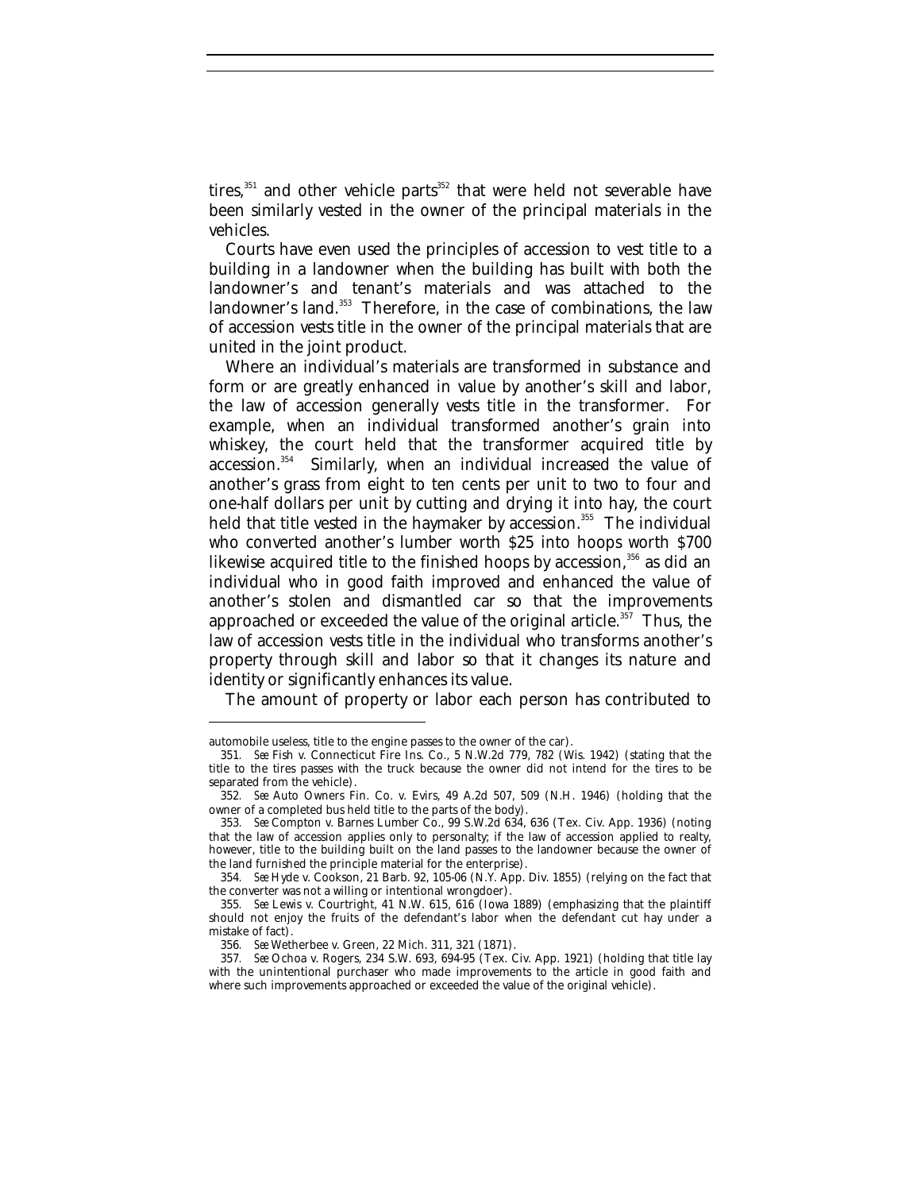tires,[351] and other vehicle parts[352] that were held not severable have been similarly vested in the owner of the principal materials in the vehicles.

Courts have even used the principles of accession to vest title to a building in a landowner when the building has built with both the landowner's and tenant's materials and was attached to the landowner's land.[353] Therefore, in the case of combinations, the law of accession vests title in the owner of the principal materials that are united in the joint product.

Where an individual's materials are transformed in substance and form or are greatly enhanced in value by another's skill and labor, the law of accession generally vests title in the transformer. For example, when an individual transformed another's grain into whiskey, the court held that the transformer acquired title by accession.[354] Similarly, when an individual increased the value of another's grass from eight to ten cents per unit to two to four and one-half dollars per unit by cutting and drying it into hay, the court held that title vested in the haymaker by accession.[355] The individual who converted another's lumber worth $25 into hoops worth $700 likewise acquired title to the finished hoops by accession,[356] as did an individual who in good faith improved and enhanced the value of another's stolen and dismantled car so that the improvements approached or exceeded the value of the original article.[357] Thus, the law of accession vests title in the individual who transforms another's property through skill and labor so that it changes its nature and identity or significantly enhances its value.

The amount of property or labor each person has contributed to

---

automobile useless, title to the engine passes to the owner of the car).

351. *See* Fish v. Connecticut Fire Ins. Co., 5 N.W.2d 779, 782 (Wis. 1942) (stating that the title to the tires passes with the truck because the owner did not intend for the tires to be separated from the vehicle).

352. *See* Auto Owners Fin. Co. v. Evirs, 49 A.2d 507, 509 (N.H. 1946) (holding that the owner of a completed bus held title to the parts of the body).

353. *See* Compton v. Barnes Lumber Co., 99 S.W.2d 634, 636 (Tex. Civ. App. 1936) (noting that the law of accession applies only to personalty; if the law of accession applied to realty, however, title to the building built on the land passes to the landowner because the owner of the land furnished the principle material for the enterprise).

354. *See* Hyde v. Cookson, 21 Barb. 92, 105-06 (N.Y. App. Div. 1855) (relying on the fact that the converter was not a willing or intentional wrongdoer).

355. *See* Lewis v. Courtright, 41 N.W. 615, 616 (Iowa 1889) (emphasizing that the plaintiff should not enjoy the fruits of the defendant's labor when the defendant cut hay under a mistake of fact).

356. *See* Wetherbee v. Green, 22 Mich. 311, 321 (1871).

357. *See* Ochoa v. Rogers, 234 S.W. 693, 694-95 (Tex. Civ. App. 1921) (holding that title lay with the unintentional purchaser who made improvements to the article in good faith and where such improvements approached or exceeded the value of the original vehicle).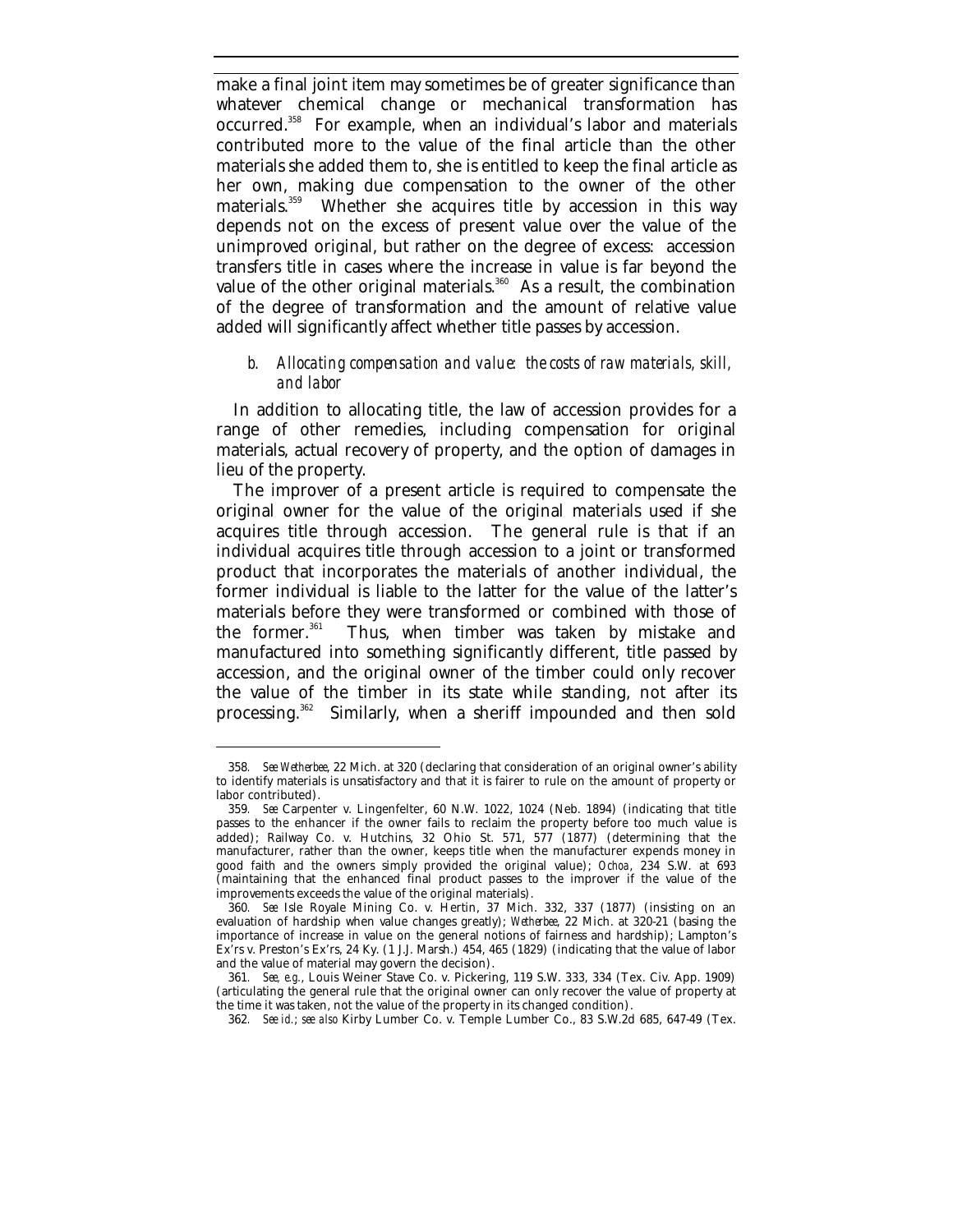make a final joint item may sometimes be of greater significance than whatever chemical change or mechanical transformation has occurred.[358] For example, when an individual's labor and materials contributed more to the value of the final article than the other materials she added them to, she is entitled to keep the final article as her own, making due compensation to the owner of the other materials.[359] Whether she acquires title by accession in this way depends not on the excess of present value over the value of the unimproved original, but rather on the degree of excess: accession transfers title in cases where the increase in value is far beyond the value of the other original materials.[360] As a result, the combination of the degree of transformation and the amount of relative value added will significantly affect whether title passes by accession.

### *b. Allocating compensation and value: the costs of raw materials, skill, and labor*

In addition to allocating title, the law of accession provides for a range of other remedies, including compensation for original materials, actual recovery of property, and the option of damages in lieu of the property.

The improver of a present article is required to compensate the original owner for the value of the original materials used if she acquires title through accession. The general rule is that if an individual acquires title through accession to a joint or transformed product that incorporates the materials of another individual, the former individual is liable to the latter for the value of the latter's materials before they were transformed or combined with those of the former.[361] Thus, when timber was taken by mistake and manufactured into something significantly different, title passed by accession, and the original owner of the timber could only recover the value of the timber in its state while standing, not after its processing.[362] Similarly, when a sheriff impounded and then sold

---

358. *See Wetherbee*, 22 Mich. at 320 (declaring that consideration of an original owner's ability to identify materials is unsatisfactory and that it is fairer to rule on the amount of property or labor contributed).

359. *See* Carpenter v. Lingenfelter, 60 N.W. 1022, 1024 (Neb. 1894) (indicating that title passes to the enhancer if the owner fails to reclaim the property before too much value is added); Railway Co. v. Hutchins, 32 Ohio St. 571, 577 (1877) (determining that the manufacturer, rather than the owner, keeps title when the manufacturer expends money in good faith and the owners simply provided the original value); *Ochoa*, 234 S.W. at 693 (maintaining that the enhanced final product passes to the improver if the value of the improvements exceeds the value of the original materials).

360. *See* Isle Royale Mining Co. v. Hertin, 37 Mich. 332, 337 (1877) (insisting on an evaluation of hardship when value changes greatly); *Wetherbee*, 22 Mich. at 320-21 (basing the importance of increase in value on the general notions of fairness and hardship); Lampton's Ex'rs v. Preston's Ex'rs, 24 Ky. (1 J.J. Marsh.) 454, 465 (1829) (indicating that the value of labor and the value of material may govern the decision).

361. *See, e.g.*, Louis Weiner Stave Co. v. Pickering, 119 S.W. 333, 334 (Tex. Civ. App. 1909) (articulating the general rule that the original owner can only recover the value of property at the time it was taken, not the value of the property in its changed condition).

362. *See id.*; *see also* Kirby Lumber Co. v. Temple Lumber Co., 83 S.W.2d 685, 647-49 (Tex.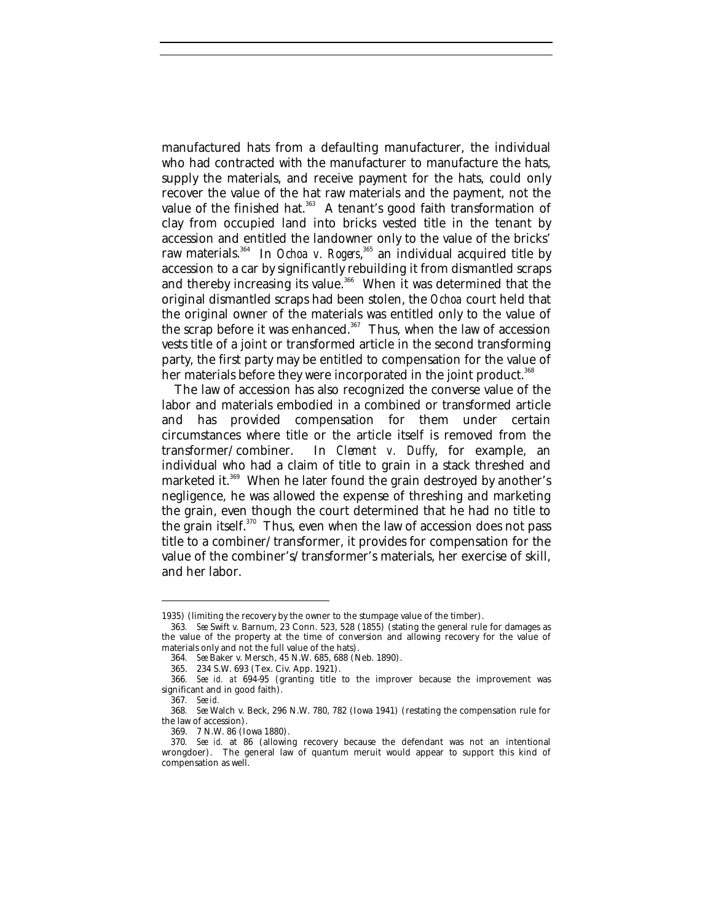manufactured hats from a defaulting manufacturer, the individual who had contracted with the manufacturer to manufacture the hats, supply the materials, and receive payment for the hats, could only recover the value of the hat raw materials and the payment, not the value of the finished hat.[363] A tenant's good faith transformation of clay from occupied land into bricks vested title in the tenant by accession and entitled the landowner only to the value of the bricks' raw materials.[364] In *Ochoa v. Rogers*,[365] an individual acquired title by accession to a car by significantly rebuilding it from dismantled scraps and thereby increasing its value.[366] When it was determined that the original dismantled scraps had been stolen, the *Ochoa* court held that the original owner of the materials was entitled only to the value of the scrap before it was enhanced.[367] Thus, when the law of accession vests title of a joint or transformed article in the second transforming party, the first party may be entitled to compensation for the value of her materials before they were incorporated in the joint product.[368]

The law of accession has also recognized the converse value of the labor and materials embodied in a combined or transformed article and has provided compensation for them under certain circumstances where title or the article itself is removed from the transformer/combiner. In *Clement v. Duffy*, for example, an individual who had a claim of title to grain in a stack threshed and marketed it.[369] When he later found the grain destroyed by another's negligence, he was allowed the expense of threshing and marketing the grain, even though the court determined that he had no title to the grain itself.[370] Thus, even when the law of accession does not pass title to a combiner/transformer, it provides for compensation for the value of the combiner's/transformer's materials, her exercise of skill, and her labor.

---

1935) (limiting the recovery by the owner to the stumpage value of the timber).

363. *See* Swift v. Barnum, 23 Conn. 523, 528 (1855) (stating the general rule for damages as the value of the property at the time of conversion and allowing recovery for the value of materials only and not the full value of the hats).

364. *See* Baker v. Mersch, 45 N.W. 685, 688 (Neb. 1890).

365. 234 S.W. 693 (Tex. Civ. App. 1921).

366. *See id. at* 694-95 (granting title to the improver because the improvement was significant and in good faith).

367. *See id.*

368. *See* Walch v. Beck, 296 N.W. 780, 782 (Iowa 1941) (restating the compensation rule for the law of accession).

369. 7 N.W. 86 (Iowa 1880).

370. *See id.* at 86 (allowing recovery because the defendant was not an intentional wrongdoer). The general law of quantum meruit would appear to support this kind of compensation as well.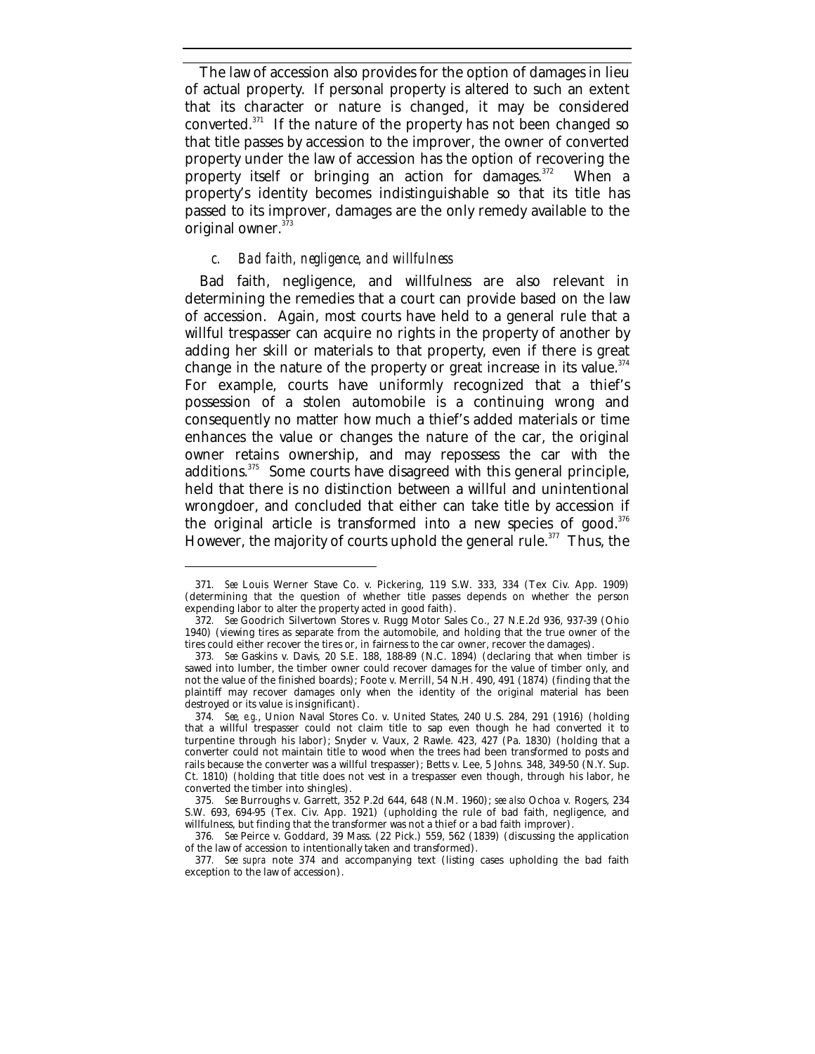The law of accession also provides for the option of damages in lieu of actual property. If personal property is altered to such an extent that its character or nature is changed, it may be considered converted.[371] If the nature of the property has not been changed so that title passes by accession to the improver, the owner of converted property under the law of accession has the option of recovering the property itself or bringing an action for damages.[372] When a property's identity becomes indistinguishable so that its title has passed to its improver, damages are the only remedy available to the original owner.[373]

### *c. Bad faith, negligence, and willfulness*

Bad faith, negligence, and willfulness are also relevant in determining the remedies that a court can provide based on the law of accession. Again, most courts have held to a general rule that a willful trespasser can acquire no rights in the property of another by adding her skill or materials to that property, even if there is great change in the nature of the property or great increase in its value.[374] For example, courts have uniformly recognized that a thief's possession of a stolen automobile is a continuing wrong and consequently no matter how much a thief's added materials or time enhances the value or changes the nature of the car, the original owner retains ownership, and may repossess the car with the additions.[375] Some courts have disagreed with this general principle, held that there is no distinction between a willful and unintentional wrongdoer, and concluded that either can take title by accession if the original article is transformed into a new species of good.[376] However, the majority of courts uphold the general rule.[377] Thus, the

---

371. *See* Louis Werner Stave Co. v. Pickering, 119 S.W. 333, 334 (Tex Civ. App. 1909) (determining that the question of whether title passes depends on whether the person expending labor to alter the property acted in good faith).

372. *See* Goodrich Silvertown Stores v. Rugg Motor Sales Co., 27 N.E.2d 936, 937-39 (Ohio 1940) (viewing tires as separate from the automobile, and holding that the true owner of the tires could either recover the tires or, in fairness to the car owner, recover the damages).

373. *See* Gaskins v. Davis, 20 S.E. 188, 188-89 (N.C. 1894) (declaring that when timber is sawed into lumber, the timber owner could recover damages for the value of timber only, and not the value of the finished boards); Foote v. Merrill, 54 N.H. 490, 491 (1874) (finding that the plaintiff may recover damages only when the identity of the original material has been destroyed or its value is insignificant).

374. *See, e.g.*, Union Naval Stores Co. v. United States, 240 U.S. 284, 291 (1916) (holding that a willful trespasser could not claim title to sap even though he had converted it to turpentine through his labor); Snyder v. Vaux, 2 Rawle. 423, 427 (Pa. 1830) (holding that a converter could not maintain title to wood when the trees had been transformed to posts and rails because the converter was a willful trespasser); Betts v. Lee, 5 Johns. 348, 349-50 (N.Y. Sup. Ct. 1810) (holding that title does not vest in a trespasser even though, through his labor, he converted the timber into shingles).

375. *See* Burroughs v. Garrett, 352 P.2d 644, 648 (N.M. 1960); *see also* Ochoa v. Rogers, 234 S.W. 693, 694-95 (Tex. Civ. App. 1921) (upholding the rule of bad faith, negligence, and willfulness, but finding that the transformer was not a thief or a bad faith improver).

376. *See* Peirce v. Goddard, 39 Mass. (22 Pick.) 559, 562 (1839) (discussing the application of the law of accession to intentionally taken and transformed).

377. *See supra* note 374 and accompanying text (listing cases upholding the bad faith exception to the law of accession).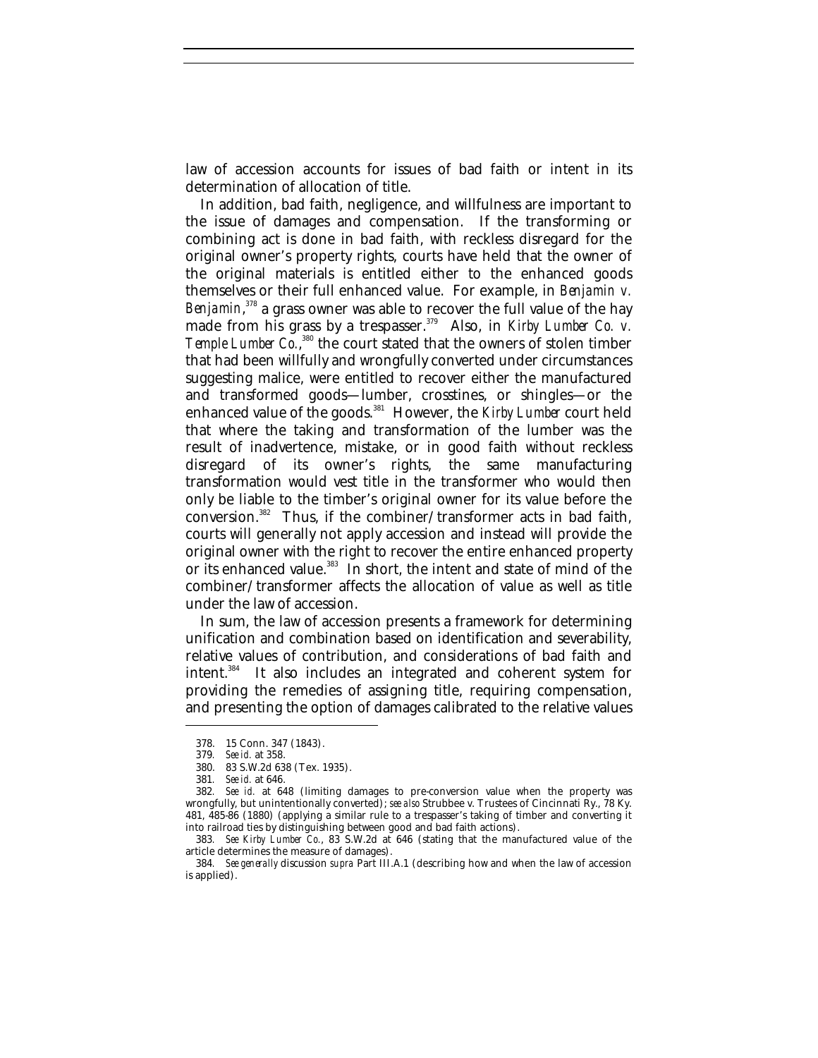law of accession accounts for issues of bad faith or intent in its determination of allocation of title.

In addition, bad faith, negligence, and willfulness are important to the issue of damages and compensation. If the transforming or combining act is done in bad faith, with reckless disregard for the original owner's property rights, courts have held that the owner of the original materials is entitled either to the enhanced goods themselves or their full enhanced value. For example, in *Benjamin v. Benjamin*,[378] a grass owner was able to recover the full value of the hay made from his grass by a trespasser.[379] Also, in *Kirby Lumber Co. v. Temple Lumber Co.*,[380] the court stated that the owners of stolen timber that had been willfully and wrongfully converted under circumstances suggesting malice, were entitled to recover either the manufactured and transformed goods—lumber, crosstines, or shingles—or the enhanced value of the goods.[381] However, the *Kirby Lumber* court held that where the taking and transformation of the lumber was the result of inadvertence, mistake, or in good faith without reckless disregard of its owner's rights, the same manufacturing transformation would vest title in the transformer who would then only be liable to the timber's original owner for its value before the conversion.[382] Thus, if the combiner/transformer acts in bad faith, courts will generally not apply accession and instead will provide the original owner with the right to recover the entire enhanced property or its enhanced value.[383] In short, the intent and state of mind of the combiner/transformer affects the allocation of value as well as title under the law of accession.

In sum, the law of accession presents a framework for determining unification and combination based on identification and severability, relative values of contribution, and considerations of bad faith and intent.[384] It also includes an integrated and coherent system for providing the remedies of assigning title, requiring compensation, and presenting the option of damages calibrated to the relative values

---

378. 15 Conn. 347 (1843).

379. *See id.* at 358.

380. 83 S.W.2d 638 (Tex. 1935).

381. *See id.* at 646.

382. *See id.* at 648 (limiting damages to pre-conversion value when the property was wrongfully, but unintentionally converted); *see also* Strubbee v. Trustees of Cincinnati Ry., 78 Ky. 481, 485-86 (1880) (applying a similar rule to a trespasser's taking of timber and converting it into railroad ties by distinguishing between good and bad faith actions).

383. *See Kirby Lumber Co.*, 83 S.W.2d at 646 (stating that the manufactured value of the article determines the measure of damages).

384. *See generally* discussion *supra* Part III.A.1 (describing how and when the law of accession is applied).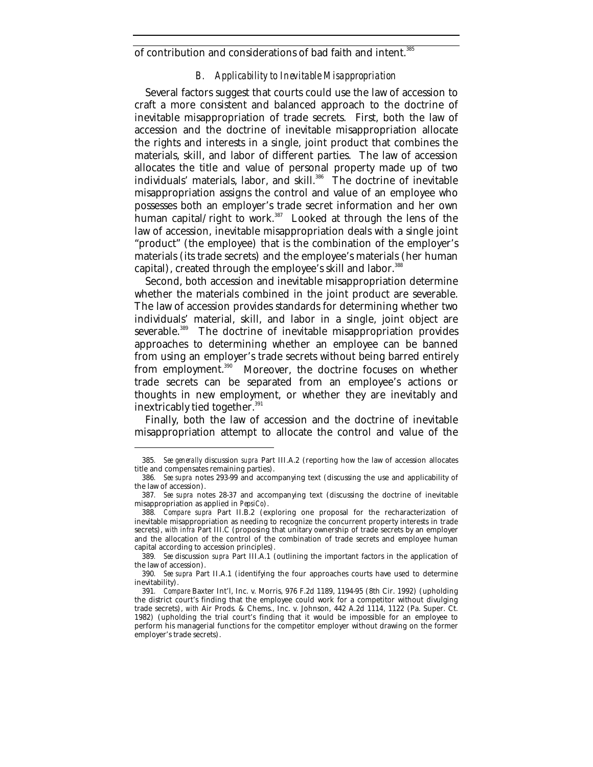of contribution and considerations of bad faith and intent.[385]

### B. *Applicability to Inevitable Misappropriation*

Several factors suggest that courts could use the law of accession to craft a more consistent and balanced approach to the doctrine of inevitable misappropriation of trade secrets. First, both the law of accession and the doctrine of inevitable misappropriation allocate the rights and interests in a single, joint product that combines the materials, skill, and labor of different parties. The law of accession allocates the title and value of personal property made up of two individuals' materials, labor, and skill.[386] The doctrine of inevitable misappropriation assigns the control and value of an employee who possesses both an employer's trade secret information and her own human capital/right to work.[387] Looked at through the lens of the law of accession, inevitable misappropriation deals with a single joint "product" (the employee) that is the combination of the employer's materials (its trade secrets) and the employee's materials (her human capital), created through the employee's skill and labor.[388]

Second, both accession and inevitable misappropriation determine whether the materials combined in the joint product are severable. The law of accession provides standards for determining whether two individuals' material, skill, and labor in a single, joint object are severable.[389] The doctrine of inevitable misappropriation provides approaches to determining whether an employee can be banned from using an employer's trade secrets without being barred entirely from employment.[390] Moreover, the doctrine focuses on whether trade secrets can be separated from an employee's actions or thoughts in new employment, or whether they are inevitably and inextricably tied together.[391]

Finally, both the law of accession and the doctrine of inevitable misappropriation attempt to allocate the control and value of the

---

385. *See generally* discussion *supra* Part III.A.2 (reporting how the law of accession allocates title and compensates remaining parties).

386. *See supra* notes 293-99 and accompanying text (discussing the use and applicability of the law of accession).

387. *See supra* notes 28-37 and accompanying text (discussing the doctrine of inevitable misappropriation as applied in *PepsiCo*).

388. *Compare supra* Part II.B.2 (exploring one proposal for the recharacterization of inevitable misappropriation as needing to recognize the concurrent property interests in trade secrets), *with infra* Part III.C (proposing that unitary ownership of trade secrets by an employer and the allocation of the control of the combination of trade secrets and employee human capital according to accession principles).

389. *See* discussion *supra* Part III.A.1 (outlining the important factors in the application of the law of accession).

390. *See supra* Part II.A.1 (identifying the four approaches courts have used to determine inevitability).

391. *Compare* Baxter Int'l, Inc. v. Morris, 976 F.2d 1189, 1194-95 (8th Cir. 1992) (upholding the district court's finding that the employee could work for a competitor without divulging trade secrets), *with* Air Prods. & Chems., Inc. v. Johnson, 442 A.2d 1114, 1122 (Pa. Super. Ct. 1982) (upholding the trial court's finding that it would be impossible for an employee to perform his managerial functions for the competitor employer without drawing on the former employer's trade secrets).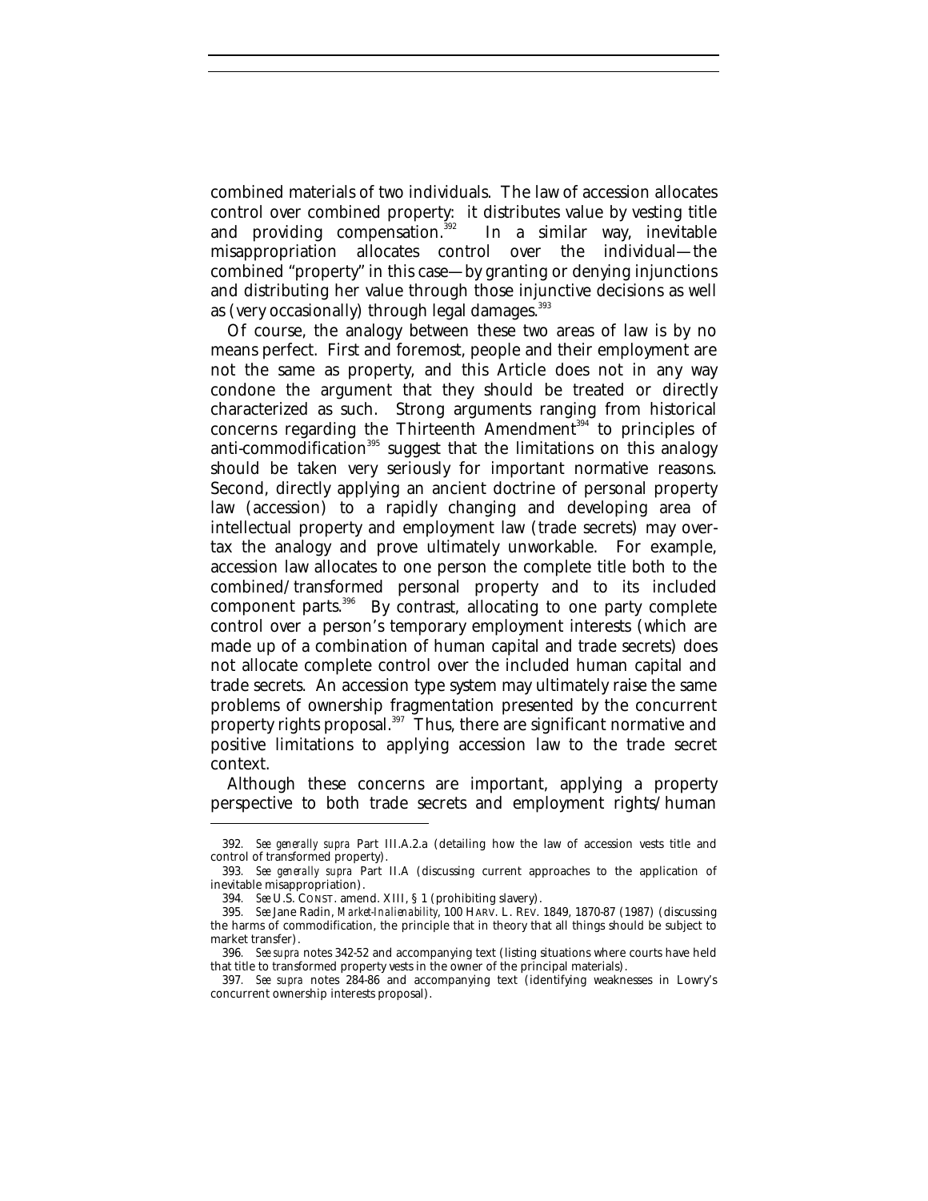combined materials of two individuals. The law of accession allocates control over combined property: it distributes value by vesting title and providing compensation.[392] In a similar way, inevitable misappropriation allocates control over the individual—the combined "property" in this case—by granting or denying injunctions and distributing her value through those injunctive decisions as well as (very occasionally) through legal damages.[393]

Of course, the analogy between these two areas of law is by no means perfect. First and foremost, people and their employment are not the same as property, and this Article does not in any way condone the argument that they should be treated or directly characterized as such. Strong arguments ranging from historical concerns regarding the Thirteenth Amendment[394] to principles of anti-commodification[395] suggest that the limitations on this analogy should be taken very seriously for important normative reasons. Second, directly applying an ancient doctrine of personal property law (accession) to a rapidly changing and developing area of intellectual property and employment law (trade secrets) may overtax the analogy and prove ultimately unworkable. For example, accession law allocates to one person the complete title both to the combined/transformed personal property and to its included component parts.[396] By contrast, allocating to one party complete control over a person's temporary employment interests (which are made up of a combination of human capital and trade secrets) does not allocate complete control over the included human capital and trade secrets. An accession type system may ultimately raise the same problems of ownership fragmentation presented by the concurrent property rights proposal.[397] Thus, there are significant normative and positive limitations to applying accession law to the trade secret context.

Although these concerns are important, applying a property perspective to both trade secrets and employment rights/human

---

392. *See generally supra* Part III.A.2.a (detailing how the law of accession vests title and control of transformed property).

393. *See generally supra* Part II.A (discussing current approaches to the application of inevitable misappropriation).

394. *See* U.S. CONST. amend. XIII, § 1 (prohibiting slavery).

395. *See* Jane Radin, *Market-Inalienability*, 100 HARV. L. REV. 1849, 1870-87 (1987) (discussing the harms of commodification, the principle that in theory that all things should be subject to market transfer).

396. *See supra* notes 342-52 and accompanying text (listing situations where courts have held that title to transformed property vests in the owner of the principal materials).

397. *See supra* notes 284-86 and accompanying text (identifying weaknesses in Lowry's concurrent ownership interests proposal).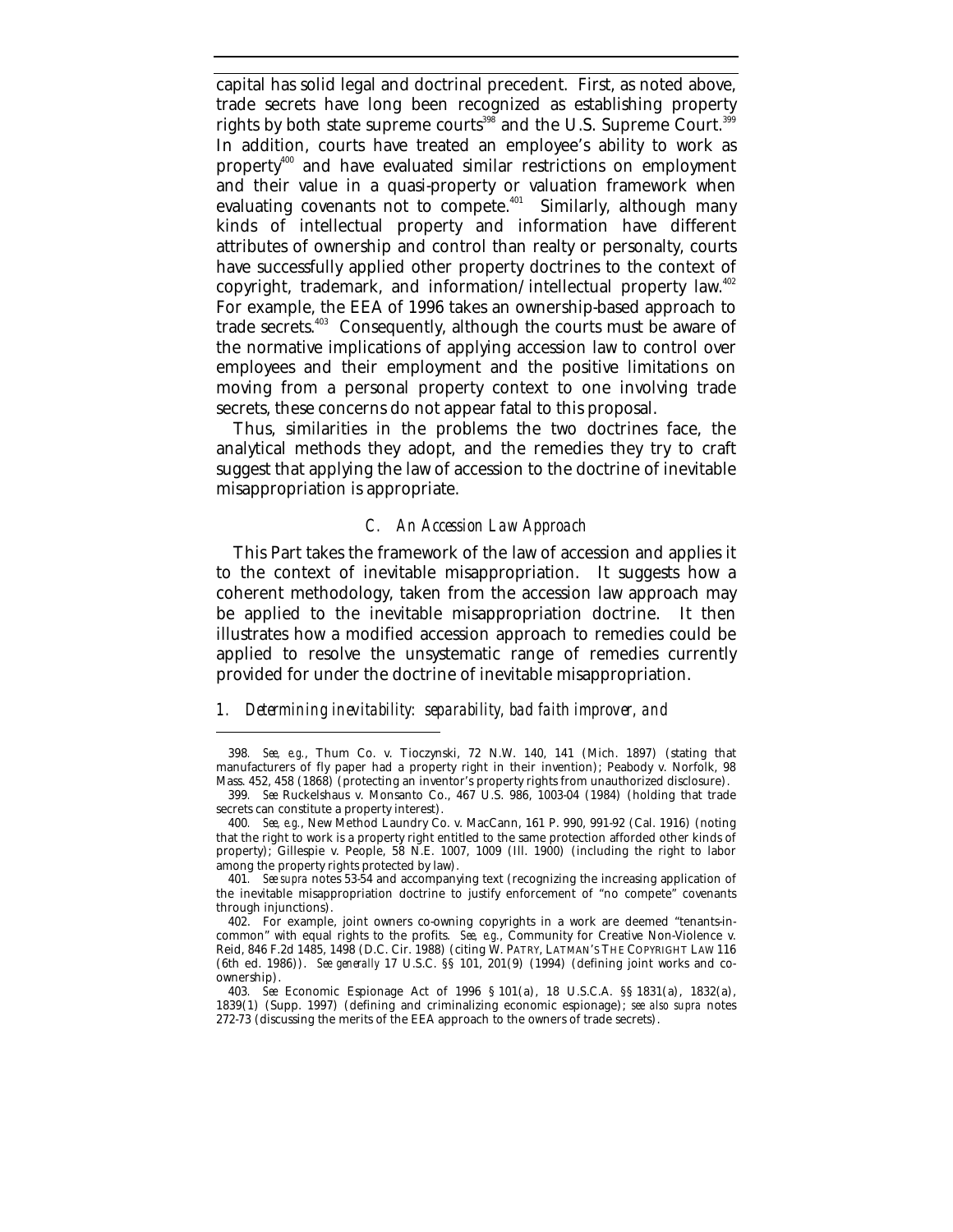capital has solid legal and doctrinal precedent. First, as noted above, trade secrets have long been recognized as establishing property rights by both state supreme courts[398] and the U.S. Supreme Court.[399] In addition, courts have treated an employee's ability to work as property[400] and have evaluated similar restrictions on employment and their value in a quasi-property or valuation framework when evaluating covenants not to compete.[401] Similarly, although many kinds of intellectual property and information have different attributes of ownership and control than realty or personalty, courts have successfully applied other property doctrines to the context of copyright, trademark, and information/intellectual property law.[402] For example, the EEA of 1996 takes an ownership-based approach to trade secrets.[403] Consequently, although the courts must be aware of the normative implications of applying accession law to control over employees and their employment and the positive limitations on moving from a personal property context to one involving trade secrets, these concerns do not appear fatal to this proposal.

Thus, similarities in the problems the two doctrines face, the analytical methods they adopt, and the remedies they try to craft suggest that applying the law of accession to the doctrine of inevitable misappropriation is appropriate.

### *C. An Accession Law Approach*

This Part takes the framework of the law of accession and applies it to the context of inevitable misappropriation. It suggests how a coherent methodology, taken from the accession law approach may be applied to the inevitable misappropriation doctrine. It then illustrates how a modified accession approach to remedies could be applied to resolve the unsystematic range of remedies currently provided for under the doctrine of inevitable misappropriation.

#### *1. Determining inevitability: separability, bad faith improver, and*

---

398. *See, e.g.*, Thum Co. v. Tioczynski, 72 N.W. 140, 141 (Mich. 1897) (stating that manufacturers of fly paper had a property right in their invention); Peabody v. Norfolk, 98 Mass. 452, 458 (1868) (protecting an inventor's property rights from unauthorized disclosure).

399. *See* Ruckelshaus v. Monsanto Co., 467 U.S. 986, 1003-04 (1984) (holding that trade secrets can constitute a property interest).

400. *See, e.g.*, New Method Laundry Co. v. MacCann, 161 P. 990, 991-92 (Cal. 1916) (noting that the right to work is a property right entitled to the same protection afforded other kinds of property); Gillespie v. People, 58 N.E. 1007, 1009 (Ill. 1900) (including the right to labor among the property rights protected by law).

401. *See supra* notes 53-54 and accompanying text (recognizing the increasing application of the inevitable misappropriation doctrine to justify enforcement of "no compete" covenants through injunctions).

402. For example, joint owners co-owning copyrights in a work are deemed "tenants-in-common" with equal rights to the profits. *See, e.g.*, Community for Creative Non-Violence v. Reid, 846 F.2d 1485, 1498 (D.C. Cir. 1988) (citing W. PATRY, LATMAN'S THE COPYRIGHT LAW 116 (6th ed. 1986)). *See generally* 17 U.S.C. §§ 101, 201(9) (1994) (defining joint works and co-ownership).

403. *See* Economic Espionage Act of 1996 § 101(a), 18 U.S.C.A. §§ 1831(a), 1832(a), 1839(1) (Supp. 1997) (defining and criminalizing economic espionage); *see also supra* notes 272-73 (discussing the merits of the EEA approach to the owners of trade secrets).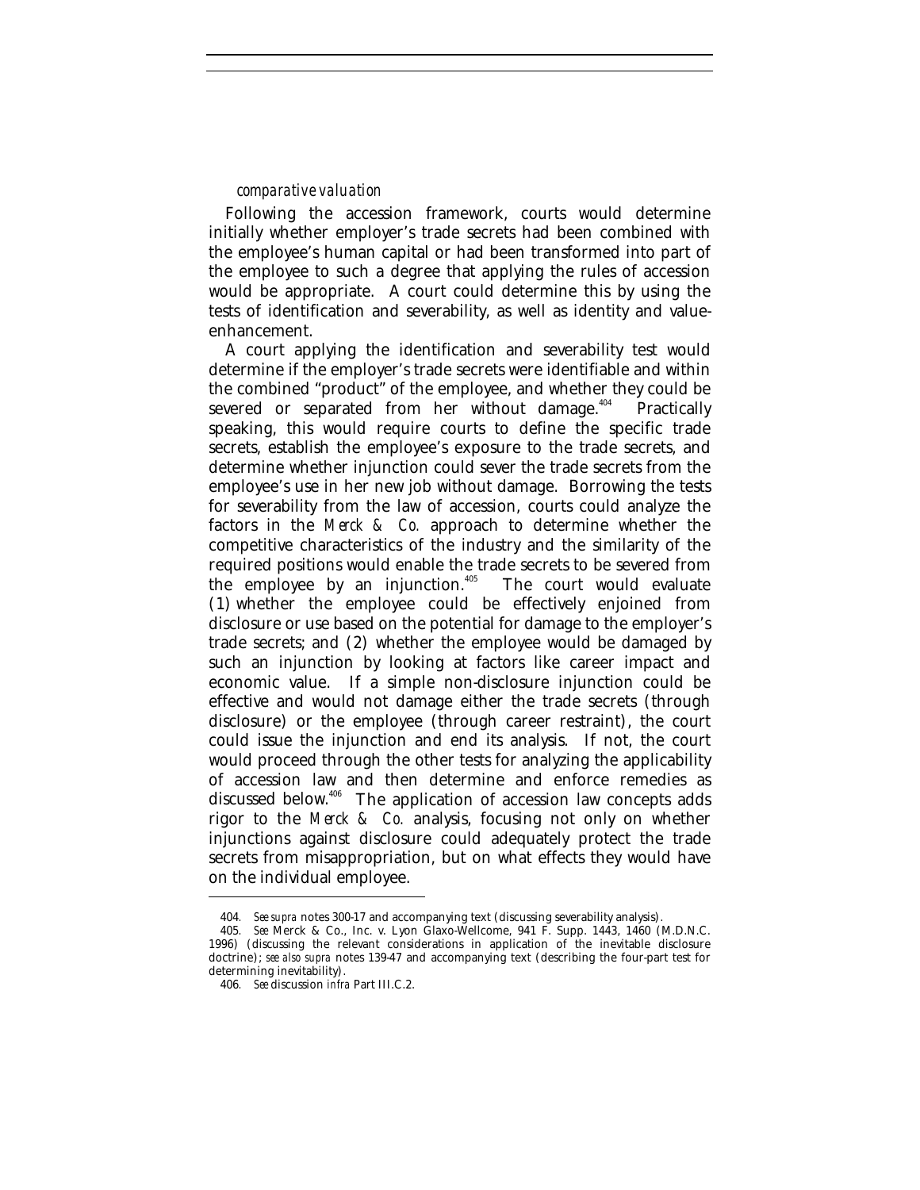*comparative valuation*

Following the accession framework, courts would determine initially whether employer's trade secrets had been combined with the employee's human capital or had been transformed into part of the employee to such a degree that applying the rules of accession would be appropriate. A court could determine this by using the tests of identification and severability, as well as identity and value-enhancement.

A court applying the identification and severability test would determine if the employer's trade secrets were identifiable and within the combined "product" of the employee, and whether they could be severed or separated from her without damage.[404] Practically speaking, this would require courts to define the specific trade secrets, establish the employee's exposure to the trade secrets, and determine whether injunction could sever the trade secrets from the employee's use in her new job without damage. Borrowing the tests for severability from the law of accession, courts could analyze the factors in the *Merck & Co.* approach to determine whether the competitive characteristics of the industry and the similarity of the required positions would enable the trade secrets to be severed from the employee by an injunction.[405] The court would evaluate (1) whether the employee could be effectively enjoined from disclosure or use based on the potential for damage to the employer's trade secrets; and (2) whether the employee would be damaged by such an injunction by looking at factors like career impact and economic value. If a simple non-disclosure injunction could be effective and would not damage either the trade secrets (through disclosure) or the employee (through career restraint), the court could issue the injunction and end its analysis. If not, the court would proceed through the other tests for analyzing the applicability of accession law and then determine and enforce remedies as discussed below.[406] The application of accession law concepts adds rigor to the *Merck & Co.* analysis, focusing not only on whether injunctions against disclosure could adequately protect the trade secrets from misappropriation, but on what effects they would have on the individual employee.

---

404. *See supra* notes 300-17 and accompanying text (discussing severability analysis).

405. *See* Merck & Co., Inc. v. Lyon Glaxo-Wellcome, 941 F. Supp. 1443, 1460 (M.D.N.C. 1996) (discussing the relevant considerations in application of the inevitable disclosure doctrine); *see also supra* notes 139-47 and accompanying text (describing the four-part test for determining inevitability).

406. *See* discussion *infra* Part III.C.2.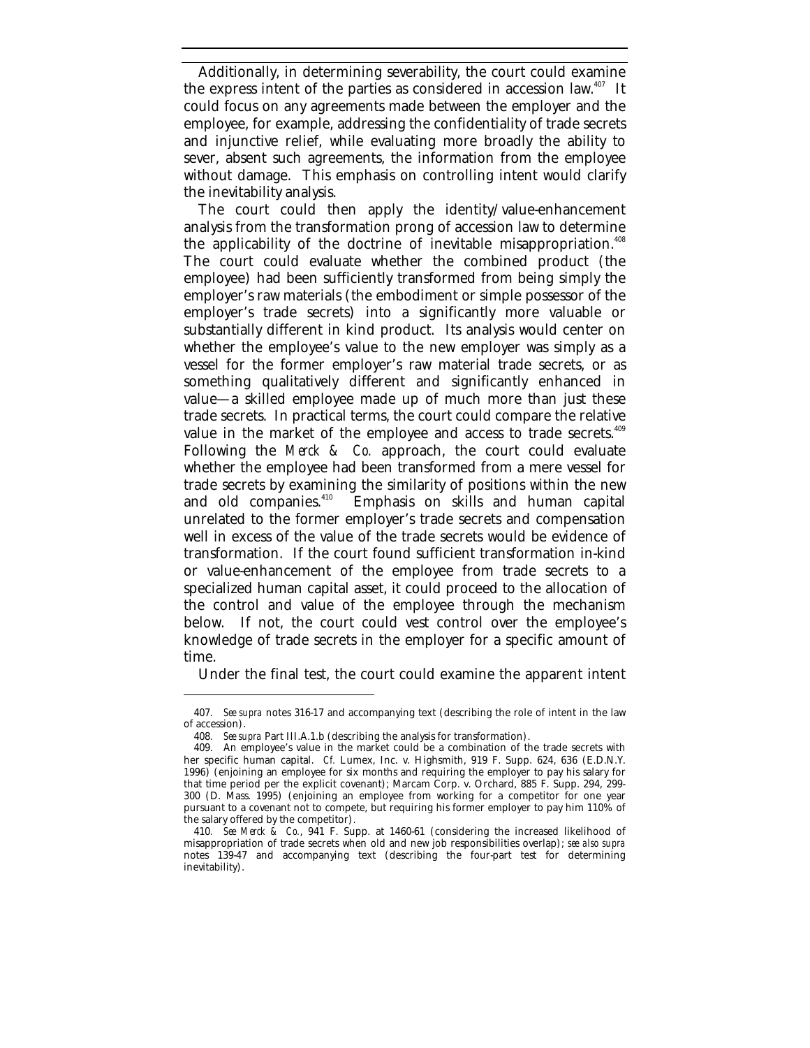Additionally, in determining severability, the court could examine the express intent of the parties as considered in accession law.[407] It could focus on any agreements made between the employer and the employee, for example, addressing the confidentiality of trade secrets and injunctive relief, while evaluating more broadly the ability to sever, absent such agreements, the information from the employee without damage. This emphasis on controlling intent would clarify the inevitability analysis.

The court could then apply the identity/value-enhancement analysis from the transformation prong of accession law to determine the applicability of the doctrine of inevitable misappropriation.[408] The court could evaluate whether the combined product (the employee) had been sufficiently transformed from being simply the employer's raw materials (the embodiment or simple possessor of the employer's trade secrets) into a significantly more valuable or substantially different in kind product. Its analysis would center on whether the employee's value to the new employer was simply as a vessel for the former employer's raw material trade secrets, or as something qualitatively different and significantly enhanced in value—a skilled employee made up of much more than just these trade secrets. In practical terms, the court could compare the relative value in the market of the employee and access to trade secrets.[409] Following the *Merck & Co.* approach, the court could evaluate whether the employee had been transformed from a mere vessel for trade secrets by examining the similarity of positions within the new and old companies.[410] Emphasis on skills and human capital unrelated to the former employer's trade secrets and compensation well in excess of the value of the trade secrets would be evidence of transformation. If the court found sufficient transformation in-kind or value-enhancement of the employee from trade secrets to a specialized human capital asset, it could proceed to the allocation of the control and value of the employee through the mechanism below. If not, the court could vest control over the employee's knowledge of trade secrets in the employer for a specific amount of time.

Under the final test, the court could examine the apparent intent

---

407. *See supra* notes 316-17 and accompanying text (describing the role of intent in the law of accession).

408. *See supra* Part III.A.1.b (describing the analysis for transformation).

409. An employee's value in the market could be a combination of the trade secrets with her specific human capital. *Cf.* Lumex, Inc. v. Highsmith, 919 F. Supp. 624, 636 (E.D.N.Y. 1996) (enjoining an employee for six months and requiring the employer to pay his salary for that time period per the explicit covenant); Marcam Corp. v. Orchard, 885 F. Supp. 294, 299-300 (D. Mass. 1995) (enjoining an employee from working for a competitor for one year pursuant to a covenant not to compete, but requiring his former employer to pay him 110% of the salary offered by the competitor).

410. *See Merck & Co.*, 941 F. Supp. at 1460-61 (considering the increased likelihood of misappropriation of trade secrets when old and new job responsibilities overlap); *see also supra* notes 139-47 and accompanying text (describing the four-part test for determining inevitability).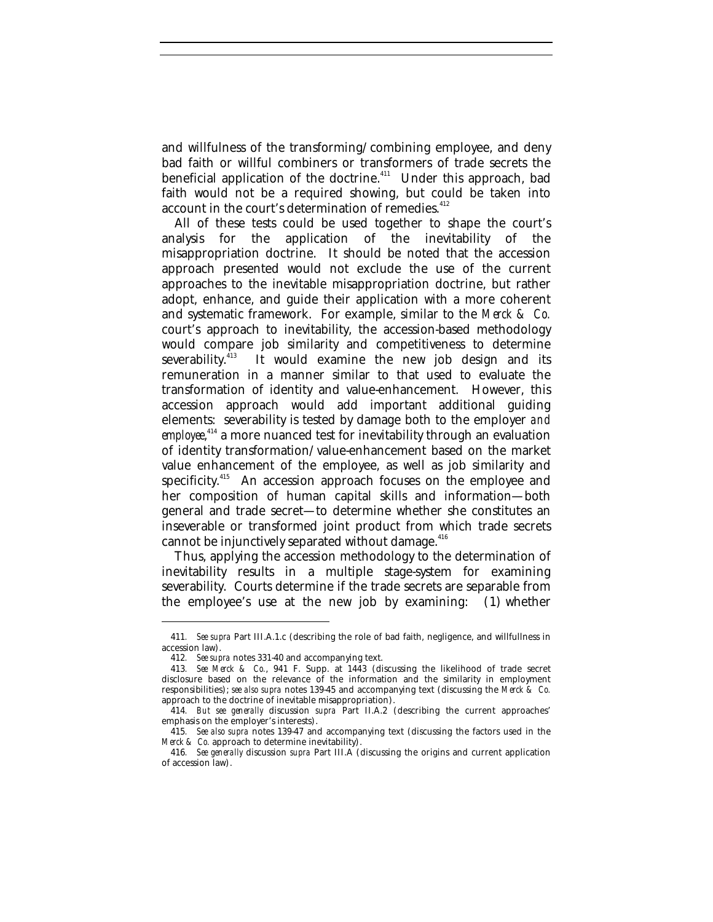and willfulness of the transforming/combining employee, and deny bad faith or willful combiners or transformers of trade secrets the beneficial application of the doctrine.[411] Under this approach, bad faith would not be a required showing, but could be taken into account in the court's determination of remedies.[412]

All of these tests could be used together to shape the court's analysis for the application of the inevitability of the misappropriation doctrine. It should be noted that the accession approach presented would not exclude the use of the current approaches to the inevitable misappropriation doctrine, but rather adopt, enhance, and guide their application with a more coherent and systematic framework. For example, similar to the *Merck & Co.* court's approach to inevitability, the accession-based methodology would compare job similarity and competitiveness to determine severability.[413] It would examine the new job design and its remuneration in a manner similar to that used to evaluate the transformation of identity and value-enhancement. However, this accession approach would add important additional guiding elements: severability is tested by damage both to the employer *and employee*,[414] a more nuanced test for inevitability through an evaluation of identity transformation/value-enhancement based on the market value enhancement of the employee, as well as job similarity and specificity.[415] An accession approach focuses on the employee and her composition of human capital skills and information—both general and trade secret—to determine whether she constitutes an inseverable or transformed joint product from which trade secrets cannot be injunctively separated without damage.[416]

Thus, applying the accession methodology to the determination of inevitability results in a multiple stage-system for examining severability. Courts determine if the trade secrets are separable from the employee's use at the new job by examining: (1) whether

---

411. *See supra* Part III.A.1.c (describing the role of bad faith, negligence, and willfullness in accession law).

412. *See supra* notes 331-40 and accompanying text.

413. *See Merck & Co.*, 941 F. Supp. at 1443 (discussing the likelihood of trade secret disclosure based on the relevance of the information and the similarity in employment responsibilities); *see also supra* notes 139-45 and accompanying text (discussing the *Merck & Co.* approach to the doctrine of inevitable misappropriation).

414. *But see generally* discussion *supra* Part II.A.2 (describing the current approaches' emphasis on the employer's interests).

415. *See also supra* notes 139-47 and accompanying text (discussing the factors used in the *Merck & Co.* approach to determine inevitability).

416. *See generally* discussion *supra* Part III.A (discussing the origins and current application of accession law).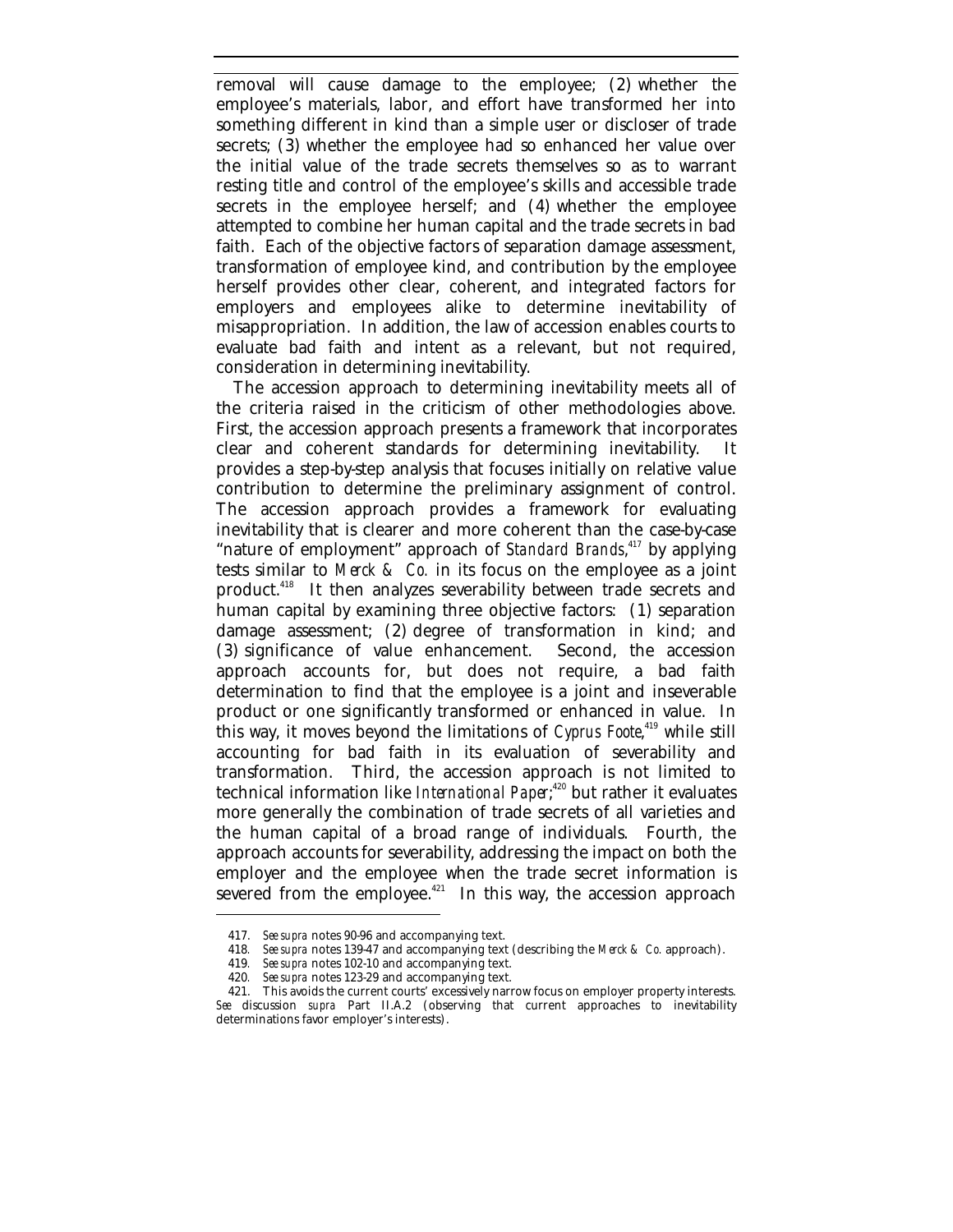removal will cause damage to the employee; (2) whether the employee's materials, labor, and effort have transformed her into something different in kind than a simple user or discloser of trade secrets; (3) whether the employee had so enhanced her value over the initial value of the trade secrets themselves so as to warrant resting title and control of the employee's skills and accessible trade secrets in the employee herself; and (4) whether the employee attempted to combine her human capital and the trade secrets in bad faith. Each of the objective factors of separation damage assessment, transformation of employee kind, and contribution by the employee herself provides other clear, coherent, and integrated factors for employers and employees alike to determine inevitability of misappropriation. In addition, the law of accession enables courts to evaluate bad faith and intent as a relevant, but not required, consideration in determining inevitability.

The accession approach to determining inevitability meets all of the criteria raised in the criticism of other methodologies above. First, the accession approach presents a framework that incorporates clear and coherent standards for determining inevitability. It provides a step-by-step analysis that focuses initially on relative value contribution to determine the preliminary assignment of control. The accession approach provides a framework for evaluating inevitability that is clearer and more coherent than the case-by-case "nature of employment" approach of *Standard Brands*,[417] by applying tests similar to *Merck & Co.* in its focus on the employee as a joint product.[418] It then analyzes severability between trade secrets and human capital by examining three objective factors: (1) separation damage assessment; (2) degree of transformation in kind; and (3) significance of value enhancement. Second, the accession approach accounts for, but does not require, a bad faith determination to find that the employee is a joint and inseverable product or one significantly transformed or enhanced in value. In this way, it moves beyond the limitations of *Cyprus Foote*,[419] while still accounting for bad faith in its evaluation of severability and transformation. Third, the accession approach is not limited to technical information like *International Paper*;[420] but rather it evaluates more generally the combination of trade secrets of all varieties and the human capital of a broad range of individuals. Fourth, the approach accounts for severability, addressing the impact on both the employer and the employee when the trade secret information is severed from the employee.[421] In this way, the accession approach

---

417. *See supra* notes 90-96 and accompanying text.

418. *See supra* notes 139-47 and accompanying text (describing the *Merck & Co.* approach).

419. *See supra* notes 102-10 and accompanying text.

420. *See supra* notes 123-29 and accompanying text.

421. This avoids the current courts' excessively narrow focus on employer property interests. *See* discussion *supra* Part II.A.2 (observing that current approaches to inevitability determinations favor employer's interests).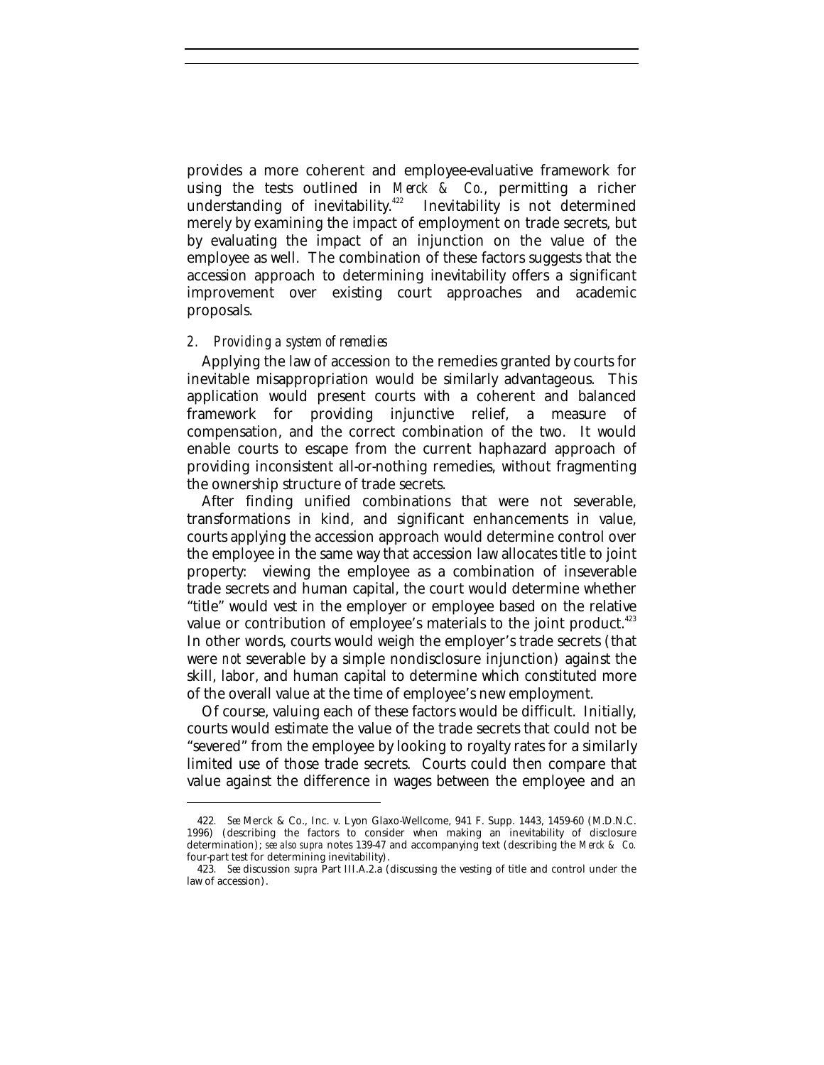provides a more coherent and employee-evaluative framework for using the tests outlined in *Merck & Co.*, permitting a richer understanding of inevitability.[422] Inevitability is not determined merely by examining the impact of employment on trade secrets, but by evaluating the impact of an injunction on the value of the employee as well. The combination of these factors suggests that the accession approach to determining inevitability offers a significant improvement over existing court approaches and academic proposals.

### 2. *Providing a system of remedies*

Applying the law of accession to the remedies granted by courts for inevitable misappropriation would be similarly advantageous. This application would present courts with a coherent and balanced framework for providing injunctive relief, a measure of compensation, and the correct combination of the two. It would enable courts to escape from the current haphazard approach of providing inconsistent all-or-nothing remedies, without fragmenting the ownership structure of trade secrets.

After finding unified combinations that were not severable, transformations in kind, and significant enhancements in value, courts applying the accession approach would determine control over the employee in the same way that accession law allocates title to joint property: viewing the employee as a combination of inseverable trade secrets and human capital, the court would determine whether "title" would vest in the employer or employee based on the relative value or contribution of employee's materials to the joint product.[423] In other words, courts would weigh the employer's trade secrets (that were *not* severable by a simple nondisclosure injunction) against the skill, labor, and human capital to determine which constituted more of the overall value at the time of employee's new employment.

Of course, valuing each of these factors would be difficult. Initially, courts would estimate the value of the trade secrets that could not be "severed" from the employee by looking to royalty rates for a similarly limited use of those trade secrets. Courts could then compare that value against the difference in wages between the employee and an

---

422. *See* Merck & Co., Inc. v. Lyon Glaxo-Wellcome, 941 F. Supp. 1443, 1459-60 (M.D.N.C. 1996) (describing the factors to consider when making an inevitability of disclosure determination); *see also supra* notes 139-47 and accompanying text (describing the *Merck & Co.* four-part test for determining inevitability).

423. *See* discussion *supra* Part III.A.2.a (discussing the vesting of title and control under the law of accession).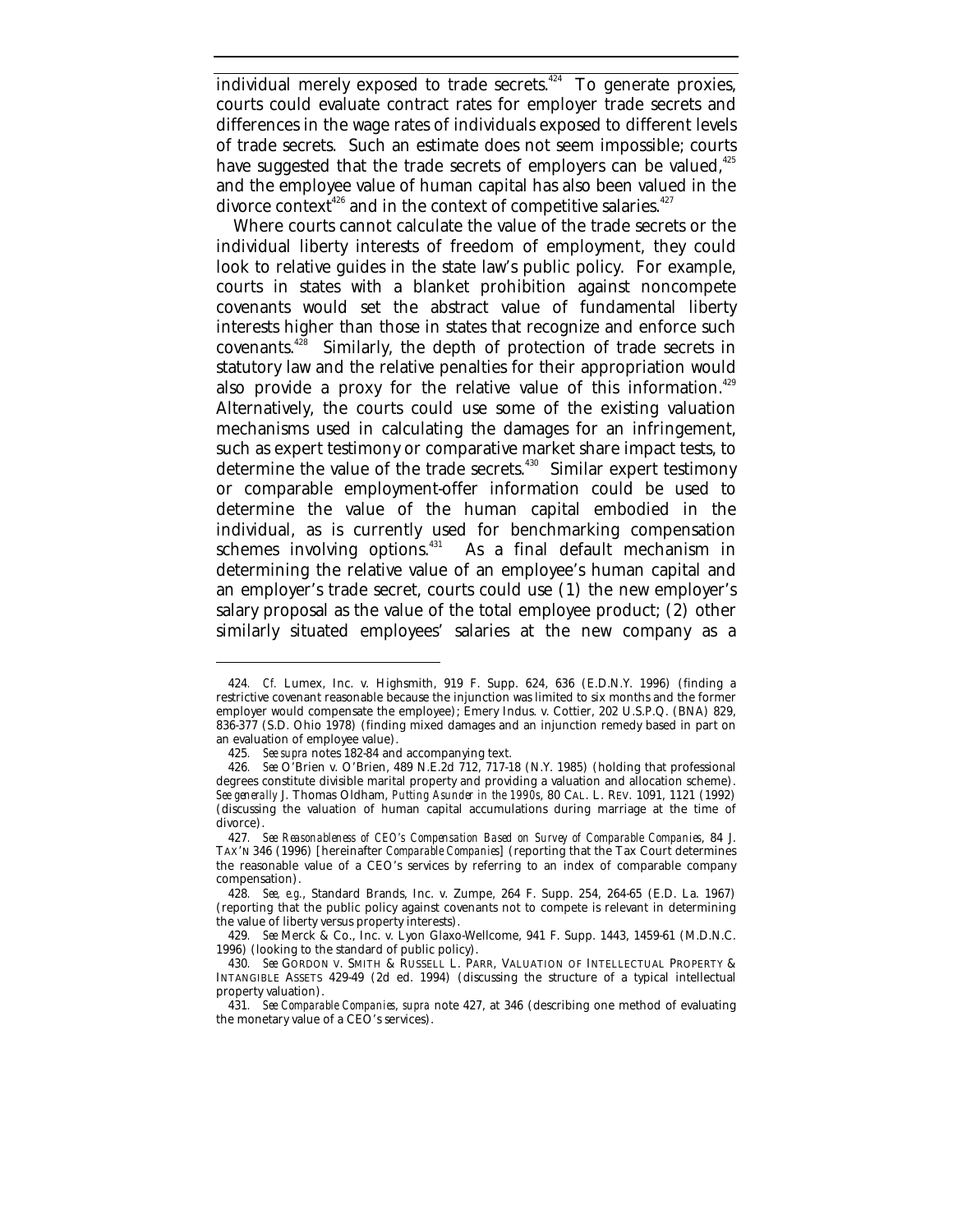individual merely exposed to trade secrets.[424] To generate proxies, courts could evaluate contract rates for employer trade secrets and differences in the wage rates of individuals exposed to different levels of trade secrets. Such an estimate does not seem impossible; courts have suggested that the trade secrets of employers can be valued,[425] and the employee value of human capital has also been valued in the divorce context[426] and in the context of competitive salaries.[427]

Where courts cannot calculate the value of the trade secrets or the individual liberty interests of freedom of employment, they could look to relative guides in the state law's public policy. For example, courts in states with a blanket prohibition against noncompete covenants would set the abstract value of fundamental liberty interests higher than those in states that recognize and enforce such covenants.[428] Similarly, the depth of protection of trade secrets in statutory law and the relative penalties for their appropriation would also provide a proxy for the relative value of this information.[429] Alternatively, the courts could use some of the existing valuation mechanisms used in calculating the damages for an infringement, such as expert testimony or comparative market share impact tests, to determine the value of the trade secrets.[430] Similar expert testimony or comparable employment-offer information could be used to determine the value of the human capital embodied in the individual, as is currently used for benchmarking compensation schemes involving options.[431] As a final default mechanism in determining the relative value of an employee's human capital and an employer's trade secret, courts could use (1) the new employer's salary proposal as the value of the total employee product; (2) other similarly situated employees' salaries at the new company as a

---

424. *Cf.* Lumex, Inc. v. Highsmith, 919 F. Supp. 624, 636 (E.D.N.Y. 1996) (finding a restrictive covenant reasonable because the injunction was limited to six months and the former employer would compensate the employee); Emery Indus. v. Cottier, 202 U.S.P.Q. (BNA) 829, 836-377 (S.D. Ohio 1978) (finding mixed damages and an injunction remedy based in part on an evaluation of employee value).

425. *See supra* notes 182-84 and accompanying text.

426. *See* O'Brien v. O'Brien, 489 N.E.2d 712, 717-18 (N.Y. 1985) (holding that professional degrees constitute divisible marital property and providing a valuation and allocation scheme). *See generally* J. Thomas Oldham, *Putting Asunder in the 1990s*, 80 CAL. L. REV. 1091, 1121 (1992) (discussing the valuation of human capital accumulations during marriage at the time of divorce).

427. *See Reasonableness of CEO's Compensation Based on Survey of Comparable Companies*, 84 J. TAX'N 346 (1996) [hereinafter *Comparable Companies*] (reporting that the Tax Court determines the reasonable value of a CEO's services by referring to an index of comparable company compensation).

428. *See, e.g.*, Standard Brands, Inc. v. Zumpe, 264 F. Supp. 254, 264-65 (E.D. La. 1967) (reporting that the public policy against covenants not to compete is relevant in determining the value of liberty versus property interests).

429. *See* Merck & Co., Inc. v. Lyon Glaxo-Wellcome, 941 F. Supp. 1443, 1459-61 (M.D.N.C. 1996) (looking to the standard of public policy).

430. *See* GORDON V. SMITH & RUSSELL L. PARR, VALUATION OF INTELLECTUAL PROPERTY & INTANGIBLE ASSETS 429-49 (2d ed. 1994) (discussing the structure of a typical intellectual property valuation).

431. *See Comparable Companies*, *supra* note 427, at 346 (describing one method of evaluating the monetary value of a CEO's services).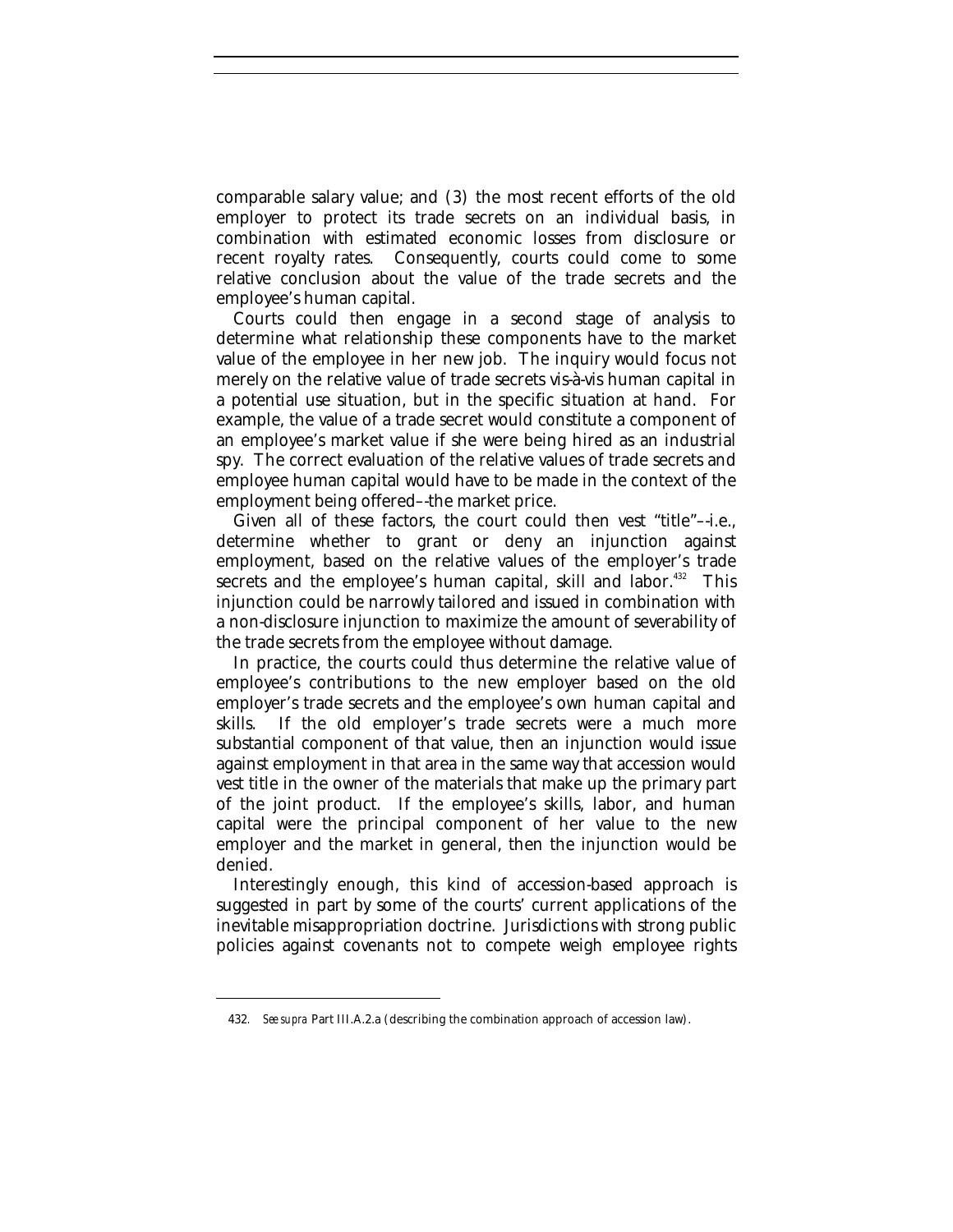comparable salary value; and (3) the most recent efforts of the old employer to protect its trade secrets on an individual basis, in combination with estimated economic losses from disclosure or recent royalty rates. Consequently, courts could come to some relative conclusion about the value of the trade secrets and the employee's human capital.

Courts could then engage in a second stage of analysis to determine what relationship these components have to the market value of the employee in her new job. The inquiry would focus not merely on the relative value of trade secrets vis-à-vis human capital in a potential use situation, but in the specific situation at hand. For example, the value of a trade secret would constitute a component of an employee's market value if she were being hired as an industrial spy. The correct evaluation of the relative values of trade secrets and employee human capital would have to be made in the context of the employment being offered–-the market price.

Given all of these factors, the court could then vest "title"–-i.e., determine whether to grant or deny an injunction against employment, based on the relative values of the employer's trade secrets and the employee's human capital, skill and labor.[432] This injunction could be narrowly tailored and issued in combination with a non-disclosure injunction to maximize the amount of severability of the trade secrets from the employee without damage.

In practice, the courts could thus determine the relative value of employee's contributions to the new employer based on the old employer's trade secrets and the employee's own human capital and skills. If the old employer's trade secrets were a much more substantial component of that value, then an injunction would issue against employment in that area in the same way that accession would vest title in the owner of the materials that make up the primary part of the joint product. If the employee's skills, labor, and human capital were the principal component of her value to the new employer and the market in general, then the injunction would be denied.

Interestingly enough, this kind of accession-based approach is suggested in part by some of the courts' current applications of the inevitable misappropriation doctrine. Jurisdictions with strong public policies against covenants not to compete weigh employee rights

---

432. *See supra* Part III.A.2.a (describing the combination approach of accession law).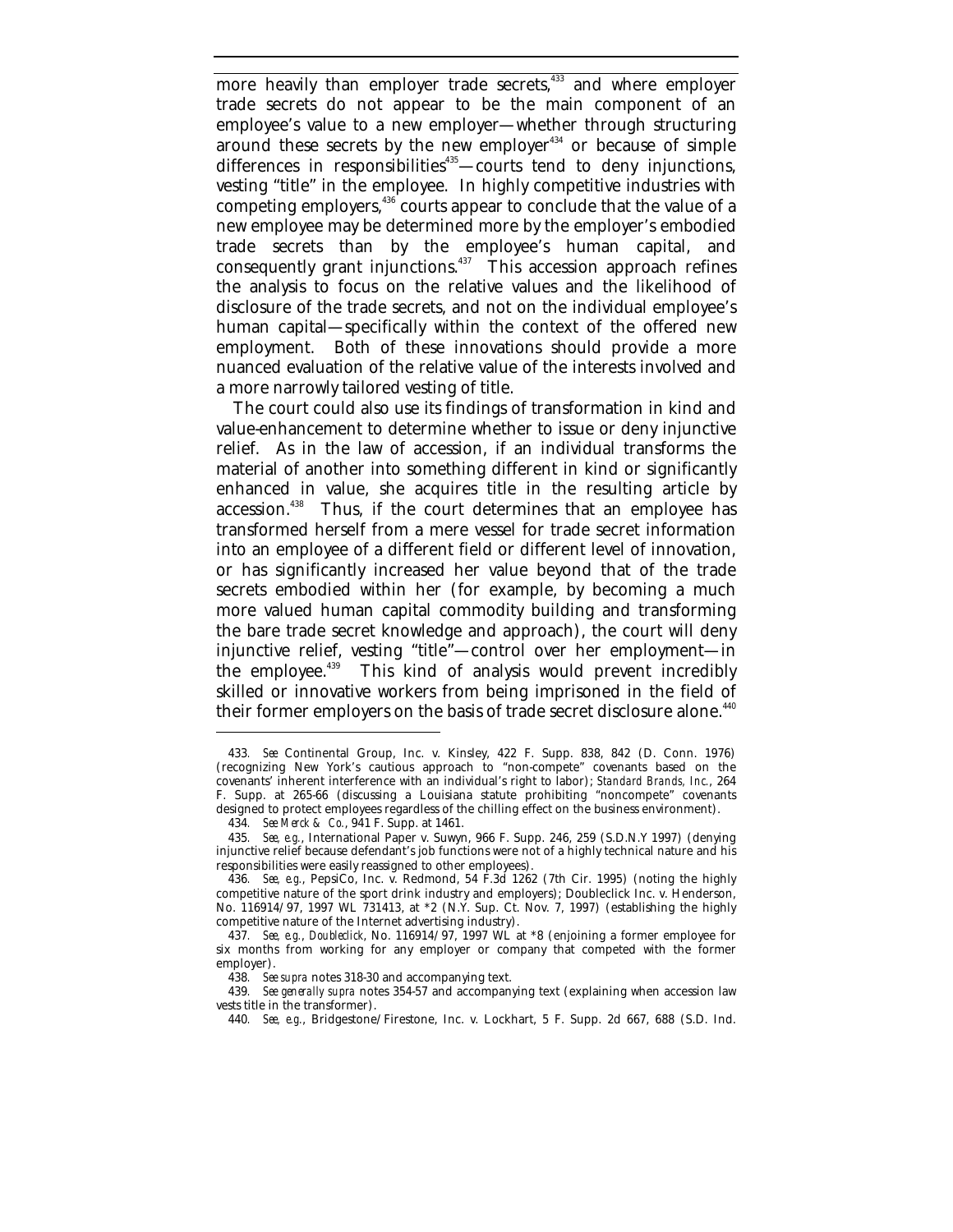more heavily than employer trade secrets,[433] and where employer trade secrets do not appear to be the main component of an employee's value to a new employer—whether through structuring around these secrets by the new employer[434] or because of simple differences in responsibilities[435]—courts tend to deny injunctions, vesting "title" in the employee. In highly competitive industries with competing employers,[436] courts appear to conclude that the value of a new employee may be determined more by the employer's embodied trade secrets than by the employee's human capital, and consequently grant injunctions.[437] This accession approach refines the analysis to focus on the relative values and the likelihood of disclosure of the trade secrets, and not on the individual employee's human capital—specifically within the context of the offered new employment. Both of these innovations should provide a more nuanced evaluation of the relative value of the interests involved and a more narrowly tailored vesting of title.

The court could also use its findings of transformation in kind and value-enhancement to determine whether to issue or deny injunctive relief. As in the law of accession, if an individual transforms the material of another into something different in kind or significantly enhanced in value, she acquires title in the resulting article by accession.[438] Thus, if the court determines that an employee has transformed herself from a mere vessel for trade secret information into an employee of a different field or different level of innovation, or has significantly increased her value beyond that of the trade secrets embodied within her (for example, by becoming a much more valued human capital commodity building and transforming the bare trade secret knowledge and approach), the court will deny injunctive relief, vesting "title"—control over her employment—in the employee.[439] This kind of analysis would prevent incredibly skilled or innovative workers from being imprisoned in the field of their former employers on the basis of trade secret disclosure alone.[440]

---

433. *See* Continental Group, Inc. v. Kinsley, 422 F. Supp. 838, 842 (D. Conn. 1976) (recognizing New York's cautious approach to "non-compete" covenants based on the covenants' inherent interference with an individual's right to labor); *Standard Brands, Inc.*, 264 F. Supp. at 265-66 (discussing a Louisiana statute prohibiting "noncompete" covenants designed to protect employees regardless of the chilling effect on the business environment).

434. *See Merck & Co.*, 941 F. Supp. at 1461.

435. *See, e.g.*, International Paper v. Suwyn, 966 F. Supp. 246, 259 (S.D.N.Y 1997) (denying injunctive relief because defendant's job functions were not of a highly technical nature and his responsibilities were easily reassigned to other employees).

436. *See, e.g.*, PepsiCo, Inc. v. Redmond, 54 F.3d 1262 (7th Cir. 1995) (noting the highly competitive nature of the sport drink industry and employers); Doubleclick Inc. v. Henderson, No. 116914/97, 1997 WL 731413, at *2 (N.Y. Sup. Ct. Nov. 7, 1997) (establishing the highly competitive nature of the Internet advertising industry).

437. *See, e.g.*, *Doubleclick*, No. 116914/97, 1997 WL at *8 (enjoining a former employee for six months from working for any employer or company that competed with the former employer).

438. *See supra* notes 318-30 and accompanying text.

439. *See generally supra* notes 354-57 and accompanying text (explaining when accession law vests title in the transformer).

440. *See, e.g.*, Bridgestone/Firestone, Inc. v. Lockhart, 5 F. Supp. 2d 667, 688 (S.D. Ind.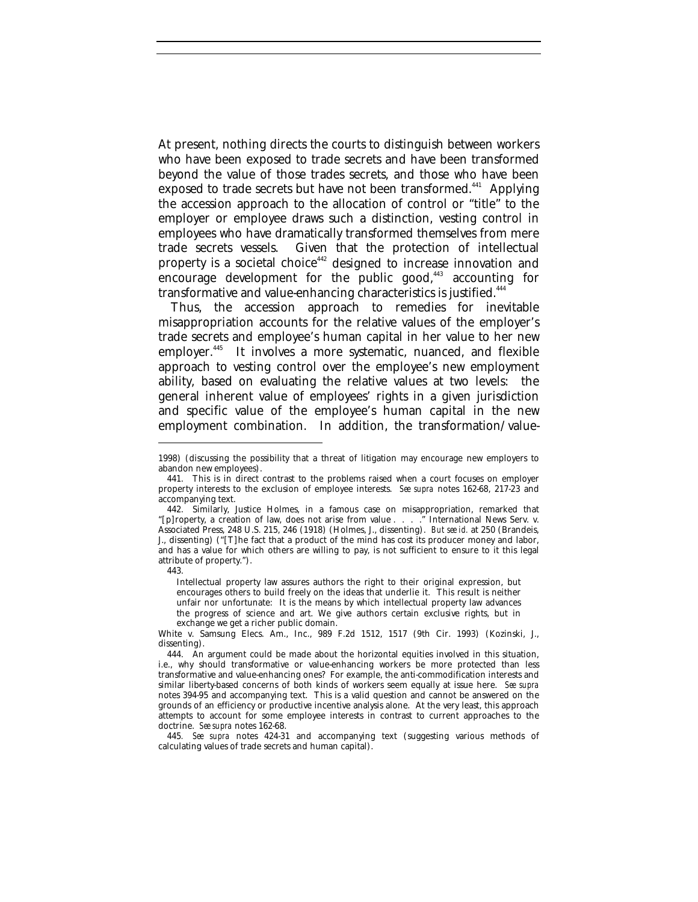At present, nothing directs the courts to distinguish between workers who have been exposed to trade secrets and have been transformed beyond the value of those trades secrets, and those who have been exposed to trade secrets but have not been transformed.[441] Applying the accession approach to the allocation of control or "title" to the employer or employee draws such a distinction, vesting control in employees who have dramatically transformed themselves from mere trade secrets vessels. Given that the protection of intellectual property is a societal choice[442] designed to increase innovation and encourage development for the public good,[443] accounting for transformative and value-enhancing characteristics is justified.[444]

Thus, the accession approach to remedies for inevitable misappropriation accounts for the relative values of the employer's trade secrets and employee's human capital in her value to her new employer.[445] It involves a more systematic, nuanced, and flexible approach to vesting control over the employee's new employment ability, based on evaluating the relative values at two levels: the general inherent value of employees' rights in a given jurisdiction and specific value of the employee's human capital in the new employment combination. In addition, the transformation/value-

---

1998) (discussing the possibility that a threat of litigation may encourage new employers to abandon new employees).

441. This is in direct contrast to the problems raised when a court focuses on employer property interests to the exclusion of employee interests. *See supra* notes 162-68, 217-23 and accompanying text.

442. Similarly, Justice Holmes, in a famous case on misappropriation, remarked that "[p]roperty, a creation of law, does not arise from value . . . ." International News Serv. v. Associated Press, 248 U.S. 215, 246 (1918) (Holmes, J., dissenting). *But see id.* at 250 (Brandeis, J., dissenting) ("[T]he fact that a product of the mind has cost its producer money and labor, and has a value for which others are willing to pay, is not sufficient to ensure to it this legal attribute of property.").

443.

> Intellectual property law assures authors the right to their original expression, but encourages others to build freely on the ideas that underlie it. This result is neither unfair nor unfortunate: It is the means by which intellectual property law advances the progress of science and art. We give authors certain exclusive rights, but in exchange we get a richer public domain.

White v. Samsung Elecs. Am., Inc., 989 F.2d 1512, 1517 (9th Cir. 1993) (Kozinski, J., dissenting).

444. An argument could be made about the horizontal equities involved in this situation, i.e., why should transformative or value-enhancing workers be more protected than less transformative and value-enhancing ones? For example, the anti-commodification interests and similar liberty-based concerns of both kinds of workers seem equally at issue here. *See supra* notes 394-95 and accompanying text. This is a valid question and cannot be answered on the grounds of an efficiency or productive incentive analysis alone. At the very least, this approach attempts to account for some employee interests in contrast to current approaches to the doctrine. *See supra* notes 162-68.

445. *See supra* notes 424-31 and accompanying text (suggesting various methods of calculating values of trade secrets and human capital).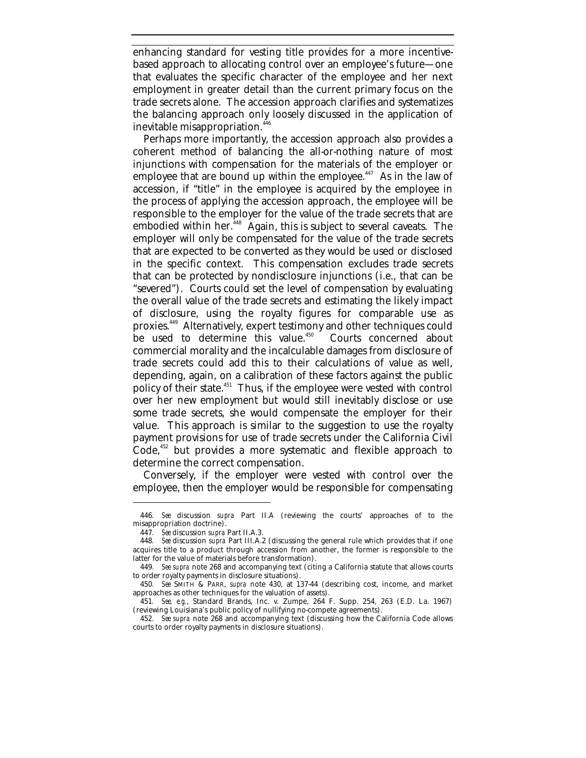enhancing standard for vesting title provides for a more incentive-based approach to allocating control over an employee's future—one that evaluates the specific character of the employee and her next employment in greater detail than the current primary focus on the trade secrets alone. The accession approach clarifies and systematizes the balancing approach only loosely discussed in the application of inevitable misappropriation.[446]

Perhaps more importantly, the accession approach also provides a coherent method of balancing the all-or-nothing nature of most injunctions with compensation for the materials of the employer or employee that are bound up within the employee.[447] As in the law of accession, if "title" in the employee is acquired by the employee in the process of applying the accession approach, the employee will be responsible to the employer for the value of the trade secrets that are embodied within her.[448] Again, this is subject to several caveats. The employer will only be compensated for the value of the trade secrets that are expected to be converted as they would be used or disclosed in the specific context. This compensation excludes trade secrets that can be protected by nondisclosure injunctions (i.e., that can be "severed"). Courts could set the level of compensation by evaluating the overall value of the trade secrets and estimating the likely impact of disclosure, using the royalty figures for comparable use as proxies.[449] Alternatively, expert testimony and other techniques could be used to determine this value.[450] Courts concerned about commercial morality and the incalculable damages from disclosure of trade secrets could add this to their calculations of value as well, depending, again, on a calibration of these factors against the public policy of their state.[451] Thus, if the employee were vested with control over her new employment but would still inevitably disclose or use some trade secrets, she would compensate the employer for their value. This approach is similar to the suggestion to use the royalty payment provisions for use of trade secrets under the California Civil Code,[452] but provides a more systematic and flexible approach to determine the correct compensation.

Conversely, if the employer were vested with control over the employee, then the employer would be responsible for compensating

---

446. *See* discussion *supra* Part II.A (reviewing the courts' approaches of to the misappropriation doctrine).

447. *See* discussion *supra* Part II.A.3.

448. *See* discussion *supra* Part III.A.2 (discussing the general rule which provides that if one acquires title to a product through accession from another, the former is responsible to the latter for the value of materials before transformation).

449. *See supra* note 268 and accompanying text (citing a California statute that allows courts to order royalty payments in disclosure situations).

450. *See* SMITH & PARR, *supra* note 430, at 137-44 (describing cost, income, and market approaches as other techniques for the valuation of assets).

451. *See, e.g.*, Standard Brands, Inc. v. Zumpe, 264 F. Supp. 254, 263 (E.D. La. 1967) (reviewing Louisiana's public policy of nullifying no-compete agreements).

452. *See supra* note 268 and accompanying text (discussing how the California Code allows courts to order royalty payments in disclosure situations).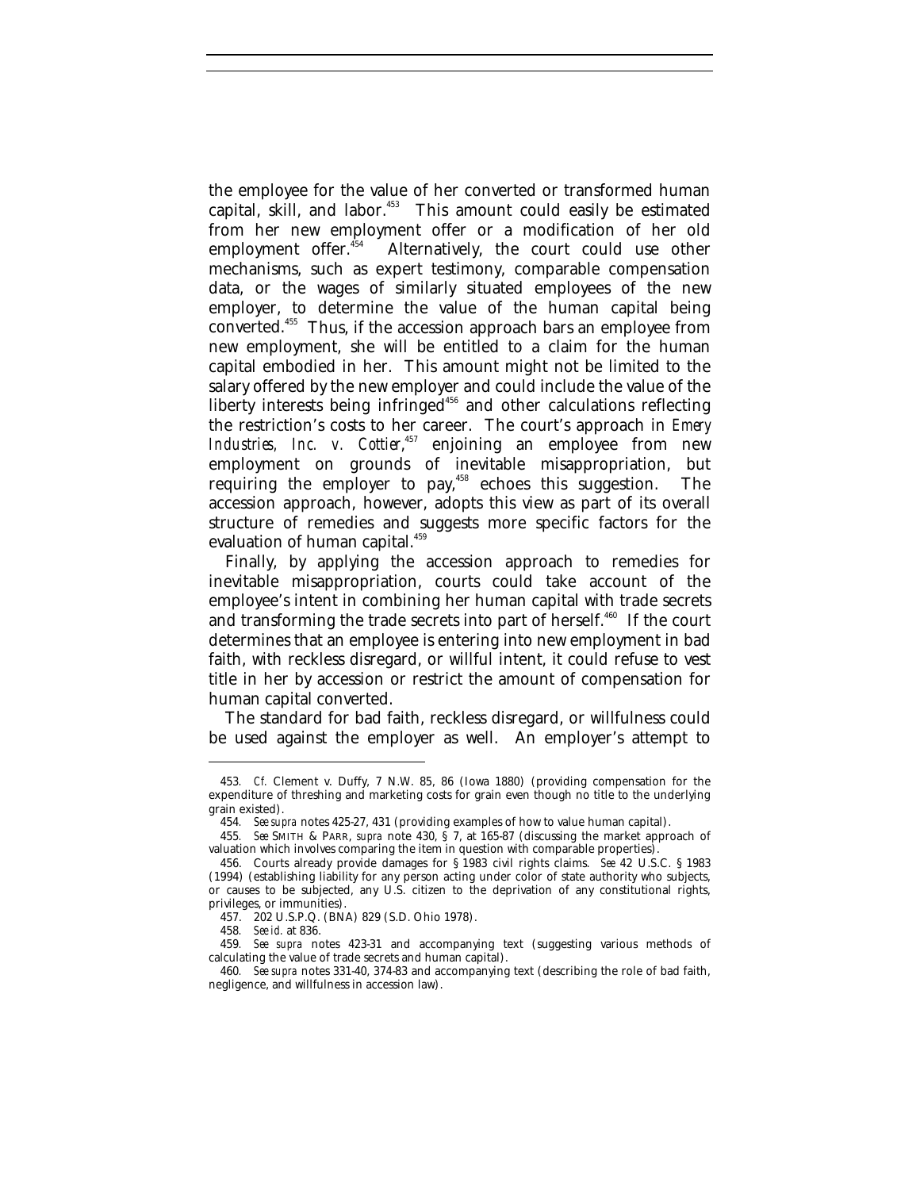the employee for the value of her converted or transformed human capital, skill, and labor.[453] This amount could easily be estimated from her new employment offer or a modification of her old employment offer.[454] Alternatively, the court could use other mechanisms, such as expert testimony, comparable compensation data, or the wages of similarly situated employees of the new employer, to determine the value of the human capital being converted.[455] Thus, if the accession approach bars an employee from new employment, she will be entitled to a claim for the human capital embodied in her. This amount might not be limited to the salary offered by the new employer and could include the value of the liberty interests being infringed[456] and other calculations reflecting the restriction's costs to her career. The court's approach in *Emery Industries, Inc. v. Cottier*,[457] enjoining an employee from new employment on grounds of inevitable misappropriation, but requiring the employer to pay,[458] echoes this suggestion. The accession approach, however, adopts this view as part of its overall structure of remedies and suggests more specific factors for the evaluation of human capital.[459]

Finally, by applying the accession approach to remedies for inevitable misappropriation, courts could take account of the employee's intent in combining her human capital with trade secrets and transforming the trade secrets into part of herself.[460] If the court determines that an employee is entering into new employment in bad faith, with reckless disregard, or willful intent, it could refuse to vest title in her by accession or restrict the amount of compensation for human capital converted.

The standard for bad faith, reckless disregard, or willfulness could be used against the employer as well. An employer's attempt to

---

453. *Cf.* Clement v. Duffy, 7 N.W. 85, 86 (Iowa 1880) (providing compensation for the expenditure of threshing and marketing costs for grain even though no title to the underlying grain existed).

454. *See supra* notes 425-27, 431 (providing examples of how to value human capital).

455. *See* SMITH & PARR, *supra* note 430, § 7, at 165-87 (discussing the market approach of valuation which involves comparing the item in question with comparable properties).

456. Courts already provide damages for § 1983 civil rights claims. *See* 42 U.S.C. § 1983 (1994) (establishing liability for any person acting under color of state authority who subjects, or causes to be subjected, any U.S. citizen to the deprivation of any constitutional rights, privileges, or immunities).

457. 202 U.S.P.Q. (BNA) 829 (S.D. Ohio 1978).

458. *See id.* at 836.

459. *See supra* notes 423-31 and accompanying text (suggesting various methods of calculating the value of trade secrets and human capital).

460. *See supra* notes 331-40, 374-83 and accompanying text (describing the role of bad faith, negligence, and willfulness in accession law).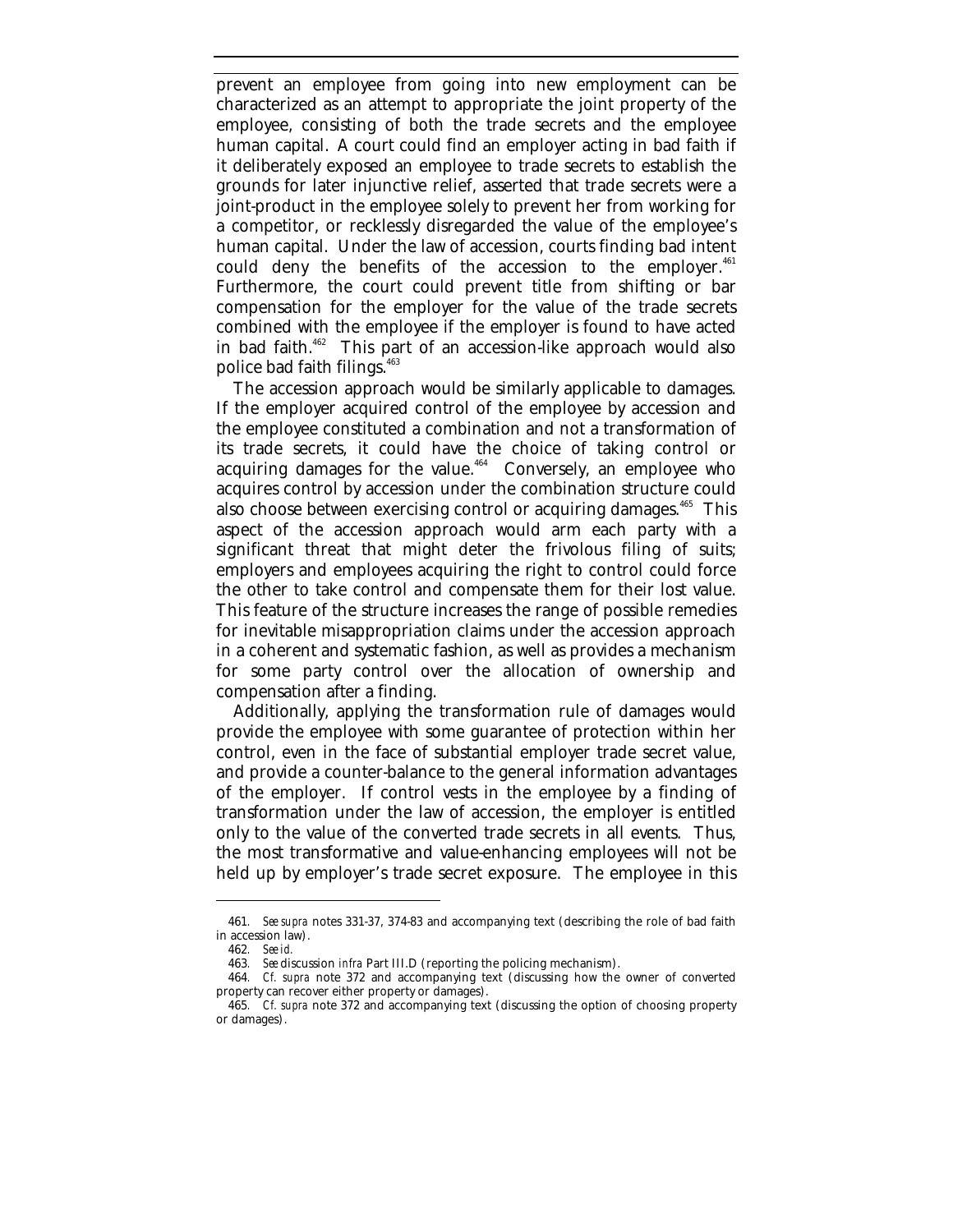prevent an employee from going into new employment can be characterized as an attempt to appropriate the joint property of the employee, consisting of both the trade secrets and the employee human capital. A court could find an employer acting in bad faith if it deliberately exposed an employee to trade secrets to establish the grounds for later injunctive relief, asserted that trade secrets were a joint-product in the employee solely to prevent her from working for a competitor, or recklessly disregarded the value of the employee's human capital. Under the law of accession, courts finding bad intent could deny the benefits of the accession to the employer.[461] Furthermore, the court could prevent title from shifting or bar compensation for the employer for the value of the trade secrets combined with the employee if the employer is found to have acted in bad faith.[462] This part of an accession-like approach would also police bad faith filings.[463]

The accession approach would be similarly applicable to damages. If the employer acquired control of the employee by accession and the employee constituted a combination and not a transformation of its trade secrets, it could have the choice of taking control or acquiring damages for the value.[464] Conversely, an employee who acquires control by accession under the combination structure could also choose between exercising control or acquiring damages.[465] This aspect of the accession approach would arm each party with a significant threat that might deter the frivolous filing of suits; employers and employees acquiring the right to control could force the other to take control and compensate them for their lost value. This feature of the structure increases the range of possible remedies for inevitable misappropriation claims under the accession approach in a coherent and systematic fashion, as well as provides a mechanism for some party control over the allocation of ownership and compensation after a finding.

Additionally, applying the transformation rule of damages would provide the employee with some guarantee of protection within her control, even in the face of substantial employer trade secret value, and provide a counter-balance to the general information advantages of the employer. If control vests in the employee by a finding of transformation under the law of accession, the employer is entitled only to the value of the converted trade secrets in all events. Thus, the most transformative and value-enhancing employees will not be held up by employer's trade secret exposure. The employee in this

---

461. *See supra* notes 331-37, 374-83 and accompanying text (describing the role of bad faith in accession law).

462. *See id.*

463. *See* discussion *infra* Part III.D (reporting the policing mechanism).

464. *Cf. supra* note 372 and accompanying text (discussing how the owner of converted property can recover either property or damages).

465. *Cf. supra* note 372 and accompanying text (discussing the option of choosing property or damages).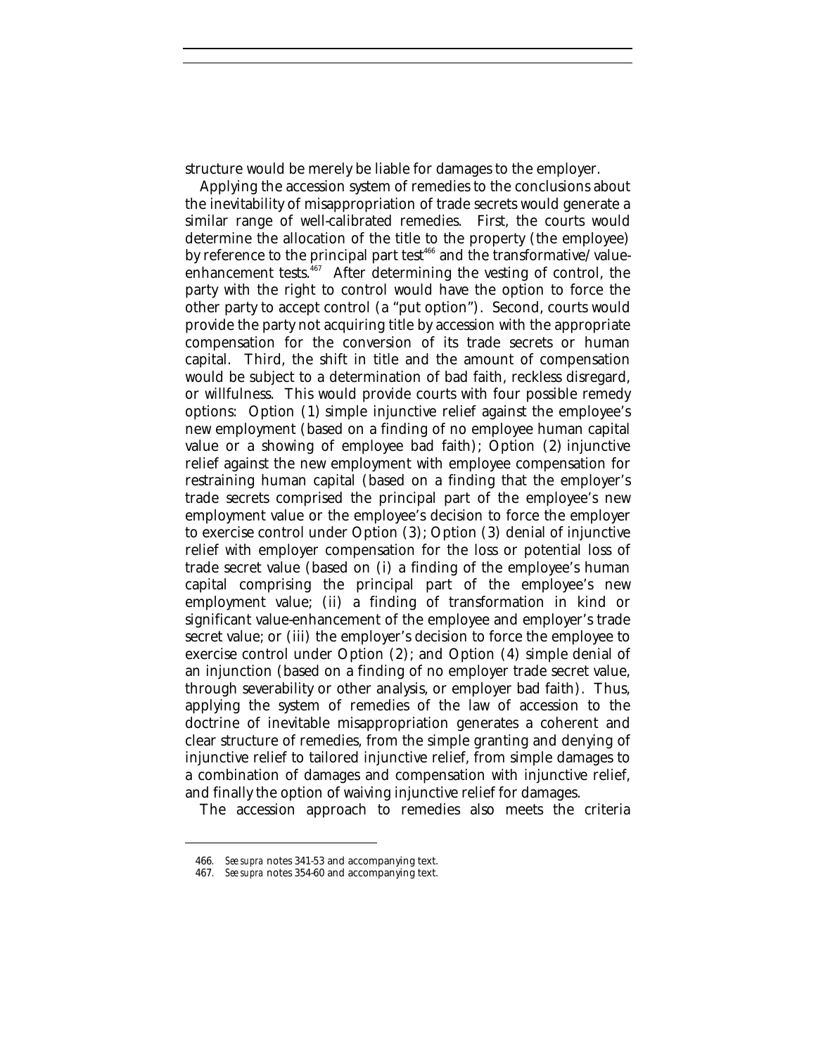structure would be merely be liable for damages to the employer.

Applying the accession system of remedies to the conclusions about the inevitability of misappropriation of trade secrets would generate a similar range of well-calibrated remedies. First, the courts would determine the allocation of the title to the property (the employee) by reference to the principal part test[466] and the transformative/value-enhancement tests.[467] After determining the vesting of control, the party with the right to control would have the option to force the other party to accept control (a "put option"). Second, courts would provide the party not acquiring title by accession with the appropriate compensation for the conversion of its trade secrets or human capital. Third, the shift in title and the amount of compensation would be subject to a determination of bad faith, reckless disregard, or willfulness. This would provide courts with four possible remedy options: Option (1) simple injunctive relief against the employee's new employment (based on a finding of no employee human capital value or a showing of employee bad faith); Option (2) injunctive relief against the new employment with employee compensation for restraining human capital (based on a finding that the employer's trade secrets comprised the principal part of the employee's new employment value or the employee's decision to force the employer to exercise control under Option (3); Option (3) denial of injunctive relief with employer compensation for the loss or potential loss of trade secret value (based on (i) a finding of the employee's human capital comprising the principal part of the employee's new employment value; (ii) a finding of transformation in kind or significant value-enhancement of the employee and employer's trade secret value; or (iii) the employer's decision to force the employee to exercise control under Option (2); and Option (4) simple denial of an injunction (based on a finding of no employer trade secret value, through severability or other analysis, or employer bad faith). Thus, applying the system of remedies of the law of accession to the doctrine of inevitable misappropriation generates a coherent and clear structure of remedies, from the simple granting and denying of injunctive relief to tailored injunctive relief, from simple damages to a combination of damages and compensation with injunctive relief, and finally the option of waiving injunctive relief for damages.

The accession approach to remedies also meets the criteria

---

466. *See supra* notes 341-53 and accompanying text.

467. *See supra* notes 354-60 and accompanying text.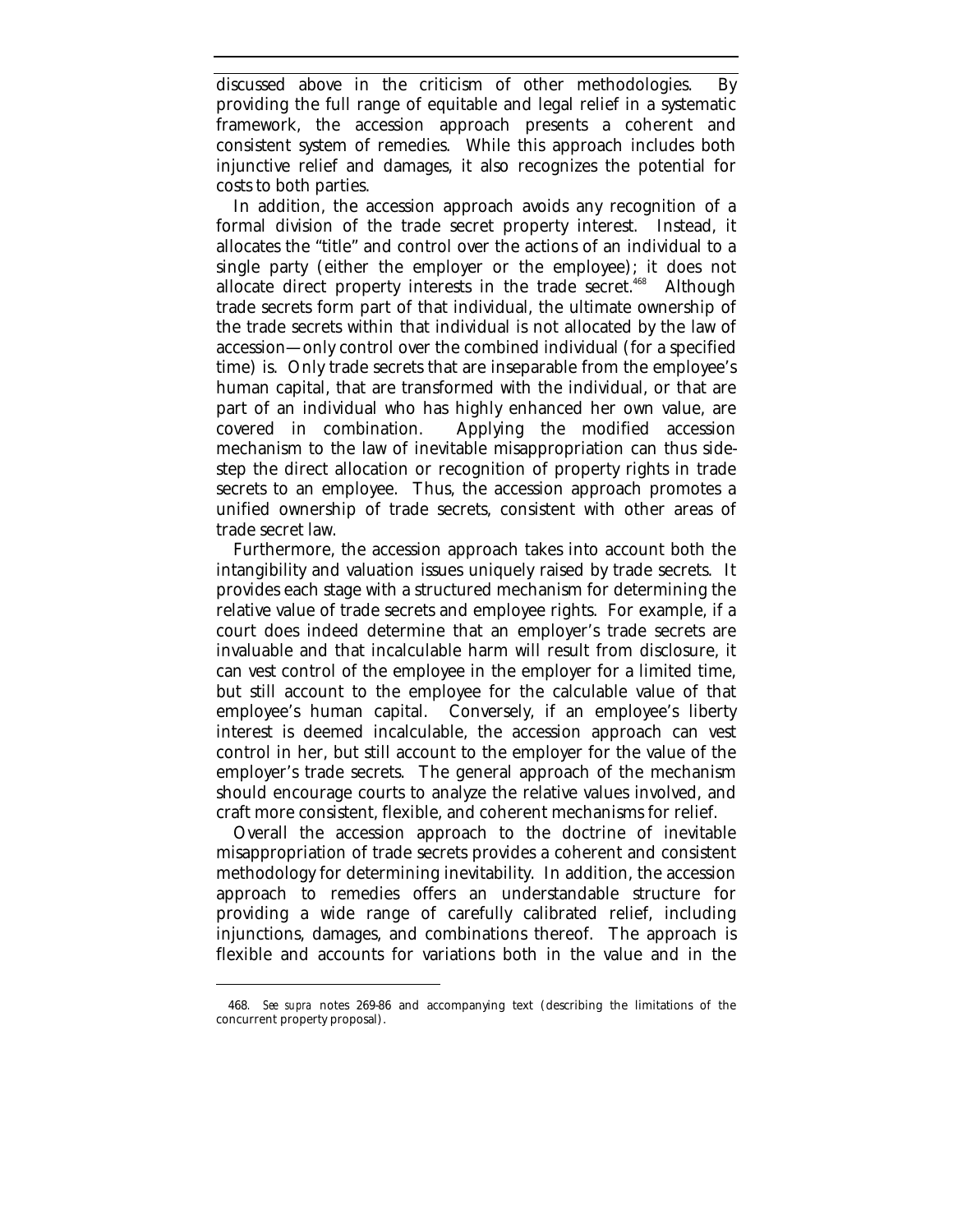discussed above in the criticism of other methodologies. By providing the full range of equitable and legal relief in a systematic framework, the accession approach presents a coherent and consistent system of remedies. While this approach includes both injunctive relief and damages, it also recognizes the potential for costs to both parties.

In addition, the accession approach avoids any recognition of a formal division of the trade secret property interest. Instead, it allocates the "title" and control over the actions of an individual to a single party (either the employer or the employee); it does not allocate direct property interests in the trade secret.[468] Although trade secrets form part of that individual, the ultimate ownership of the trade secrets within that individual is not allocated by the law of accession—only control over the combined individual (for a specified time) is. Only trade secrets that are inseparable from the employee's human capital, that are transformed with the individual, or that are part of an individual who has highly enhanced her own value, are covered in combination. Applying the modified accession mechanism to the law of inevitable misappropriation can thus side-step the direct allocation or recognition of property rights in trade secrets to an employee. Thus, the accession approach promotes a unified ownership of trade secrets, consistent with other areas of trade secret law.

Furthermore, the accession approach takes into account both the intangibility and valuation issues uniquely raised by trade secrets. It provides each stage with a structured mechanism for determining the relative value of trade secrets and employee rights. For example, if a court does indeed determine that an employer's trade secrets are invaluable and that incalculable harm will result from disclosure, it can vest control of the employee in the employer for a limited time, but still account to the employee for the calculable value of that employee's human capital. Conversely, if an employee's liberty interest is deemed incalculable, the accession approach can vest control in her, but still account to the employer for the value of the employer's trade secrets. The general approach of the mechanism should encourage courts to analyze the relative values involved, and craft more consistent, flexible, and coherent mechanisms for relief.

Overall the accession approach to the doctrine of inevitable misappropriation of trade secrets provides a coherent and consistent methodology for determining inevitability. In addition, the accession approach to remedies offers an understandable structure for providing a wide range of carefully calibrated relief, including injunctions, damages, and combinations thereof. The approach is flexible and accounts for variations both in the value and in the

---

468. *See supra* notes 269-86 and accompanying text (describing the limitations of the concurrent property proposal).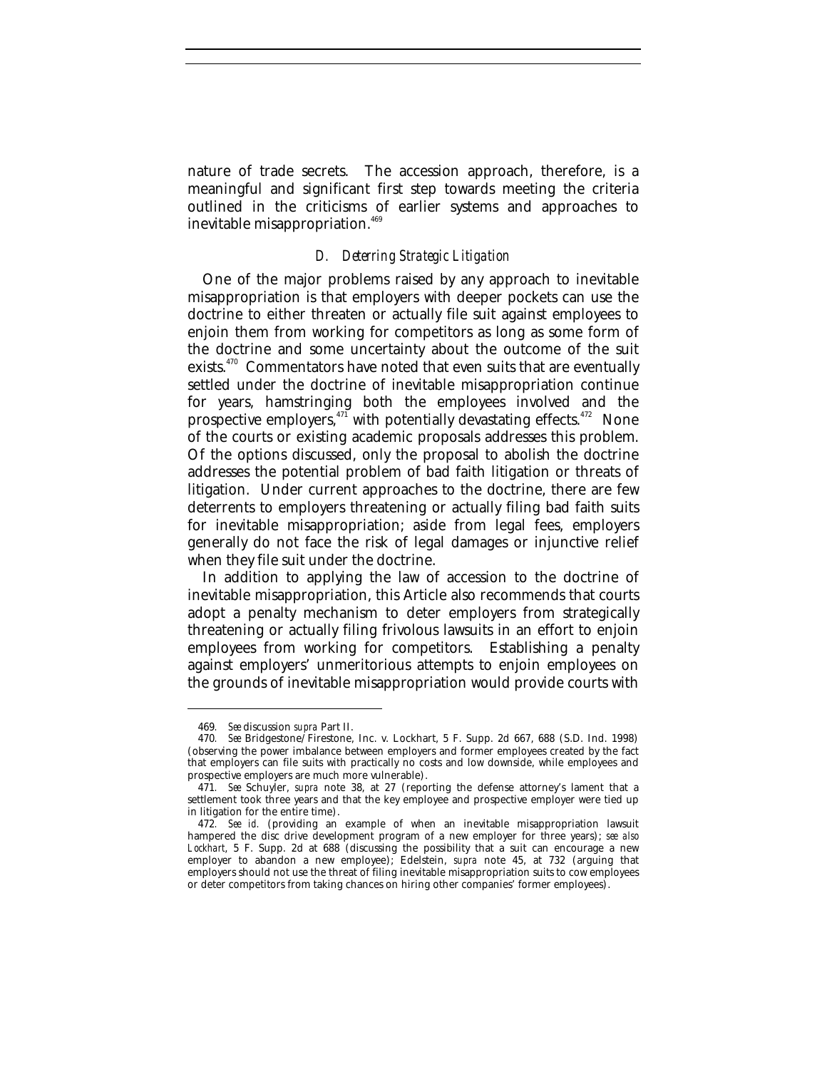nature of trade secrets. The accession approach, therefore, is a meaningful and significant first step towards meeting the criteria outlined in the criticisms of earlier systems and approaches to inevitable misappropriation.[469]

### *D. Deterring Strategic Litigation*

One of the major problems raised by any approach to inevitable misappropriation is that employers with deeper pockets can use the doctrine to either threaten or actually file suit against employees to enjoin them from working for competitors as long as some form of the doctrine and some uncertainty about the outcome of the suit exists.[470] Commentators have noted that even suits that are eventually settled under the doctrine of inevitable misappropriation continue for years, hamstringing both the employees involved and the prospective employers,[471] with potentially devastating effects.[472] None of the courts or existing academic proposals addresses this problem. Of the options discussed, only the proposal to abolish the doctrine addresses the potential problem of bad faith litigation or threats of litigation. Under current approaches to the doctrine, there are few deterrents to employers threatening or actually filing bad faith suits for inevitable misappropriation; aside from legal fees, employers generally do not face the risk of legal damages or injunctive relief when they file suit under the doctrine.

In addition to applying the law of accession to the doctrine of inevitable misappropriation, this Article also recommends that courts adopt a penalty mechanism to deter employers from strategically threatening or actually filing frivolous lawsuits in an effort to enjoin employees from working for competitors. Establishing a penalty against employers' unmeritorious attempts to enjoin employees on the grounds of inevitable misappropriation would provide courts with

---

469. *See* discussion *supra* Part II.

470. *See* Bridgestone/Firestone, Inc. v. Lockhart, 5 F. Supp. 2d 667, 688 (S.D. Ind. 1998) (observing the power imbalance between employers and former employees created by the fact that employers can file suits with practically no costs and low downside, while employees and prospective employers are much more vulnerable).

471. *See* Schuyler, *supra* note 38, at 27 (reporting the defense attorney's lament that a settlement took three years and that the key employee and prospective employer were tied up in litigation for the entire time).

472. *See id.* (providing an example of when an inevitable misappropriation lawsuit hampered the disc drive development program of a new employer for three years); *see also Lockhart*, 5 F. Supp. 2d at 688 (discussing the possibility that a suit can encourage a new employer to abandon a new employee); Edelstein, *supra* note 45, at 732 (arguing that employers should not use the threat of filing inevitable misappropriation suits to cow employees or deter competitors from taking chances on hiring other companies' former employees).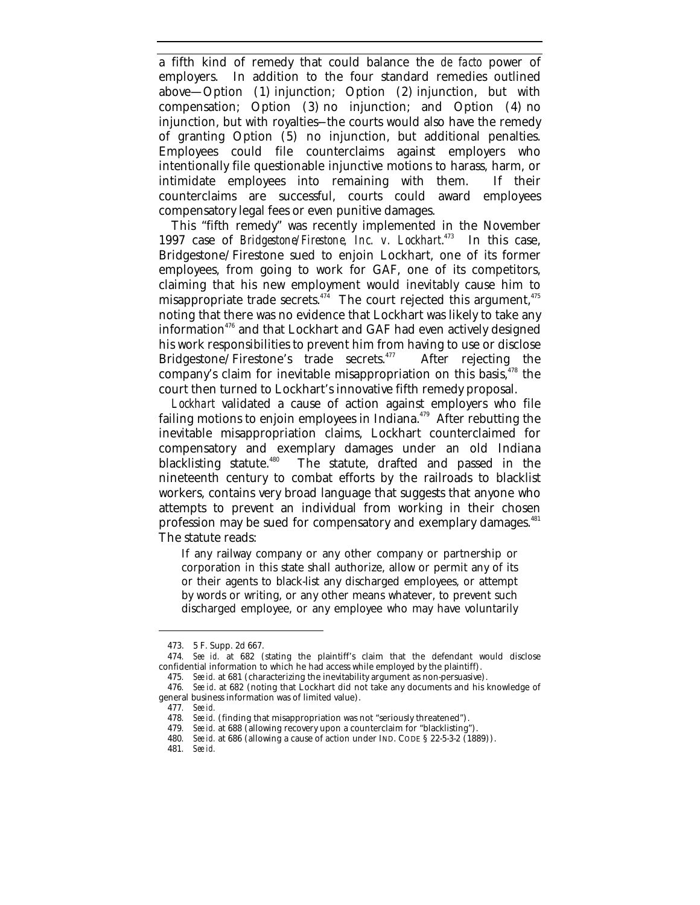a fifth kind of remedy that could balance the *de facto* power of employers. In addition to the four standard remedies outlined above—Option (1) injunction; Option (2) injunction, but with compensation; Option (3) no injunction; and Option (4) no injunction, but with royalties—the courts would also have the remedy of granting Option (5) no injunction, but additional penalties. Employees could file counterclaims against employers who intentionally file questionable injunctive motions to harass, harm, or intimidate employees into remaining with them. If their counterclaims are successful, courts could award employees compensatory legal fees or even punitive damages.

This "fifth remedy" was recently implemented in the November 1997 case of *Bridgestone/Firestone, Inc. v. Lockhart*.[473] In this case, Bridgestone/Firestone sued to enjoin Lockhart, one of its former employees, from going to work for GAF, one of its competitors, claiming that his new employment would inevitably cause him to misappropriate trade secrets.[474] The court rejected this argument,[475] noting that there was no evidence that Lockhart was likely to take any information[476] and that Lockhart and GAF had even actively designed his work responsibilities to prevent him from having to use or disclose Bridgestone/Firestone's trade secrets.[477] After rejecting the company's claim for inevitable misappropriation on this basis,[478] the court then turned to Lockhart's innovative fifth remedy proposal.

*Lockhart* validated a cause of action against employers who file failing motions to enjoin employees in Indiana.[479] After rebutting the inevitable misappropriation claims, Lockhart counterclaimed for compensatory and exemplary damages under an old Indiana blacklisting statute.[480] The statute, drafted and passed in the nineteenth century to combat efforts by the railroads to blacklist workers, contains very broad language that suggests that anyone who attempts to prevent an individual from working in their chosen profession may be sued for compensatory and exemplary damages.[481] The statute reads:

> If any railway company or any other company or partnership or corporation in this state shall authorize, allow or permit any of its or their agents to black-list any discharged employees, or attempt by words or writing, or any other means whatever, to prevent such discharged employee, or any employee who may have voluntarily

---

473. 5 F. Supp. 2d 667.

474. *See id.* at 682 (stating the plaintiff's claim that the defendant would disclose confidential information to which he had access while employed by the plaintiff).

475. *See id.* at 681 (characterizing the inevitability argument as non-persuasive).

476. *See id.* at 682 (noting that Lockhart did not take any documents and his knowledge of general business information was of limited value).

477. *See id.*

478. *See id.* (finding that misappropriation was not "seriously threatened").

479. *See id.* at 688 (allowing recovery upon a counterclaim for "blacklisting").

480. *See id.* at 686 (allowing a cause of action under IND. CODE § 22-5-3-2 (1889)).

481. *See id.*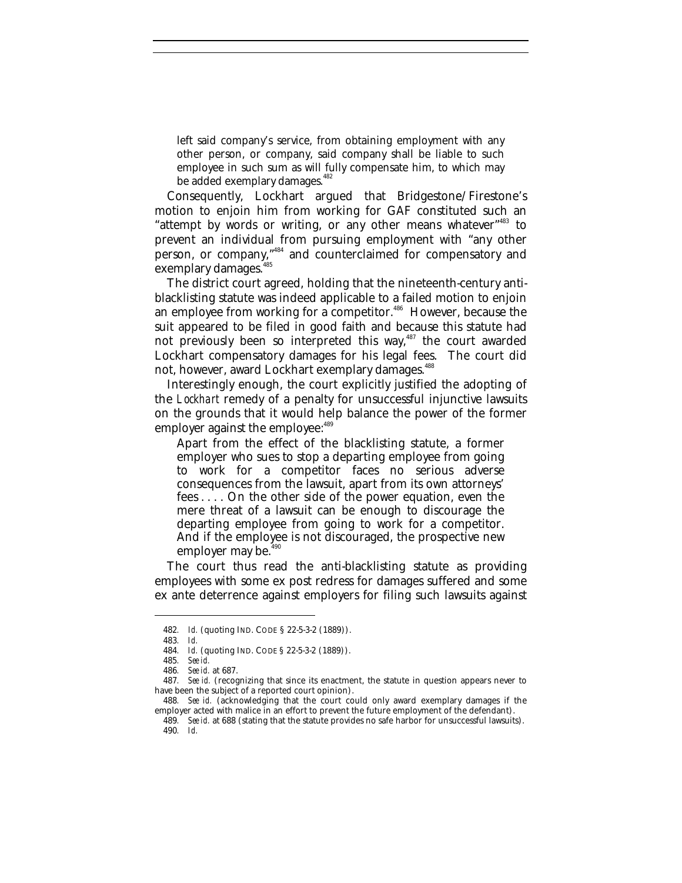> left said company's service, from obtaining employment with any other person, or company, said company shall be liable to such employee in such sum as will fully compensate him, to which may be added exemplary damages.[482]

Consequently, Lockhart argued that Bridgestone/Firestone's motion to enjoin him from working for GAF constituted such an "attempt by words or writing, or any other means whatever"[483] to prevent an individual from pursuing employment with "any other person, or company,"[484] and counterclaimed for compensatory and exemplary damages.[485]

The district court agreed, holding that the nineteenth-century anti-blacklisting statute was indeed applicable to a failed motion to enjoin an employee from working for a competitor.[486] However, because the suit appeared to be filed in good faith and because this statute had not previously been so interpreted this way,[487] the court awarded Lockhart compensatory damages for his legal fees. The court did not, however, award Lockhart exemplary damages.[488]

Interestingly enough, the court explicitly justified the adopting of the *Lockhart* remedy of a penalty for unsuccessful injunctive lawsuits on the grounds that it would help balance the power of the former employer against the employee:[489]

> Apart from the effect of the blacklisting statute, a former employer who sues to stop a departing employee from going to work for a competitor faces no serious adverse consequences from the lawsuit, apart from its own attorneys' fees . . . . On the other side of the power equation, even the mere threat of a lawsuit can be enough to discourage the departing employee from going to work for a competitor. And if the employee is not discouraged, the prospective new employer may be.[490]

The court thus read the anti-blacklisting statute as providing employees with some ex post redress for damages suffered and some ex ante deterrence against employers for filing such lawsuits against

---

482. *Id.* (quoting IND. CODE § 22-5-3-2 (1889)).

483. *Id.*

484. *Id.* (quoting IND. CODE § 22-5-3-2 (1889)).

485. *See id.*

486. *See id.* at 687.

487. *See id.* (recognizing that since its enactment, the statute in question appears never to have been the subject of a reported court opinion).

488. *See id.* (acknowledging that the court could only award exemplary damages if the employer acted with malice in an effort to prevent the future employment of the defendant).

489. *See id.* at 688 (stating that the statute provides no safe harbor for unsuccessful lawsuits).

490. *Id.*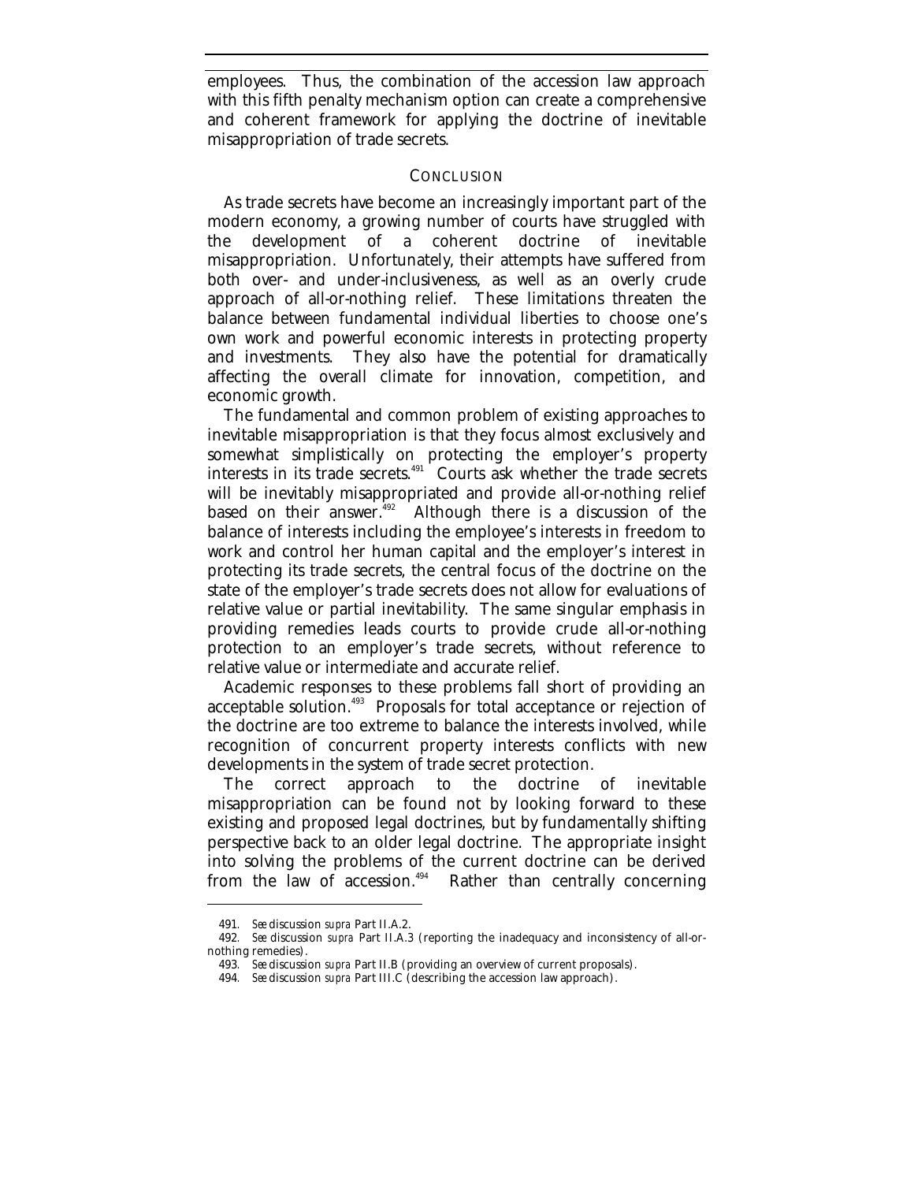employees. Thus, the combination of the accession law approach with this fifth penalty mechanism option can create a comprehensive and coherent framework for applying the doctrine of inevitable misappropriation of trade secrets.

## CONCLUSION

As trade secrets have become an increasingly important part of the modern economy, a growing number of courts have struggled with the development of a coherent doctrine of inevitable misappropriation. Unfortunately, their attempts have suffered from both over- and under-inclusiveness, as well as an overly crude approach of all-or-nothing relief. These limitations threaten the balance between fundamental individual liberties to choose one's own work and powerful economic interests in protecting property and investments. They also have the potential for dramatically affecting the overall climate for innovation, competition, and economic growth.

The fundamental and common problem of existing approaches to inevitable misappropriation is that they focus almost exclusively and somewhat simplistically on protecting the employer's property interests in its trade secrets.[491] Courts ask whether the trade secrets will be inevitably misappropriated and provide all-or-nothing relief based on their answer.[492] Although there is a discussion of the balance of interests including the employee's interests in freedom to work and control her human capital and the employer's interest in protecting its trade secrets, the central focus of the doctrine on the state of the employer's trade secrets does not allow for evaluations of relative value or partial inevitability. The same singular emphasis in providing remedies leads courts to provide crude all-or-nothing protection to an employer's trade secrets, without reference to relative value or intermediate and accurate relief.

Academic responses to these problems fall short of providing an acceptable solution.[493] Proposals for total acceptance or rejection of the doctrine are too extreme to balance the interests involved, while recognition of concurrent property interests conflicts with new developments in the system of trade secret protection.

The correct approach to the doctrine of inevitable misappropriation can be found not by looking forward to these existing and proposed legal doctrines, but by fundamentally shifting perspective back to an older legal doctrine. The appropriate insight into solving the problems of the current doctrine can be derived from the law of accession.[494] Rather than centrally concerning

---

491. *See* discussion *supra* Part II.A.2.

492. *See* discussion *supra* Part II.A.3 (reporting the inadequacy and inconsistency of all-or-nothing remedies).

493. *See* discussion *supra* Part II.B (providing an overview of current proposals).

494. *See* discussion *supra* Part III.C (describing the accession law approach).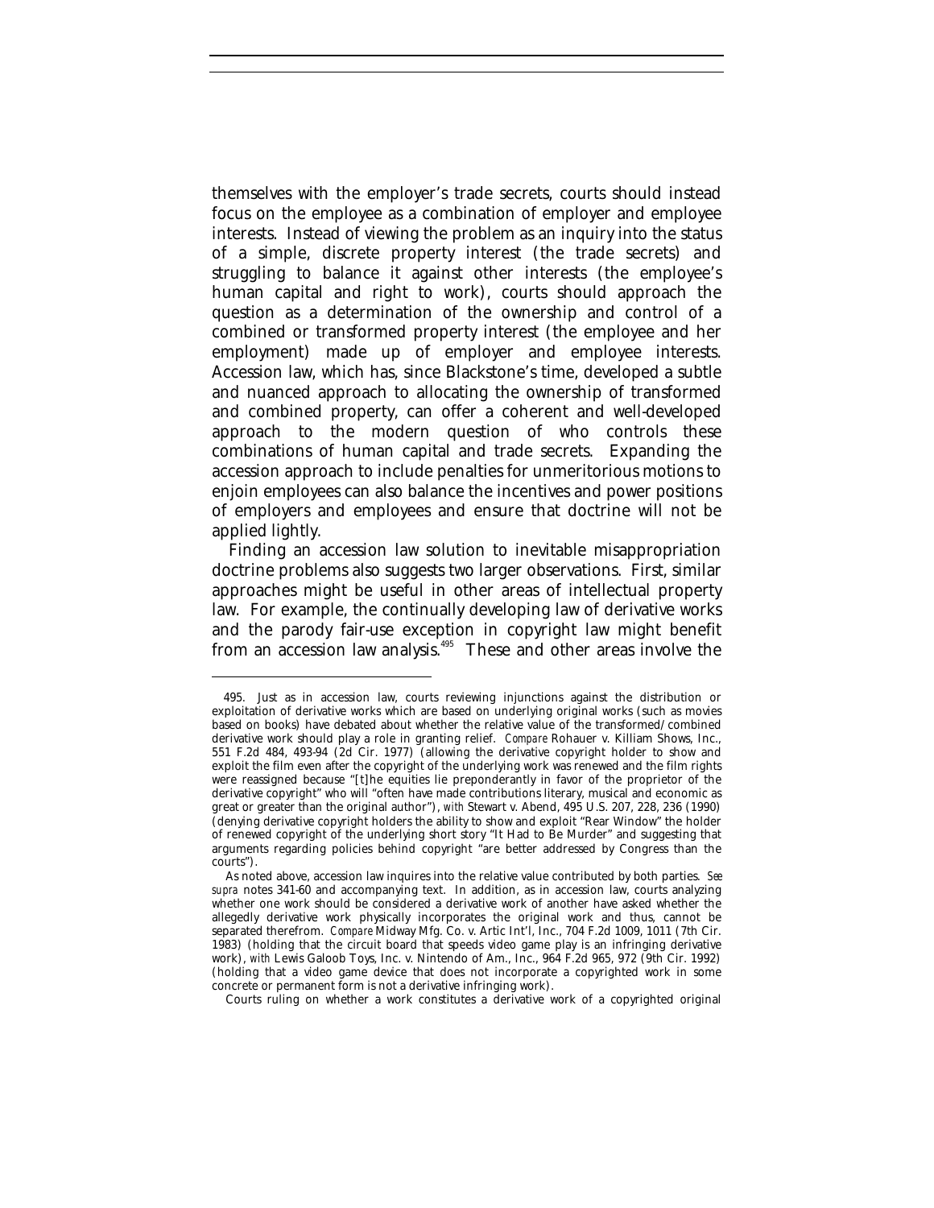themselves with the employer's trade secrets, courts should instead focus on the employee as a combination of employer and employee interests. Instead of viewing the problem as an inquiry into the status of a simple, discrete property interest (the trade secrets) and struggling to balance it against other interests (the employee's human capital and right to work), courts should approach the question as a determination of the ownership and control of a combined or transformed property interest (the employee and her employment) made up of employer and employee interests. Accession law, which has, since Blackstone's time, developed a subtle and nuanced approach to allocating the ownership of transformed and combined property, can offer a coherent and well-developed approach to the modern question of who controls these combinations of human capital and trade secrets. Expanding the accession approach to include penalties for unmeritorious motions to enjoin employees can also balance the incentives and power positions of employers and employees and ensure that doctrine will not be applied lightly.

Finding an accession law solution to inevitable misappropriation doctrine problems also suggests two larger observations. First, similar approaches might be useful in other areas of intellectual property law. For example, the continually developing law of derivative works and the parody fair-use exception in copyright law might benefit from an accession law analysis.[495] These and other areas involve the

---

495. Just as in accession law, courts reviewing injunctions against the distribution or exploitation of derivative works which are based on underlying original works (such as movies based on books) have debated about whether the relative value of the transformed/combined derivative work should play a role in granting relief. *Compare* Rohauer v. Killiam Shows, Inc., 551 F.2d 484, 493-94 (2d Cir. 1977) (allowing the derivative copyright holder to show and exploit the film even after the copyright of the underlying work was renewed and the film rights were reassigned because "[t]he equities lie preponderantly in favor of the proprietor of the derivative copyright" who will "often have made contributions literary, musical and economic as great or greater than the original author"), *with* Stewart v. Abend, 495 U.S. 207, 228, 236 (1990) (denying derivative copyright holders the ability to show and exploit "Rear Window" the holder of renewed copyright of the underlying short story "It Had to Be Murder" and suggesting that arguments regarding policies behind copyright "are better addressed by Congress than the courts").

As noted above, accession law inquires into the relative value contributed by both parties. *See supra* notes 341-60 and accompanying text. In addition, as in accession law, courts analyzing whether one work should be considered a derivative work of another have asked whether the allegedly derivative work physically incorporates the original work and thus, cannot be separated therefrom. *Compare* Midway Mfg. Co. v. Artic Int'l, Inc., 704 F.2d 1009, 1011 (7th Cir. 1983) (holding that the circuit board that speeds video game play is an infringing derivative work), *with* Lewis Galoob Toys, Inc. v. Nintendo of Am., Inc., 964 F.2d 965, 972 (9th Cir. 1992) (holding that a video game device that does not incorporate a copyrighted work in some concrete or permanent form is not a derivative infringing work).

Courts ruling on whether a work constitutes a derivative work of a copyrighted original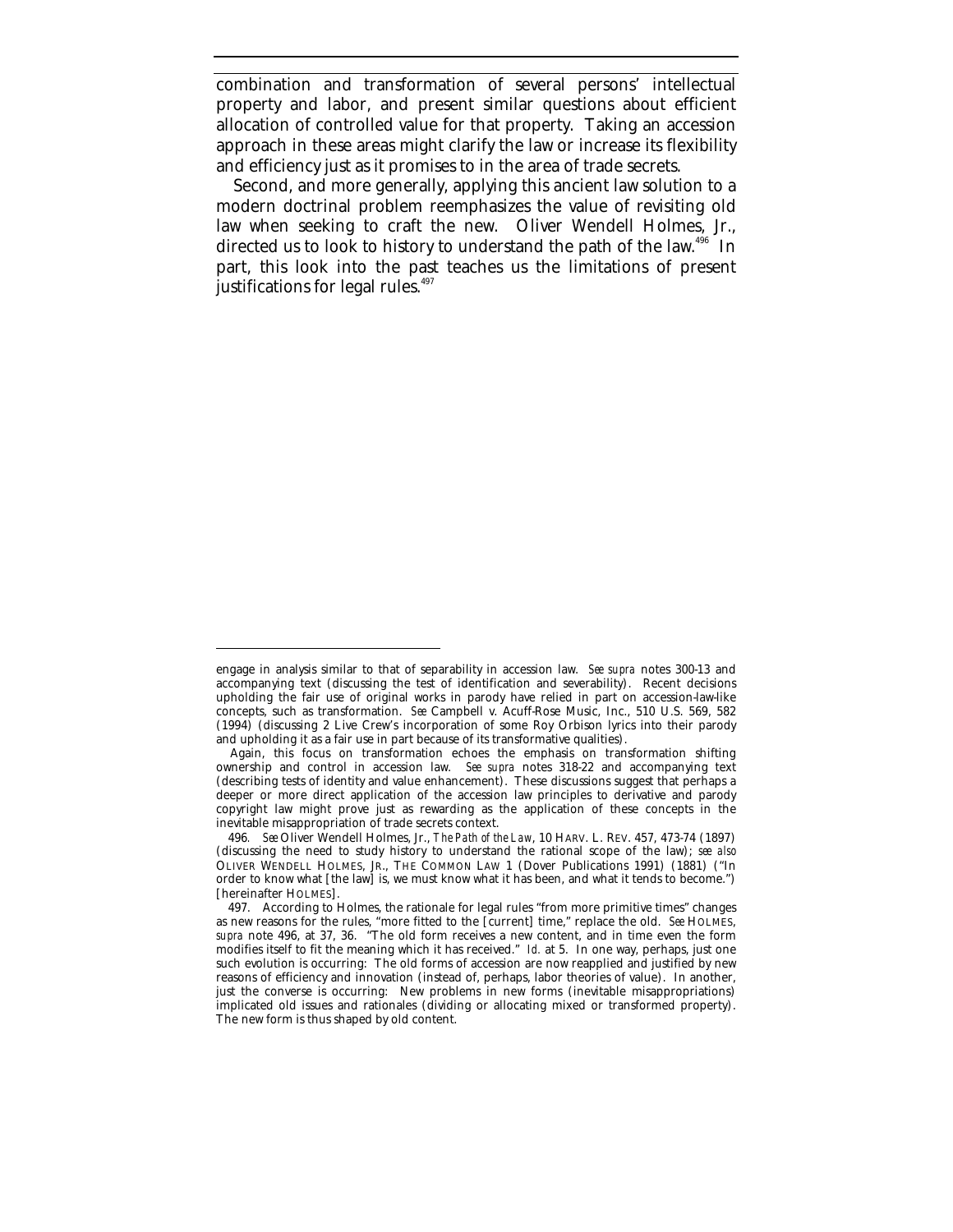combination and transformation of several persons' intellectual property and labor, and present similar questions about efficient allocation of controlled value for that property. Taking an accession approach in these areas might clarify the law or increase its flexibility and efficiency just as it promises to in the area of trade secrets.

Second, and more generally, applying this ancient law solution to a modern doctrinal problem reemphasizes the value of revisiting old law when seeking to craft the new. Oliver Wendell Holmes, Jr., directed us to look to history to understand the path of the law.[496] In part, this look into the past teaches us the limitations of present justifications for legal rules.[497]

---

engage in analysis similar to that of separability in accession law. *See supra* notes 300-13 and accompanying text (discussing the test of identification and severability). Recent decisions upholding the fair use of original works in parody have relied in part on accession-law-like concepts, such as transformation. *See* Campbell v. Acuff-Rose Music, Inc., 510 U.S. 569, 582 (1994) (discussing 2 Live Crew's incorporation of some Roy Orbison lyrics into their parody and upholding it as a fair use in part because of its transformative qualities).

Again, this focus on transformation echoes the emphasis on transformation shifting ownership and control in accession law. *See supra* notes 318-22 and accompanying text (describing tests of identity and value enhancement). These discussions suggest that perhaps a deeper or more direct application of the accession law principles to derivative and parody copyright law might prove just as rewarding as the application of these concepts in the inevitable misappropriation of trade secrets context.

496. *See* Oliver Wendell Holmes, Jr., *The Path of the Law*, 10 HARV. L. REV. 457, 473-74 (1897) (discussing the need to study history to understand the rational scope of the law); *see also* OLIVER WENDELL HOLMES, JR., THE COMMON LAW 1 (Dover Publications 1991) (1881) ("In order to know what [the law] is, we must know what it has been, and what it tends to become.") [hereinafter HOLMES].

497. According to Holmes, the rationale for legal rules "from more primitive times" changes as new reasons for the rules, "more fitted to the [current] time," replace the old. *See* HOLMES, *supra* note 496, at 37, 36. "The old form receives a new content, and in time even the form modifies itself to fit the meaning which it has received." *Id.* at 5. In one way, perhaps, just one such evolution is occurring: The old forms of accession are now reapplied and justified by new reasons of efficiency and innovation (instead of, perhaps, labor theories of value). In another, just the converse is occurring: New problems in new forms (inevitable misappropriations) implicated old issues and rationales (dividing or allocating mixed or transformed property). The new form is thus shaped by old content.